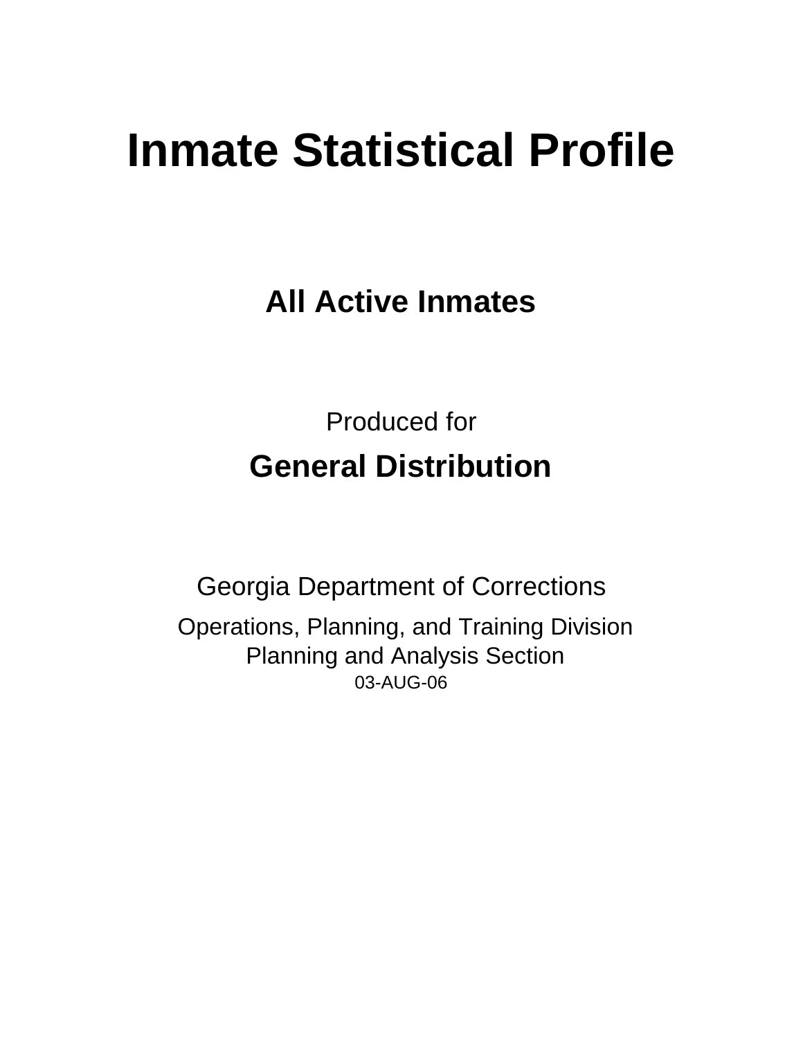# Inmate Statistical Profile

## All Active Inmates

Produced for

## General Distribution

Georgia Department of Corrections

Operations, Planning, and Training Division
Planning and Analysis Section
03-AUG-06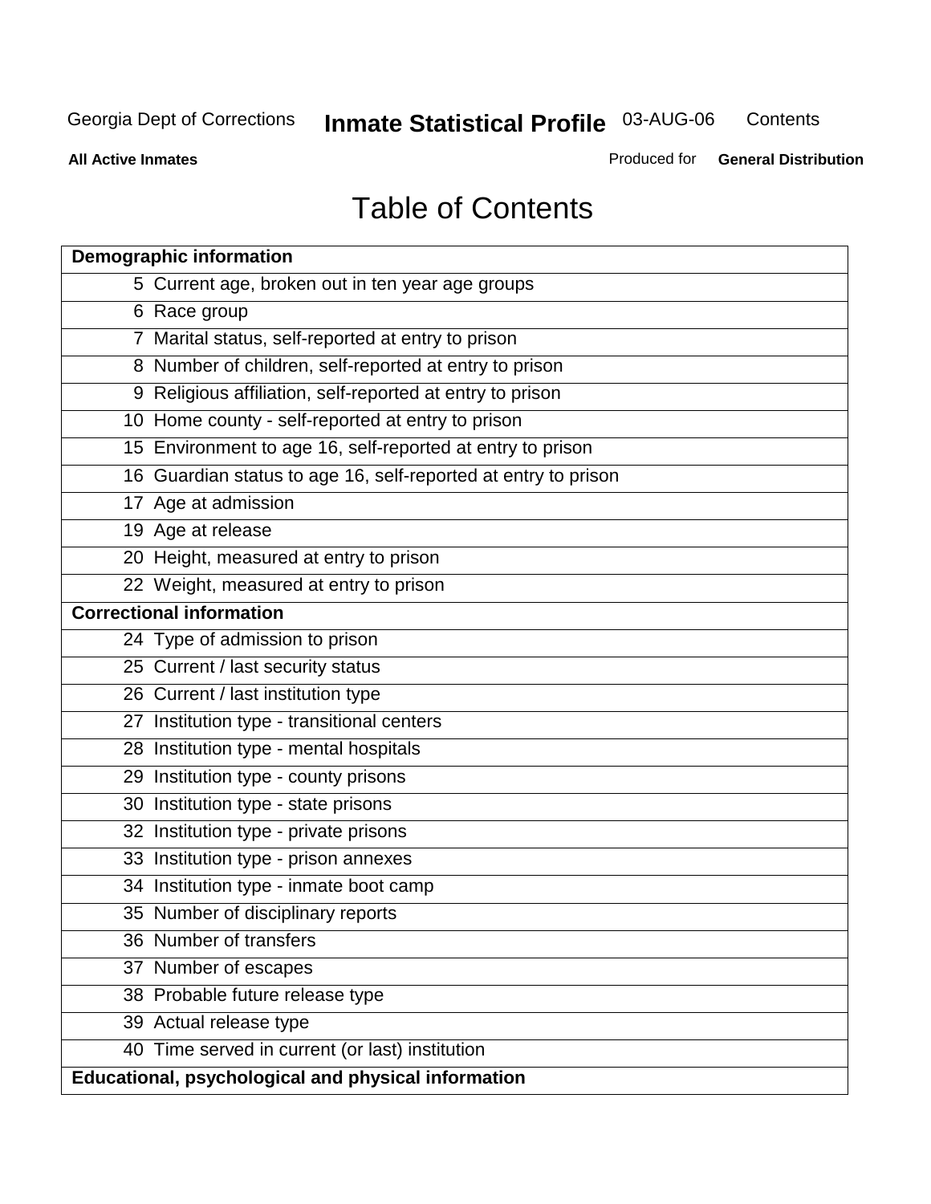# Table of Contents

| Demographic information | |
|---|---|
| 5 | Current age, broken out in ten year age groups |
| 6 | Race group |
| 7 | Marital status, self-reported at entry to prison |
| 8 | Number of children, self-reported at entry to prison |
| 9 | Religious affiliation, self-reported at entry to prison |
| 10 | Home county - self-reported at entry to prison |
| 15 | Environment to age 16, self-reported at entry to prison |
| 16 | Guardian status to age 16, self-reported at entry to prison |
| 17 | Age at admission |
| 19 | Age at release |
| 20 | Height, measured at entry to prison |
| 22 | Weight, measured at entry to prison |
| **Correctional information** | |
| 24 | Type of admission to prison |
| 25 | Current / last security status |
| 26 | Current / last institution type |
| 27 | Institution type - transitional centers |
| 28 | Institution type - mental hospitals |
| 29 | Institution type - county prisons |
| 30 | Institution type - state prisons |
| 32 | Institution type - private prisons |
| 33 | Institution type - prison annexes |
| 34 | Institution type - inmate boot camp |
| 35 | Number of disciplinary reports |
| 36 | Number of transfers |
| 37 | Number of escapes |
| 38 | Probable future release type |
| 39 | Actual release type |
| 40 | Time served in current (or last) institution |
| **Educational, psychological and physical information** | |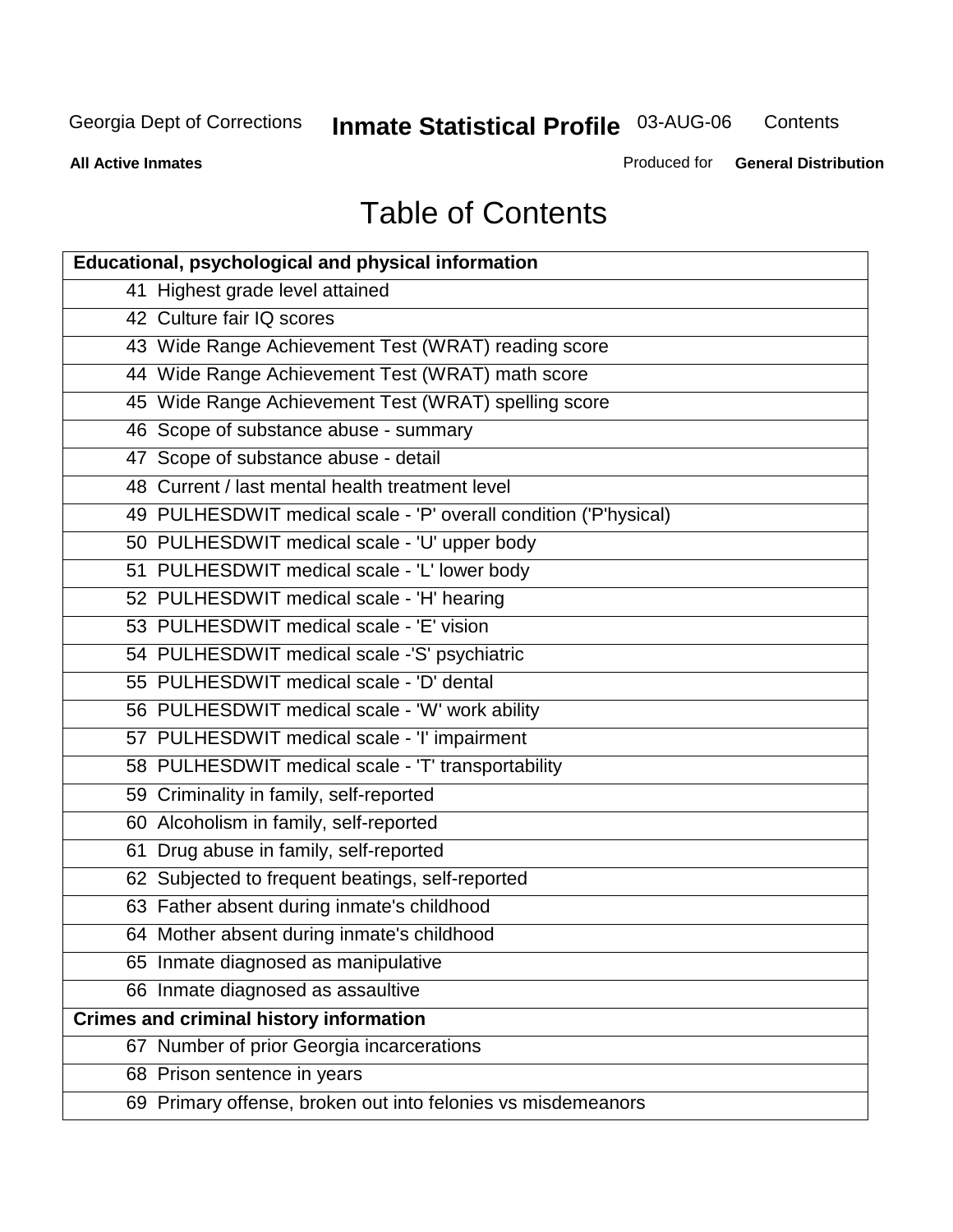# Table of Contents

| Educational, psychological and physical information | |
|---|---|
| 41 | Highest grade level attained |
| 42 | Culture fair IQ scores |
| 43 | Wide Range Achievement Test (WRAT) reading score |
| 44 | Wide Range Achievement Test (WRAT) math score |
| 45 | Wide Range Achievement Test (WRAT) spelling score |
| 46 | Scope of substance abuse - summary |
| 47 | Scope of substance abuse - detail |
| 48 | Current / last mental health treatment level |
| 49 | PULHESDWIT medical scale - 'P' overall condition ('P'hysical) |
| 50 | PULHESDWIT medical scale - 'U' upper body |
| 51 | PULHESDWIT medical scale - 'L' lower body |
| 52 | PULHESDWIT medical scale - 'H' hearing |
| 53 | PULHESDWIT medical scale - 'E' vision |
| 54 | PULHESDWIT medical scale -'S' psychiatric |
| 55 | PULHESDWIT medical scale - 'D' dental |
| 56 | PULHESDWIT medical scale - 'W' work ability |
| 57 | PULHESDWIT medical scale - 'I' impairment |
| 58 | PULHESDWIT medical scale - 'T' transportability |
| 59 | Criminality in family, self-reported |
| 60 | Alcoholism in family, self-reported |
| 61 | Drug abuse in family, self-reported |
| 62 | Subjected to frequent beatings, self-reported |
| 63 | Father absent during inmate's childhood |
| 64 | Mother absent during inmate's childhood |
| 65 | Inmate diagnosed as manipulative |
| 66 | Inmate diagnosed as assaultive |
| **Crimes and criminal history information** | |
| 67 | Number of prior Georgia incarcerations |
| 68 | Prison sentence in years |
| 69 | Primary offense, broken out into felonies vs misdemeanors |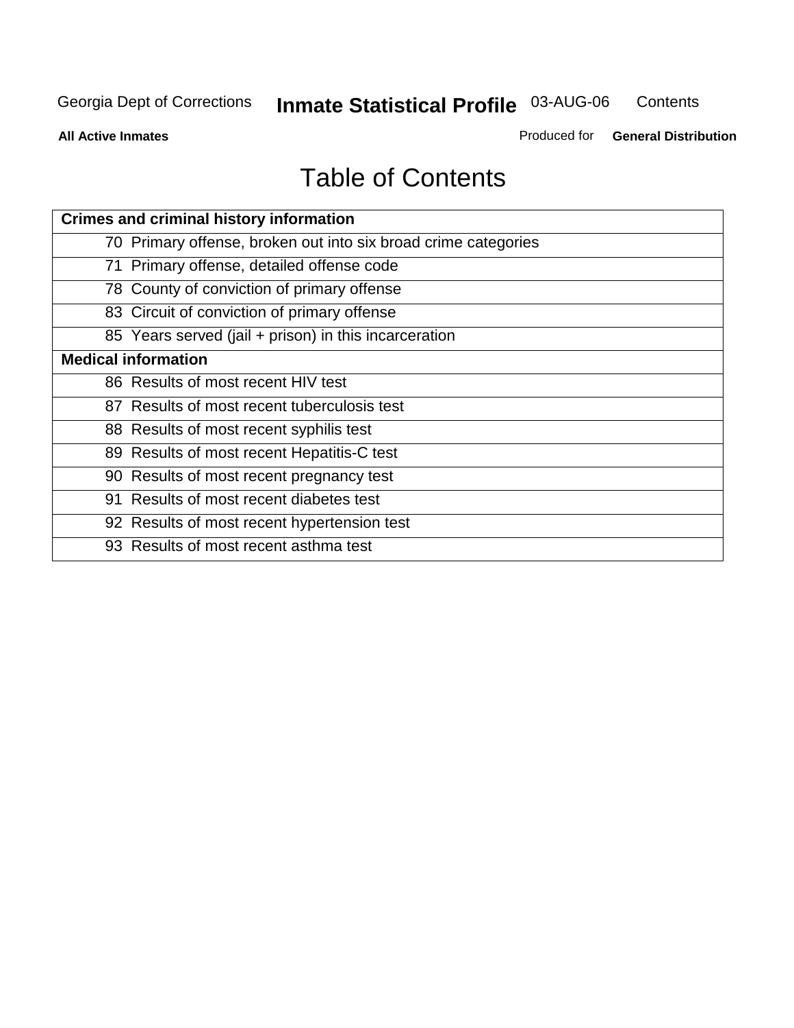# Table of Contents

| Crimes and criminal history information |
| --- |
| 70 Primary offense, broken out into six broad crime categories |
| 71 Primary offense, detailed offense code |
| 78 County of conviction of primary offense |
| 83 Circuit of conviction of primary offense |
| 85 Years served (jail + prison) in this incarceration |
| **Medical information** |
| 86 Results of most recent HIV test |
| 87 Results of most recent tuberculosis test |
| 88 Results of most recent syphilis test |
| 89 Results of most recent Hepatitis-C test |
| 90 Results of most recent pregnancy test |
| 91 Results of most recent diabetes test |
| 92 Results of most recent hypertension test |
| 93 Results of most recent asthma test |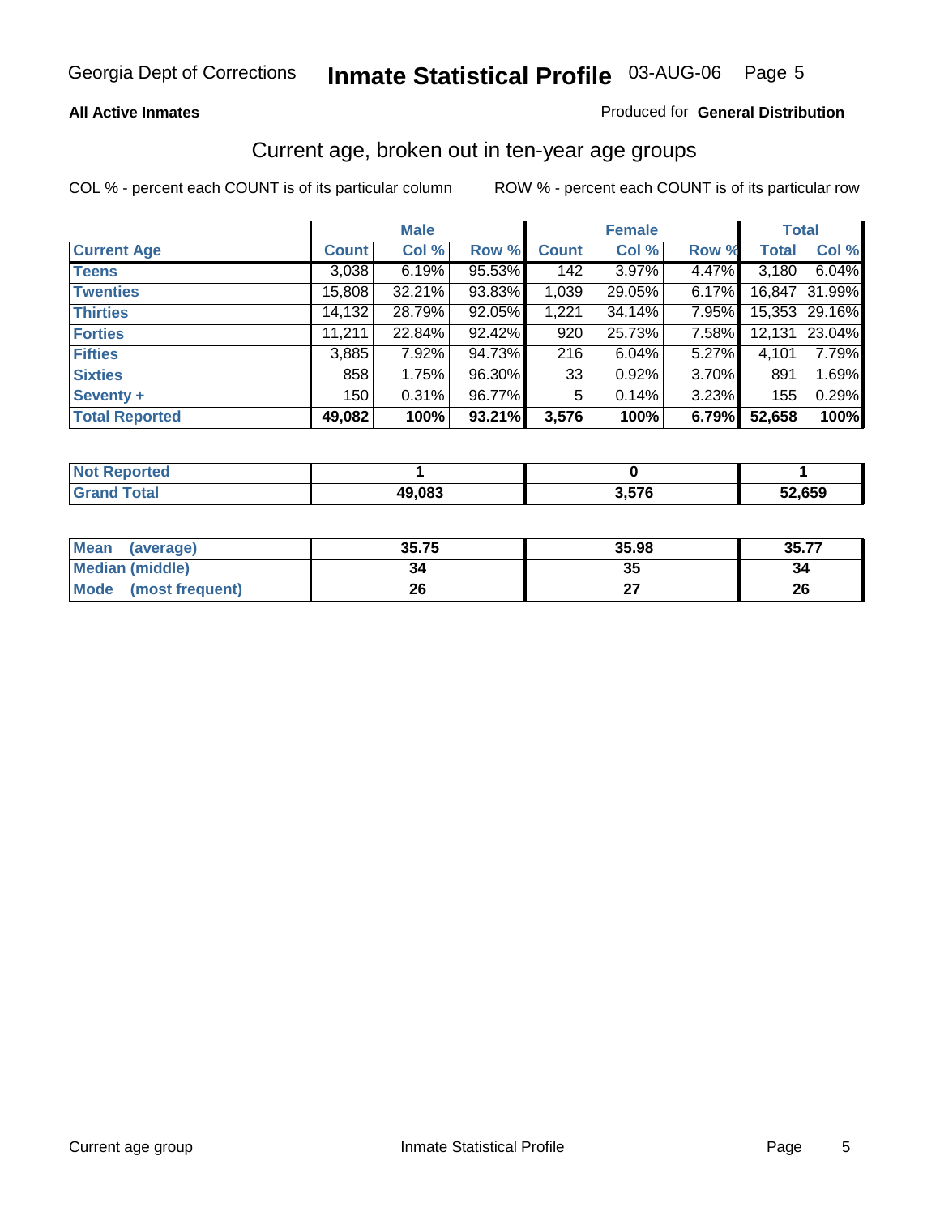Georgia Dept of Corrections **Inmate Statistical Profile** 03-AUG-06

**All Active Inmates**

Produced for **General Distribution**

## Current age, broken out in ten-year age groups

COL % - percent each COUNT is of its particular column    ROW % - percent each COUNT is of its particular row

| | Male | | | Female | | | Total | |
|---|---|---|---|---|---|---|---|---|
| **Current Age** | **Count** | **Col %** | **Row %** | **Count** | **Col %** | **Row %** | **Total** | **Col %** |
| **Teens** | 3,038 | 6.19% | 95.53% | 142 | 3.97% | 4.47% | 3,180 | 6.04% |
| **Twenties** | 15,808 | 32.21% | 93.83% | 1,039 | 29.05% | 6.17% | 16,847 | 31.99% |
| **Thirties** | 14,132 | 28.79% | 92.05% | 1,221 | 34.14% | 7.95% | 15,353 | 29.16% |
| **Forties** | 11,211 | 22.84% | 92.42% | 920 | 25.73% | 7.58% | 12,131 | 23.04% |
| **Fifties** | 3,885 | 7.92% | 94.73% | 216 | 6.04% | 5.27% | 4,101 | 7.79% |
| **Sixties** | 858 | 1.75% | 96.30% | 33 | 0.92% | 3.70% | 891 | 1.69% |
| **Seventy +** | 150 | 0.31% | 96.77% | 5 | 0.14% | 3.23% | 155 | 0.29% |
| **Total Reported** | **49,082** | **100%** | **93.21%** | **3,576** | **100%** | **6.79%** | **52,658** | **100%** |

| | Male | Female | Total |
|---|---|---|---|
| **Not Reported** | **1** | **0** | **1** |
| **Grand Total** | **49,083** | **3,576** | **52,659** |

| | Male | Female | Total |
|---|---|---|---|
| **Mean (average)** | **35.75** | **35.98** | **35.77** |
| **Median (middle)** | **34** | **35** | **34** |
| **Mode (most frequent)** | **26** | **27** | **26** |

Current age group    Inmate Statistical Profile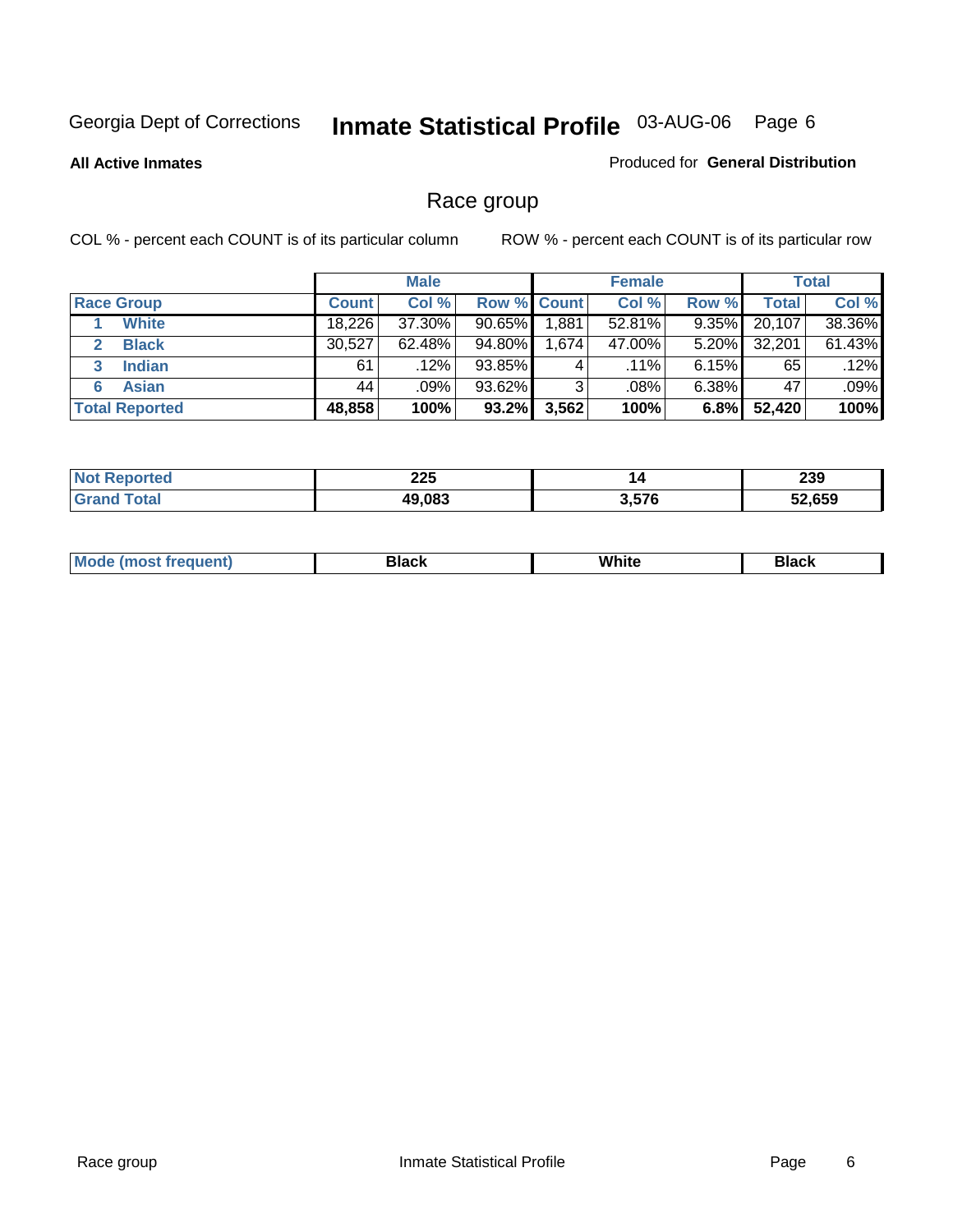Georgia Dept of Corrections **Inmate Statistical Profile** 03-AUG-06

**All Active Inmates**

Produced for **General Distribution**

## Race group

COL % - percent each COUNT is of its particular column

ROW % - percent each COUNT is of its particular row

| | Male | | | Female | | | Total | |
|---|---|---|---|---|---|---|---|---|
| **Race Group** | **Count** | **Col %** | **Row %** | **Count** | **Col %** | **Row %** | **Total** | **Col %** |
| 1 **White** | 18,226 | 37.30% | 90.65% | 1,881 | 52.81% | 9.35% | 20,107 | 38.36% |
| 2 **Black** | 30,527 | 62.48% | 94.80% | 1,674 | 47.00% | 5.20% | 32,201 | 61.43% |
| 3 **Indian** | 61 | .12% | 93.85% | 4 | .11% | 6.15% | 65 | .12% |
| 6 **Asian** | 44 | .09% | 93.62% | 3 | .08% | 6.38% | 47 | .09% |
| **Total Reported** | **48,858** | **100%** | **93.2%** | **3,562** | **100%** | **6.8%** | **52,420** | **100%** |

| | Male | Female | Total |
|---|---|---|---|
| **Not Reported** | **225** | **14** | **239** |
| **Grand Total** | **49,083** | **3,576** | **52,659** |

| | Male | Female | Total |
|---|---|---|---|
| **Mode (most frequent)** | **Black** | **White** | **Black** |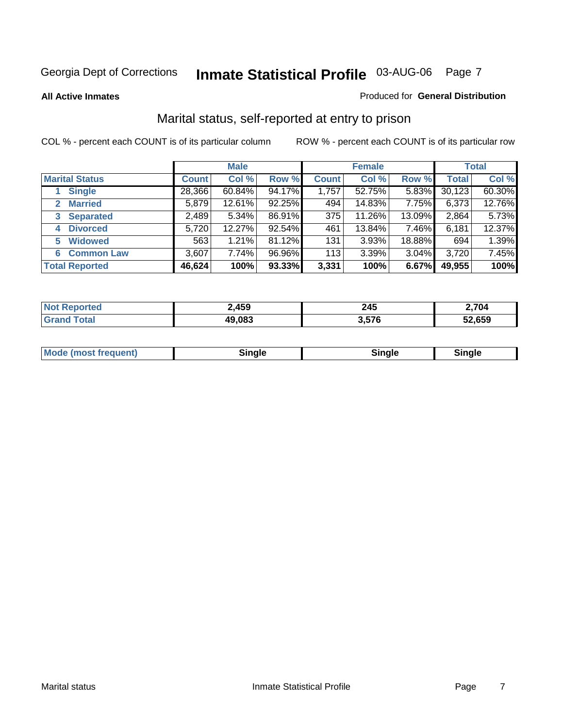Georgia Dept of Corrections **Inmate Statistical Profile** 03-AUG-06

**All Active Inmates**

Produced for **General Distribution**

## Marital status, self-reported at entry to prison

COL % - percent each COUNT is of its particular column

ROW % - percent each COUNT is of its particular row

| | Male | | | Female | | | Total | |
|---|---|---|---|---|---|---|---|---|
| **Marital Status** | **Count** | **Col %** | **Row %** | **Count** | **Col %** | **Row %** | **Total** | **Col %** |
| 1 Single | 28,366 | 60.84% | 94.17% | 1,757 | 52.75% | 5.83% | 30,123 | 60.30% |
| 2 Married | 5,879 | 12.61% | 92.25% | 494 | 14.83% | 7.75% | 6,373 | 12.76% |
| 3 Separated | 2,489 | 5.34% | 86.91% | 375 | 11.26% | 13.09% | 2,864 | 5.73% |
| 4 Divorced | 5,720 | 12.27% | 92.54% | 461 | 13.84% | 7.46% | 6,181 | 12.37% |
| 5 Widowed | 563 | 1.21% | 81.12% | 131 | 3.93% | 18.88% | 694 | 1.39% |
| 6 Common Law | 3,607 | 7.74% | 96.96% | 113 | 3.39% | 3.04% | 3,720 | 7.45% |
| **Total Reported** | **46,624** | **100%** | **93.33%** | **3,331** | **100%** | **6.67%** | **49,955** | **100%** |

| | Male | Female | Total |
|---|---|---|---|
| Not Reported | 2,459 | 245 | 2,704 |
| Grand Total | 49,083 | 3,576 | 52,659 |

| | Male | Female | Total |
|---|---|---|---|
| Mode (most frequent) | Single | Single | Single |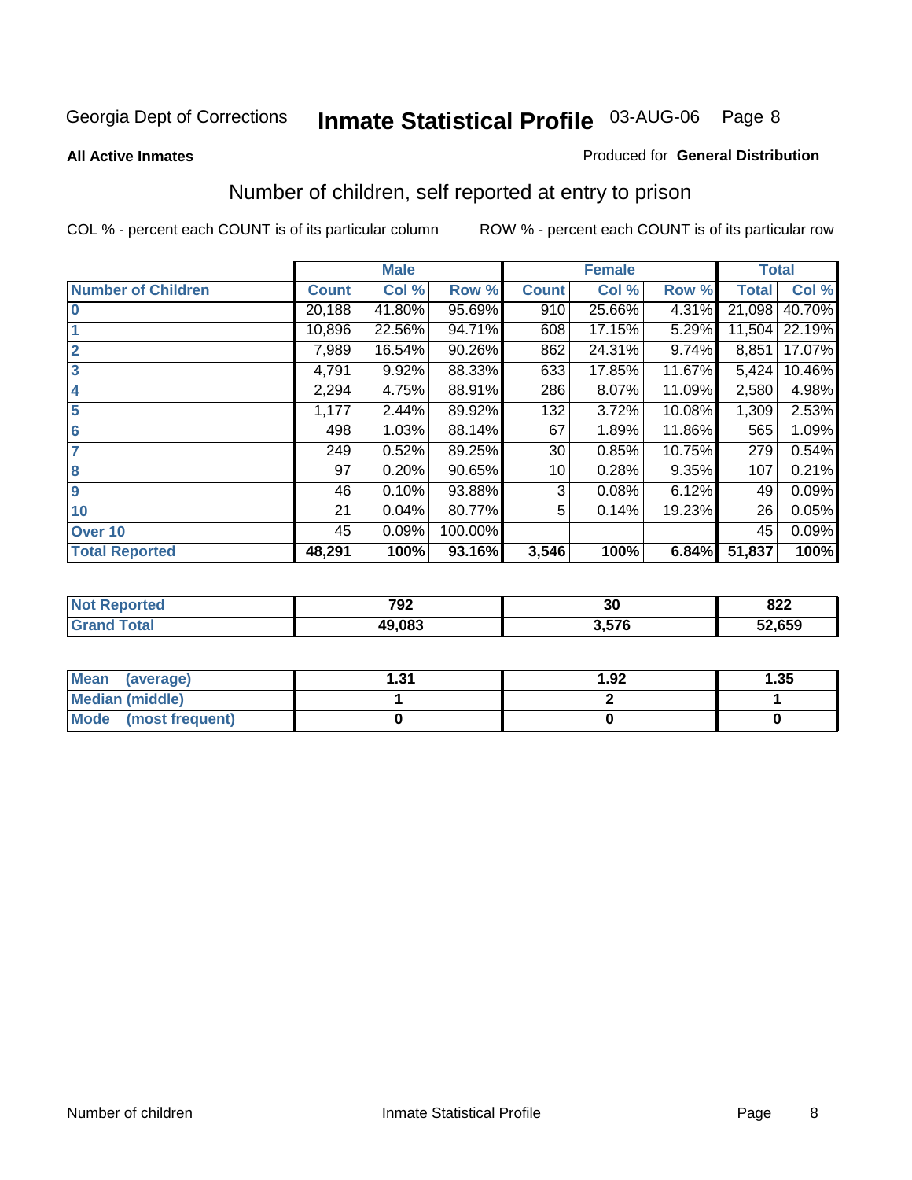Georgia Dept of Corrections **Inmate Statistical Profile** 03-AUG-06

**All Active Inmates**

Produced for **General Distribution**

## Number of children, self reported at entry to prison

COL % - percent each COUNT is of its particular column

ROW % - percent each COUNT is of its particular row

| | Male | | | Female | | | Total | |
|---|---|---|---|---|---|---|---|---|
| **Number of Children** | **Count** | **Col %** | **Row %** | **Count** | **Col %** | **Row %** | **Total** | **Col %** |
| **0** | 20,188 | 41.80% | 95.69% | 910 | 25.66% | 4.31% | 21,098 | 40.70% |
| **1** | 10,896 | 22.56% | 94.71% | 608 | 17.15% | 5.29% | 11,504 | 22.19% |
| **2** | 7,989 | 16.54% | 90.26% | 862 | 24.31% | 9.74% | 8,851 | 17.07% |
| **3** | 4,791 | 9.92% | 88.33% | 633 | 17.85% | 11.67% | 5,424 | 10.46% |
| **4** | 2,294 | 4.75% | 88.91% | 286 | 8.07% | 11.09% | 2,580 | 4.98% |
| **5** | 1,177 | 2.44% | 89.92% | 132 | 3.72% | 10.08% | 1,309 | 2.53% |
| **6** | 498 | 1.03% | 88.14% | 67 | 1.89% | 11.86% | 565 | 1.09% |
| **7** | 249 | 0.52% | 89.25% | 30 | 0.85% | 10.75% | 279 | 0.54% |
| **8** | 97 | 0.20% | 90.65% | 10 | 0.28% | 9.35% | 107 | 0.21% |
| **9** | 46 | 0.10% | 93.88% | 3 | 0.08% | 6.12% | 49 | 0.09% |
| **10** | 21 | 0.04% | 80.77% | 5 | 0.14% | 19.23% | 26 | 0.05% |
| **Over 10** | 45 | 0.09% | 100.00% | | | | 45 | 0.09% |
| **Total Reported** | **48,291** | **100%** | **93.16%** | **3,546** | **100%** | **6.84%** | **51,837** | **100%** |

| | Male | Female | Total |
|---|---|---|---|
| **Not Reported** | **792** | **30** | **822** |
| **Grand Total** | **49,083** | **3,576** | **52,659** |

| | Male | Female | Total |
|---|---|---|---|
| **Mean (average)** | **1.31** | **1.92** | **1.35** |
| **Median (middle)** | **1** | **2** | **1** |
| **Mode (most frequent)** | **0** | **0** | **0** |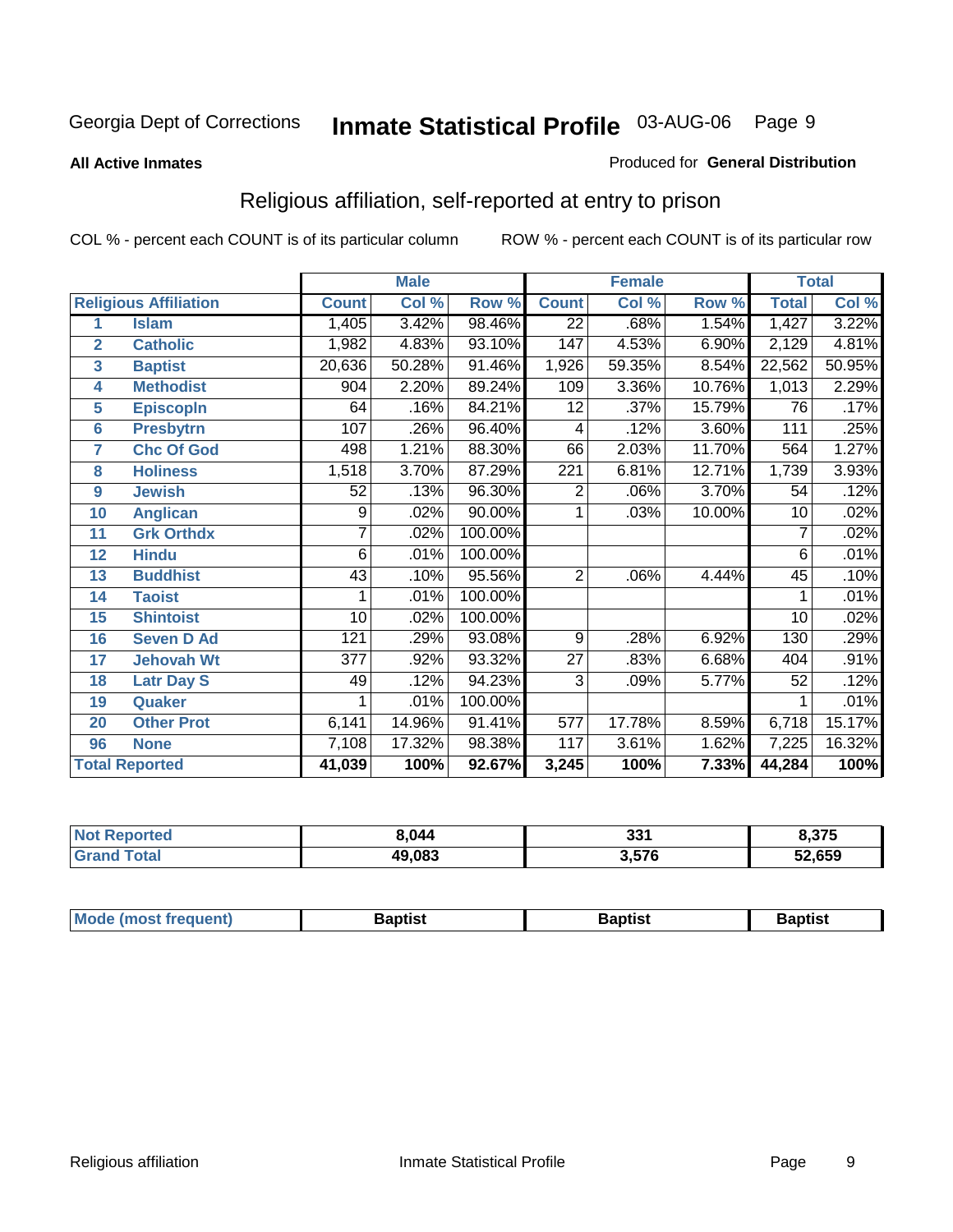Georgia Dept of Corrections **Inmate Statistical Profile** 03-AUG-06

**All Active Inmates** Produced for **General Distribution**

## Religious affiliation, self-reported at entry to prison

COL % - percent each COUNT is of its particular column ROW % - percent each COUNT is of its particular row

| Religious Affiliation | | Male | | | Female | | | Total | |
|---|---|---|---|---|---|---|---|---|---|
| | | Count | Col % | Row % | Count | Col % | Row % | Total | Col % |
| 1 | Islam | 1,405 | 3.42% | 98.46% | 22 | .68% | 1.54% | 1,427 | 3.22% |
| 2 | Catholic | 1,982 | 4.83% | 93.10% | 147 | 4.53% | 6.90% | 2,129 | 4.81% |
| 3 | Baptist | 20,636 | 50.28% | 91.46% | 1,926 | 59.35% | 8.54% | 22,562 | 50.95% |
| 4 | Methodist | 904 | 2.20% | 89.24% | 109 | 3.36% | 10.76% | 1,013 | 2.29% |
| 5 | Episcopln | 64 | .16% | 84.21% | 12 | .37% | 15.79% | 76 | .17% |
| 6 | Presbytrn | 107 | .26% | 96.40% | 4 | .12% | 3.60% | 111 | .25% |
| 7 | Chc Of God | 498 | 1.21% | 88.30% | 66 | 2.03% | 11.70% | 564 | 1.27% |
| 8 | Holiness | 1,518 | 3.70% | 87.29% | 221 | 6.81% | 12.71% | 1,739 | 3.93% |
| 9 | Jewish | 52 | .13% | 96.30% | 2 | .06% | 3.70% | 54 | .12% |
| 10 | Anglican | 9 | .02% | 90.00% | 1 | .03% | 10.00% | 10 | .02% |
| 11 | Grk Orthdx | 7 | .02% | 100.00% | | | | 7 | .02% |
| 12 | Hindu | 6 | .01% | 100.00% | | | | 6 | .01% |
| 13 | Buddhist | 43 | .10% | 95.56% | 2 | .06% | 4.44% | 45 | .10% |
| 14 | Taoist | 1 | .01% | 100.00% | | | | 1 | .01% |
| 15 | Shintoist | 10 | .02% | 100.00% | | | | 10 | .02% |
| 16 | Seven D Ad | 121 | .29% | 93.08% | 9 | .28% | 6.92% | 130 | .29% |
| 17 | Jehovah Wt | 377 | .92% | 93.32% | 27 | .83% | 6.68% | 404 | .91% |
| 18 | Latr Day S | 49 | .12% | 94.23% | 3 | .09% | 5.77% | 52 | .12% |
| 19 | Quaker | 1 | .01% | 100.00% | | | | 1 | .01% |
| 20 | Other Prot | 6,141 | 14.96% | 91.41% | 577 | 17.78% | 8.59% | 6,718 | 15.17% |
| 96 | None | 7,108 | 17.32% | 98.38% | 117 | 3.61% | 1.62% | 7,225 | 16.32% |
| **Total Reported** | | **41,039** | **100%** | **92.67%** | **3,245** | **100%** | **7.33%** | **44,284** | **100%** |

| | Male | Female | Total |
|---|---|---|---|
| Not Reported | **8,044** | **331** | **8,375** |
| Grand Total | **49,083** | **3,576** | **52,659** |

| | Male | Female | Total |
|---|---|---|---|
| Mode (most frequent) | **Baptist** | **Baptist** | **Baptist** |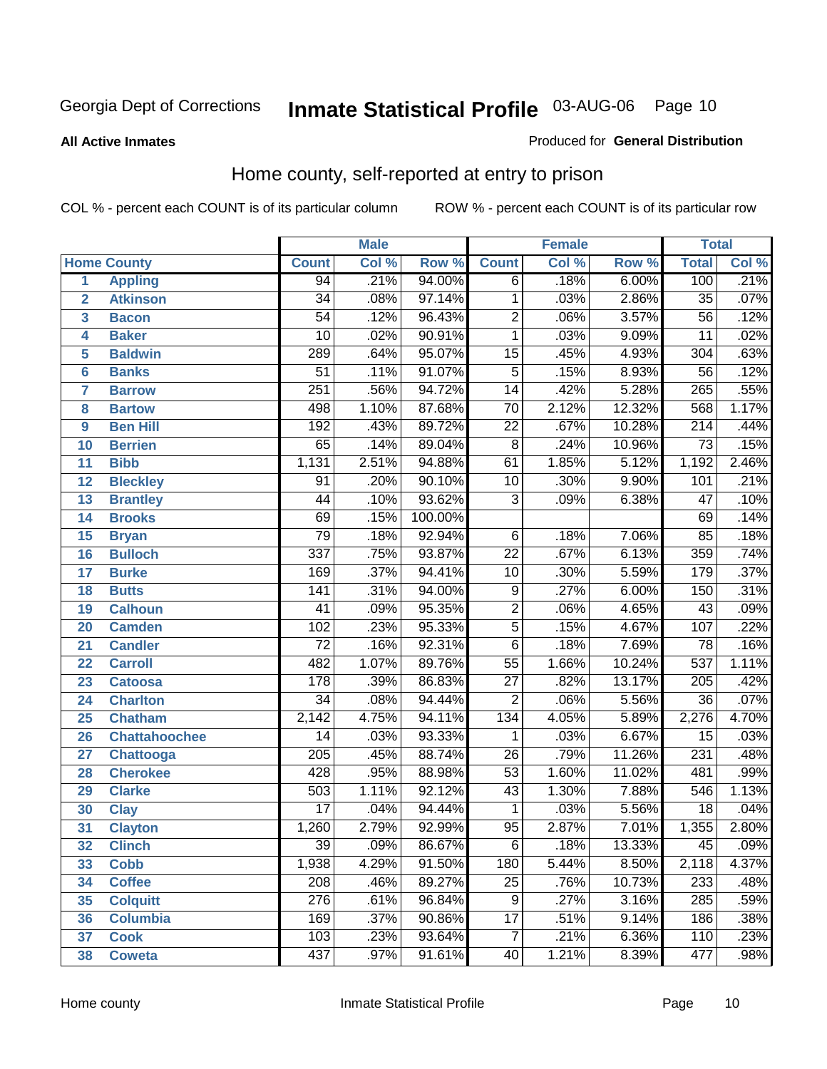Georgia Dept of Corrections **Inmate Statistical Profile** 03-AUG-06

**All Active Inmates**

Produced for **General Distribution**

## Home county, self-reported at entry to prison

COL % - percent each COUNT is of its particular column ROW % - percent each COUNT is of its particular row

| Home County | | Male | | | Female | | | Total | |
|---|---|---|---|---|---|---|---|---|---|
| | | Count | Col % | Row % | Count | Col % | Row % | Total | Col % |
| 1 | Appling | 94 | .21% | 94.00% | 6 | .18% | 6.00% | 100 | .21% |
| 2 | Atkinson | 34 | .08% | 97.14% | 1 | .03% | 2.86% | 35 | .07% |
| 3 | Bacon | 54 | .12% | 96.43% | 2 | .06% | 3.57% | 56 | .12% |
| 4 | Baker | 10 | .02% | 90.91% | 1 | .03% | 9.09% | 11 | .02% |
| 5 | Baldwin | 289 | .64% | 95.07% | 15 | .45% | 4.93% | 304 | .63% |
| 6 | Banks | 51 | .11% | 91.07% | 5 | .15% | 8.93% | 56 | .12% |
| 7 | Barrow | 251 | .56% | 94.72% | 14 | .42% | 5.28% | 265 | .55% |
| 8 | Bartow | 498 | 1.10% | 87.68% | 70 | 2.12% | 12.32% | 568 | 1.17% |
| 9 | Ben Hill | 192 | .43% | 89.72% | 22 | .67% | 10.28% | 214 | .44% |
| 10 | Berrien | 65 | .14% | 89.04% | 8 | .24% | 10.96% | 73 | .15% |
| 11 | Bibb | 1,131 | 2.51% | 94.88% | 61 | 1.85% | 5.12% | 1,192 | 2.46% |
| 12 | Bleckley | 91 | .20% | 90.10% | 10 | .30% | 9.90% | 101 | .21% |
| 13 | Brantley | 44 | .10% | 93.62% | 3 | .09% | 6.38% | 47 | .10% |
| 14 | Brooks | 69 | .15% | 100.00% | | | | 69 | .14% |
| 15 | Bryan | 79 | .18% | 92.94% | 6 | .18% | 7.06% | 85 | .18% |
| 16 | Bulloch | 337 | .75% | 93.87% | 22 | .67% | 6.13% | 359 | .74% |
| 17 | Burke | 169 | .37% | 94.41% | 10 | .30% | 5.59% | 179 | .37% |
| 18 | Butts | 141 | .31% | 94.00% | 9 | .27% | 6.00% | 150 | .31% |
| 19 | Calhoun | 41 | .09% | 95.35% | 2 | .06% | 4.65% | 43 | .09% |
| 20 | Camden | 102 | .23% | 95.33% | 5 | .15% | 4.67% | 107 | .22% |
| 21 | Candler | 72 | .16% | 92.31% | 6 | .18% | 7.69% | 78 | .16% |
| 22 | Carroll | 482 | 1.07% | 89.76% | 55 | 1.66% | 10.24% | 537 | 1.11% |
| 23 | Catoosa | 178 | .39% | 86.83% | 27 | .82% | 13.17% | 205 | .42% |
| 24 | Charlton | 34 | .08% | 94.44% | 2 | .06% | 5.56% | 36 | .07% |
| 25 | Chatham | 2,142 | 4.75% | 94.11% | 134 | 4.05% | 5.89% | 2,276 | 4.70% |
| 26 | Chattahoochee | 14 | .03% | 93.33% | 1 | .03% | 6.67% | 15 | .03% |
| 27 | Chattooga | 205 | .45% | 88.74% | 26 | .79% | 11.26% | 231 | .48% |
| 28 | Cherokee | 428 | .95% | 88.98% | 53 | 1.60% | 11.02% | 481 | .99% |
| 29 | Clarke | 503 | 1.11% | 92.12% | 43 | 1.30% | 7.88% | 546 | 1.13% |
| 30 | Clay | 17 | .04% | 94.44% | 1 | .03% | 5.56% | 18 | .04% |
| 31 | Clayton | 1,260 | 2.79% | 92.99% | 95 | 2.87% | 7.01% | 1,355 | 2.80% |
| 32 | Clinch | 39 | .09% | 86.67% | 6 | .18% | 13.33% | 45 | .09% |
| 33 | Cobb | 1,938 | 4.29% | 91.50% | 180 | 5.44% | 8.50% | 2,118 | 4.37% |
| 34 | Coffee | 208 | .46% | 89.27% | 25 | .76% | 10.73% | 233 | .48% |
| 35 | Colquitt | 276 | .61% | 96.84% | 9 | .27% | 3.16% | 285 | .59% |
| 36 | Columbia | 169 | .37% | 90.86% | 17 | .51% | 9.14% | 186 | .38% |
| 37 | Cook | 103 | .23% | 93.64% | 7 | .21% | 6.36% | 110 | .23% |
| 38 | Coweta | 437 | .97% | 91.61% | 40 | 1.21% | 8.39% | 477 | .98% |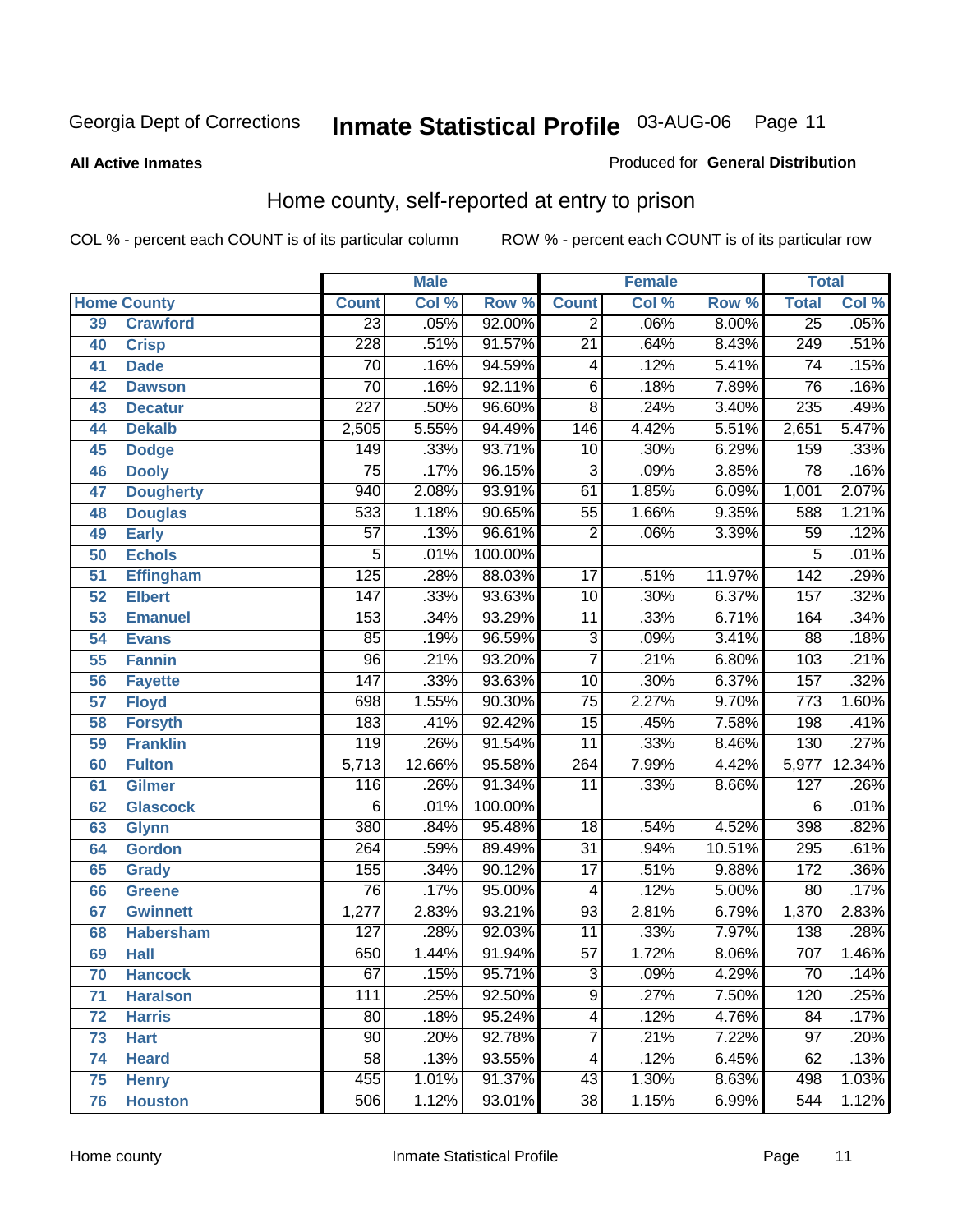Georgia Dept of Corrections **Inmate Statistical Profile** 03-AUG-06

**All Active Inmates**

Produced for **General Distribution**

## Home county, self-reported at entry to prison

COL % - percent each COUNT is of its particular column ROW % - percent each COUNT is of its particular row

| Home County | | Male | | | Female | | | Total | |
|---|---|---|---|---|---|---|---|---|---|
| | | Count | Col % | Row % | Count | Col % | Row % | Total | Col % |
| 39 | Crawford | 23 | .05% | 92.00% | 2 | .06% | 8.00% | 25 | .05% |
| 40 | Crisp | 228 | .51% | 91.57% | 21 | .64% | 8.43% | 249 | .51% |
| 41 | Dade | 70 | .16% | 94.59% | 4 | .12% | 5.41% | 74 | .15% |
| 42 | Dawson | 70 | .16% | 92.11% | 6 | .18% | 7.89% | 76 | .16% |
| 43 | Decatur | 227 | .50% | 96.60% | 8 | .24% | 3.40% | 235 | .49% |
| 44 | Dekalb | 2,505 | 5.55% | 94.49% | 146 | 4.42% | 5.51% | 2,651 | 5.47% |
| 45 | Dodge | 149 | .33% | 93.71% | 10 | .30% | 6.29% | 159 | .33% |
| 46 | Dooly | 75 | .17% | 96.15% | 3 | .09% | 3.85% | 78 | .16% |
| 47 | Dougherty | 940 | 2.08% | 93.91% | 61 | 1.85% | 6.09% | 1,001 | 2.07% |
| 48 | Douglas | 533 | 1.18% | 90.65% | 55 | 1.66% | 9.35% | 588 | 1.21% |
| 49 | Early | 57 | .13% | 96.61% | 2 | .06% | 3.39% | 59 | .12% |
| 50 | Echols | 5 | .01% | 100.00% | | | | 5 | .01% |
| 51 | Effingham | 125 | .28% | 88.03% | 17 | .51% | 11.97% | 142 | .29% |
| 52 | Elbert | 147 | .33% | 93.63% | 10 | .30% | 6.37% | 157 | .32% |
| 53 | Emanuel | 153 | .34% | 93.29% | 11 | .33% | 6.71% | 164 | .34% |
| 54 | Evans | 85 | .19% | 96.59% | 3 | .09% | 3.41% | 88 | .18% |
| 55 | Fannin | 96 | .21% | 93.20% | 7 | .21% | 6.80% | 103 | .21% |
| 56 | Fayette | 147 | .33% | 93.63% | 10 | .30% | 6.37% | 157 | .32% |
| 57 | Floyd | 698 | 1.55% | 90.30% | 75 | 2.27% | 9.70% | 773 | 1.60% |
| 58 | Forsyth | 183 | .41% | 92.42% | 15 | .45% | 7.58% | 198 | .41% |
| 59 | Franklin | 119 | .26% | 91.54% | 11 | .33% | 8.46% | 130 | .27% |
| 60 | Fulton | 5,713 | 12.66% | 95.58% | 264 | 7.99% | 4.42% | 5,977 | 12.34% |
| 61 | Gilmer | 116 | .26% | 91.34% | 11 | .33% | 8.66% | 127 | .26% |
| 62 | Glascock | 6 | .01% | 100.00% | | | | 6 | .01% |
| 63 | Glynn | 380 | .84% | 95.48% | 18 | .54% | 4.52% | 398 | .82% |
| 64 | Gordon | 264 | .59% | 89.49% | 31 | .94% | 10.51% | 295 | .61% |
| 65 | Grady | 155 | .34% | 90.12% | 17 | .51% | 9.88% | 172 | .36% |
| 66 | Greene | 76 | .17% | 95.00% | 4 | .12% | 5.00% | 80 | .17% |
| 67 | Gwinnett | 1,277 | 2.83% | 93.21% | 93 | 2.81% | 6.79% | 1,370 | 2.83% |
| 68 | Habersham | 127 | .28% | 92.03% | 11 | .33% | 7.97% | 138 | .28% |
| 69 | Hall | 650 | 1.44% | 91.94% | 57 | 1.72% | 8.06% | 707 | 1.46% |
| 70 | Hancock | 67 | .15% | 95.71% | 3 | .09% | 4.29% | 70 | .14% |
| 71 | Haralson | 111 | .25% | 92.50% | 9 | .27% | 7.50% | 120 | .25% |
| 72 | Harris | 80 | .18% | 95.24% | 4 | .12% | 4.76% | 84 | .17% |
| 73 | Hart | 90 | .20% | 92.78% | 7 | .21% | 7.22% | 97 | .20% |
| 74 | Heard | 58 | .13% | 93.55% | 4 | .12% | 6.45% | 62 | .13% |
| 75 | Henry | 455 | 1.01% | 91.37% | 43 | 1.30% | 8.63% | 498 | 1.03% |
| 76 | Houston | 506 | 1.12% | 93.01% | 38 | 1.15% | 6.99% | 544 | 1.12% |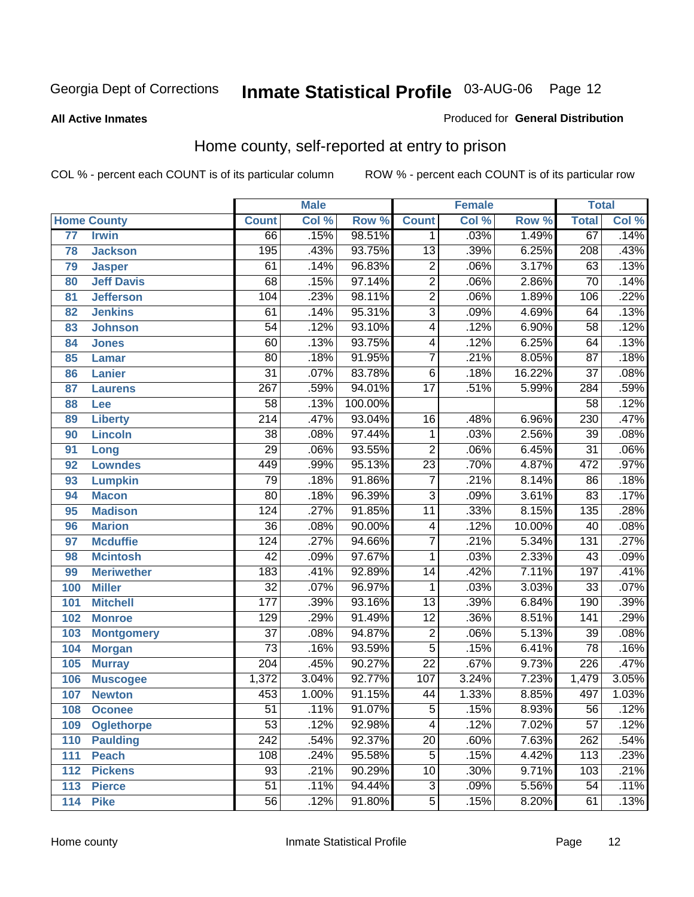Georgia Dept of Corrections **Inmate Statistical Profile** 03-AUG-06

**All Active Inmates** Produced for **General Distribution**

## Home county, self-reported at entry to prison

COL % - percent each COUNT is of its particular column ROW % - percent each COUNT is of its particular row

| Home County | | Male | | | Female | | | Total | |
|---|---|---|---|---|---|---|---|---|---|
| | | Count | Col % | Row % | Count | Col % | Row % | Total | Col % |
| 77 | Irwin | 66 | .15% | 98.51% | 1 | .03% | 1.49% | 67 | .14% |
| 78 | Jackson | 195 | .43% | 93.75% | 13 | .39% | 6.25% | 208 | .43% |
| 79 | Jasper | 61 | .14% | 96.83% | 2 | .06% | 3.17% | 63 | .13% |
| 80 | Jeff Davis | 68 | .15% | 97.14% | 2 | .06% | 2.86% | 70 | .14% |
| 81 | Jefferson | 104 | .23% | 98.11% | 2 | .06% | 1.89% | 106 | .22% |
| 82 | Jenkins | 61 | .14% | 95.31% | 3 | .09% | 4.69% | 64 | .13% |
| 83 | Johnson | 54 | .12% | 93.10% | 4 | .12% | 6.90% | 58 | .12% |
| 84 | Jones | 60 | .13% | 93.75% | 4 | .12% | 6.25% | 64 | .13% |
| 85 | Lamar | 80 | .18% | 91.95% | 7 | .21% | 8.05% | 87 | .18% |
| 86 | Lanier | 31 | .07% | 83.78% | 6 | .18% | 16.22% | 37 | .08% |
| 87 | Laurens | 267 | .59% | 94.01% | 17 | .51% | 5.99% | 284 | .59% |
| 88 | Lee | 58 | .13% | 100.00% | | | | 58 | .12% |
| 89 | Liberty | 214 | .47% | 93.04% | 16 | .48% | 6.96% | 230 | .47% |
| 90 | Lincoln | 38 | .08% | 97.44% | 1 | .03% | 2.56% | 39 | .08% |
| 91 | Long | 29 | .06% | 93.55% | 2 | .06% | 6.45% | 31 | .06% |
| 92 | Lowndes | 449 | .99% | 95.13% | 23 | .70% | 4.87% | 472 | .97% |
| 93 | Lumpkin | 79 | .18% | 91.86% | 7 | .21% | 8.14% | 86 | .18% |
| 94 | Macon | 80 | .18% | 96.39% | 3 | .09% | 3.61% | 83 | .17% |
| 95 | Madison | 124 | .27% | 91.85% | 11 | .33% | 8.15% | 135 | .28% |
| 96 | Marion | 36 | .08% | 90.00% | 4 | .12% | 10.00% | 40 | .08% |
| 97 | Mcduffie | 124 | .27% | 94.66% | 7 | .21% | 5.34% | 131 | .27% |
| 98 | Mcintosh | 42 | .09% | 97.67% | 1 | .03% | 2.33% | 43 | .09% |
| 99 | Meriwether | 183 | .41% | 92.89% | 14 | .42% | 7.11% | 197 | .41% |
| 100 | Miller | 32 | .07% | 96.97% | 1 | .03% | 3.03% | 33 | .07% |
| 101 | Mitchell | 177 | .39% | 93.16% | 13 | .39% | 6.84% | 190 | .39% |
| 102 | Monroe | 129 | .29% | 91.49% | 12 | .36% | 8.51% | 141 | .29% |
| 103 | Montgomery | 37 | .08% | 94.87% | 2 | .06% | 5.13% | 39 | .08% |
| 104 | Morgan | 73 | .16% | 93.59% | 5 | .15% | 6.41% | 78 | .16% |
| 105 | Murray | 204 | .45% | 90.27% | 22 | .67% | 9.73% | 226 | .47% |
| 106 | Muscogee | 1,372 | 3.04% | 92.77% | 107 | 3.24% | 7.23% | 1,479 | 3.05% |
| 107 | Newton | 453 | 1.00% | 91.15% | 44 | 1.33% | 8.85% | 497 | 1.03% |
| 108 | Oconee | 51 | .11% | 91.07% | 5 | .15% | 8.93% | 56 | .12% |
| 109 | Oglethorpe | 53 | .12% | 92.98% | 4 | .12% | 7.02% | 57 | .12% |
| 110 | Paulding | 242 | .54% | 92.37% | 20 | .60% | 7.63% | 262 | .54% |
| 111 | Peach | 108 | .24% | 95.58% | 5 | .15% | 4.42% | 113 | .23% |
| 112 | Pickens | 93 | .21% | 90.29% | 10 | .30% | 9.71% | 103 | .21% |
| 113 | Pierce | 51 | .11% | 94.44% | 3 | .09% | 5.56% | 54 | .11% |
| 114 | Pike | 56 | .12% | 91.80% | 5 | .15% | 8.20% | 61 | .13% |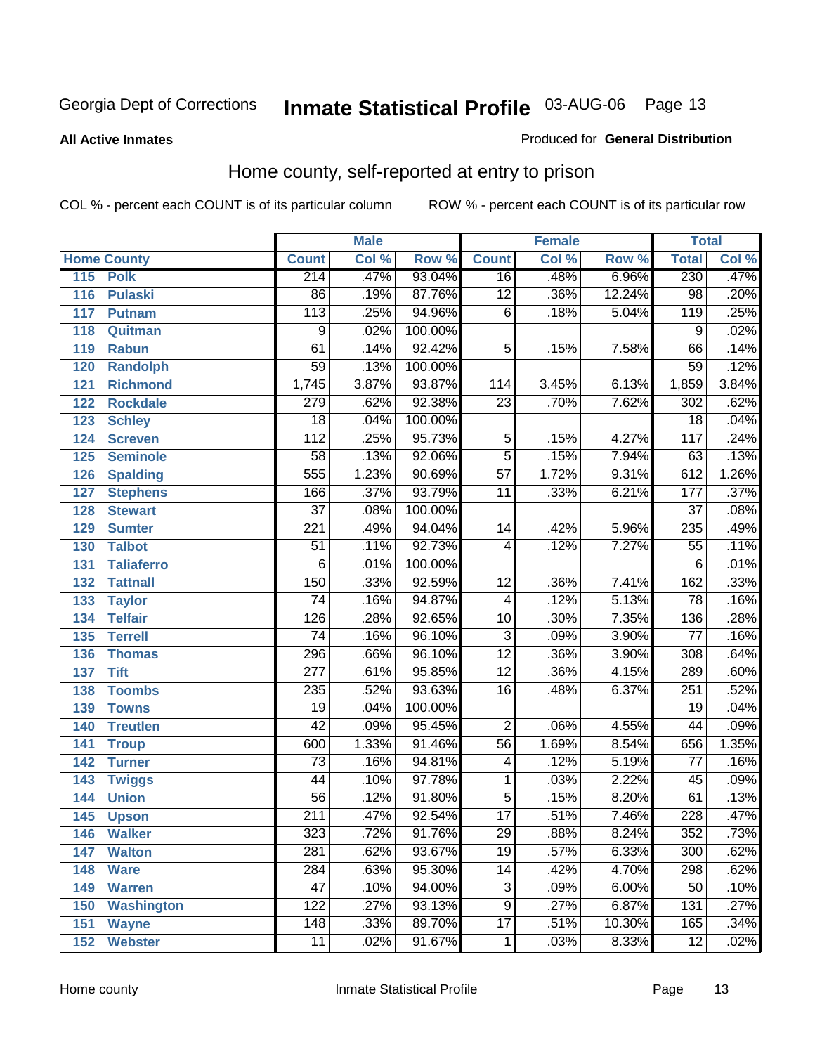Georgia Dept of Corrections **Inmate Statistical Profile** 03-AUG-06

**All Active Inmates**

Produced for **General Distribution**

## Home county, self-reported at entry to prison

COL % - percent each COUNT is of its particular column ROW % - percent each COUNT is of its particular row

| Home County | | Male | | | Female | | | Total | |
|---|---|---|---|---|---|---|---|---|---|
| | | Count | Col % | Row % | Count | Col % | Row % | Total | Col % |
| 115 | Polk | 214 | .47% | 93.04% | 16 | .48% | 6.96% | 230 | .47% |
| 116 | Pulaski | 86 | .19% | 87.76% | 12 | .36% | 12.24% | 98 | .20% |
| 117 | Putnam | 113 | .25% | 94.96% | 6 | .18% | 5.04% | 119 | .25% |
| 118 | Quitman | 9 | .02% | 100.00% | | | | 9 | .02% |
| 119 | Rabun | 61 | .14% | 92.42% | 5 | .15% | 7.58% | 66 | .14% |
| 120 | Randolph | 59 | .13% | 100.00% | | | | 59 | .12% |
| 121 | Richmond | 1,745 | 3.87% | 93.87% | 114 | 3.45% | 6.13% | 1,859 | 3.84% |
| 122 | Rockdale | 279 | .62% | 92.38% | 23 | .70% | 7.62% | 302 | .62% |
| 123 | Schley | 18 | .04% | 100.00% | | | | 18 | .04% |
| 124 | Screven | 112 | .25% | 95.73% | 5 | .15% | 4.27% | 117 | .24% |
| 125 | Seminole | 58 | .13% | 92.06% | 5 | .15% | 7.94% | 63 | .13% |
| 126 | Spalding | 555 | 1.23% | 90.69% | 57 | 1.72% | 9.31% | 612 | 1.26% |
| 127 | Stephens | 166 | .37% | 93.79% | 11 | .33% | 6.21% | 177 | .37% |
| 128 | Stewart | 37 | .08% | 100.00% | | | | 37 | .08% |
| 129 | Sumter | 221 | .49% | 94.04% | 14 | .42% | 5.96% | 235 | .49% |
| 130 | Talbot | 51 | .11% | 92.73% | 4 | .12% | 7.27% | 55 | .11% |
| 131 | Taliaferro | 6 | .01% | 100.00% | | | | 6 | .01% |
| 132 | Tattnall | 150 | .33% | 92.59% | 12 | .36% | 7.41% | 162 | .33% |
| 133 | Taylor | 74 | .16% | 94.87% | 4 | .12% | 5.13% | 78 | .16% |
| 134 | Telfair | 126 | .28% | 92.65% | 10 | .30% | 7.35% | 136 | .28% |
| 135 | Terrell | 74 | .16% | 96.10% | 3 | .09% | 3.90% | 77 | .16% |
| 136 | Thomas | 296 | .66% | 96.10% | 12 | .36% | 3.90% | 308 | .64% |
| 137 | Tift | 277 | .61% | 95.85% | 12 | .36% | 4.15% | 289 | .60% |
| 138 | Toombs | 235 | .52% | 93.63% | 16 | .48% | 6.37% | 251 | .52% |
| 139 | Towns | 19 | .04% | 100.00% | | | | 19 | .04% |
| 140 | Treutlen | 42 | .09% | 95.45% | 2 | .06% | 4.55% | 44 | .09% |
| 141 | Troup | 600 | 1.33% | 91.46% | 56 | 1.69% | 8.54% | 656 | 1.35% |
| 142 | Turner | 73 | .16% | 94.81% | 4 | .12% | 5.19% | 77 | .16% |
| 143 | Twiggs | 44 | .10% | 97.78% | 1 | .03% | 2.22% | 45 | .09% |
| 144 | Union | 56 | .12% | 91.80% | 5 | .15% | 8.20% | 61 | .13% |
| 145 | Upson | 211 | .47% | 92.54% | 17 | .51% | 7.46% | 228 | .47% |
| 146 | Walker | 323 | .72% | 91.76% | 29 | .88% | 8.24% | 352 | .73% |
| 147 | Walton | 281 | .62% | 93.67% | 19 | .57% | 6.33% | 300 | .62% |
| 148 | Ware | 284 | .63% | 95.30% | 14 | .42% | 4.70% | 298 | .62% |
| 149 | Warren | 47 | .10% | 94.00% | 3 | .09% | 6.00% | 50 | .10% |
| 150 | Washington | 122 | .27% | 93.13% | 9 | .27% | 6.87% | 131 | .27% |
| 151 | Wayne | 148 | .33% | 89.70% | 17 | .51% | 10.30% | 165 | .34% |
| 152 | Webster | 11 | .02% | 91.67% | 1 | .03% | 8.33% | 12 | .02% |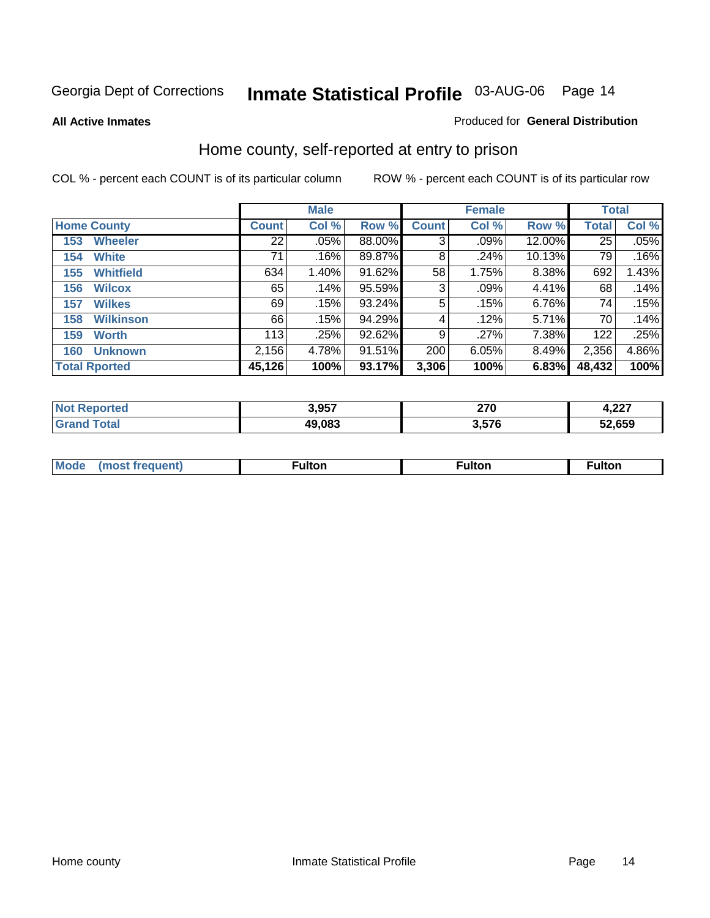Georgia Dept of Corrections **Inmate Statistical Profile** 03-AUG-06

**All Active Inmates**

Produced for **General Distribution**

## Home county, self-reported at entry to prison

COL % - percent each COUNT is of its particular column

ROW % - percent each COUNT is of its particular row

| | Male | | | Female | | | Total | |
|---|---|---|---|---|---|---|---|---|
| **Home County** | **Count** | **Col %** | **Row %** | **Count** | **Col %** | **Row %** | **Total** | **Col %** |
| 153 Wheeler | 22 | .05% | 88.00% | 3 | .09% | 12.00% | 25 | .05% |
| 154 White | 71 | .16% | 89.87% | 8 | .24% | 10.13% | 79 | .16% |
| 155 Whitfield | 634 | 1.40% | 91.62% | 58 | 1.75% | 8.38% | 692 | 1.43% |
| 156 Wilcox | 65 | .14% | 95.59% | 3 | .09% | 4.41% | 68 | .14% |
| 157 Wilkes | 69 | .15% | 93.24% | 5 | .15% | 6.76% | 74 | .15% |
| 158 Wilkinson | 66 | .15% | 94.29% | 4 | .12% | 5.71% | 70 | .14% |
| 159 Worth | 113 | .25% | 92.62% | 9 | .27% | 7.38% | 122 | .25% |
| 160 Unknown | 2,156 | 4.78% | 91.51% | 200 | 6.05% | 8.49% | 2,356 | 4.86% |
| **Total Rported** | **45,126** | **100%** | **93.17%** | **3,306** | **100%** | **6.83%** | **48,432** | **100%** |

| | Male | Female | Total |
|---|---|---|---|
| **Not Reported** | **3,957** | **270** | **4,227** |
| **Grand Total** | **49,083** | **3,576** | **52,659** |

| | Male | Female | Total |
|---|---|---|---|
| **Mode (most frequent)** | **Fulton** | **Fulton** | **Fulton** |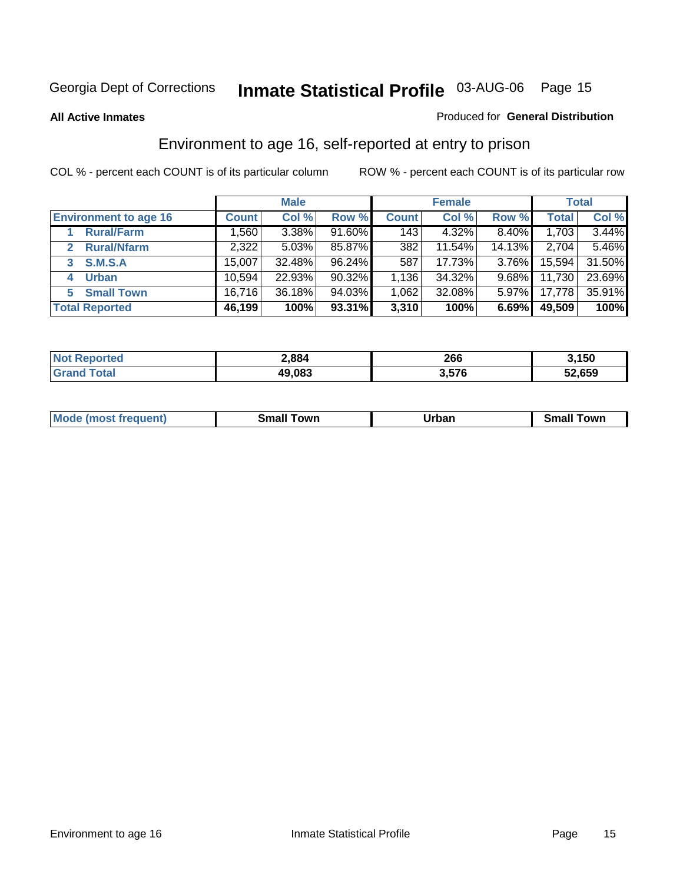Georgia Dept of Corrections **Inmate Statistical Profile** 03-AUG-06 Page 15

**All Active Inmates**

Produced for **General Distribution**

## Environment to age 16, self-reported at entry to prison

COL % - percent each COUNT is of its particular column

ROW % - percent each COUNT is of its particular row

| | Male | | | Female | | | Total | |
|---|---|---|---|---|---|---|---|---|
| **Environment to age 16** | **Count** | **Col %** | **Row %** | **Count** | **Col %** | **Row %** | **Total** | **Col %** |
| **1 Rural/Farm** | 1,560 | 3.38% | 91.60% | 143 | 4.32% | 8.40% | 1,703 | 3.44% |
| **2 Rural/Nfarm** | 2,322 | 5.03% | 85.87% | 382 | 11.54% | 14.13% | 2,704 | 5.46% |
| **3 S.M.S.A** | 15,007 | 32.48% | 96.24% | 587 | 17.73% | 3.76% | 15,594 | 31.50% |
| **4 Urban** | 10,594 | 22.93% | 90.32% | 1,136 | 34.32% | 9.68% | 11,730 | 23.69% |
| **5 Small Town** | 16,716 | 36.18% | 94.03% | 1,062 | 32.08% | 5.97% | 17,778 | 35.91% |
| **Total Reported** | **46,199** | **100%** | **93.31%** | **3,310** | **100%** | **6.69%** | **49,509** | **100%** |

| | Male | Female | Total |
|---|---|---|---|
| **Not Reported** | **2,884** | **266** | **3,150** |
| **Grand Total** | **49,083** | **3,576** | **52,659** |

| | Male | Female | Total |
|---|---|---|---|
| **Mode (most frequent)** | **Small Town** | **Urban** | **Small Town** |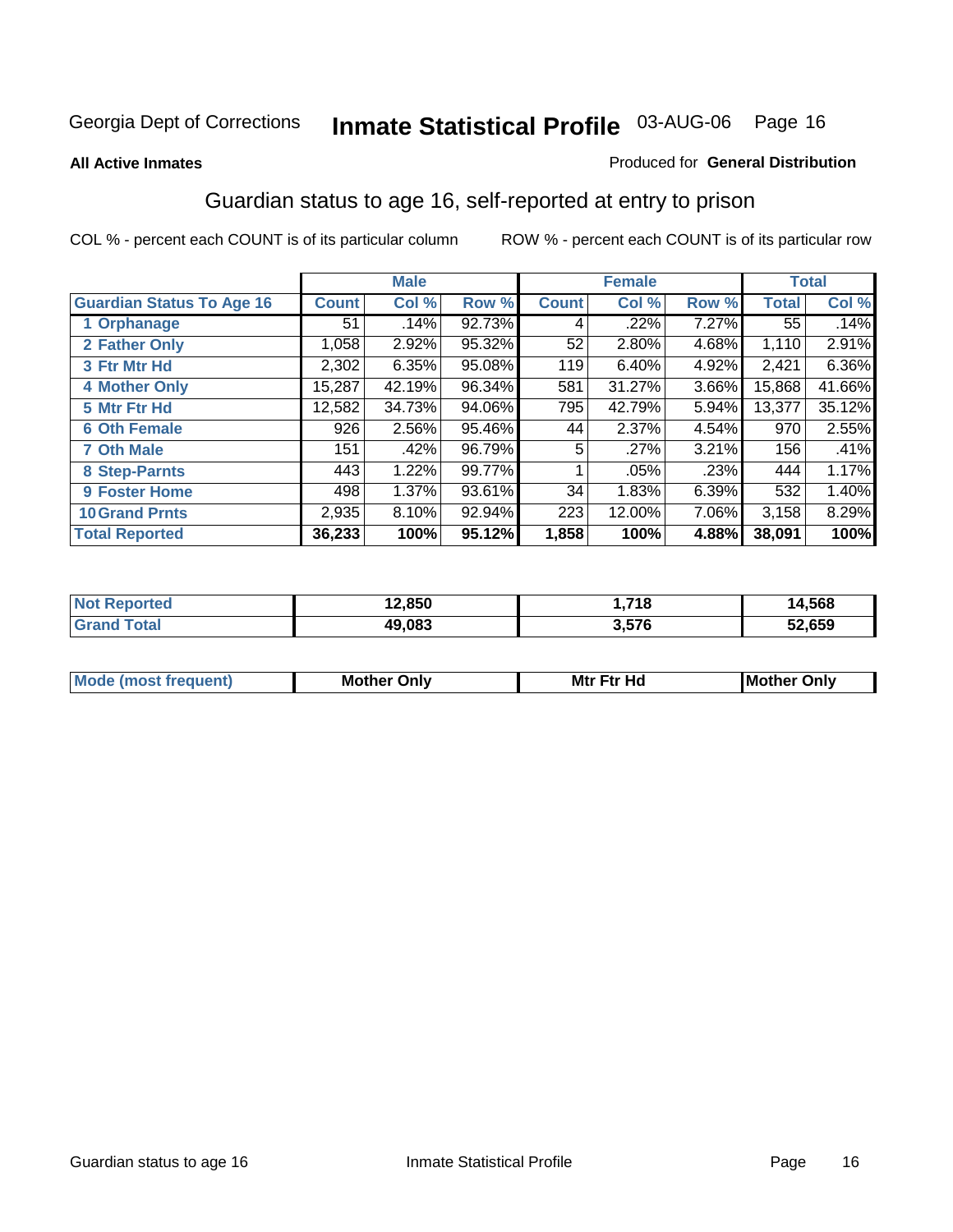Georgia Dept of Corrections **Inmate Statistical Profile** 03-AUG-06

**All Active Inmates**

Produced for **General Distribution**

## Guardian status to age 16, self-reported at entry to prison

COL % - percent each COUNT is of its particular column

ROW % - percent each COUNT is of its particular row

| | Male | | | Female | | | Total | |
|---|---|---|---|---|---|---|---|---|
| **Guardian Status To Age 16** | **Count** | **Col %** | **Row %** | **Count** | **Col %** | **Row %** | **Total** | **Col %** |
| 1 Orphanage | 51 | .14% | 92.73% | 4 | .22% | 7.27% | 55 | .14% |
| 2 Father Only | 1,058 | 2.92% | 95.32% | 52 | 2.80% | 4.68% | 1,110 | 2.91% |
| 3 Ftr Mtr Hd | 2,302 | 6.35% | 95.08% | 119 | 6.40% | 4.92% | 2,421 | 6.36% |
| 4 Mother Only | 15,287 | 42.19% | 96.34% | 581 | 31.27% | 3.66% | 15,868 | 41.66% |
| 5 Mtr Ftr Hd | 12,582 | 34.73% | 94.06% | 795 | 42.79% | 5.94% | 13,377 | 35.12% |
| 6 Oth Female | 926 | 2.56% | 95.46% | 44 | 2.37% | 4.54% | 970 | 2.55% |
| 7 Oth Male | 151 | .42% | 96.79% | 5 | .27% | 3.21% | 156 | .41% |
| 8 Step-Parnts | 443 | 1.22% | 99.77% | 1 | .05% | .23% | 444 | 1.17% |
| 9 Foster Home | 498 | 1.37% | 93.61% | 34 | 1.83% | 6.39% | 532 | 1.40% |
| 10 Grand Prnts | 2,935 | 8.10% | 92.94% | 223 | 12.00% | 7.06% | 3,158 | 8.29% |
| **Total Reported** | **36,233** | **100%** | **95.12%** | **1,858** | **100%** | **4.88%** | **38,091** | **100%** |

| | Male | Female | Total |
|---|---|---|---|
| Not Reported | 12,850 | 1,718 | 14,568 |
| Grand Total | 49,083 | 3,576 | 52,659 |

| | Male | Female | Total |
|---|---|---|---|
| Mode (most frequent) | Mother Only | Mtr Ftr Hd | Mother Only |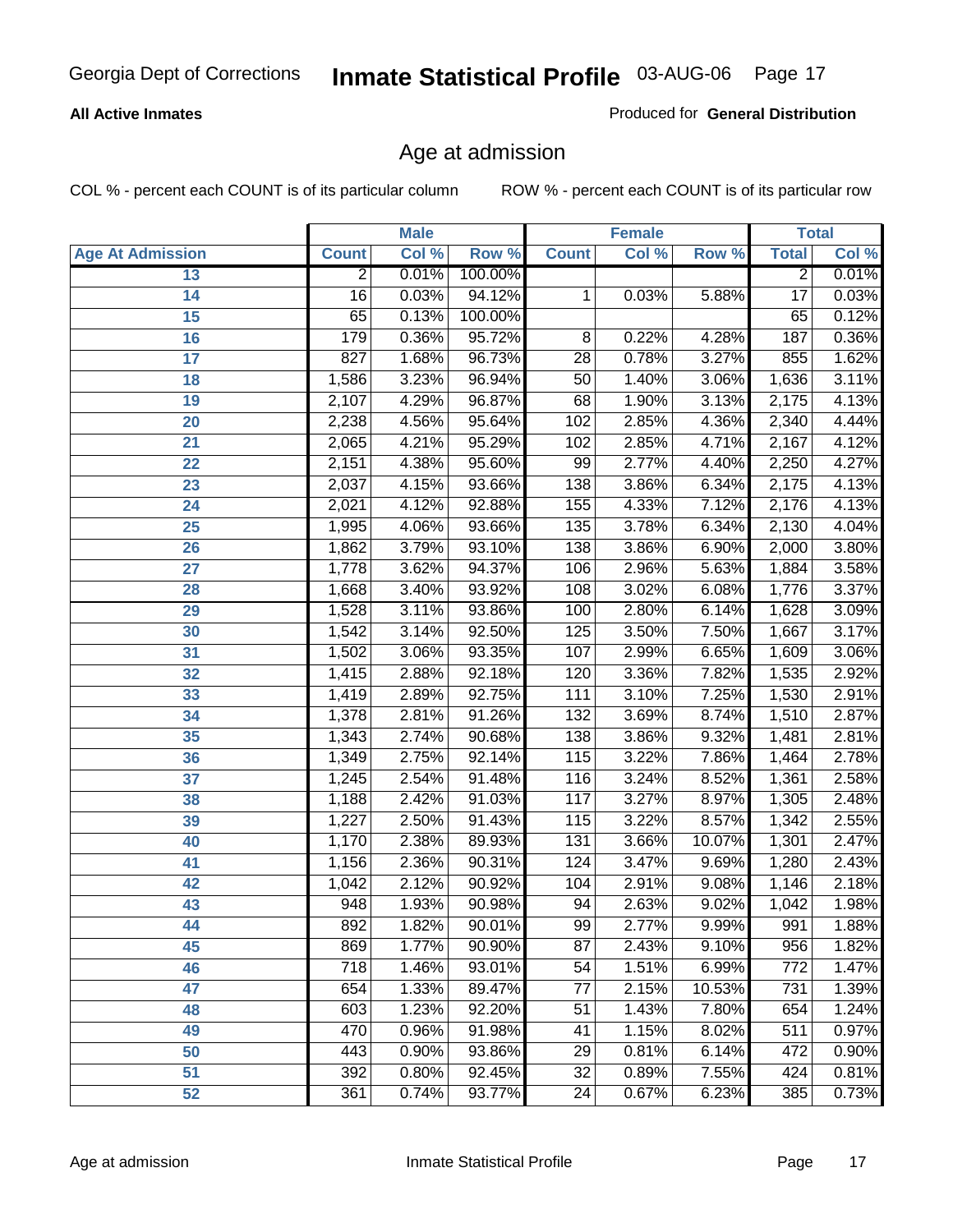Georgia Dept of Corrections **Inmate Statistical Profile** 03-AUG-06

**All Active Inmates**

Produced for **General Distribution**

## Age at admission

COL % - percent each COUNT is of its particular column ROW % - percent each COUNT is of its particular row

| | Male | | | Female | | | Total | |
|---|---|---|---|---|---|---|---|---|
| **Age At Admission** | **Count** | **Col %** | **Row %** | **Count** | **Col %** | **Row %** | **Total** | **Col %** |
| 13 | 2 | 0.01% | 100.00% | | | | 2 | 0.01% |
| 14 | 16 | 0.03% | 94.12% | 1 | 0.03% | 5.88% | 17 | 0.03% |
| 15 | 65 | 0.13% | 100.00% | | | | 65 | 0.12% |
| 16 | 179 | 0.36% | 95.72% | 8 | 0.22% | 4.28% | 187 | 0.36% |
| 17 | 827 | 1.68% | 96.73% | 28 | 0.78% | 3.27% | 855 | 1.62% |
| 18 | 1,586 | 3.23% | 96.94% | 50 | 1.40% | 3.06% | 1,636 | 3.11% |
| 19 | 2,107 | 4.29% | 96.87% | 68 | 1.90% | 3.13% | 2,175 | 4.13% |
| 20 | 2,238 | 4.56% | 95.64% | 102 | 2.85% | 4.36% | 2,340 | 4.44% |
| 21 | 2,065 | 4.21% | 95.29% | 102 | 2.85% | 4.71% | 2,167 | 4.12% |
| 22 | 2,151 | 4.38% | 95.60% | 99 | 2.77% | 4.40% | 2,250 | 4.27% |
| 23 | 2,037 | 4.15% | 93.66% | 138 | 3.86% | 6.34% | 2,175 | 4.13% |
| 24 | 2,021 | 4.12% | 92.88% | 155 | 4.33% | 7.12% | 2,176 | 4.13% |
| 25 | 1,995 | 4.06% | 93.66% | 135 | 3.78% | 6.34% | 2,130 | 4.04% |
| 26 | 1,862 | 3.79% | 93.10% | 138 | 3.86% | 6.90% | 2,000 | 3.80% |
| 27 | 1,778 | 3.62% | 94.37% | 106 | 2.96% | 5.63% | 1,884 | 3.58% |
| 28 | 1,668 | 3.40% | 93.92% | 108 | 3.02% | 6.08% | 1,776 | 3.37% |
| 29 | 1,528 | 3.11% | 93.86% | 100 | 2.80% | 6.14% | 1,628 | 3.09% |
| 30 | 1,542 | 3.14% | 92.50% | 125 | 3.50% | 7.50% | 1,667 | 3.17% |
| 31 | 1,502 | 3.06% | 93.35% | 107 | 2.99% | 6.65% | 1,609 | 3.06% |
| 32 | 1,415 | 2.88% | 92.18% | 120 | 3.36% | 7.82% | 1,535 | 2.92% |
| 33 | 1,419 | 2.89% | 92.75% | 111 | 3.10% | 7.25% | 1,530 | 2.91% |
| 34 | 1,378 | 2.81% | 91.26% | 132 | 3.69% | 8.74% | 1,510 | 2.87% |
| 35 | 1,343 | 2.74% | 90.68% | 138 | 3.86% | 9.32% | 1,481 | 2.81% |
| 36 | 1,349 | 2.75% | 92.14% | 115 | 3.22% | 7.86% | 1,464 | 2.78% |
| 37 | 1,245 | 2.54% | 91.48% | 116 | 3.24% | 8.52% | 1,361 | 2.58% |
| 38 | 1,188 | 2.42% | 91.03% | 117 | 3.27% | 8.97% | 1,305 | 2.48% |
| 39 | 1,227 | 2.50% | 91.43% | 115 | 3.22% | 8.57% | 1,342 | 2.55% |
| 40 | 1,170 | 2.38% | 89.93% | 131 | 3.66% | 10.07% | 1,301 | 2.47% |
| 41 | 1,156 | 2.36% | 90.31% | 124 | 3.47% | 9.69% | 1,280 | 2.43% |
| 42 | 1,042 | 2.12% | 90.92% | 104 | 2.91% | 9.08% | 1,146 | 2.18% |
| 43 | 948 | 1.93% | 90.98% | 94 | 2.63% | 9.02% | 1,042 | 1.98% |
| 44 | 892 | 1.82% | 90.01% | 99 | 2.77% | 9.99% | 991 | 1.88% |
| 45 | 869 | 1.77% | 90.90% | 87 | 2.43% | 9.10% | 956 | 1.82% |
| 46 | 718 | 1.46% | 93.01% | 54 | 1.51% | 6.99% | 772 | 1.47% |
| 47 | 654 | 1.33% | 89.47% | 77 | 2.15% | 10.53% | 731 | 1.39% |
| 48 | 603 | 1.23% | 92.20% | 51 | 1.43% | 7.80% | 654 | 1.24% |
| 49 | 470 | 0.96% | 91.98% | 41 | 1.15% | 8.02% | 511 | 0.97% |
| 50 | 443 | 0.90% | 93.86% | 29 | 0.81% | 6.14% | 472 | 0.90% |
| 51 | 392 | 0.80% | 92.45% | 32 | 0.89% | 7.55% | 424 | 0.81% |
| 52 | 361 | 0.74% | 93.77% | 24 | 0.67% | 6.23% | 385 | 0.73% |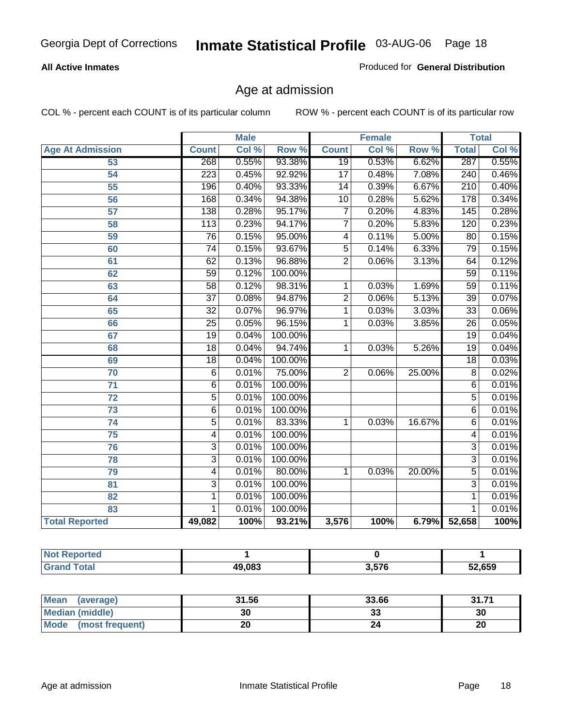## All Active Inmates

Produced for **General Distribution**

# Age at admission

COL % - percent each COUNT is of its particular column

ROW % - percent each COUNT is of its particular row

| | Male | | | Female | | | Total | |
|---|---|---|---|---|---|---|---|---|
| **Age At Admission** | **Count** | **Col %** | **Row %** | **Count** | **Col %** | **Row %** | **Total** | **Col %** |
| 53 | 268 | 0.55% | 93.38% | 19 | 0.53% | 6.62% | 287 | 0.55% |
| 54 | 223 | 0.45% | 92.92% | 17 | 0.48% | 7.08% | 240 | 0.46% |
| 55 | 196 | 0.40% | 93.33% | 14 | 0.39% | 6.67% | 210 | 0.40% |
| 56 | 168 | 0.34% | 94.38% | 10 | 0.28% | 5.62% | 178 | 0.34% |
| 57 | 138 | 0.28% | 95.17% | 7 | 0.20% | 4.83% | 145 | 0.28% |
| 58 | 113 | 0.23% | 94.17% | 7 | 0.20% | 5.83% | 120 | 0.23% |
| 59 | 76 | 0.15% | 95.00% | 4 | 0.11% | 5.00% | 80 | 0.15% |
| 60 | 74 | 0.15% | 93.67% | 5 | 0.14% | 6.33% | 79 | 0.15% |
| 61 | 62 | 0.13% | 96.88% | 2 | 0.06% | 3.13% | 64 | 0.12% |
| 62 | 59 | 0.12% | 100.00% | | | | 59 | 0.11% |
| 63 | 58 | 0.12% | 98.31% | 1 | 0.03% | 1.69% | 59 | 0.11% |
| 64 | 37 | 0.08% | 94.87% | 2 | 0.06% | 5.13% | 39 | 0.07% |
| 65 | 32 | 0.07% | 96.97% | 1 | 0.03% | 3.03% | 33 | 0.06% |
| 66 | 25 | 0.05% | 96.15% | 1 | 0.03% | 3.85% | 26 | 0.05% |
| 67 | 19 | 0.04% | 100.00% | | | | 19 | 0.04% |
| 68 | 18 | 0.04% | 94.74% | 1 | 0.03% | 5.26% | 19 | 0.04% |
| 69 | 18 | 0.04% | 100.00% | | | | 18 | 0.03% |
| 70 | 6 | 0.01% | 75.00% | 2 | 0.06% | 25.00% | 8 | 0.02% |
| 71 | 6 | 0.01% | 100.00% | | | | 6 | 0.01% |
| 72 | 5 | 0.01% | 100.00% | | | | 5 | 0.01% |
| 73 | 6 | 0.01% | 100.00% | | | | 6 | 0.01% |
| 74 | 5 | 0.01% | 83.33% | 1 | 0.03% | 16.67% | 6 | 0.01% |
| 75 | 4 | 0.01% | 100.00% | | | | 4 | 0.01% |
| 76 | 3 | 0.01% | 100.00% | | | | 3 | 0.01% |
| 78 | 3 | 0.01% | 100.00% | | | | 3 | 0.01% |
| 79 | 4 | 0.01% | 80.00% | 1 | 0.03% | 20.00% | 5 | 0.01% |
| 81 | 3 | 0.01% | 100.00% | | | | 3 | 0.01% |
| 82 | 1 | 0.01% | 100.00% | | | | 1 | 0.01% |
| 83 | 1 | 0.01% | 100.00% | | | | 1 | 0.01% |
| **Total Reported** | **49,082** | **100%** | **93.21%** | **3,576** | **100%** | **6.79%** | **52,658** | **100%** |

| | Male | Female | Total |
|---|---|---|---|
| **Not Reported** | **1** | **0** | **1** |
| **Grand Total** | **49,083** | **3,576** | **52,659** |

| | Male | Female | Total |
|---|---|---|---|
| **Mean (average)** | **31.56** | **33.66** | **31.71** |
| **Median (middle)** | **30** | **33** | **30** |
| **Mode (most frequent)** | **20** | **24** | **20** |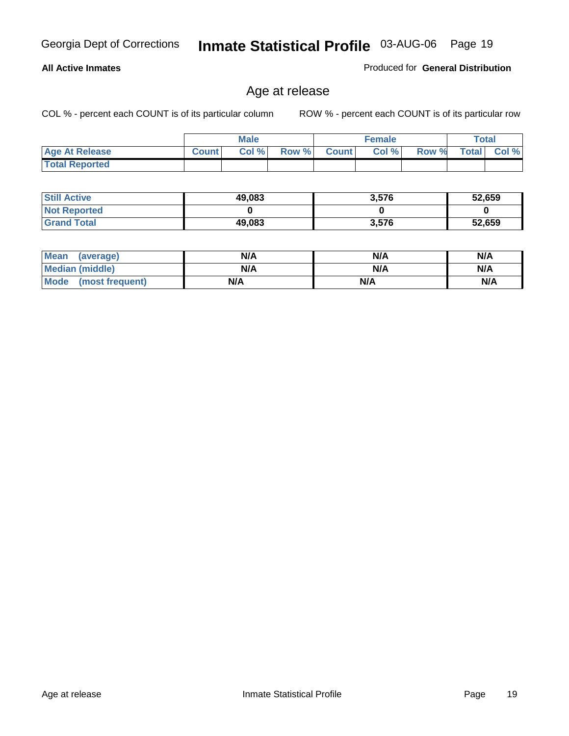**All Active Inmates** — Produced for **General Distribution**

# Age at release

COL % - percent each COUNT is of its particular column — ROW % - percent each COUNT is of its particular row

| | Male | | | Female | | | Total | |
|---|---|---|---|---|---|---|---|---|
| **Age At Release** | **Count** | **Col %** | **Row %** | **Count** | **Col %** | **Row %** | **Total** | **Col %** |
| **Total Reported** | | | | | | | | |

| | Male | Female | Total |
|---|---|---|---|
| **Still Active** | 49,083 | 3,576 | 52,659 |
| **Not Reported** | 0 | 0 | 0 |
| **Grand Total** | 49,083 | 3,576 | 52,659 |

| | Male | Female | Total |
|---|---|---|---|
| **Mean (average)** | N/A | N/A | N/A |
| **Median (middle)** | N/A | N/A | N/A |
| **Mode (most frequent)** | N/A | N/A | N/A |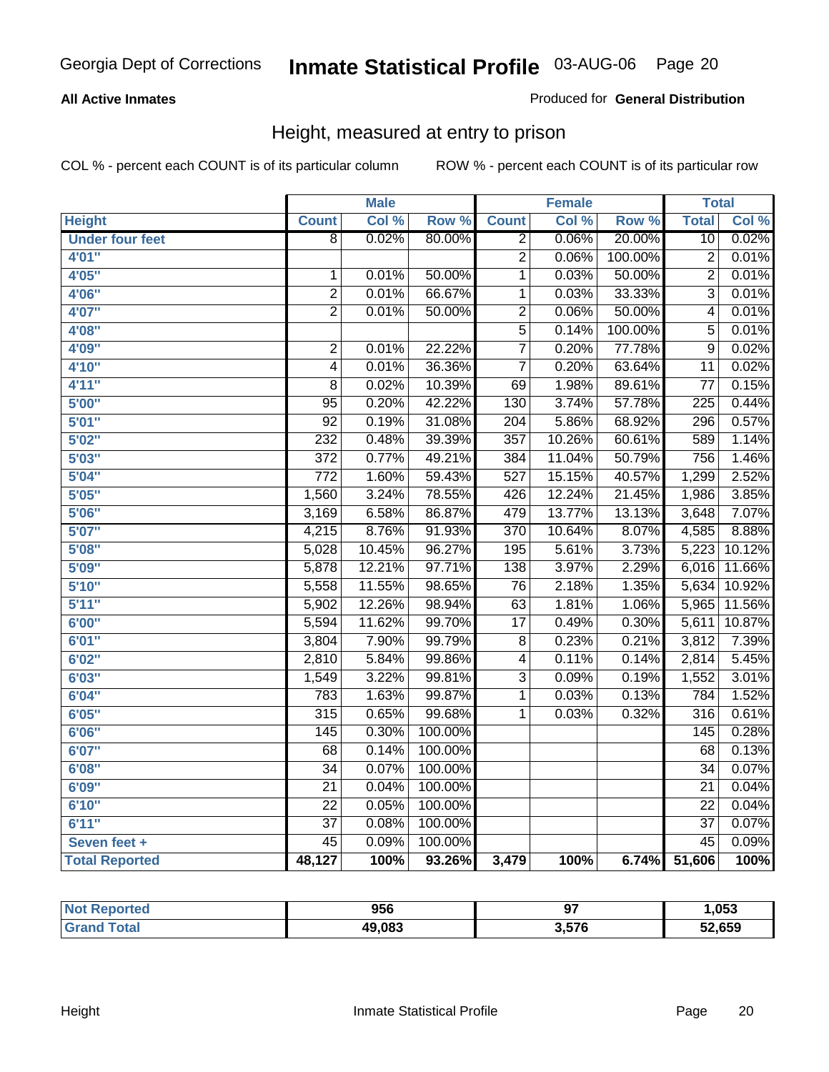Georgia Dept of Corrections **Inmate Statistical Profile** 03-AUG-06

**All Active Inmates**

Produced for **General Distribution**

## Height, measured at entry to prison

COL % - percent each COUNT is of its particular column    ROW % - percent each COUNT is of its particular row

| | Male | | | Female | | | Total | |
|---|---|---|---|---|---|---|---|---|
| **Height** | **Count** | **Col %** | **Row %** | **Count** | **Col %** | **Row %** | **Total** | **Col %** |
| **Under four feet** | 8 | 0.02% | 80.00% | 2 | 0.06% | 20.00% | 10 | 0.02% |
| **4'01"** | | | | 2 | 0.06% | 100.00% | 2 | 0.01% |
| **4'05"** | 1 | 0.01% | 50.00% | 1 | 0.03% | 50.00% | 2 | 0.01% |
| **4'06"** | 2 | 0.01% | 66.67% | 1 | 0.03% | 33.33% | 3 | 0.01% |
| **4'07"** | 2 | 0.01% | 50.00% | 2 | 0.06% | 50.00% | 4 | 0.01% |
| **4'08"** | | | | 5 | 0.14% | 100.00% | 5 | 0.01% |
| **4'09"** | 2 | 0.01% | 22.22% | 7 | 0.20% | 77.78% | 9 | 0.02% |
| **4'10"** | 4 | 0.01% | 36.36% | 7 | 0.20% | 63.64% | 11 | 0.02% |
| **4'11"** | 8 | 0.02% | 10.39% | 69 | 1.98% | 89.61% | 77 | 0.15% |
| **5'00"** | 95 | 0.20% | 42.22% | 130 | 3.74% | 57.78% | 225 | 0.44% |
| **5'01"** | 92 | 0.19% | 31.08% | 204 | 5.86% | 68.92% | 296 | 0.57% |
| **5'02"** | 232 | 0.48% | 39.39% | 357 | 10.26% | 60.61% | 589 | 1.14% |
| **5'03"** | 372 | 0.77% | 49.21% | 384 | 11.04% | 50.79% | 756 | 1.46% |
| **5'04"** | 772 | 1.60% | 59.43% | 527 | 15.15% | 40.57% | 1,299 | 2.52% |
| **5'05"** | 1,560 | 3.24% | 78.55% | 426 | 12.24% | 21.45% | 1,986 | 3.85% |
| **5'06"** | 3,169 | 6.58% | 86.87% | 479 | 13.77% | 13.13% | 3,648 | 7.07% |
| **5'07"** | 4,215 | 8.76% | 91.93% | 370 | 10.64% | 8.07% | 4,585 | 8.88% |
| **5'08"** | 5,028 | 10.45% | 96.27% | 195 | 5.61% | 3.73% | 5,223 | 10.12% |
| **5'09"** | 5,878 | 12.21% | 97.71% | 138 | 3.97% | 2.29% | 6,016 | 11.66% |
| **5'10"** | 5,558 | 11.55% | 98.65% | 76 | 2.18% | 1.35% | 5,634 | 10.92% |
| **5'11"** | 5,902 | 12.26% | 98.94% | 63 | 1.81% | 1.06% | 5,965 | 11.56% |
| **6'00"** | 5,594 | 11.62% | 99.70% | 17 | 0.49% | 0.30% | 5,611 | 10.87% |
| **6'01"** | 3,804 | 7.90% | 99.79% | 8 | 0.23% | 0.21% | 3,812 | 7.39% |
| **6'02"** | 2,810 | 5.84% | 99.86% | 4 | 0.11% | 0.14% | 2,814 | 5.45% |
| **6'03"** | 1,549 | 3.22% | 99.81% | 3 | 0.09% | 0.19% | 1,552 | 3.01% |
| **6'04"** | 783 | 1.63% | 99.87% | 1 | 0.03% | 0.13% | 784 | 1.52% |
| **6'05"** | 315 | 0.65% | 99.68% | 1 | 0.03% | 0.32% | 316 | 0.61% |
| **6'06"** | 145 | 0.30% | 100.00% | | | | 145 | 0.28% |
| **6'07"** | 68 | 0.14% | 100.00% | | | | 68 | 0.13% |
| **6'08"** | 34 | 0.07% | 100.00% | | | | 34 | 0.07% |
| **6'09"** | 21 | 0.04% | 100.00% | | | | 21 | 0.04% |
| **6'10"** | 22 | 0.05% | 100.00% | | | | 22 | 0.04% |
| **6'11"** | 37 | 0.08% | 100.00% | | | | 37 | 0.07% |
| **Seven feet +** | 45 | 0.09% | 100.00% | | | | 45 | 0.09% |
| **Total Reported** | **48,127** | **100%** | **93.26%** | **3,479** | **100%** | **6.74%** | **51,606** | **100%** |

| | Male | Female | Total |
|---|---|---|---|
| **Not Reported** | **956** | **97** | **1,053** |
| **Grand Total** | **49,083** | **3,576** | **52,659** |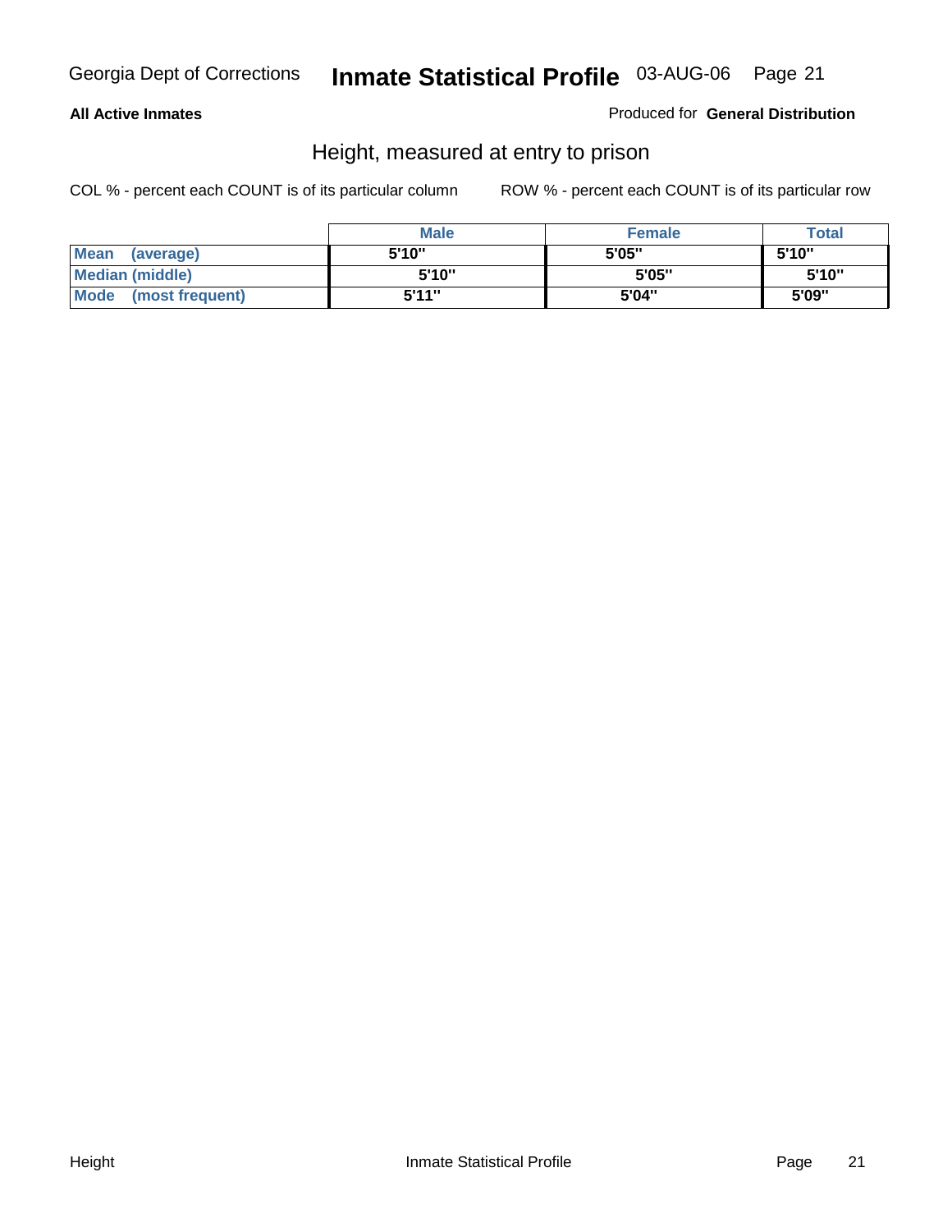**All Active Inmates** Produced for **General Distribution**

## Height, measured at entry to prison

COL % - percent each COUNT is of its particular column ROW % - percent each COUNT is of its particular row

| | Male | Female | Total |
|---|---|---|---|
| **Mean (average)** | 5'10" | 5'05" | 5'10" |
| **Median (middle)** | 5'10" | 5'05" | 5'10" |
| **Mode (most frequent)** | 5'11" | 5'04" | 5'09" |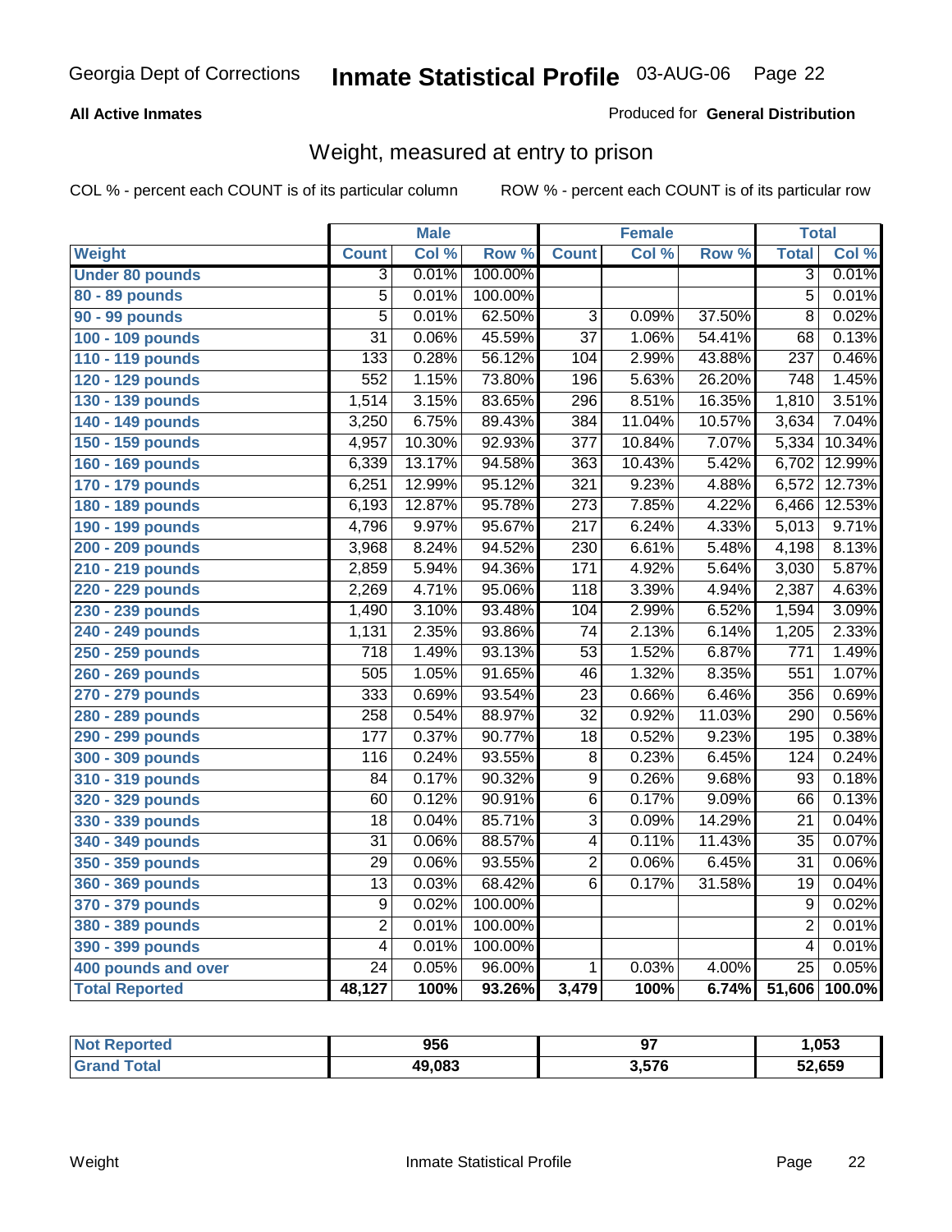**All Active Inmates**

Produced for **General Distribution**

## Weight, measured at entry to prison

COL % - percent each COUNT is of its particular column

ROW % - percent each COUNT is of its particular row

| | Male | | | Female | | | Total | |
|---|---|---|---|---|---|---|---|---|
| **Weight** | **Count** | **Col %** | **Row %** | **Count** | **Col %** | **Row %** | **Total** | **Col %** |
| **Under 80 pounds** | 3 | 0.01% | 100.00% | | | | 3 | 0.01% |
| **80 - 89 pounds** | 5 | 0.01% | 100.00% | | | | 5 | 0.01% |
| **90 - 99 pounds** | 5 | 0.01% | 62.50% | 3 | 0.09% | 37.50% | 8 | 0.02% |
| **100 - 109 pounds** | 31 | 0.06% | 45.59% | 37 | 1.06% | 54.41% | 68 | 0.13% |
| **110 - 119 pounds** | 133 | 0.28% | 56.12% | 104 | 2.99% | 43.88% | 237 | 0.46% |
| **120 - 129 pounds** | 552 | 1.15% | 73.80% | 196 | 5.63% | 26.20% | 748 | 1.45% |
| **130 - 139 pounds** | 1,514 | 3.15% | 83.65% | 296 | 8.51% | 16.35% | 1,810 | 3.51% |
| **140 - 149 pounds** | 3,250 | 6.75% | 89.43% | 384 | 11.04% | 10.57% | 3,634 | 7.04% |
| **150 - 159 pounds** | 4,957 | 10.30% | 92.93% | 377 | 10.84% | 7.07% | 5,334 | 10.34% |
| **160 - 169 pounds** | 6,339 | 13.17% | 94.58% | 363 | 10.43% | 5.42% | 6,702 | 12.99% |
| **170 - 179 pounds** | 6,251 | 12.99% | 95.12% | 321 | 9.23% | 4.88% | 6,572 | 12.73% |
| **180 - 189 pounds** | 6,193 | 12.87% | 95.78% | 273 | 7.85% | 4.22% | 6,466 | 12.53% |
| **190 - 199 pounds** | 4,796 | 9.97% | 95.67% | 217 | 6.24% | 4.33% | 5,013 | 9.71% |
| **200 - 209 pounds** | 3,968 | 8.24% | 94.52% | 230 | 6.61% | 5.48% | 4,198 | 8.13% |
| **210 - 219 pounds** | 2,859 | 5.94% | 94.36% | 171 | 4.92% | 5.64% | 3,030 | 5.87% |
| **220 - 229 pounds** | 2,269 | 4.71% | 95.06% | 118 | 3.39% | 4.94% | 2,387 | 4.63% |
| **230 - 239 pounds** | 1,490 | 3.10% | 93.48% | 104 | 2.99% | 6.52% | 1,594 | 3.09% |
| **240 - 249 pounds** | 1,131 | 2.35% | 93.86% | 74 | 2.13% | 6.14% | 1,205 | 2.33% |
| **250 - 259 pounds** | 718 | 1.49% | 93.13% | 53 | 1.52% | 6.87% | 771 | 1.49% |
| **260 - 269 pounds** | 505 | 1.05% | 91.65% | 46 | 1.32% | 8.35% | 551 | 1.07% |
| **270 - 279 pounds** | 333 | 0.69% | 93.54% | 23 | 0.66% | 6.46% | 356 | 0.69% |
| **280 - 289 pounds** | 258 | 0.54% | 88.97% | 32 | 0.92% | 11.03% | 290 | 0.56% |
| **290 - 299 pounds** | 177 | 0.37% | 90.77% | 18 | 0.52% | 9.23% | 195 | 0.38% |
| **300 - 309 pounds** | 116 | 0.24% | 93.55% | 8 | 0.23% | 6.45% | 124 | 0.24% |
| **310 - 319 pounds** | 84 | 0.17% | 90.32% | 9 | 0.26% | 9.68% | 93 | 0.18% |
| **320 - 329 pounds** | 60 | 0.12% | 90.91% | 6 | 0.17% | 9.09% | 66 | 0.13% |
| **330 - 339 pounds** | 18 | 0.04% | 85.71% | 3 | 0.09% | 14.29% | 21 | 0.04% |
| **340 - 349 pounds** | 31 | 0.06% | 88.57% | 4 | 0.11% | 11.43% | 35 | 0.07% |
| **350 - 359 pounds** | 29 | 0.06% | 93.55% | 2 | 0.06% | 6.45% | 31 | 0.06% |
| **360 - 369 pounds** | 13 | 0.03% | 68.42% | 6 | 0.17% | 31.58% | 19 | 0.04% |
| **370 - 379 pounds** | 9 | 0.02% | 100.00% | | | | 9 | 0.02% |
| **380 - 389 pounds** | 2 | 0.01% | 100.00% | | | | 2 | 0.01% |
| **390 - 399 pounds** | 4 | 0.01% | 100.00% | | | | 4 | 0.01% |
| **400 pounds and over** | 24 | 0.05% | 96.00% | 1 | 0.03% | 4.00% | 25 | 0.05% |
| **Total Reported** | **48,127** | **100%** | **93.26%** | **3,479** | **100%** | **6.74%** | **51,606** | **100.0%** |

| | Male | Female | Total |
|---|---|---|---|
| **Not Reported** | **956** | **97** | **1,053** |
| **Grand Total** | **49,083** | **3,576** | **52,659** |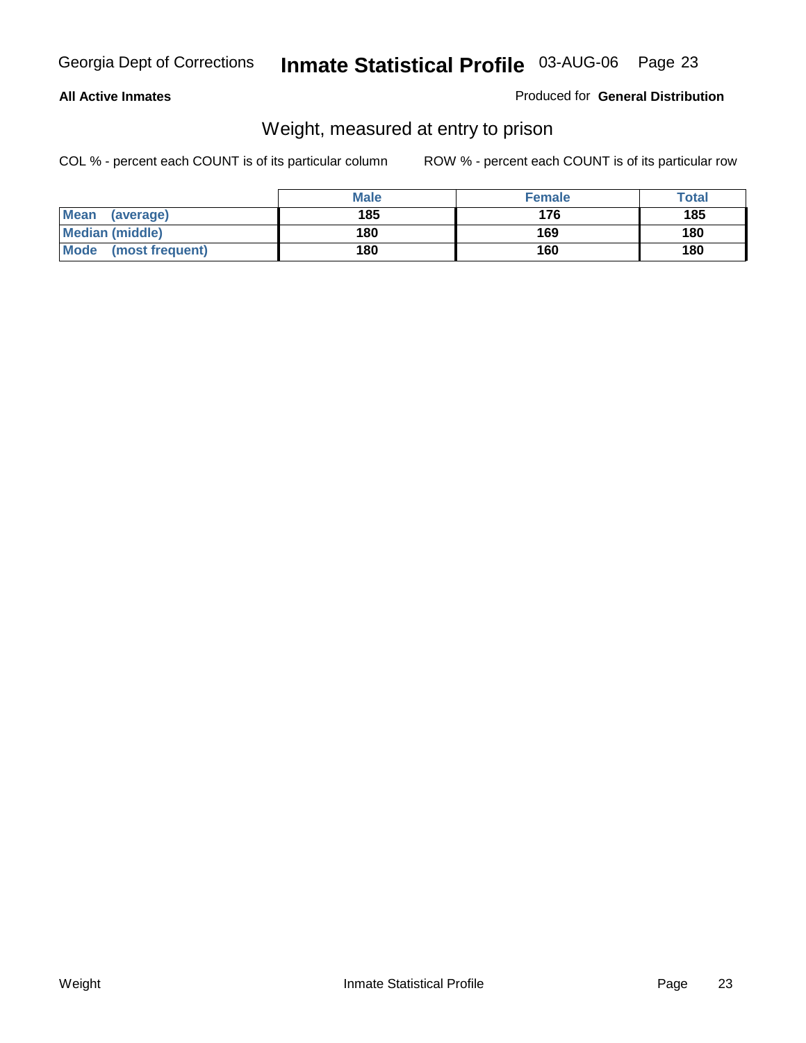**All Active Inmates**

Produced for **General Distribution**

## Weight, measured at entry to prison

COL % - percent each COUNT is of its particular column

ROW % - percent each COUNT is of its particular row

| | Male | Female | Total |
|---|---|---|---|
| **Mean (average)** | 185 | 176 | 185 |
| **Median (middle)** | 180 | 169 | 180 |
| **Mode (most frequent)** | 180 | 160 | 180 |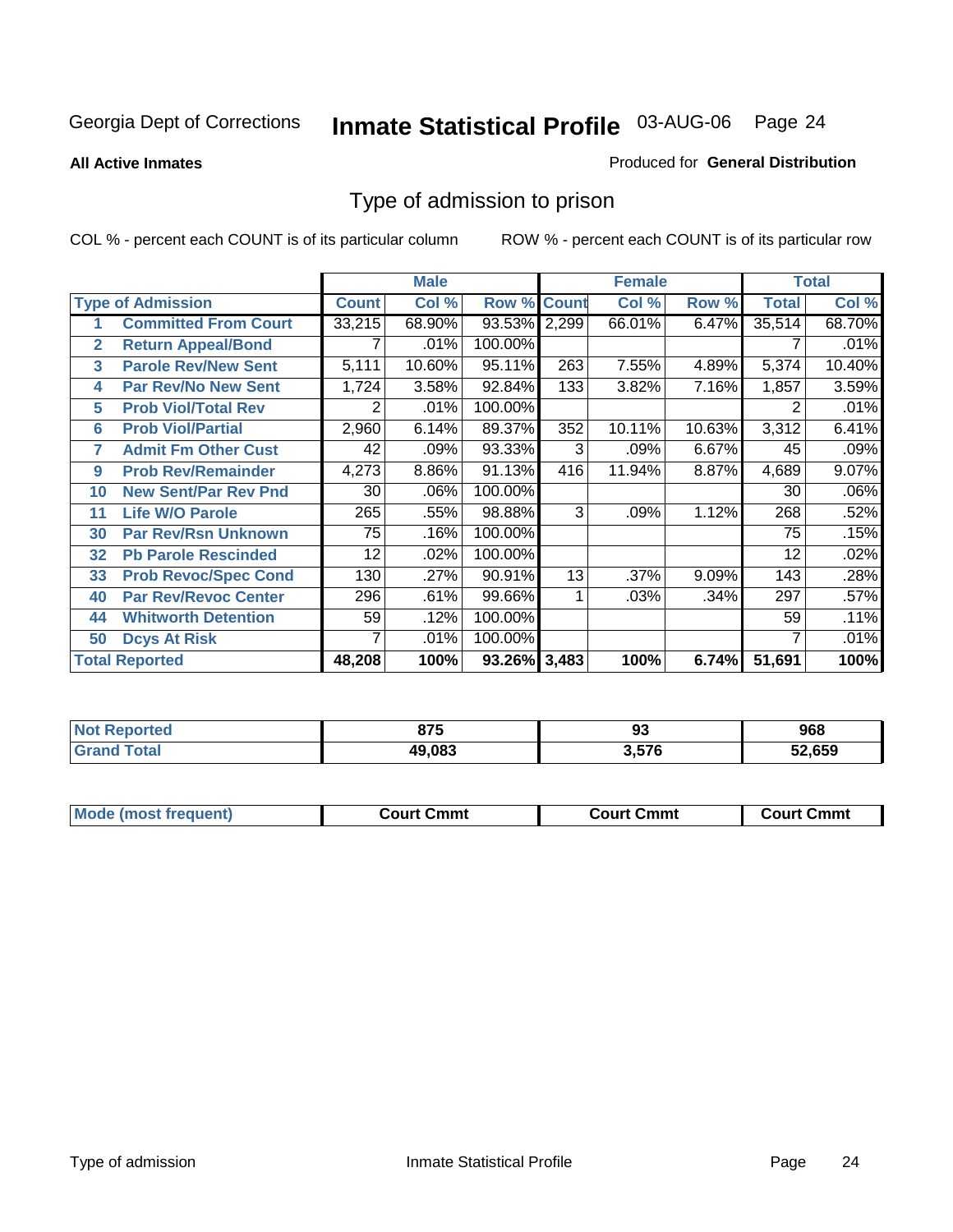Georgia Dept of Corrections **Inmate Statistical Profile** 03-AUG-06

**All Active Inmates**

Produced for **General Distribution**

## Type of admission to prison

COL % - percent each COUNT is of its particular column

ROW % - percent each COUNT is of its particular row

| | | Male | | | Female | | | Total | |
|---|---|---|---|---|---|---|---|---|---|
| Type of Admission | | Count | Col % | Row % | Count | Col % | Row % | Total | Col % |
| 1 | Committed From Court | 33,215 | 68.90% | 93.53% | 2,299 | 66.01% | 6.47% | 35,514 | 68.70% |
| 2 | Return Appeal/Bond | 7 | .01% | 100.00% | | | | 7 | .01% |
| 3 | Parole Rev/New Sent | 5,111 | 10.60% | 95.11% | 263 | 7.55% | 4.89% | 5,374 | 10.40% |
| 4 | Par Rev/No New Sent | 1,724 | 3.58% | 92.84% | 133 | 3.82% | 7.16% | 1,857 | 3.59% |
| 5 | Prob Viol/Total Rev | 2 | .01% | 100.00% | | | | 2 | .01% |
| 6 | Prob Viol/Partial | 2,960 | 6.14% | 89.37% | 352 | 10.11% | 10.63% | 3,312 | 6.41% |
| 7 | Admit Fm Other Cust | 42 | .09% | 93.33% | 3 | .09% | 6.67% | 45 | .09% |
| 9 | Prob Rev/Remainder | 4,273 | 8.86% | 91.13% | 416 | 11.94% | 8.87% | 4,689 | 9.07% |
| 10 | New Sent/Par Rev Pnd | 30 | .06% | 100.00% | | | | 30 | .06% |
| 11 | Life W/O Parole | 265 | .55% | 98.88% | 3 | .09% | 1.12% | 268 | .52% |
| 30 | Par Rev/Rsn Unknown | 75 | .16% | 100.00% | | | | 75 | .15% |
| 32 | Pb Parole Rescinded | 12 | .02% | 100.00% | | | | 12 | .02% |
| 33 | Prob Revoc/Spec Cond | 130 | .27% | 90.91% | 13 | .37% | 9.09% | 143 | .28% |
| 40 | Par Rev/Revoc Center | 296 | .61% | 99.66% | 1 | .03% | .34% | 297 | .57% |
| 44 | Whitworth Detention | 59 | .12% | 100.00% | | | | 59 | .11% |
| 50 | Dcys At Risk | 7 | .01% | 100.00% | | | | 7 | .01% |
| **Total Reported** | | **48,208** | **100%** | **93.26%** | **3,483** | **100%** | **6.74%** | **51,691** | **100%** |

| | Male | Female | Total |
|---|---|---|---|
| Not Reported | 875 | 93 | 968 |
| Grand Total | 49,083 | 3,576 | 52,659 |

| | Male | Female | Total |
|---|---|---|---|
| Mode (most frequent) | Court Cmmt | Court Cmmt | Court Cmmt |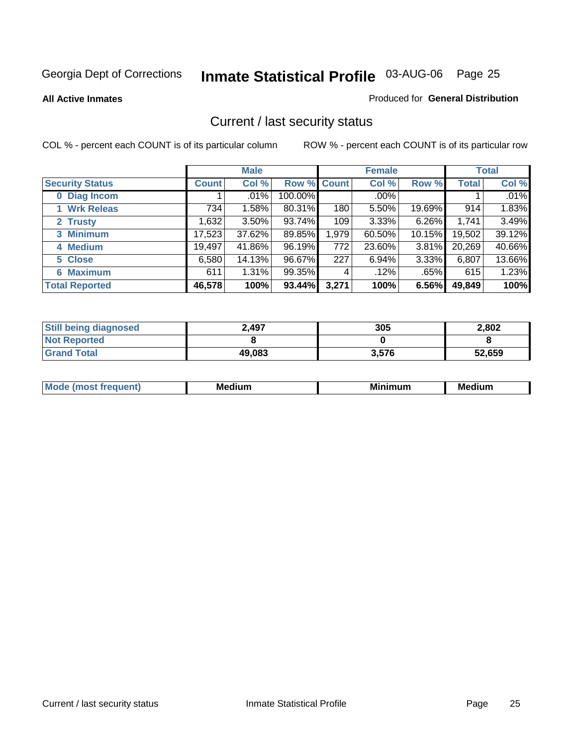Georgia Dept of Corrections **Inmate Statistical Profile** 03-AUG-06

**All Active Inmates**

Produced for **General Distribution**

## Current / last security status

COL % - percent each COUNT is of its particular column

ROW % - percent each COUNT is of its particular row

| | Male | | | Female | | | Total | |
|---|---|---|---|---|---|---|---|---|
| **Security Status** | **Count** | **Col %** | **Row %** | **Count** | **Col %** | **Row %** | **Total** | **Col %** |
| 0 Diag Incom | 1 | .01% | 100.00% | | .00% | | 1 | .01% |
| 1 Wrk Releas | 734 | 1.58% | 80.31% | 180 | 5.50% | 19.69% | 914 | 1.83% |
| 2 Trusty | 1,632 | 3.50% | 93.74% | 109 | 3.33% | 6.26% | 1,741 | 3.49% |
| 3 Minimum | 17,523 | 37.62% | 89.85% | 1,979 | 60.50% | 10.15% | 19,502 | 39.12% |
| 4 Medium | 19,497 | 41.86% | 96.19% | 772 | 23.60% | 3.81% | 20,269 | 40.66% |
| 5 Close | 6,580 | 14.13% | 96.67% | 227 | 6.94% | 3.33% | 6,807 | 13.66% |
| 6 Maximum | 611 | 1.31% | 99.35% | 4 | .12% | .65% | 615 | 1.23% |
| **Total Reported** | **46,578** | **100%** | **93.44%** | **3,271** | **100%** | **6.56%** | **49,849** | **100%** |

| | Male | Female | Total |
|---|---|---|---|
| Still being diagnosed | **2,497** | **305** | **2,802** |
| Not Reported | **8** | **0** | **8** |
| Grand Total | **49,083** | **3,576** | **52,659** |

| | Male | Female | Total |
|---|---|---|---|
| Mode (most frequent) | **Medium** | **Minimum** | **Medium** |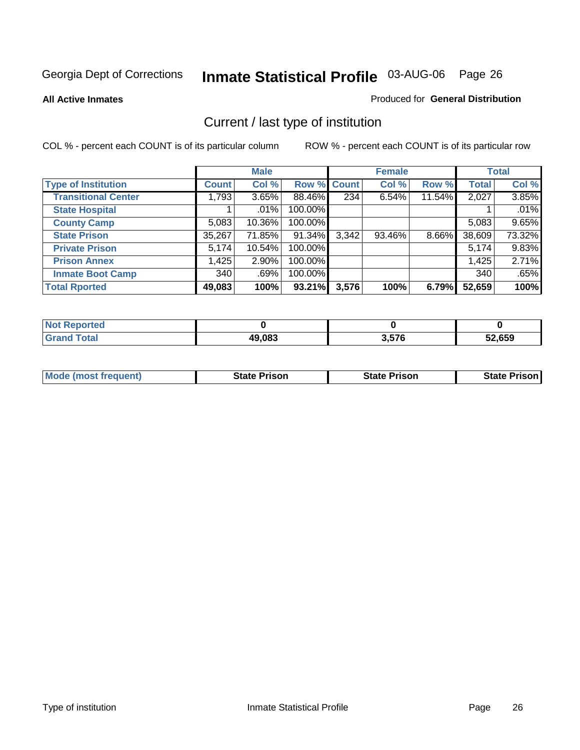Georgia Dept of Corrections **Inmate Statistical Profile** 03-AUG-06

**All Active Inmates**

Produced for **General Distribution**

## Current / last type of institution

COL % - percent each COUNT is of its particular column

ROW % - percent each COUNT is of its particular row

| | Male | | | Female | | | Total | |
|---|---|---|---|---|---|---|---|---|
| Type of Institution | Count | Col % | Row % | Count | Col % | Row % | Total | Col % |
| Transitional Center | 1,793 | 3.65% | 88.46% | 234 | 6.54% | 11.54% | 2,027 | 3.85% |
| State Hospital | 1 | .01% | 100.00% | | | | 1 | .01% |
| County Camp | 5,083 | 10.36% | 100.00% | | | | 5,083 | 9.65% |
| State Prison | 35,267 | 71.85% | 91.34% | 3,342 | 93.46% | 8.66% | 38,609 | 73.32% |
| Private Prison | 5,174 | 10.54% | 100.00% | | | | 5,174 | 9.83% |
| Prison Annex | 1,425 | 2.90% | 100.00% | | | | 1,425 | 2.71% |
| Inmate Boot Camp | 340 | .69% | 100.00% | | | | 340 | .65% |
| **Total Rported** | **49,083** | **100%** | **93.21%** | **3,576** | **100%** | **6.79%** | **52,659** | **100%** |

| | Male | Female | Total |
|---|---|---|---|
| Not Reported | **0** | **0** | **0** |
| Grand Total | **49,083** | **3,576** | **52,659** |

| | Male | Female | Total |
|---|---|---|---|
| Mode (most frequent) | **State Prison** | **State Prison** | **State Prison** |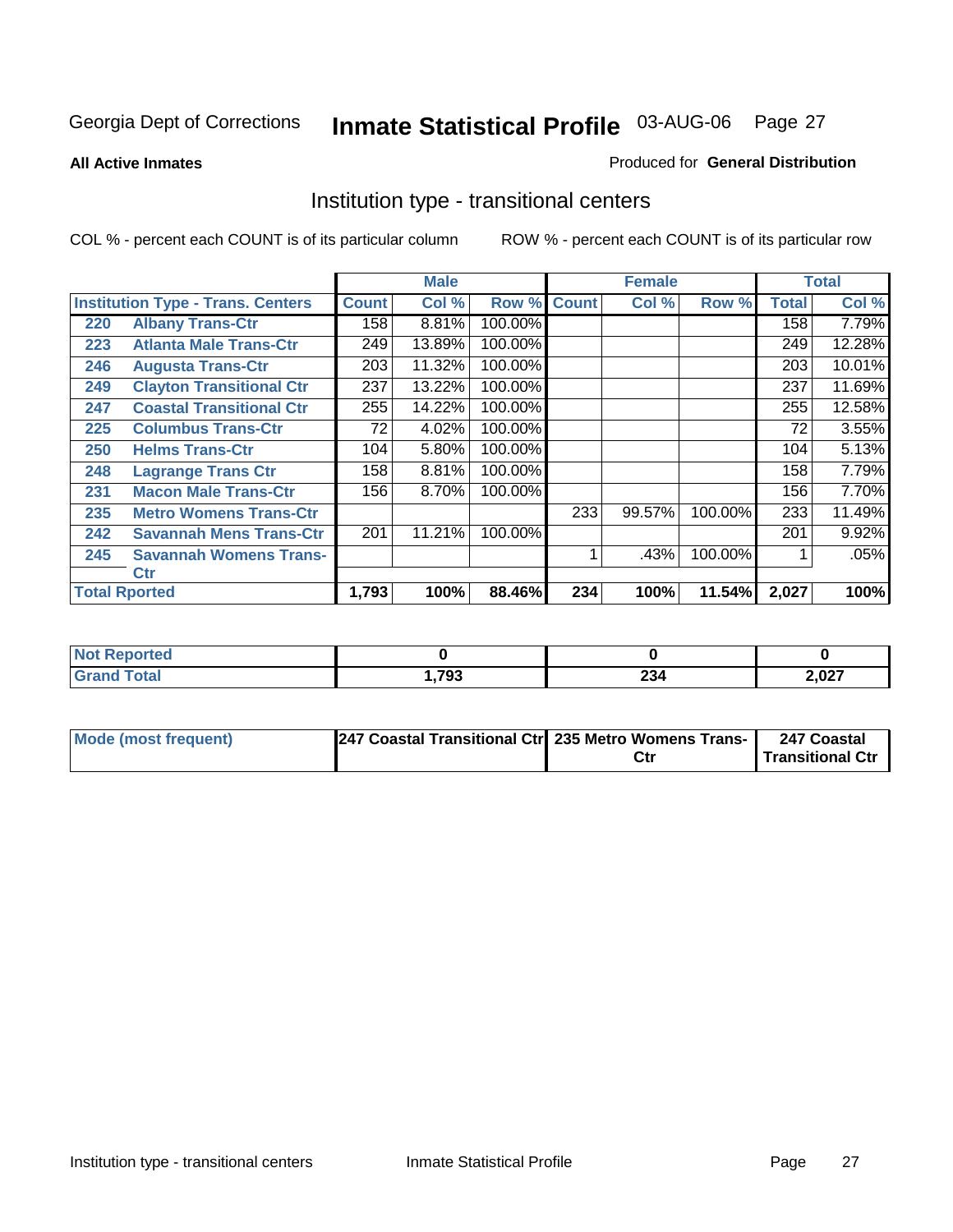Georgia Dept of Corrections **Inmate Statistical Profile** 03-AUG-06

**All Active Inmates**

Produced for **General Distribution**

## Institution type - transitional centers

COL % - percent each COUNT is of its particular column

ROW % - percent each COUNT is of its particular row

| Institution Type - Trans. Centers | | Male | | | Female | | | Total | |
|---|---|---|---|---|---|---|---|---|---|
| | | Count | Col % | Row % | Count | Col % | Row % | Total | Col % |
| 220 | Albany Trans-Ctr | 158 | 8.81% | 100.00% | | | | 158 | 7.79% |
| 223 | Atlanta Male Trans-Ctr | 249 | 13.89% | 100.00% | | | | 249 | 12.28% |
| 246 | Augusta Trans-Ctr | 203 | 11.32% | 100.00% | | | | 203 | 10.01% |
| 249 | Clayton Transitional Ctr | 237 | 13.22% | 100.00% | | | | 237 | 11.69% |
| 247 | Coastal Transitional Ctr | 255 | 14.22% | 100.00% | | | | 255 | 12.58% |
| 225 | Columbus Trans-Ctr | 72 | 4.02% | 100.00% | | | | 72 | 3.55% |
| 250 | Helms Trans-Ctr | 104 | 5.80% | 100.00% | | | | 104 | 5.13% |
| 248 | Lagrange Trans Ctr | 158 | 8.81% | 100.00% | | | | 158 | 7.79% |
| 231 | Macon Male Trans-Ctr | 156 | 8.70% | 100.00% | | | | 156 | 7.70% |
| 235 | Metro Womens Trans-Ctr | | | | 233 | 99.57% | 100.00% | 233 | 11.49% |
| 242 | Savannah Mens Trans-Ctr | 201 | 11.21% | 100.00% | | | | 201 | 9.92% |
| 245 | Savannah Womens Trans-Ctr | | | | 1 | .43% | 100.00% | 1 | .05% |
| Total Rported | | 1,793 | 100% | 88.46% | 234 | 100% | 11.54% | 2,027 | 100% |

| | Male | Female | Total |
|---|---|---|---|
| Not Reported | 0 | 0 | 0 |
| Grand Total | 1,793 | 234 | 2,027 |

| | Male | Female | Total |
|---|---|---|---|
| Mode (most frequent) | 247 Coastal Transitional Ctr | 235 Metro Womens Trans-Ctr | 247 Coastal Transitional Ctr |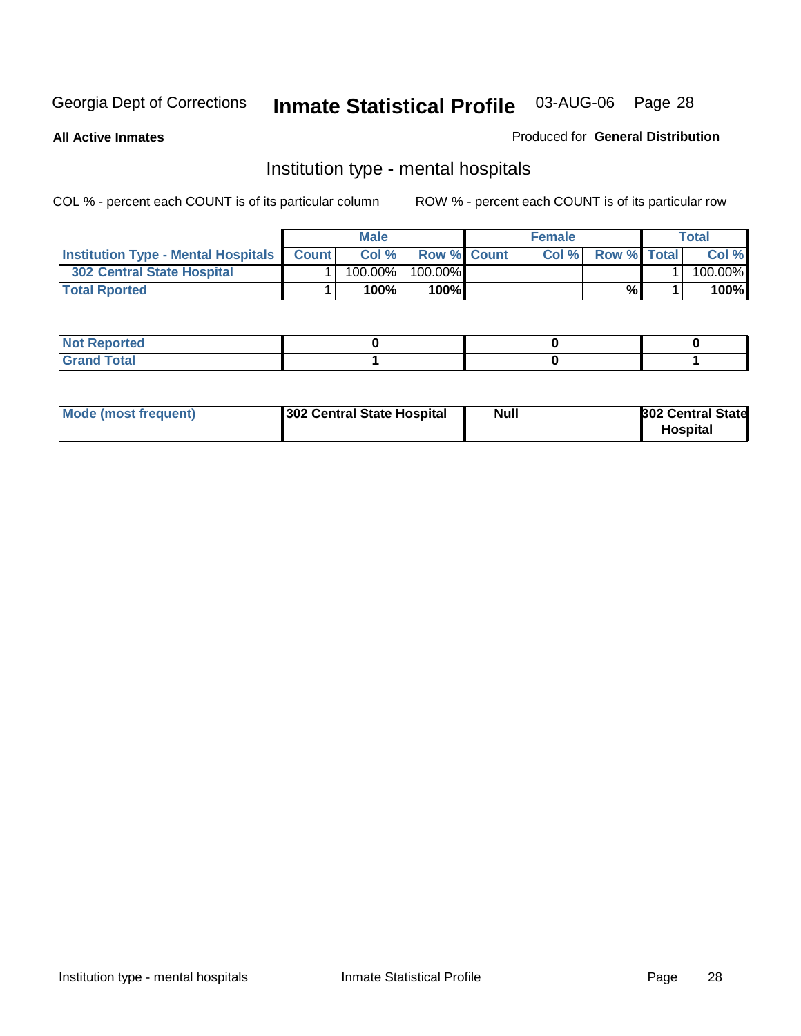Georgia Dept of Corrections **Inmate Statistical Profile** 03-AUG-06

**All Active Inmates**

Produced for **General Distribution**

## Institution type - mental hospitals

COL % - percent each COUNT is of its particular column

ROW % - percent each COUNT is of its particular row

| | Male | | | Female | | | Total | |
|---|---|---|---|---|---|---|---|---|
| **Institution Type - Mental Hospitals** | **Count** | **Col %** | **Row %** | **Count** | **Col %** | **Row %** | **Total** | **Col %** |
| **302 Central State Hospital** | 1 | 100.00% | 100.00% | | | | 1 | 100.00% |
| **Total Rported** | **1** | **100%** | **100%** | | | **%** | **1** | **100%** |

| | Male | Female | Total |
|---|---|---|---|
| **Not Reported** | **0** | **0** | **0** |
| **Grand Total** | **1** | **0** | **1** |

| | Male | Female | Total |
|---|---|---|---|
| **Mode (most frequent)** | **302 Central State Hospital** | **Null** | **302 Central State Hospital** |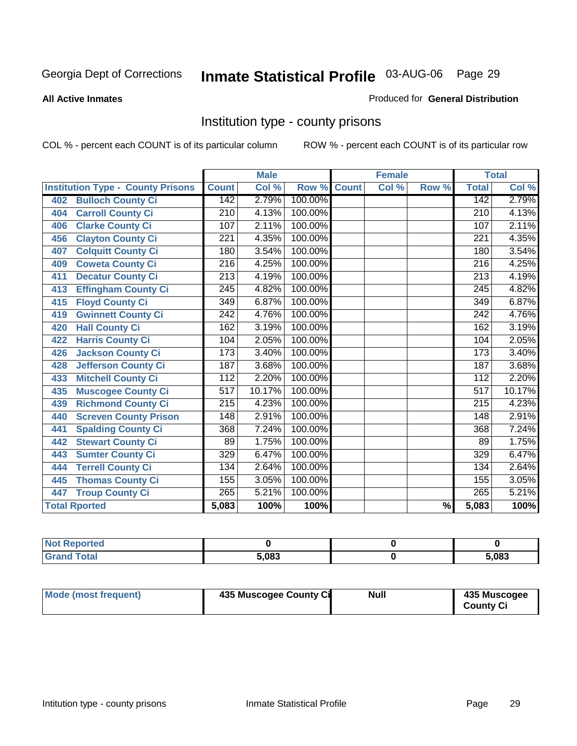Georgia Dept of Corrections **Inmate Statistical Profile** 03-AUG-06

**All Active Inmates**

Produced for **General Distribution**

## Institution type - county prisons

COL % - percent each COUNT is of its particular column        ROW % - percent each COUNT is of its particular row

| | Male | | | Female | | | Total | |
|---|---|---|---|---|---|---|---|---|
| **Institution Type - County Prisons** | **Count** | **Col %** | **Row %** | **Count** | **Col %** | **Row %** | **Total** | **Col %** |
| **402 Bulloch County Ci** | 142 | 2.79% | 100.00% | | | | 142 | 2.79% |
| **404 Carroll County Ci** | 210 | 4.13% | 100.00% | | | | 210 | 4.13% |
| **406 Clarke County Ci** | 107 | 2.11% | 100.00% | | | | 107 | 2.11% |
| **456 Clayton County Ci** | 221 | 4.35% | 100.00% | | | | 221 | 4.35% |
| **407 Colquitt County Ci** | 180 | 3.54% | 100.00% | | | | 180 | 3.54% |
| **409 Coweta County Ci** | 216 | 4.25% | 100.00% | | | | 216 | 4.25% |
| **411 Decatur County Ci** | 213 | 4.19% | 100.00% | | | | 213 | 4.19% |
| **413 Effingham County Ci** | 245 | 4.82% | 100.00% | | | | 245 | 4.82% |
| **415 Floyd County Ci** | 349 | 6.87% | 100.00% | | | | 349 | 6.87% |
| **419 Gwinnett County Ci** | 242 | 4.76% | 100.00% | | | | 242 | 4.76% |
| **420 Hall County Ci** | 162 | 3.19% | 100.00% | | | | 162 | 3.19% |
| **422 Harris County Ci** | 104 | 2.05% | 100.00% | | | | 104 | 2.05% |
| **426 Jackson County Ci** | 173 | 3.40% | 100.00% | | | | 173 | 3.40% |
| **428 Jefferson County Ci** | 187 | 3.68% | 100.00% | | | | 187 | 3.68% |
| **433 Mitchell County Ci** | 112 | 2.20% | 100.00% | | | | 112 | 2.20% |
| **435 Muscogee County Ci** | 517 | 10.17% | 100.00% | | | | 517 | 10.17% |
| **439 Richmond County Ci** | 215 | 4.23% | 100.00% | | | | 215 | 4.23% |
| **440 Screven County Prison** | 148 | 2.91% | 100.00% | | | | 148 | 2.91% |
| **441 Spalding County Ci** | 368 | 7.24% | 100.00% | | | | 368 | 7.24% |
| **442 Stewart County Ci** | 89 | 1.75% | 100.00% | | | | 89 | 1.75% |
| **443 Sumter County Ci** | 329 | 6.47% | 100.00% | | | | 329 | 6.47% |
| **444 Terrell County Ci** | 134 | 2.64% | 100.00% | | | | 134 | 2.64% |
| **445 Thomas County Ci** | 155 | 3.05% | 100.00% | | | | 155 | 3.05% |
| **447 Troup County Ci** | 265 | 5.21% | 100.00% | | | | 265 | 5.21% |
| **Total Rported** | **5,083** | **100%** | **100%** | | | **%** | **5,083** | **100%** |

| | Male | Female | Total |
|---|---|---|---|
| **Not Reported** | **0** | **0** | **0** |
| **Grand Total** | **5,083** | **0** | **5,083** |

| | Male | Female | Total |
|---|---|---|---|
| **Mode (most frequent)** | **435 Muscogee County Ci** | **Null** | **435 Muscogee County Ci** |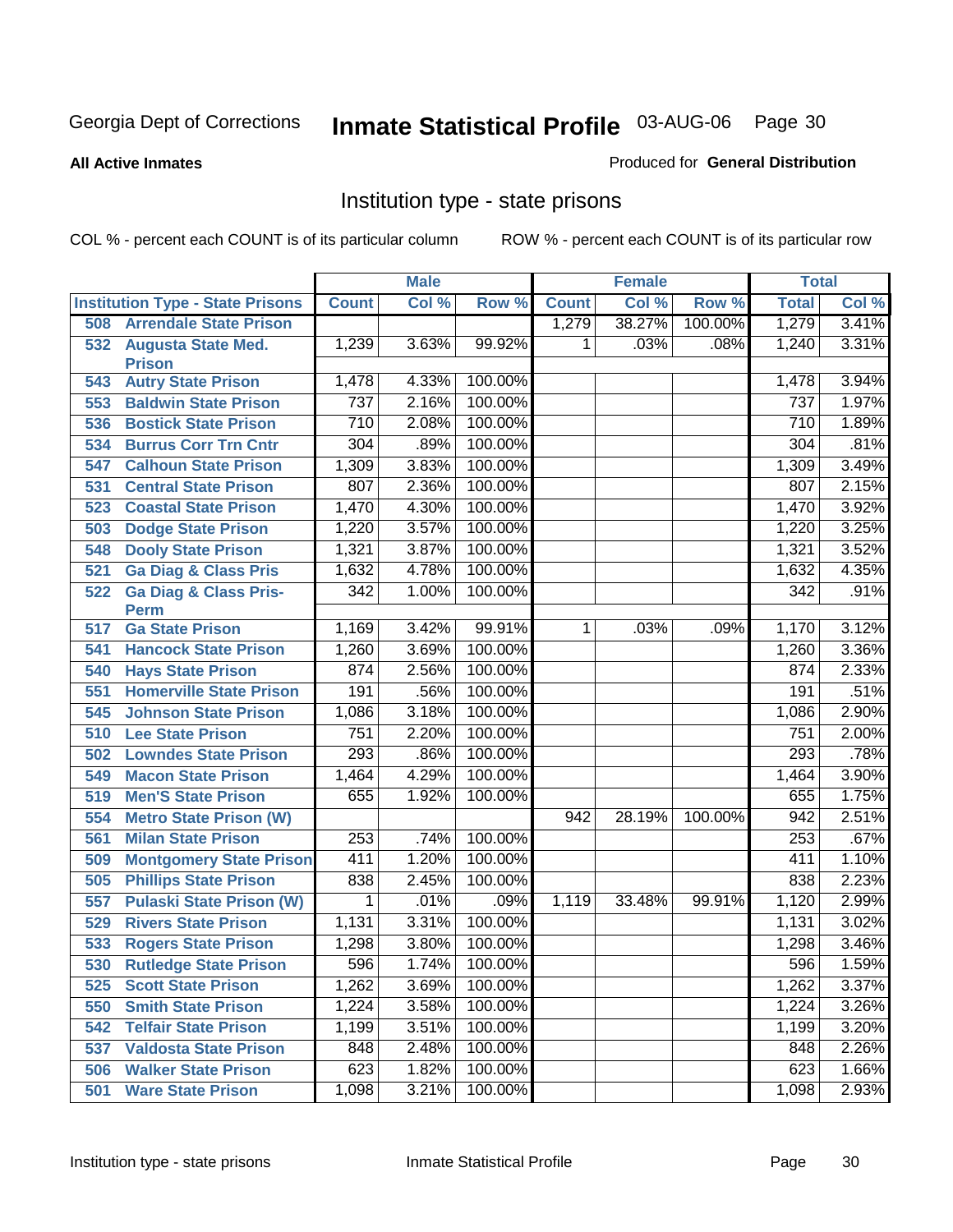Georgia Dept of Corrections **Inmate Statistical Profile** 03-AUG-06

**All Active Inmates**

Produced for **General Distribution**

## Institution type - state prisons

COL % - percent each COUNT is of its particular column

ROW % - percent each COUNT is of its particular row

| Institution Type - State Prisons | Male | | | Female | | | Total | |
|---|---|---|---|---|---|---|---|---|
| | Count | Col % | Row % | Count | Col % | Row % | Total | Col % |
| 508 Arrendale State Prison | | | | 1,279 | 38.27% | 100.00% | 1,279 | 3.41% |
| 532 Augusta State Med. Prison | 1,239 | 3.63% | 99.92% | 1 | .03% | .08% | 1,240 | 3.31% |
| 543 Autry State Prison | 1,478 | 4.33% | 100.00% | | | | 1,478 | 3.94% |
| 553 Baldwin State Prison | 737 | 2.16% | 100.00% | | | | 737 | 1.97% |
| 536 Bostick State Prison | 710 | 2.08% | 100.00% | | | | 710 | 1.89% |
| 534 Burrus Corr Trn Cntr | 304 | .89% | 100.00% | | | | 304 | .81% |
| 547 Calhoun State Prison | 1,309 | 3.83% | 100.00% | | | | 1,309 | 3.49% |
| 531 Central State Prison | 807 | 2.36% | 100.00% | | | | 807 | 2.15% |
| 523 Coastal State Prison | 1,470 | 4.30% | 100.00% | | | | 1,470 | 3.92% |
| 503 Dodge State Prison | 1,220 | 3.57% | 100.00% | | | | 1,220 | 3.25% |
| 548 Dooly State Prison | 1,321 | 3.87% | 100.00% | | | | 1,321 | 3.52% |
| 521 Ga Diag & Class Pris | 1,632 | 4.78% | 100.00% | | | | 1,632 | 4.35% |
| 522 Ga Diag & Class Pris-Perm | 342 | 1.00% | 100.00% | | | | 342 | .91% |
| 517 Ga State Prison | 1,169 | 3.42% | 99.91% | 1 | .03% | .09% | 1,170 | 3.12% |
| 541 Hancock State Prison | 1,260 | 3.69% | 100.00% | | | | 1,260 | 3.36% |
| 540 Hays State Prison | 874 | 2.56% | 100.00% | | | | 874 | 2.33% |
| 551 Homerville State Prison | 191 | .56% | 100.00% | | | | 191 | .51% |
| 545 Johnson State Prison | 1,086 | 3.18% | 100.00% | | | | 1,086 | 2.90% |
| 510 Lee State Prison | 751 | 2.20% | 100.00% | | | | 751 | 2.00% |
| 502 Lowndes State Prison | 293 | .86% | 100.00% | | | | 293 | .78% |
| 549 Macon State Prison | 1,464 | 4.29% | 100.00% | | | | 1,464 | 3.90% |
| 519 Men'S State Prison | 655 | 1.92% | 100.00% | | | | 655 | 1.75% |
| 554 Metro State Prison (W) | | | | 942 | 28.19% | 100.00% | 942 | 2.51% |
| 561 Milan State Prison | 253 | .74% | 100.00% | | | | 253 | .67% |
| 509 Montgomery State Prison | 411 | 1.20% | 100.00% | | | | 411 | 1.10% |
| 505 Phillips State Prison | 838 | 2.45% | 100.00% | | | | 838 | 2.23% |
| 557 Pulaski State Prison (W) | 1 | .01% | .09% | 1,119 | 33.48% | 99.91% | 1,120 | 2.99% |
| 529 Rivers State Prison | 1,131 | 3.31% | 100.00% | | | | 1,131 | 3.02% |
| 533 Rogers State Prison | 1,298 | 3.80% | 100.00% | | | | 1,298 | 3.46% |
| 530 Rutledge State Prison | 596 | 1.74% | 100.00% | | | | 596 | 1.59% |
| 525 Scott State Prison | 1,262 | 3.69% | 100.00% | | | | 1,262 | 3.37% |
| 550 Smith State Prison | 1,224 | 3.58% | 100.00% | | | | 1,224 | 3.26% |
| 542 Telfair State Prison | 1,199 | 3.51% | 100.00% | | | | 1,199 | 3.20% |
| 537 Valdosta State Prison | 848 | 2.48% | 100.00% | | | | 848 | 2.26% |
| 506 Walker State Prison | 623 | 1.82% | 100.00% | | | | 623 | 1.66% |
| 501 Ware State Prison | 1,098 | 3.21% | 100.00% | | | | 1,098 | 2.93% |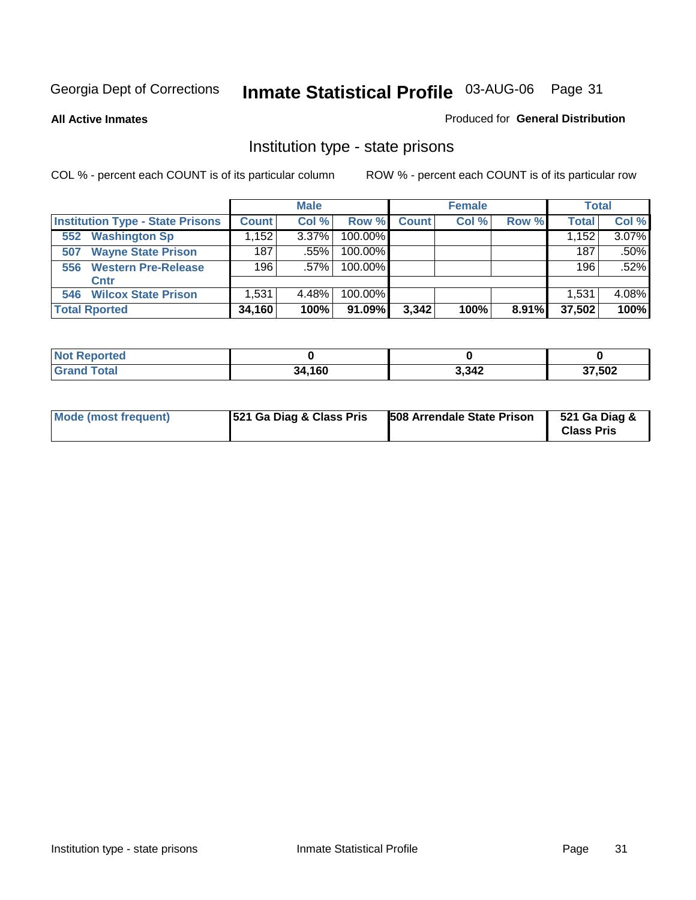Georgia Dept of Corrections **Inmate Statistical Profile** 03-AUG-06

**All Active Inmates**

Produced for **General Distribution**

## Institution type - state prisons

COL % - percent each COUNT is of its particular column

ROW % - percent each COUNT is of its particular row

| | Male | | | Female | | | Total | |
|---|---|---|---|---|---|---|---|---|
| **Institution Type - State Prisons** | **Count** | **Col %** | **Row %** | **Count** | **Col %** | **Row %** | **Total** | **Col %** |
| **552 Washington Sp** | 1,152 | 3.37% | 100.00% | | | | 1,152 | 3.07% |
| **507 Wayne State Prison** | 187 | .55% | 100.00% | | | | 187 | .50% |
| **556 Western Pre-Release Cntr** | 196 | .57% | 100.00% | | | | 196 | .52% |
| **546 Wilcox State Prison** | 1,531 | 4.48% | 100.00% | | | | 1,531 | 4.08% |
| **Total Rported** | **34,160** | **100%** | **91.09%** | **3,342** | **100%** | **8.91%** | **37,502** | **100%** |

| | Male | Female | Total |
|---|---|---|---|
| **Not Reported** | **0** | **0** | **0** |
| **Grand Total** | **34,160** | **3,342** | **37,502** |

| | Male | Female | Total |
|---|---|---|---|
| **Mode (most frequent)** | **521 Ga Diag & Class Pris** | **508 Arrendale State Prison** | **521 Ga Diag & Class Pris** |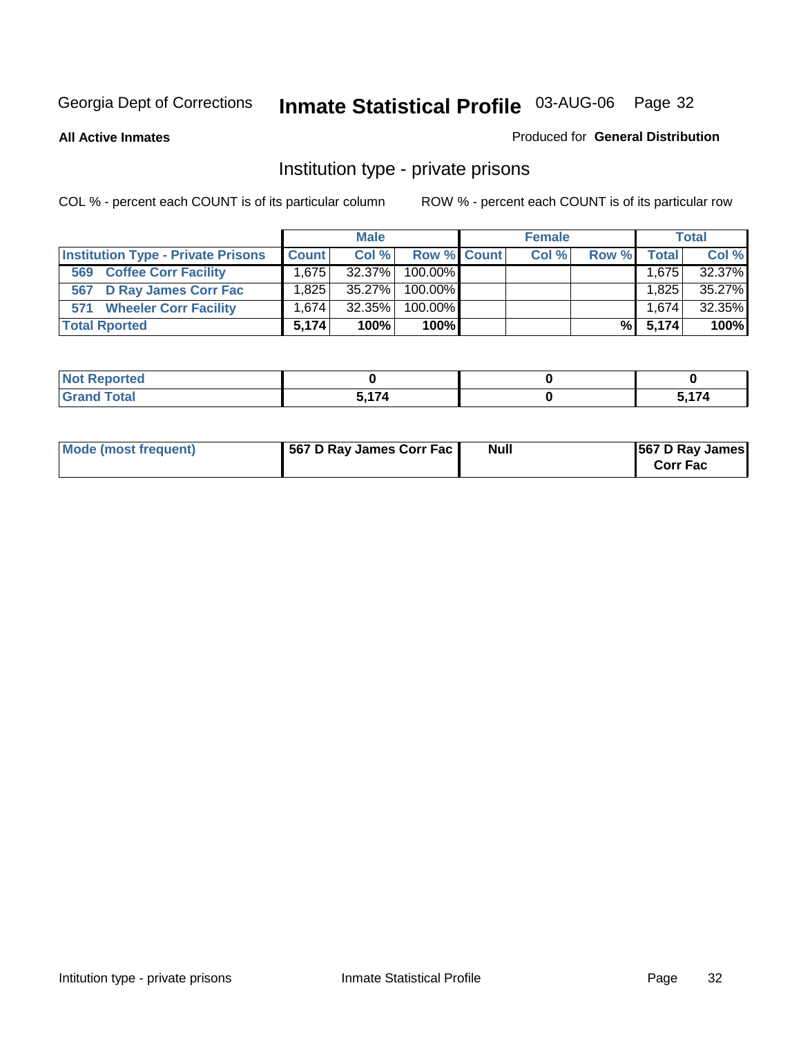Georgia Dept of Corrections **Inmate Statistical Profile** 03-AUG-06

**All Active Inmates**

Produced for **General Distribution**

## Institution type - private prisons

COL % - percent each COUNT is of its particular column

ROW % - percent each COUNT is of its particular row

| | Male | | | Female | | | Total | |
|---|---|---|---|---|---|---|---|---|
| **Institution Type - Private Prisons** | **Count** | **Col %** | **Row %** | **Count** | **Col %** | **Row %** | **Total** | **Col %** |
| **569 Coffee Corr Facility** | 1,675 | 32.37% | 100.00% | | | | 1,675 | 32.37% |
| **567 D Ray James Corr Fac** | 1,825 | 35.27% | 100.00% | | | | 1,825 | 35.27% |
| **571 Wheeler Corr Facility** | 1,674 | 32.35% | 100.00% | | | | 1,674 | 32.35% |
| **Total Rported** | **5,174** | **100%** | **100%** | | | **%** | **5,174** | **100%** |

| | Male | Female | Total |
|---|---|---|---|
| **Not Reported** | **0** | **0** | **0** |
| **Grand Total** | **5,174** | **0** | **5,174** |

| | Male | Female | Total |
|---|---|---|---|
| **Mode (most frequent)** | **567 D Ray James Corr Fac** | **Null** | **567 D Ray James Corr Fac** |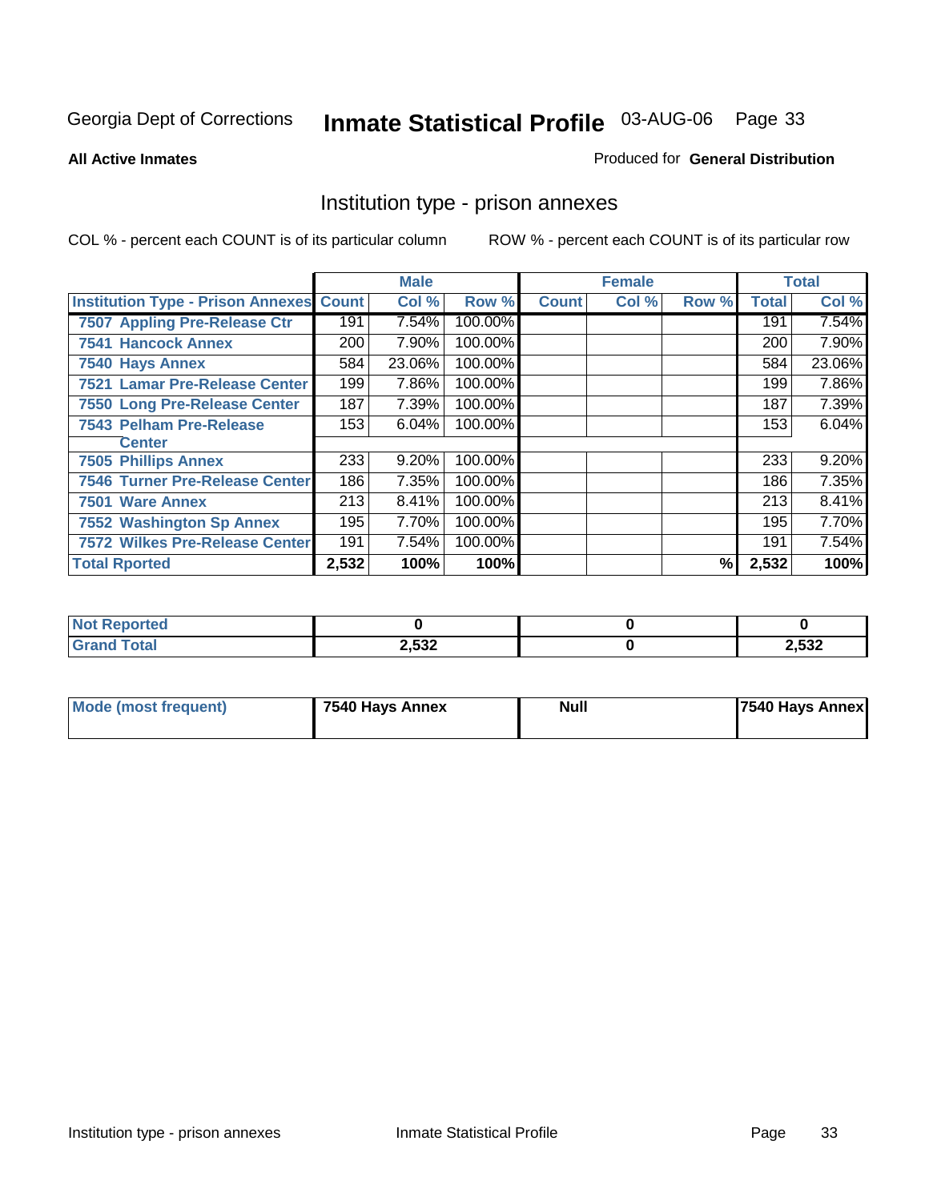Georgia Dept of Corrections **Inmate Statistical Profile** 03-AUG-06

**All Active Inmates**

Produced for **General Distribution**

## Institution type - prison annexes

COL % - percent each COUNT is of its particular column     ROW % - percent each COUNT is of its particular row

| | Male | | | Female | | | Total | |
|---|---|---|---|---|---|---|---|---|
| **Institution Type - Prison Annexes** | **Count** | **Col %** | **Row %** | **Count** | **Col %** | **Row %** | **Total** | **Col %** |
| 7507 Appling Pre-Release Ctr | 191 | 7.54% | 100.00% | | | | 191 | 7.54% |
| 7541 Hancock Annex | 200 | 7.90% | 100.00% | | | | 200 | 7.90% |
| 7540 Hays Annex | 584 | 23.06% | 100.00% | | | | 584 | 23.06% |
| 7521 Lamar Pre-Release Center | 199 | 7.86% | 100.00% | | | | 199 | 7.86% |
| 7550 Long Pre-Release Center | 187 | 7.39% | 100.00% | | | | 187 | 7.39% |
| 7543 Pelham Pre-Release Center | 153 | 6.04% | 100.00% | | | | 153 | 6.04% |
| 7505 Phillips Annex | 233 | 9.20% | 100.00% | | | | 233 | 9.20% |
| 7546 Turner Pre-Release Center | 186 | 7.35% | 100.00% | | | | 186 | 7.35% |
| 7501 Ware Annex | 213 | 8.41% | 100.00% | | | | 213 | 8.41% |
| 7552 Washington Sp Annex | 195 | 7.70% | 100.00% | | | | 195 | 7.70% |
| 7572 Wilkes Pre-Release Center | 191 | 7.54% | 100.00% | | | | 191 | 7.54% |
| **Total Rported** | **2,532** | **100%** | **100%** | | | **%** | **2,532** | **100%** |

| | Male | Female | Total |
|---|---|---|---|
| **Not Reported** | **0** | **0** | **0** |
| **Grand Total** | **2,532** | **0** | **2,532** |

| | Male | Female | Total |
|---|---|---|---|
| **Mode (most frequent)** | **7540 Hays Annex** | **Null** | **7540 Hays Annex** |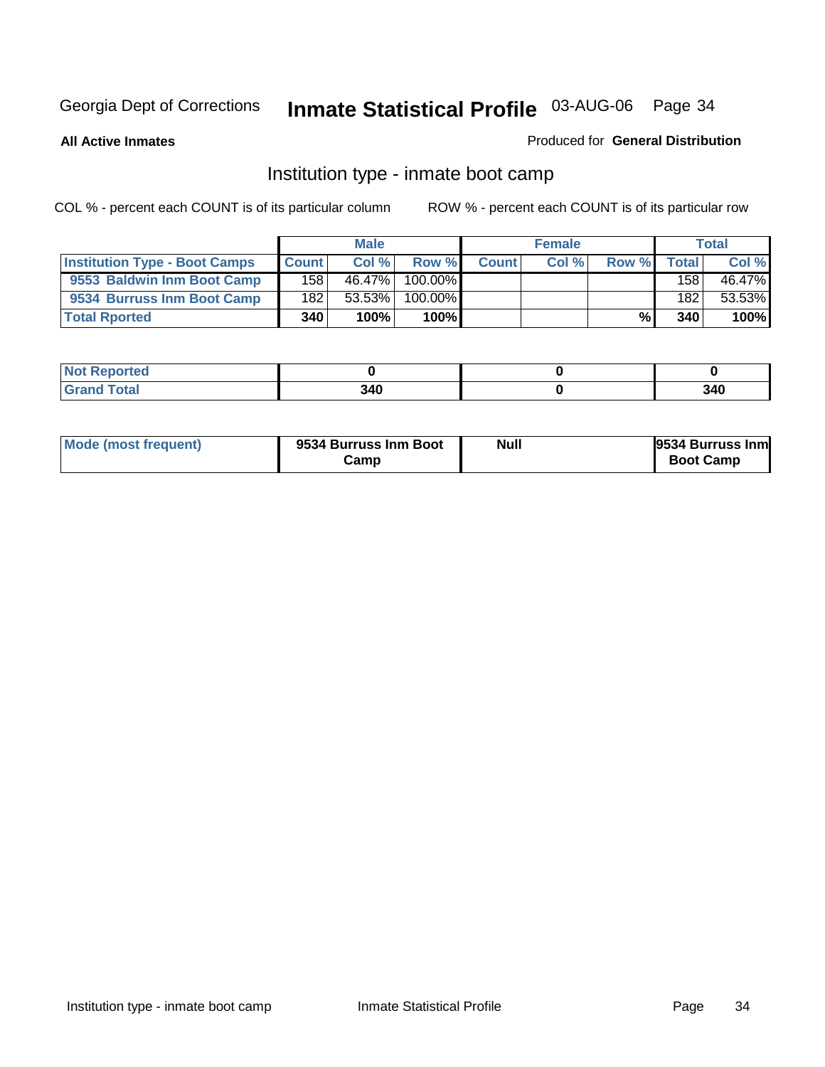Georgia Dept of Corrections **Inmate Statistical Profile** 03-AUG-06

**All Active Inmates** Produced for **General Distribution**

## Institution type - inmate boot camp

COL % - percent each COUNT is of its particular column ROW % - percent each COUNT is of its particular row

| | Male | | | Female | | | Total | |
|---|---|---|---|---|---|---|---|---|
| **Institution Type - Boot Camps** | **Count** | **Col %** | **Row %** | **Count** | **Col %** | **Row %** | **Total** | **Col %** |
| **9553 Baldwin Inm Boot Camp** | 158 | 46.47% | 100.00% | | | | 158 | 46.47% |
| **9534 Burruss Inm Boot Camp** | 182 | 53.53% | 100.00% | | | | 182 | 53.53% |
| **Total Rported** | **340** | **100%** | **100%** | | | **%** | **340** | **100%** |

| | Male | Female | Total |
|---|---|---|---|
| **Not Reported** | **0** | **0** | **0** |
| **Grand Total** | **340** | **0** | **340** |

| | Male | Female | Total |
|---|---|---|---|
| **Mode (most frequent)** | **9534 Burruss Inm Boot Camp** | **Null** | **9534 Burruss Inm Boot Camp** |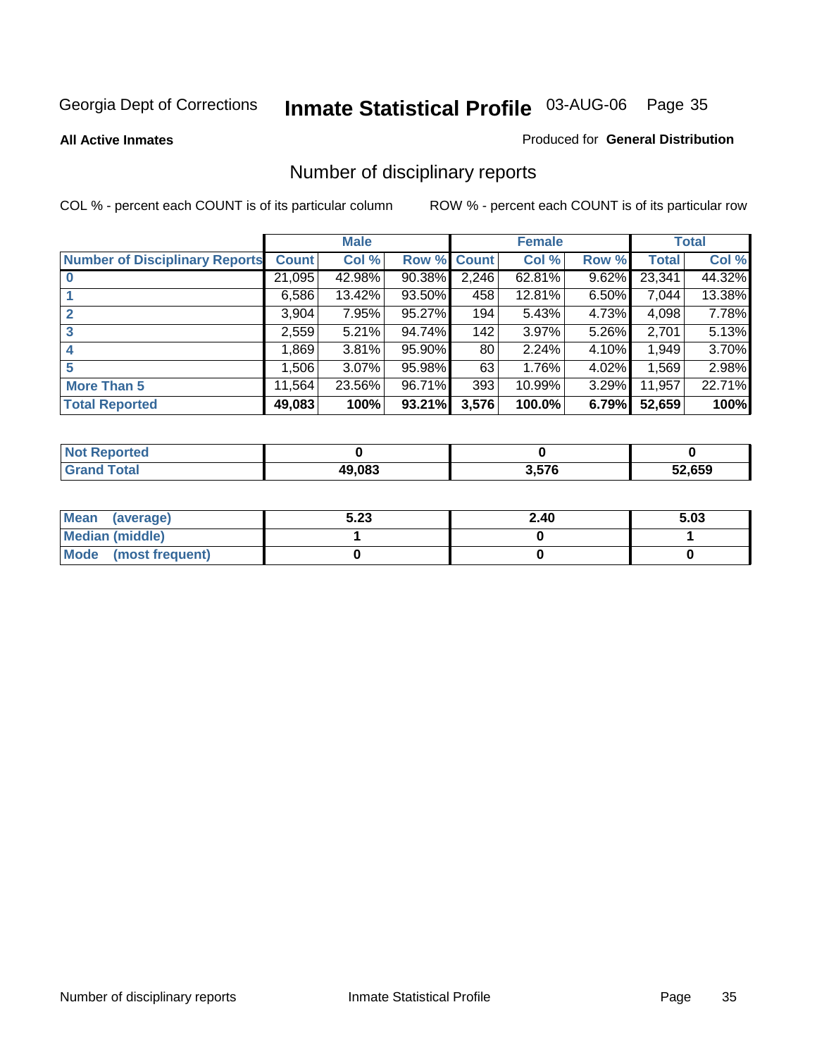Georgia Dept of Corrections **Inmate Statistical Profile** 03-AUG-06

**All Active Inmates**

Produced for **General Distribution**

## Number of disciplinary reports

COL % - percent each COUNT is of its particular column

ROW % - percent each COUNT is of its particular row

| | Male | | | Female | | | Total | |
|---|---|---|---|---|---|---|---|---|
| **Number of Disciplinary Reports** | **Count** | **Col %** | **Row %** | **Count** | **Col %** | **Row %** | **Total** | **Col %** |
| **0** | 21,095 | 42.98% | 90.38% | 2,246 | 62.81% | 9.62% | 23,341 | 44.32% |
| **1** | 6,586 | 13.42% | 93.50% | 458 | 12.81% | 6.50% | 7,044 | 13.38% |
| **2** | 3,904 | 7.95% | 95.27% | 194 | 5.43% | 4.73% | 4,098 | 7.78% |
| **3** | 2,559 | 5.21% | 94.74% | 142 | 3.97% | 5.26% | 2,701 | 5.13% |
| **4** | 1,869 | 3.81% | 95.90% | 80 | 2.24% | 4.10% | 1,949 | 3.70% |
| **5** | 1,506 | 3.07% | 95.98% | 63 | 1.76% | 4.02% | 1,569 | 2.98% |
| **More Than 5** | 11,564 | 23.56% | 96.71% | 393 | 10.99% | 3.29% | 11,957 | 22.71% |
| **Total Reported** | **49,083** | **100%** | **93.21%** | **3,576** | **100.0%** | **6.79%** | **52,659** | **100%** |

| | Male | Female | Total |
|---|---|---|---|
| **Not Reported** | **0** | **0** | **0** |
| **Grand Total** | **49,083** | **3,576** | **52,659** |

| | Male | Female | Total |
|---|---|---|---|
| **Mean (average)** | **5.23** | **2.40** | **5.03** |
| **Median (middle)** | **1** | **0** | **1** |
| **Mode (most frequent)** | **0** | **0** | **0** |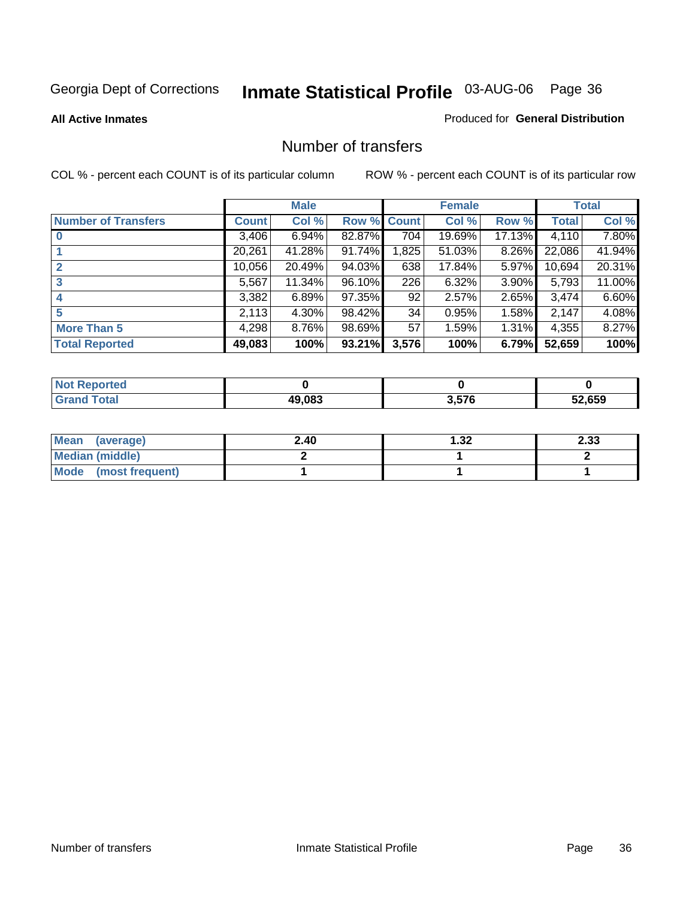Georgia Dept of Corrections **Inmate Statistical Profile** 03-AUG-06

**All Active Inmates**

Produced for **General Distribution**

## Number of transfers

COL % - percent each COUNT is of its particular column

ROW % - percent each COUNT is of its particular row

| | Male | | | Female | | | Total | |
|---|---|---|---|---|---|---|---|---|
| **Number of Transfers** | **Count** | **Col %** | **Row %** | **Count** | **Col %** | **Row %** | **Total** | **Col %** |
| **0** | 3,406 | 6.94% | 82.87% | 704 | 19.69% | 17.13% | 4,110 | 7.80% |
| **1** | 20,261 | 41.28% | 91.74% | 1,825 | 51.03% | 8.26% | 22,086 | 41.94% |
| **2** | 10,056 | 20.49% | 94.03% | 638 | 17.84% | 5.97% | 10,694 | 20.31% |
| **3** | 5,567 | 11.34% | 96.10% | 226 | 6.32% | 3.90% | 5,793 | 11.00% |
| **4** | 3,382 | 6.89% | 97.35% | 92 | 2.57% | 2.65% | 3,474 | 6.60% |
| **5** | 2,113 | 4.30% | 98.42% | 34 | 0.95% | 1.58% | 2,147 | 4.08% |
| **More Than 5** | 4,298 | 8.76% | 98.69% | 57 | 1.59% | 1.31% | 4,355 | 8.27% |
| **Total Reported** | **49,083** | **100%** | **93.21%** | **3,576** | **100%** | **6.79%** | **52,659** | **100%** |

| | Male | Female | Total |
|---|---|---|---|
| **Not Reported** | **0** | **0** | **0** |
| **Grand Total** | **49,083** | **3,576** | **52,659** |

| | Male | Female | Total |
|---|---|---|---|
| **Mean (average)** | **2.40** | **1.32** | **2.33** |
| **Median (middle)** | **2** | **1** | **2** |
| **Mode (most frequent)** | **1** | **1** | **1** |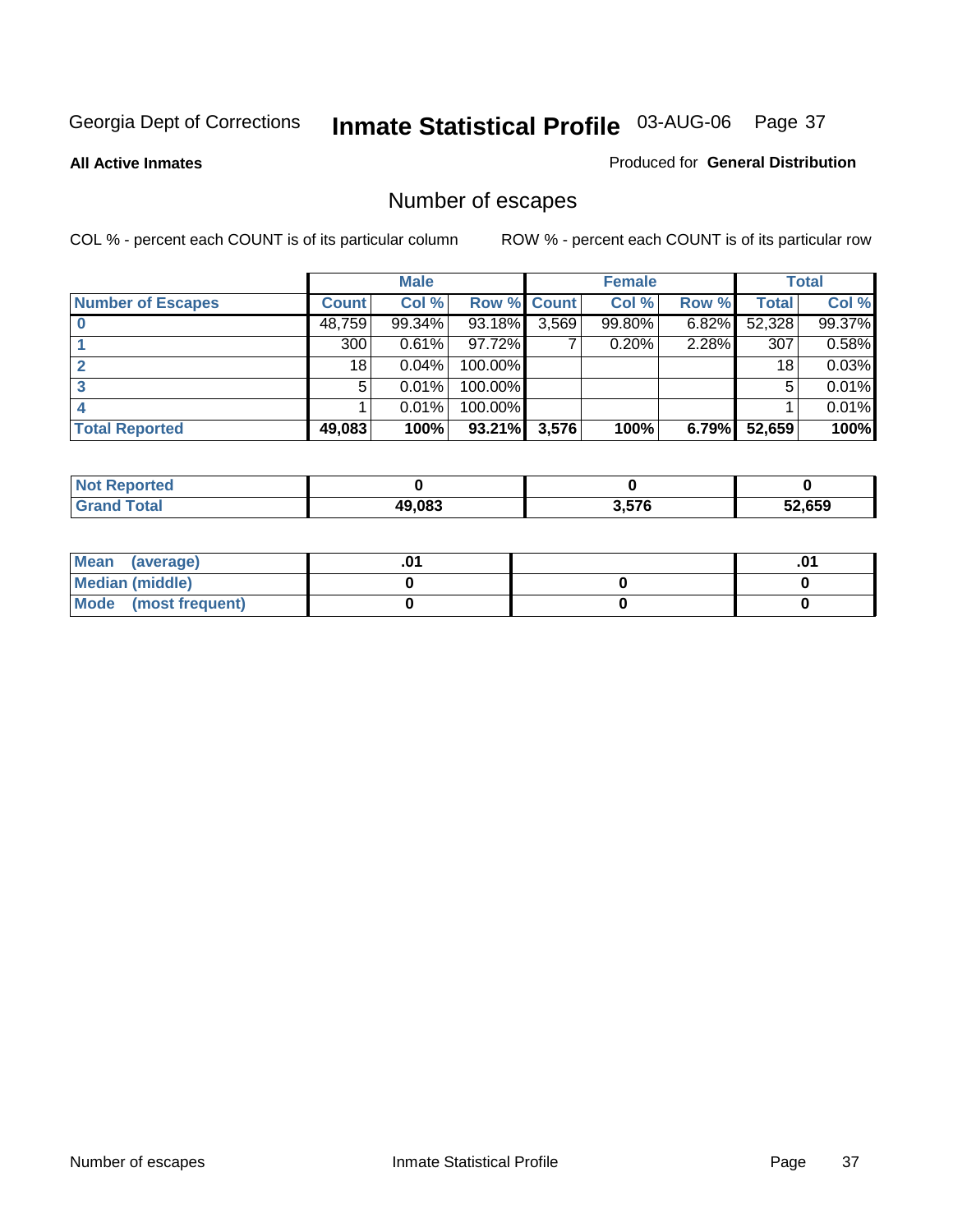Georgia Dept of Corrections **Inmate Statistical Profile** 03-AUG-06

**All Active Inmates**

Produced for **General Distribution**

## Number of escapes

COL % - percent each COUNT is of its particular column

ROW % - percent each COUNT is of its particular row

| | Male | | | Female | | | Total | |
|---|---|---|---|---|---|---|---|---|
| **Number of Escapes** | **Count** | **Col %** | **Row %** | **Count** | **Col %** | **Row %** | **Total** | **Col %** |
| **0** | 48,759 | 99.34% | 93.18% | 3,569 | 99.80% | 6.82% | 52,328 | 99.37% |
| **1** | 300 | 0.61% | 97.72% | 7 | 0.20% | 2.28% | 307 | 0.58% |
| **2** | 18 | 0.04% | 100.00% | | | | 18 | 0.03% |
| **3** | 5 | 0.01% | 100.00% | | | | 5 | 0.01% |
| **4** | 1 | 0.01% | 100.00% | | | | 1 | 0.01% |
| **Total Reported** | **49,083** | **100%** | **93.21%** | **3,576** | **100%** | **6.79%** | **52,659** | **100%** |

| | Male | Female | Total |
|---|---|---|---|
| **Not Reported** | **0** | **0** | **0** |
| **Grand Total** | **49,083** | **3,576** | **52,659** |

| | Male | Female | Total |
|---|---|---|---|
| **Mean (average)** | **.01** | | **.01** |
| **Median (middle)** | **0** | **0** | **0** |
| **Mode (most frequent)** | **0** | **0** | **0** |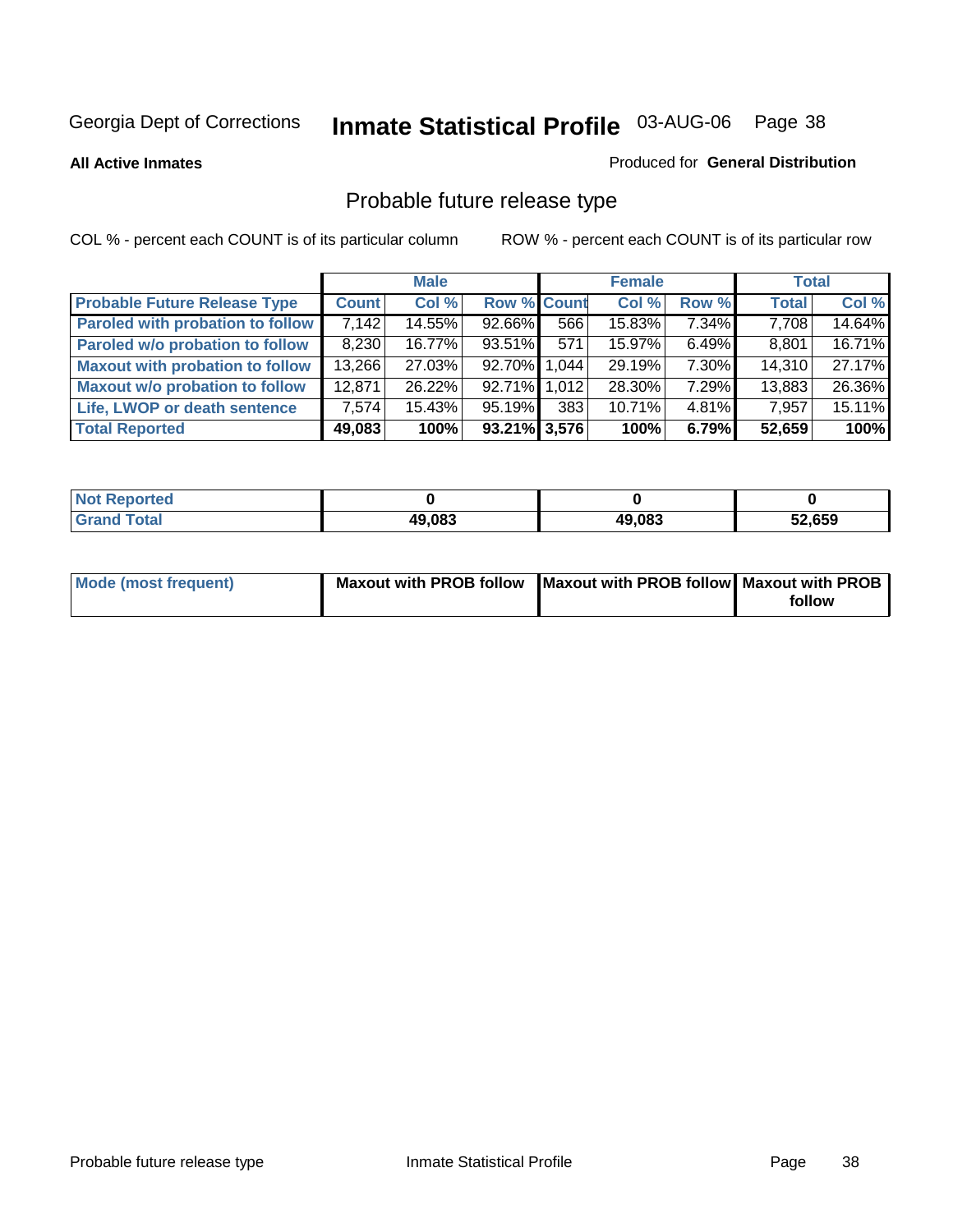Georgia Dept of Corrections **Inmate Statistical Profile** 03-AUG-06

**All Active Inmates**

Produced for **General Distribution**

## Probable future release type

COL % - percent each COUNT is of its particular column

ROW % - percent each COUNT is of its particular row

| | Male | | | Female | | | Total | |
|---|---|---|---|---|---|---|---|---|
| **Probable Future Release Type** | **Count** | **Col %** | **Row %** | **Count** | **Col %** | **Row %** | **Total** | **Col %** |
| **Paroled with probation to follow** | 7,142 | 14.55% | 92.66% | 566 | 15.83% | 7.34% | 7,708 | 14.64% |
| **Paroled w/o probation to follow** | 8,230 | 16.77% | 93.51% | 571 | 15.97% | 6.49% | 8,801 | 16.71% |
| **Maxout with probation to follow** | 13,266 | 27.03% | 92.70% | 1,044 | 29.19% | 7.30% | 14,310 | 27.17% |
| **Maxout w/o probation to follow** | 12,871 | 26.22% | 92.71% | 1,012 | 28.30% | 7.29% | 13,883 | 26.36% |
| **Life, LWOP or death sentence** | 7,574 | 15.43% | 95.19% | 383 | 10.71% | 4.81% | 7,957 | 15.11% |
| **Total Reported** | **49,083** | **100%** | **93.21%** | **3,576** | **100%** | **6.79%** | **52,659** | **100%** |

| | Male | Female | Total |
|---|---|---|---|
| **Not Reported** | **0** | **0** | **0** |
| **Grand Total** | **49,083** | **49,083** | **52,659** |

| | Male | Female | Total |
|---|---|---|---|
| **Mode (most frequent)** | **Maxout with PROB follow** | **Maxout with PROB follow** | **Maxout with PROB follow** |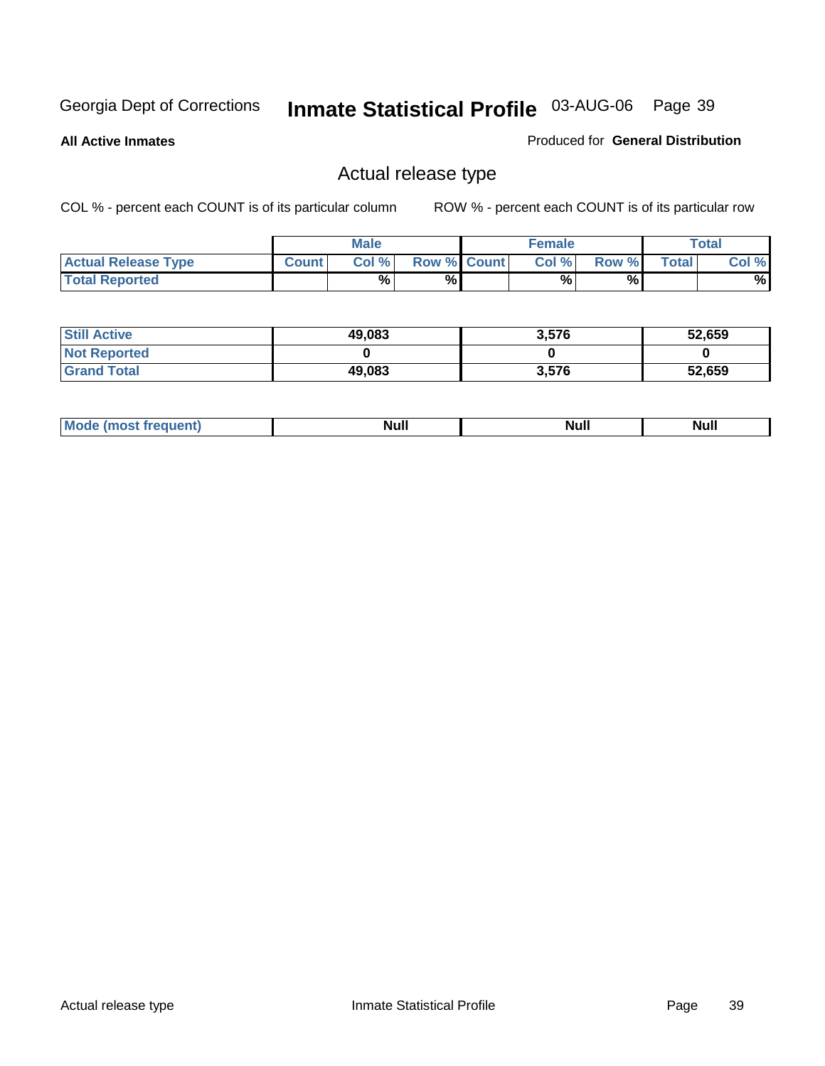Georgia Dept of Corrections **Inmate Statistical Profile** 03-AUG-06

**All Active Inmates**

Produced for **General Distribution**

## Actual release type

COL % - percent each COUNT is of its particular column

ROW % - percent each COUNT is of its particular row

| | Male | | | Female | | | Total | |
|---|---|---|---|---|---|---|---|---|
| **Actual Release Type** | Count | Col % | Row % | Count | Col % | Row % | Total | Col % |
| **Total Reported** | | % | % | | % | % | | % |

| | Male | Female | Total |
|---|---|---|---|
| **Still Active** | 49,083 | 3,576 | 52,659 |
| **Not Reported** | 0 | 0 | 0 |
| **Grand Total** | 49,083 | 3,576 | 52,659 |

| | Male | Female | Total |
|---|---|---|---|
| **Mode (most frequent)** | Null | Null | Null |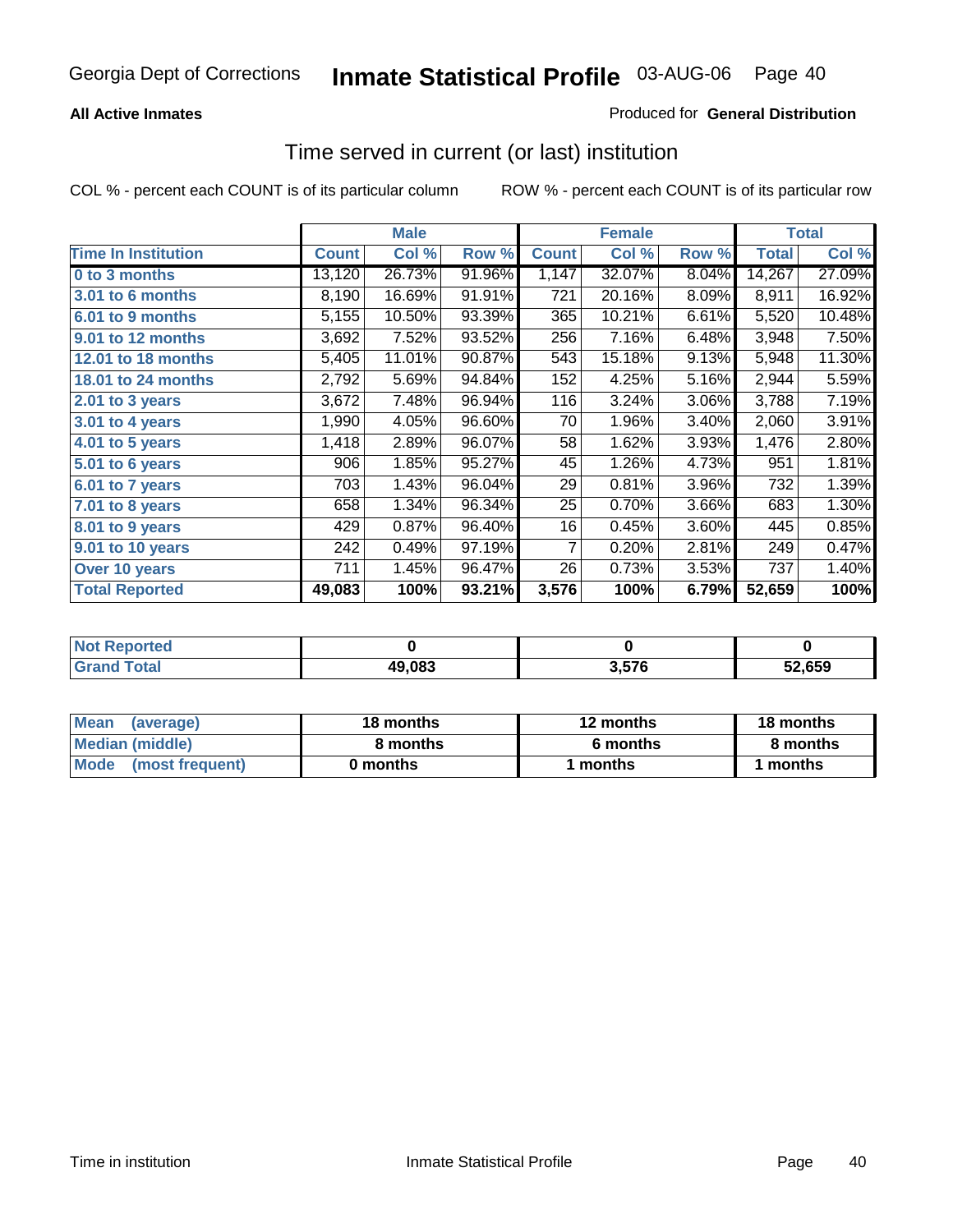**All Active Inmates**

Produced for **General Distribution**

## Time served in current (or last) institution

COL % - percent each COUNT is of its particular column

ROW % - percent each COUNT is of its particular row

| | Male | | | Female | | | Total | |
|---|---|---|---|---|---|---|---|---|
| **Time In Institution** | **Count** | **Col %** | **Row %** | **Count** | **Col %** | **Row %** | **Total** | **Col %** |
| **0 to 3 months** | 13,120 | 26.73% | 91.96% | 1,147 | 32.07% | 8.04% | 14,267 | 27.09% |
| **3.01 to 6 months** | 8,190 | 16.69% | 91.91% | 721 | 20.16% | 8.09% | 8,911 | 16.92% |
| **6.01 to 9 months** | 5,155 | 10.50% | 93.39% | 365 | 10.21% | 6.61% | 5,520 | 10.48% |
| **9.01 to 12 months** | 3,692 | 7.52% | 93.52% | 256 | 7.16% | 6.48% | 3,948 | 7.50% |
| **12.01 to 18 months** | 5,405 | 11.01% | 90.87% | 543 | 15.18% | 9.13% | 5,948 | 11.30% |
| **18.01 to 24 months** | 2,792 | 5.69% | 94.84% | 152 | 4.25% | 5.16% | 2,944 | 5.59% |
| **2.01 to 3 years** | 3,672 | 7.48% | 96.94% | 116 | 3.24% | 3.06% | 3,788 | 7.19% |
| **3.01 to 4 years** | 1,990 | 4.05% | 96.60% | 70 | 1.96% | 3.40% | 2,060 | 3.91% |
| **4.01 to 5 years** | 1,418 | 2.89% | 96.07% | 58 | 1.62% | 3.93% | 1,476 | 2.80% |
| **5.01 to 6 years** | 906 | 1.85% | 95.27% | 45 | 1.26% | 4.73% | 951 | 1.81% |
| **6.01 to 7 years** | 703 | 1.43% | 96.04% | 29 | 0.81% | 3.96% | 732 | 1.39% |
| **7.01 to 8 years** | 658 | 1.34% | 96.34% | 25 | 0.70% | 3.66% | 683 | 1.30% |
| **8.01 to 9 years** | 429 | 0.87% | 96.40% | 16 | 0.45% | 3.60% | 445 | 0.85% |
| **9.01 to 10 years** | 242 | 0.49% | 97.19% | 7 | 0.20% | 2.81% | 249 | 0.47% |
| **Over 10 years** | 711 | 1.45% | 96.47% | 26 | 0.73% | 3.53% | 737 | 1.40% |
| **Total Reported** | **49,083** | **100%** | **93.21%** | **3,576** | **100%** | **6.79%** | **52,659** | **100%** |

| | Male | Female | Total |
|---|---|---|---|
| **Not Reported** | **0** | **0** | **0** |
| **Grand Total** | **49,083** | **3,576** | **52,659** |

| | Male | Female | Total |
|---|---|---|---|
| **Mean (average)** | **18 months** | **12 months** | **18 months** |
| **Median (middle)** | **8 months** | **6 months** | **8 months** |
| **Mode (most frequent)** | **0 months** | **1 months** | **1 months** |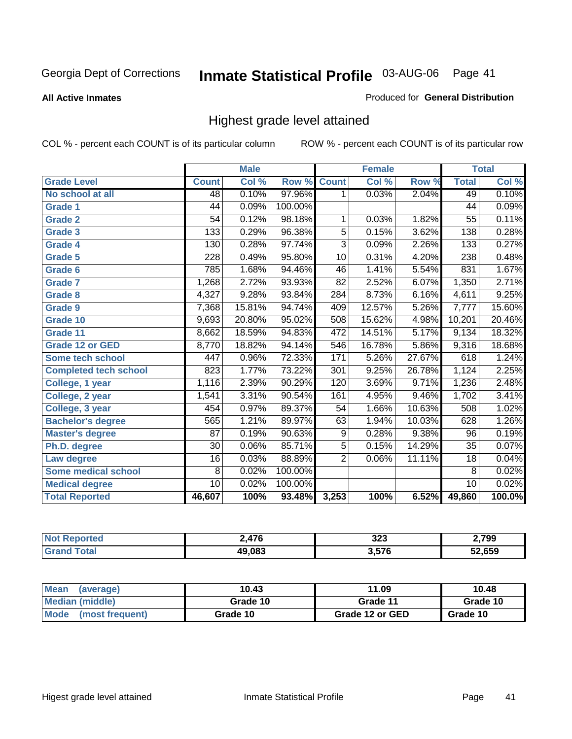Georgia Dept of Corrections **Inmate Statistical Profile** 03-AUG-06 Page 41

**All Active Inmates**

Produced for **General Distribution**

## Highest grade level attained

COL % - percent each COUNT is of its particular column ROW % - percent each COUNT is of its particular row

| | Male | | | Female | | | Total | |
|---|---|---|---|---|---|---|---|---|
| **Grade Level** | **Count** | **Col %** | **Row %** | **Count** | **Col %** | **Row %** | **Total** | **Col %** |
| No school at all | 48 | 0.10% | 97.96% | 1 | 0.03% | 2.04% | 49 | 0.10% |
| Grade 1 | 44 | 0.09% | 100.00% | | | | 44 | 0.09% |
| Grade 2 | 54 | 0.12% | 98.18% | 1 | 0.03% | 1.82% | 55 | 0.11% |
| Grade 3 | 133 | 0.29% | 96.38% | 5 | 0.15% | 3.62% | 138 | 0.28% |
| Grade 4 | 130 | 0.28% | 97.74% | 3 | 0.09% | 2.26% | 133 | 0.27% |
| Grade 5 | 228 | 0.49% | 95.80% | 10 | 0.31% | 4.20% | 238 | 0.48% |
| Grade 6 | 785 | 1.68% | 94.46% | 46 | 1.41% | 5.54% | 831 | 1.67% |
| Grade 7 | 1,268 | 2.72% | 93.93% | 82 | 2.52% | 6.07% | 1,350 | 2.71% |
| Grade 8 | 4,327 | 9.28% | 93.84% | 284 | 8.73% | 6.16% | 4,611 | 9.25% |
| Grade 9 | 7,368 | 15.81% | 94.74% | 409 | 12.57% | 5.26% | 7,777 | 15.60% |
| Grade 10 | 9,693 | 20.80% | 95.02% | 508 | 15.62% | 4.98% | 10,201 | 20.46% |
| Grade 11 | 8,662 | 18.59% | 94.83% | 472 | 14.51% | 5.17% | 9,134 | 18.32% |
| Grade 12 or GED | 8,770 | 18.82% | 94.14% | 546 | 16.78% | 5.86% | 9,316 | 18.68% |
| Some tech school | 447 | 0.96% | 72.33% | 171 | 5.26% | 27.67% | 618 | 1.24% |
| Completed tech school | 823 | 1.77% | 73.22% | 301 | 9.25% | 26.78% | 1,124 | 2.25% |
| College, 1 year | 1,116 | 2.39% | 90.29% | 120 | 3.69% | 9.71% | 1,236 | 2.48% |
| College, 2 year | 1,541 | 3.31% | 90.54% | 161 | 4.95% | 9.46% | 1,702 | 3.41% |
| College, 3 year | 454 | 0.97% | 89.37% | 54 | 1.66% | 10.63% | 508 | 1.02% |
| Bachelor's degree | 565 | 1.21% | 89.97% | 63 | 1.94% | 10.03% | 628 | 1.26% |
| Master's degree | 87 | 0.19% | 90.63% | 9 | 0.28% | 9.38% | 96 | 0.19% |
| Ph.D. degree | 30 | 0.06% | 85.71% | 5 | 0.15% | 14.29% | 35 | 0.07% |
| Law degree | 16 | 0.03% | 88.89% | 2 | 0.06% | 11.11% | 18 | 0.04% |
| Some medical school | 8 | 0.02% | 100.00% | | | | 8 | 0.02% |
| Medical degree | 10 | 0.02% | 100.00% | | | | 10 | 0.02% |
| **Total Reported** | **46,607** | **100%** | **93.48%** | **3,253** | **100%** | **6.52%** | **49,860** | **100.0%** |

| | Male | Female | Total |
|---|---|---|---|
| Not Reported | 2,476 | 323 | 2,799 |
| Grand Total | 49,083 | 3,576 | 52,659 |

| | Male | Female | Total |
|---|---|---|---|
| Mean (average) | 10.43 | 11.09 | 10.48 |
| Median (middle) | Grade 10 | Grade 11 | Grade 10 |
| Mode (most frequent) | Grade 10 | Grade 12 or GED | Grade 10 |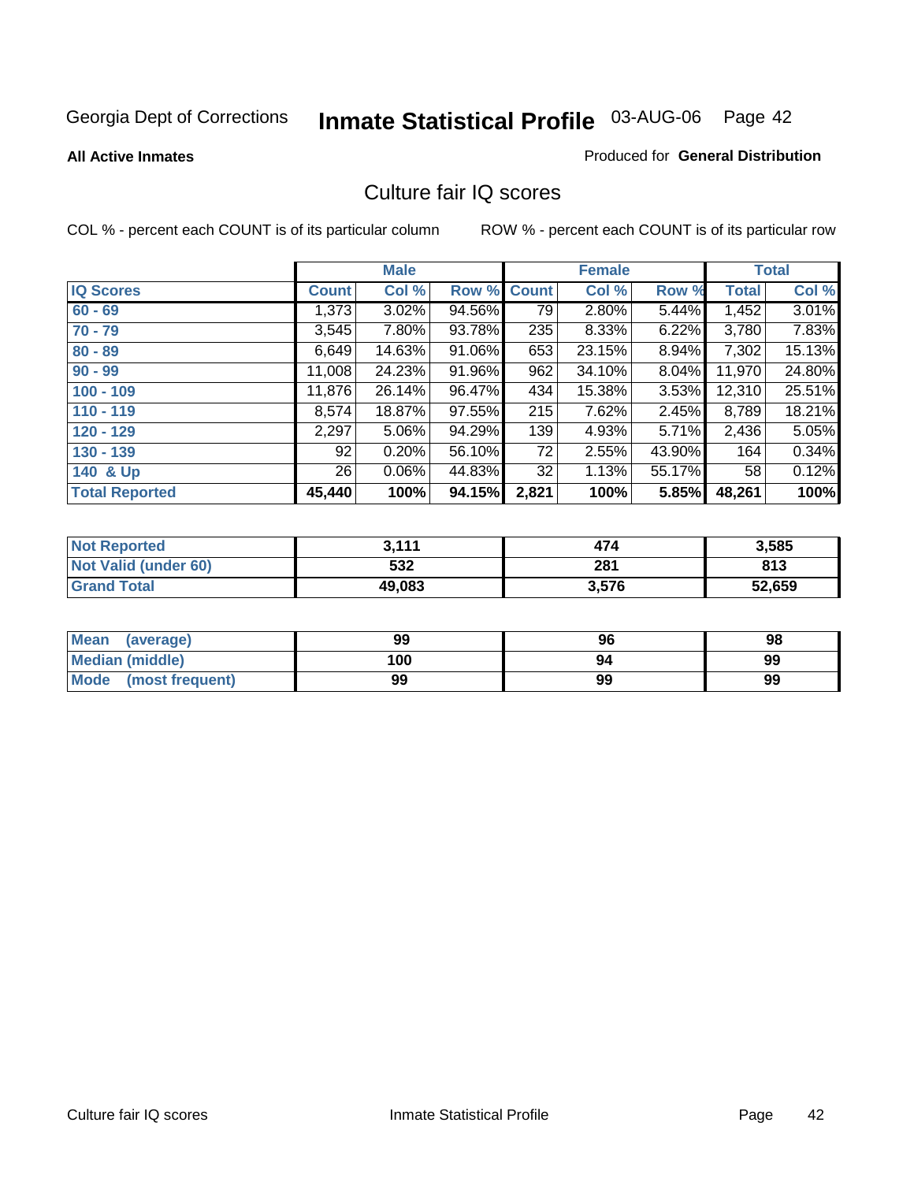Georgia Dept of Corrections **Inmate Statistical Profile** 03-AUG-06

**All Active Inmates**

Produced for **General Distribution**

## Culture fair IQ scores

COL % - percent each COUNT is of its particular column

ROW % - percent each COUNT is of its particular row

| | Male | | | Female | | | Total | |
|---|---|---|---|---|---|---|---|---|
| **IQ Scores** | **Count** | **Col %** | **Row %** | **Count** | **Col %** | **Row %** | **Total** | **Col %** |
| 60 - 69 | 1,373 | 3.02% | 94.56% | 79 | 2.80% | 5.44% | 1,452 | 3.01% |
| 70 - 79 | 3,545 | 7.80% | 93.78% | 235 | 8.33% | 6.22% | 3,780 | 7.83% |
| 80 - 89 | 6,649 | 14.63% | 91.06% | 653 | 23.15% | 8.94% | 7,302 | 15.13% |
| 90 - 99 | 11,008 | 24.23% | 91.96% | 962 | 34.10% | 8.04% | 11,970 | 24.80% |
| 100 - 109 | 11,876 | 26.14% | 96.47% | 434 | 15.38% | 3.53% | 12,310 | 25.51% |
| 110 - 119 | 8,574 | 18.87% | 97.55% | 215 | 7.62% | 2.45% | 8,789 | 18.21% |
| 120 - 129 | 2,297 | 5.06% | 94.29% | 139 | 4.93% | 5.71% | 2,436 | 5.05% |
| 130 - 139 | 92 | 0.20% | 56.10% | 72 | 2.55% | 43.90% | 164 | 0.34% |
| 140 & Up | 26 | 0.06% | 44.83% | 32 | 1.13% | 55.17% | 58 | 0.12% |
| **Total Reported** | **45,440** | **100%** | **94.15%** | **2,821** | **100%** | **5.85%** | **48,261** | **100%** |

| | Male | Female | Total |
|---|---|---|---|
| Not Reported | 3,111 | 474 | 3,585 |
| Not Valid (under 60) | 532 | 281 | 813 |
| Grand Total | 49,083 | 3,576 | 52,659 |

| | Male | Female | Total |
|---|---|---|---|
| Mean (average) | 99 | 96 | 98 |
| Median (middle) | 100 | 94 | 99 |
| Mode (most frequent) | 99 | 99 | 99 |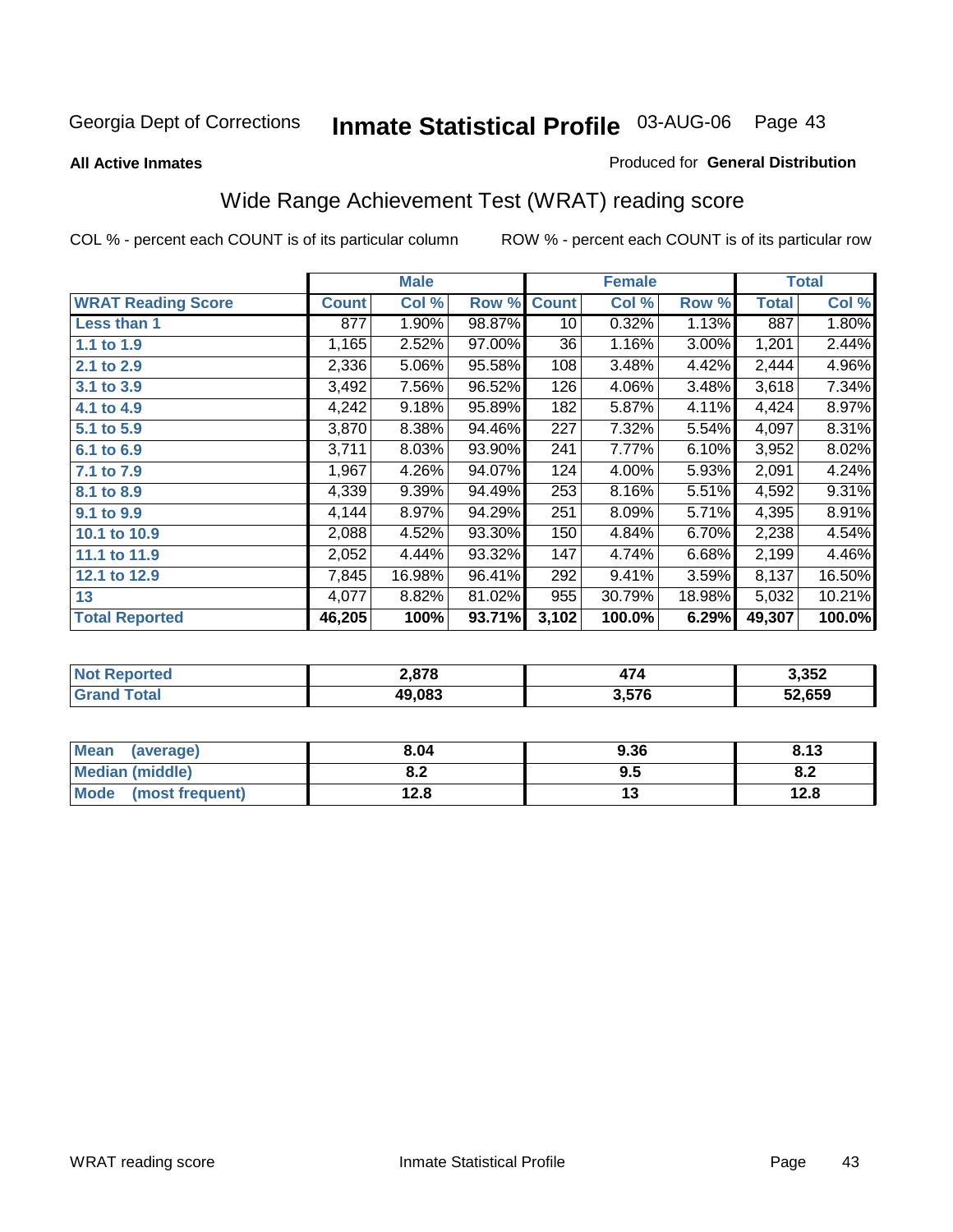Georgia Dept of Corrections **Inmate Statistical Profile** 03-AUG-06

**All Active Inmates**

Produced for **General Distribution**

## Wide Range Achievement Test (WRAT) reading score

COL % - percent each COUNT is of its particular column

ROW % - percent each COUNT is of its particular row

| | Male | | | Female | | | Total | |
|---|---|---|---|---|---|---|---|---|
| **WRAT Reading Score** | **Count** | **Col %** | **Row %** | **Count** | **Col %** | **Row %** | **Total** | **Col %** |
| **Less than 1** | 877 | 1.90% | 98.87% | 10 | 0.32% | 1.13% | 887 | 1.80% |
| **1.1 to 1.9** | 1,165 | 2.52% | 97.00% | 36 | 1.16% | 3.00% | 1,201 | 2.44% |
| **2.1 to 2.9** | 2,336 | 5.06% | 95.58% | 108 | 3.48% | 4.42% | 2,444 | 4.96% |
| **3.1 to 3.9** | 3,492 | 7.56% | 96.52% | 126 | 4.06% | 3.48% | 3,618 | 7.34% |
| **4.1 to 4.9** | 4,242 | 9.18% | 95.89% | 182 | 5.87% | 4.11% | 4,424 | 8.97% |
| **5.1 to 5.9** | 3,870 | 8.38% | 94.46% | 227 | 7.32% | 5.54% | 4,097 | 8.31% |
| **6.1 to 6.9** | 3,711 | 8.03% | 93.90% | 241 | 7.77% | 6.10% | 3,952 | 8.02% |
| **7.1 to 7.9** | 1,967 | 4.26% | 94.07% | 124 | 4.00% | 5.93% | 2,091 | 4.24% |
| **8.1 to 8.9** | 4,339 | 9.39% | 94.49% | 253 | 8.16% | 5.51% | 4,592 | 9.31% |
| **9.1 to 9.9** | 4,144 | 8.97% | 94.29% | 251 | 8.09% | 5.71% | 4,395 | 8.91% |
| **10.1 to 10.9** | 2,088 | 4.52% | 93.30% | 150 | 4.84% | 6.70% | 2,238 | 4.54% |
| **11.1 to 11.9** | 2,052 | 4.44% | 93.32% | 147 | 4.74% | 6.68% | 2,199 | 4.46% |
| **12.1 to 12.9** | 7,845 | 16.98% | 96.41% | 292 | 9.41% | 3.59% | 8,137 | 16.50% |
| **13** | 4,077 | 8.82% | 81.02% | 955 | 30.79% | 18.98% | 5,032 | 10.21% |
| **Total Reported** | **46,205** | **100%** | **93.71%** | **3,102** | **100.0%** | **6.29%** | **49,307** | **100.0%** |

| | Male | Female | Total |
|---|---|---|---|
| **Not Reported** | **2,878** | **474** | **3,352** |
| **Grand Total** | **49,083** | **3,576** | **52,659** |

| | Male | Female | Total |
|---|---|---|---|
| **Mean (average)** | **8.04** | **9.36** | **8.13** |
| **Median (middle)** | **8.2** | **9.5** | **8.2** |
| **Mode (most frequent)** | **12.8** | **13** | **12.8** |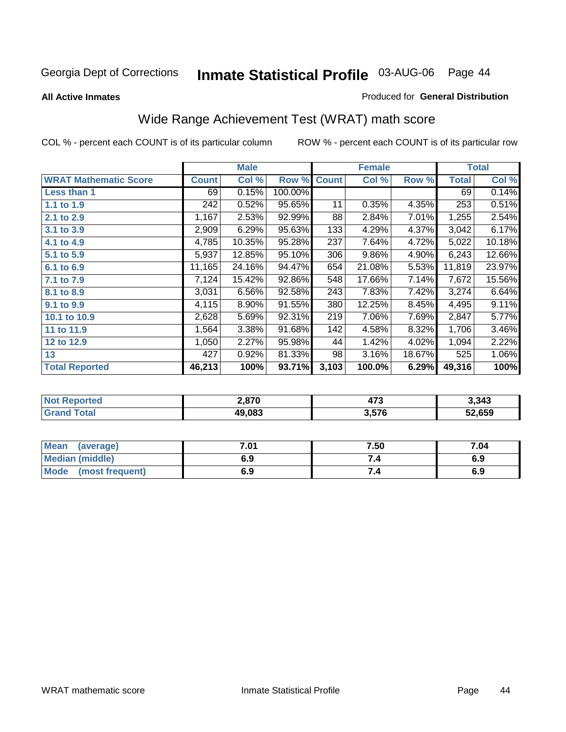Georgia Dept of Corrections **Inmate Statistical Profile** 03-AUG-06

**All Active Inmates**

Produced for **General Distribution**

## Wide Range Achievement Test (WRAT) math score

COL % - percent each COUNT is of its particular column    ROW % - percent each COUNT is of its particular row

| | Male | | | Female | | | Total | |
|---|---|---|---|---|---|---|---|---|
| **WRAT Mathematic Score** | **Count** | **Col %** | **Row %** | **Count** | **Col %** | **Row %** | **Total** | **Col %** |
| **Less than 1** | 69 | 0.15% | 100.00% | | | | 69 | 0.14% |
| **1.1 to 1.9** | 242 | 0.52% | 95.65% | 11 | 0.35% | 4.35% | 253 | 0.51% |
| **2.1 to 2.9** | 1,167 | 2.53% | 92.99% | 88 | 2.84% | 7.01% | 1,255 | 2.54% |
| **3.1 to 3.9** | 2,909 | 6.29% | 95.63% | 133 | 4.29% | 4.37% | 3,042 | 6.17% |
| **4.1 to 4.9** | 4,785 | 10.35% | 95.28% | 237 | 7.64% | 4.72% | 5,022 | 10.18% |
| **5.1 to 5.9** | 5,937 | 12.85% | 95.10% | 306 | 9.86% | 4.90% | 6,243 | 12.66% |
| **6.1 to 6.9** | 11,165 | 24.16% | 94.47% | 654 | 21.08% | 5.53% | 11,819 | 23.97% |
| **7.1 to 7.9** | 7,124 | 15.42% | 92.86% | 548 | 17.66% | 7.14% | 7,672 | 15.56% |
| **8.1 to 8.9** | 3,031 | 6.56% | 92.58% | 243 | 7.83% | 7.42% | 3,274 | 6.64% |
| **9.1 to 9.9** | 4,115 | 8.90% | 91.55% | 380 | 12.25% | 8.45% | 4,495 | 9.11% |
| **10.1 to 10.9** | 2,628 | 5.69% | 92.31% | 219 | 7.06% | 7.69% | 2,847 | 5.77% |
| **11 to 11.9** | 1,564 | 3.38% | 91.68% | 142 | 4.58% | 8.32% | 1,706 | 3.46% |
| **12 to 12.9** | 1,050 | 2.27% | 95.98% | 44 | 1.42% | 4.02% | 1,094 | 2.22% |
| **13** | 427 | 0.92% | 81.33% | 98 | 3.16% | 18.67% | 525 | 1.06% |
| **Total Reported** | **46,213** | **100%** | **93.71%** | **3,103** | **100.0%** | **6.29%** | **49,316** | **100%** |

| | Male | Female | Total |
|---|---|---|---|
| **Not Reported** | **2,870** | **473** | **3,343** |
| **Grand Total** | **49,083** | **3,576** | **52,659** |

| | Male | Female | Total |
|---|---|---|---|
| **Mean (average)** | **7.01** | **7.50** | **7.04** |
| **Median (middle)** | **6.9** | **7.4** | **6.9** |
| **Mode (most frequent)** | **6.9** | **7.4** | **6.9** |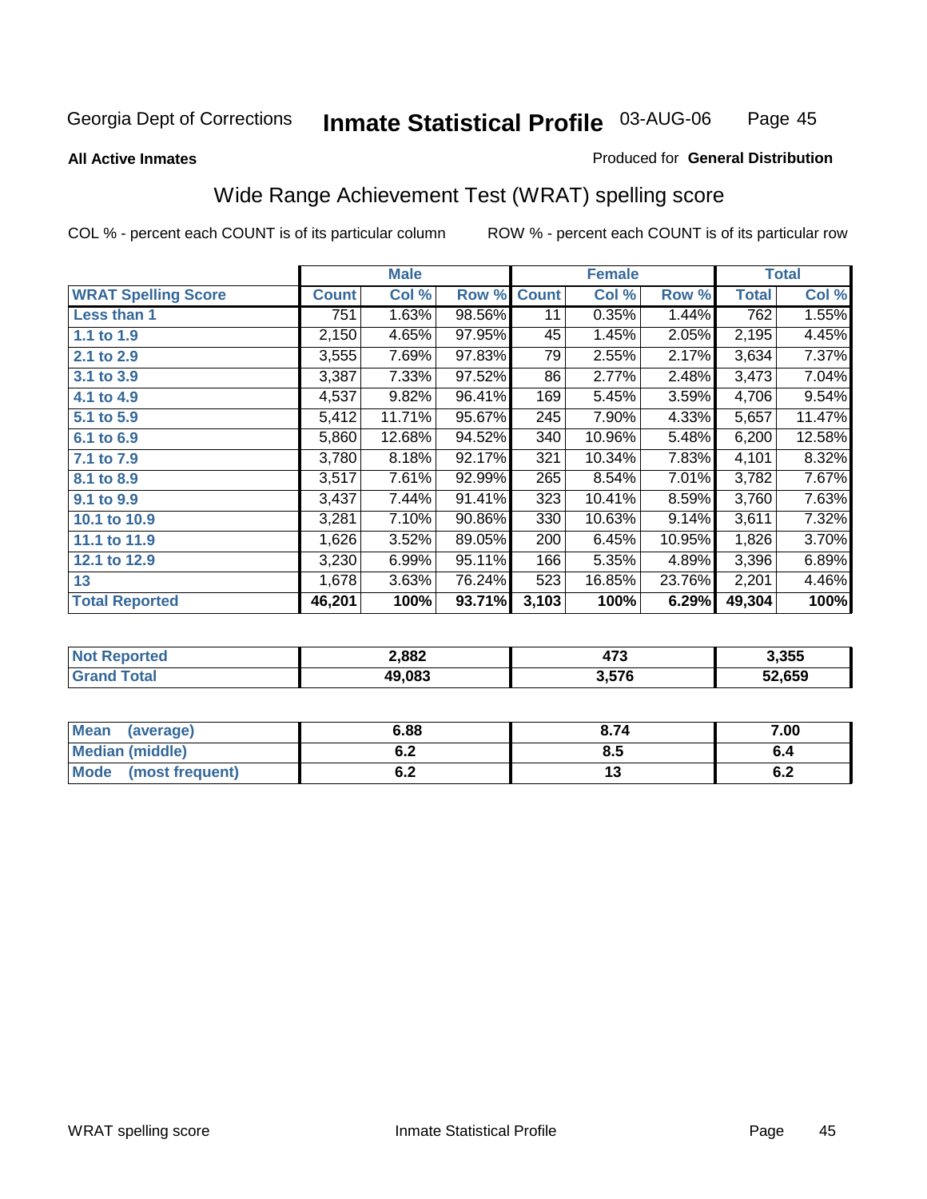**All Active Inmates** | Produced for **General Distribution**

# Wide Range Achievement Test (WRAT) spelling score

COL % - percent each COUNT is of its particular column | ROW % - percent each COUNT is of its particular row

| | Male | | | Female | | | Total | |
|---|---|---|---|---|---|---|---|---|
| **WRAT Spelling Score** | **Count** | **Col %** | **Row %** | **Count** | **Col %** | **Row %** | **Total** | **Col %** |
| **Less than 1** | 751 | 1.63% | 98.56% | 11 | 0.35% | 1.44% | 762 | 1.55% |
| **1.1 to 1.9** | 2,150 | 4.65% | 97.95% | 45 | 1.45% | 2.05% | 2,195 | 4.45% |
| **2.1 to 2.9** | 3,555 | 7.69% | 97.83% | 79 | 2.55% | 2.17% | 3,634 | 7.37% |
| **3.1 to 3.9** | 3,387 | 7.33% | 97.52% | 86 | 2.77% | 2.48% | 3,473 | 7.04% |
| **4.1 to 4.9** | 4,537 | 9.82% | 96.41% | 169 | 5.45% | 3.59% | 4,706 | 9.54% |
| **5.1 to 5.9** | 5,412 | 11.71% | 95.67% | 245 | 7.90% | 4.33% | 5,657 | 11.47% |
| **6.1 to 6.9** | 5,860 | 12.68% | 94.52% | 340 | 10.96% | 5.48% | 6,200 | 12.58% |
| **7.1 to 7.9** | 3,780 | 8.18% | 92.17% | 321 | 10.34% | 7.83% | 4,101 | 8.32% |
| **8.1 to 8.9** | 3,517 | 7.61% | 92.99% | 265 | 8.54% | 7.01% | 3,782 | 7.67% |
| **9.1 to 9.9** | 3,437 | 7.44% | 91.41% | 323 | 10.41% | 8.59% | 3,760 | 7.63% |
| **10.1 to 10.9** | 3,281 | 7.10% | 90.86% | 330 | 10.63% | 9.14% | 3,611 | 7.32% |
| **11.1 to 11.9** | 1,626 | 3.52% | 89.05% | 200 | 6.45% | 10.95% | 1,826 | 3.70% |
| **12.1 to 12.9** | 3,230 | 6.99% | 95.11% | 166 | 5.35% | 4.89% | 3,396 | 6.89% |
| **13** | 1,678 | 3.63% | 76.24% | 523 | 16.85% | 23.76% | 2,201 | 4.46% |
| **Total Reported** | **46,201** | **100%** | **93.71%** | **3,103** | **100%** | **6.29%** | **49,304** | **100%** |

| | Male | Female | Total |
|---|---|---|---|
| **Not Reported** | **2,882** | **473** | **3,355** |
| **Grand Total** | **49,083** | **3,576** | **52,659** |

| | Male | Female | Total |
|---|---|---|---|
| **Mean (average)** | **6.88** | **8.74** | **7.00** |
| **Median (middle)** | **6.2** | **8.5** | **6.4** |
| **Mode (most frequent)** | **6.2** | **13** | **6.2** |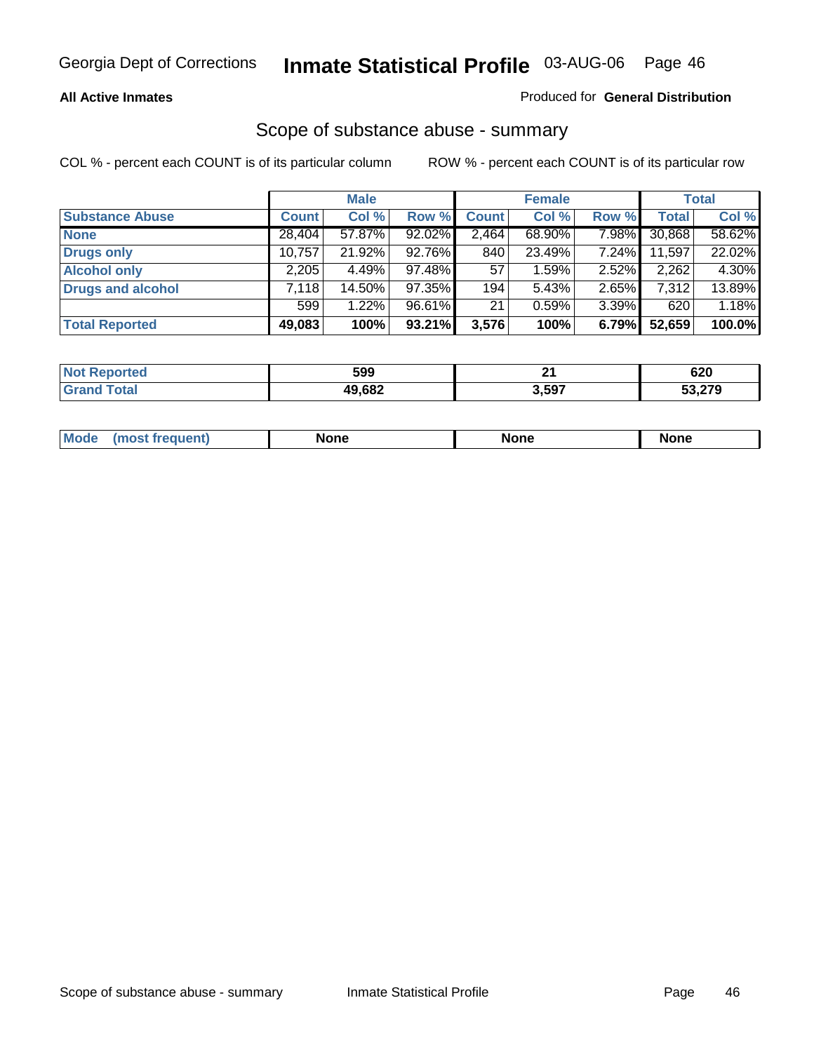Georgia Dept of Corrections **Inmate Statistical Profile** 03-AUG-06

**All Active Inmates**

Produced for **General Distribution**

## Scope of substance abuse - summary

COL % - percent each COUNT is of its particular column ROW % - percent each COUNT is of its particular row

| | Male | | | Female | | | Total | |
|---|---|---|---|---|---|---|---|---|
| **Substance Abuse** | **Count** | **Col %** | **Row %** | **Count** | **Col %** | **Row %** | **Total** | **Col %** |
| **None** | 28,404 | 57.87% | 92.02% | 2,464 | 68.90% | 7.98% | 30,868 | 58.62% |
| **Drugs only** | 10,757 | 21.92% | 92.76% | 840 | 23.49% | 7.24% | 11,597 | 22.02% |
| **Alcohol only** | 2,205 | 4.49% | 97.48% | 57 | 1.59% | 2.52% | 2,262 | 4.30% |
| **Drugs and alcohol** | 7,118 | 14.50% | 97.35% | 194 | 5.43% | 2.65% | 7,312 | 13.89% |
| | 599 | 1.22% | 96.61% | 21 | 0.59% | 3.39% | 620 | 1.18% |
| **Total Reported** | **49,083** | **100%** | **93.21%** | **3,576** | **100%** | **6.79%** | **52,659** | **100.0%** |

| | Male | Female | Total |
|---|---|---|---|
| **Not Reported** | **599** | **21** | **620** |
| **Grand Total** | **49,682** | **3,597** | **53,279** |

| | Male | Female | Total |
|---|---|---|---|
| **Mode (most frequent)** | **None** | **None** | **None** |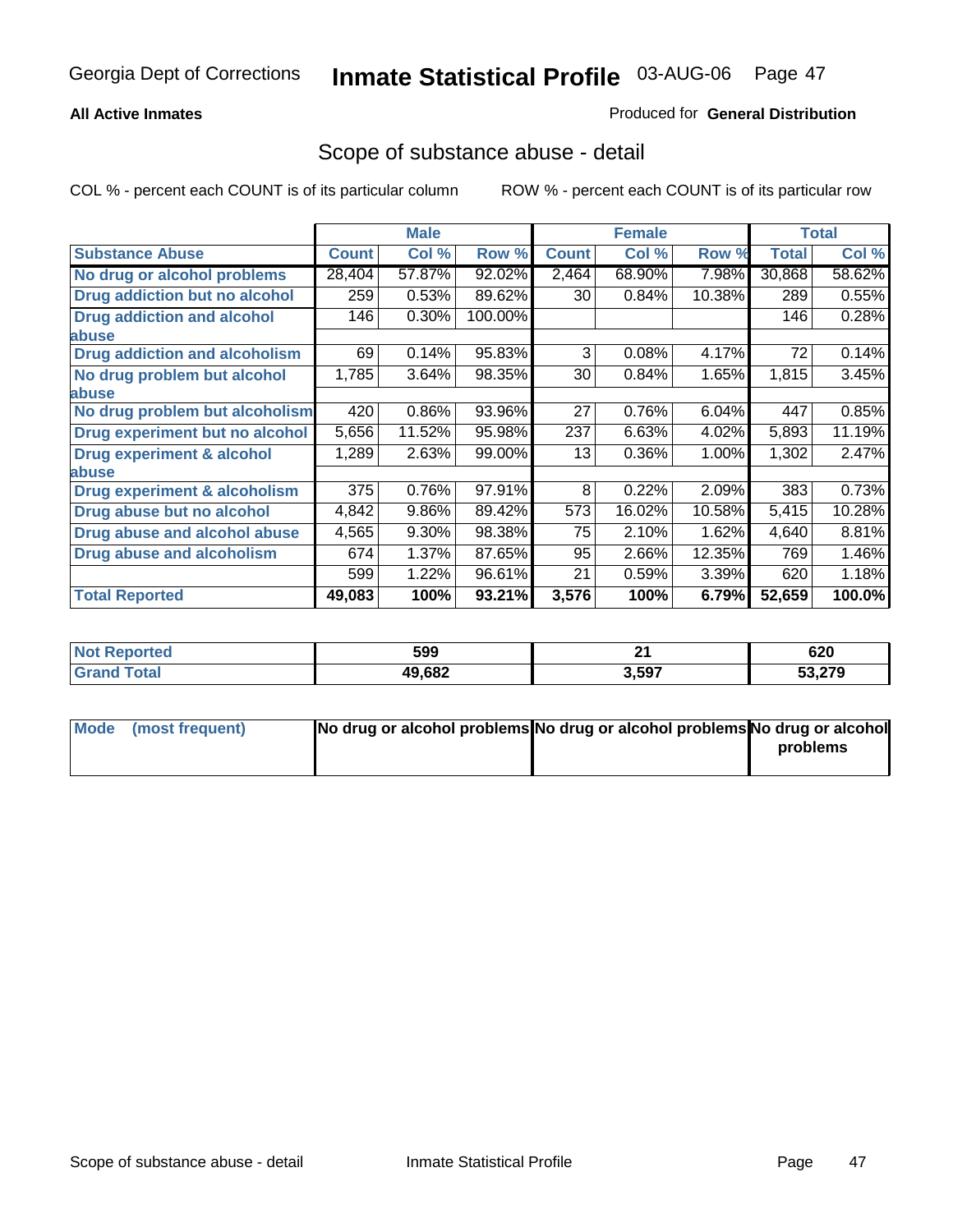**All Active Inmates** | Produced for **General Distribution**

## Scope of substance abuse - detail

COL % - percent each COUNT is of its particular column | ROW % - percent each COUNT is of its particular row

| | Male | | | Female | | | Total | |
|---|---|---|---|---|---|---|---|---|
| **Substance Abuse** | **Count** | **Col %** | **Row %** | **Count** | **Col %** | **Row %** | **Total** | **Col %** |
| **No drug or alcohol problems** | 28,404 | 57.87% | 92.02% | 2,464 | 68.90% | 7.98% | 30,868 | 58.62% |
| **Drug addiction but no alcohol** | 259 | 0.53% | 89.62% | 30 | 0.84% | 10.38% | 289 | 0.55% |
| **Drug addiction and alcohol abuse** | 146 | 0.30% | 100.00% | | | | 146 | 0.28% |
| **Drug addiction and alcoholism** | 69 | 0.14% | 95.83% | 3 | 0.08% | 4.17% | 72 | 0.14% |
| **No drug problem but alcohol abuse** | 1,785 | 3.64% | 98.35% | 30 | 0.84% | 1.65% | 1,815 | 3.45% |
| **No drug problem but alcoholism** | 420 | 0.86% | 93.96% | 27 | 0.76% | 6.04% | 447 | 0.85% |
| **Drug experiment but no alcohol** | 5,656 | 11.52% | 95.98% | 237 | 6.63% | 4.02% | 5,893 | 11.19% |
| **Drug experiment & alcohol abuse** | 1,289 | 2.63% | 99.00% | 13 | 0.36% | 1.00% | 1,302 | 2.47% |
| **Drug experiment & alcoholism** | 375 | 0.76% | 97.91% | 8 | 0.22% | 2.09% | 383 | 0.73% |
| **Drug abuse but no alcohol** | 4,842 | 9.86% | 89.42% | 573 | 16.02% | 10.58% | 5,415 | 10.28% |
| **Drug abuse and alcohol abuse** | 4,565 | 9.30% | 98.38% | 75 | 2.10% | 1.62% | 4,640 | 8.81% |
| **Drug abuse and alcoholism** | 674 | 1.37% | 87.65% | 95 | 2.66% | 12.35% | 769 | 1.46% |
| | 599 | 1.22% | 96.61% | 21 | 0.59% | 3.39% | 620 | 1.18% |
| **Total Reported** | **49,083** | **100%** | **93.21%** | **3,576** | **100%** | **6.79%** | **52,659** | **100.0%** |

| | Male | Female | Total |
|---|---|---|---|
| **Not Reported** | **599** | **21** | **620** |
| **Grand Total** | **49,682** | **3,597** | **53,279** |

| | Male | Female | Total |
|---|---|---|---|
| **Mode (most frequent)** | **No drug or alcohol problems** | **No drug or alcohol problems** | **No drug or alcohol problems** |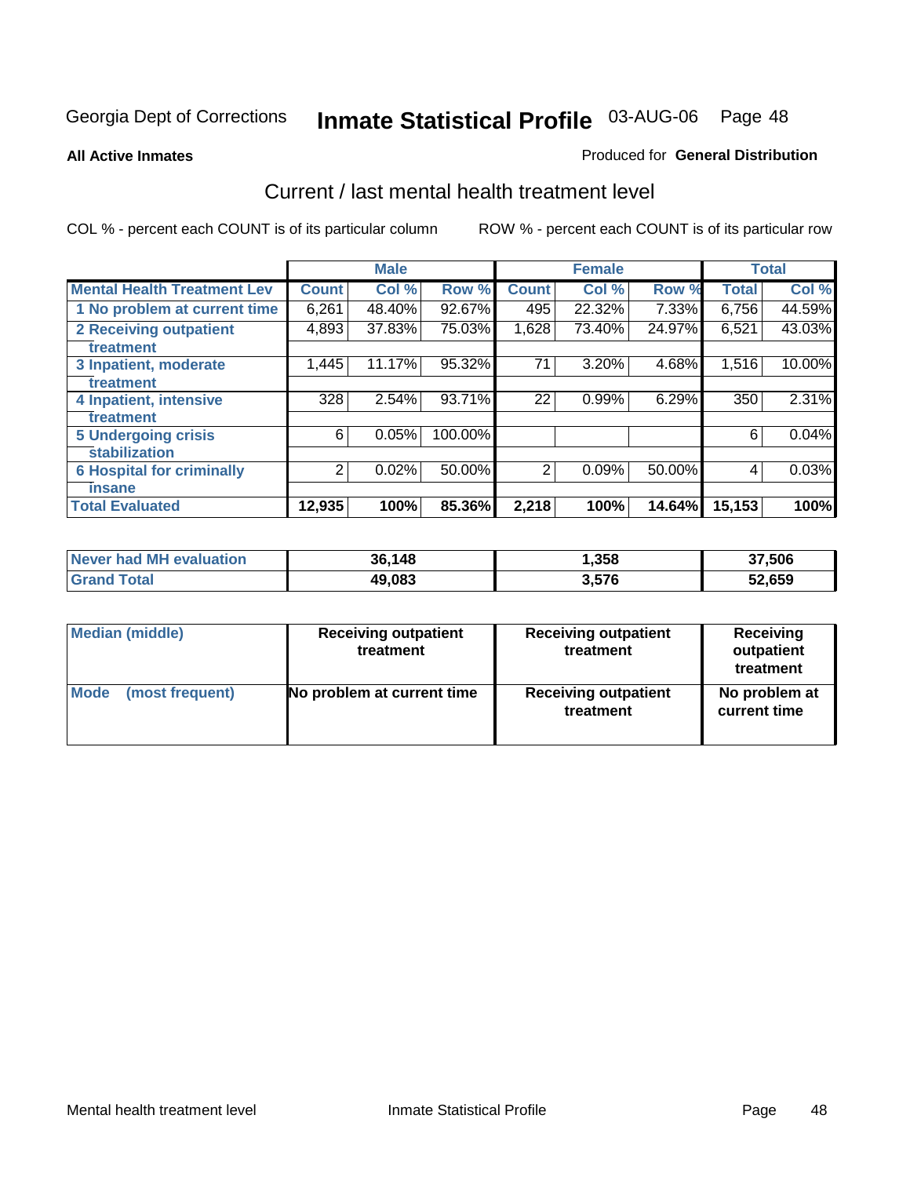Georgia Dept of Corrections **Inmate Statistical Profile** 03-AUG-06

**All Active Inmates**

Produced for **General Distribution**

## Current / last mental health treatment level

COL % - percent each COUNT is of its particular column

ROW % - percent each COUNT is of its particular row

| | Male | | | Female | | | Total | |
|---|---|---|---|---|---|---|---|---|
| **Mental Health Treatment Lev** | **Count** | **Col %** | **Row %** | **Count** | **Col %** | **Row %** | **Total** | **Col %** |
| 1 No problem at current time | 6,261 | 48.40% | 92.67% | 495 | 22.32% | 7.33% | 6,756 | 44.59% |
| 2 Receiving outpatient treatment | 4,893 | 37.83% | 75.03% | 1,628 | 73.40% | 24.97% | 6,521 | 43.03% |
| 3 Inpatient, moderate treatment | 1,445 | 11.17% | 95.32% | 71 | 3.20% | 4.68% | 1,516 | 10.00% |
| 4 Inpatient, intensive treatment | 328 | 2.54% | 93.71% | 22 | 0.99% | 6.29% | 350 | 2.31% |
| 5 Undergoing crisis stabilization | 6 | 0.05% | 100.00% | | | | 6 | 0.04% |
| 6 Hospital for criminally insane | 2 | 0.02% | 50.00% | 2 | 0.09% | 50.00% | 4 | 0.03% |
| **Total Evaluated** | **12,935** | **100%** | **85.36%** | **2,218** | **100%** | **14.64%** | **15,153** | **100%** |

| | Male | Female | Total |
|---|---|---|---|
| **Never had MH evaluation** | **36,148** | **1,358** | **37,506** |
| **Grand Total** | **49,083** | **3,576** | **52,659** |

| | Male | Female | Total |
|---|---|---|---|
| **Median (middle)** | **Receiving outpatient treatment** | **Receiving outpatient treatment** | **Receiving outpatient treatment** |
| **Mode (most frequent)** | **No problem at current time** | **Receiving outpatient treatment** | **No problem at current time** |

Mental health treatment level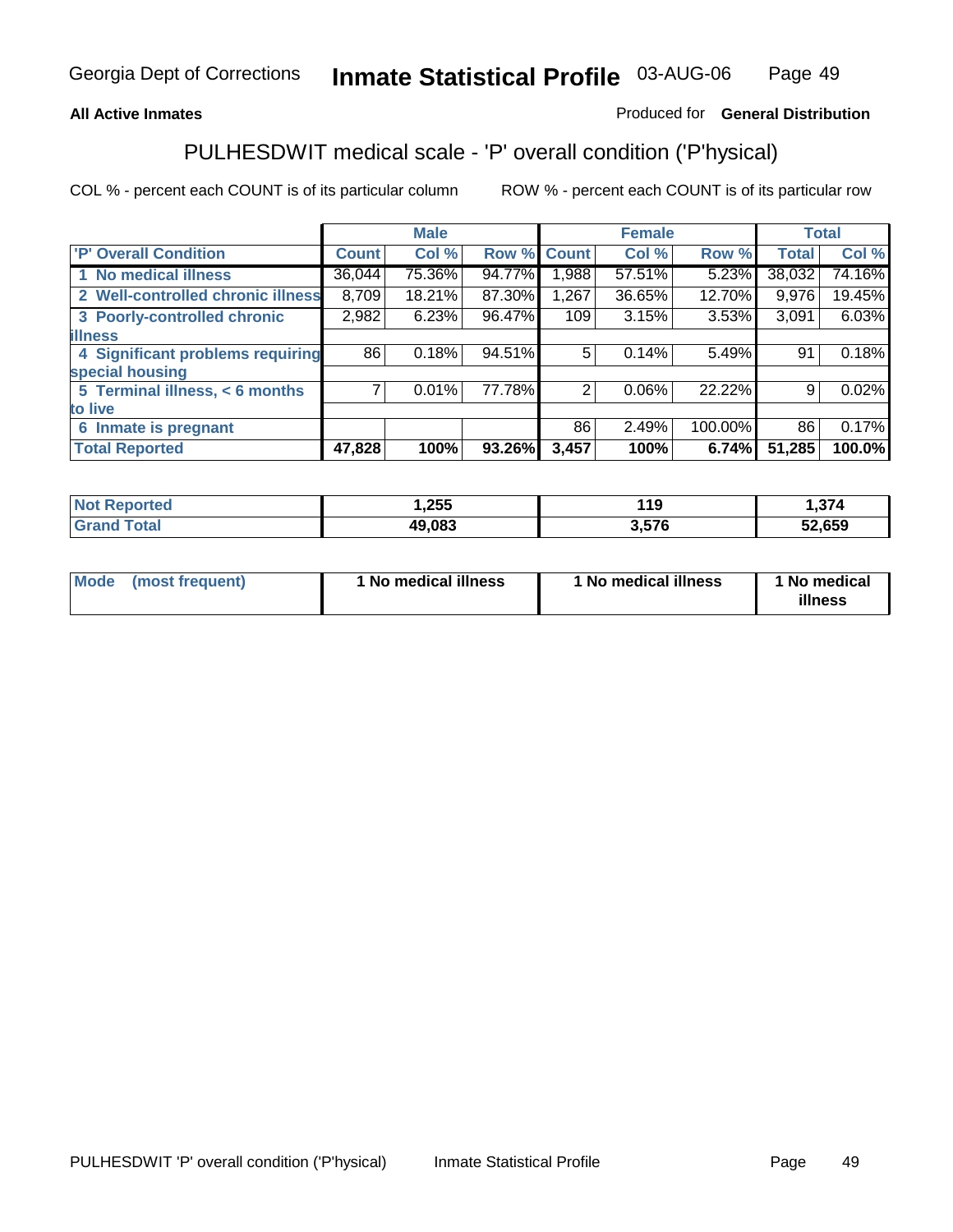Georgia Dept of Corrections **Inmate Statistical Profile** 03-AUG-06

**All Active Inmates**

Produced for **General Distribution**

## PULHESDWIT medical scale - 'P' overall condition ('P'hysical)

COL % - percent each COUNT is of its particular column ROW % - percent each COUNT is of its particular row

| | Male | | | Female | | | Total | |
|---|---|---|---|---|---|---|---|---|
| 'P' Overall Condition | Count | Col % | Row % | Count | Col % | Row % | Total | Col % |
| 1 No medical illness | 36,044 | 75.36% | 94.77% | 1,988 | 57.51% | 5.23% | 38,032 | 74.16% |
| 2 Well-controlled chronic illness | 8,709 | 18.21% | 87.30% | 1,267 | 36.65% | 12.70% | 9,976 | 19.45% |
| 3 Poorly-controlled chronic illness | 2,982 | 6.23% | 96.47% | 109 | 3.15% | 3.53% | 3,091 | 6.03% |
| 4 Significant problems requiring special housing | 86 | 0.18% | 94.51% | 5 | 0.14% | 5.49% | 91 | 0.18% |
| 5 Terminal illness, < 6 months to live | 7 | 0.01% | 77.78% | 2 | 0.06% | 22.22% | 9 | 0.02% |
| 6 Inmate is pregnant | | | | 86 | 2.49% | 100.00% | 86 | 0.17% |
| **Total Reported** | **47,828** | **100%** | **93.26%** | **3,457** | **100%** | **6.74%** | **51,285** | **100.0%** |

| | Male | Female | Total |
|---|---|---|---|
| Not Reported | 1,255 | 119 | 1,374 |
| Grand Total | 49,083 | 3,576 | 52,659 |

| | Male | Female | Total |
|---|---|---|---|
| Mode (most frequent) | 1 No medical illness | 1 No medical illness | 1 No medical illness |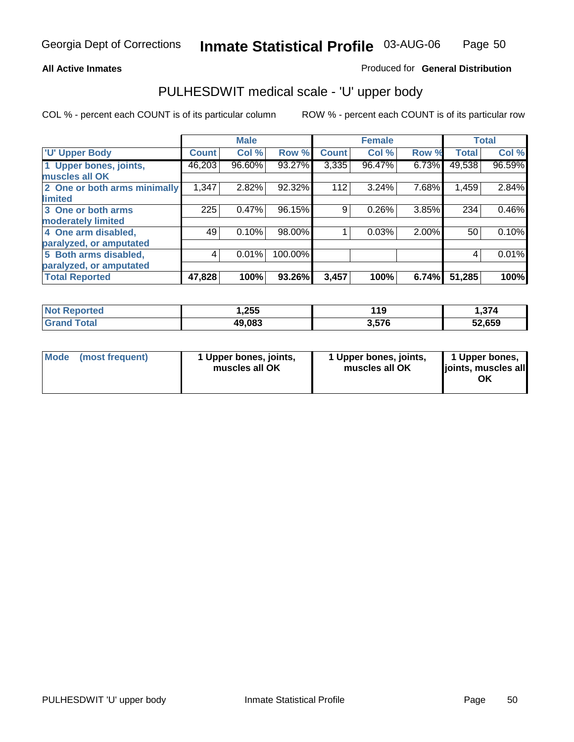Georgia Dept of Corrections **Inmate Statistical Profile** 03-AUG-06

**All Active Inmates**

Produced for **General Distribution**

## PULHESDWIT medical scale - 'U' upper body

COL % - percent each COUNT is of its particular column

ROW % - percent each COUNT is of its particular row

| | Male | | | Female | | | Total | |
|---|---|---|---|---|---|---|---|---|
| 'U' Upper Body | Count | Col % | Row % | Count | Col % | Row % | Total | Col % |
| 1 Upper bones, joints, muscles all OK | 46,203 | 96.60% | 93.27% | 3,335 | 96.47% | 6.73% | 49,538 | 96.59% |
| 2 One or both arms minimally limited | 1,347 | 2.82% | 92.32% | 112 | 3.24% | 7.68% | 1,459 | 2.84% |
| 3 One or both arms moderately limited | 225 | 0.47% | 96.15% | 9 | 0.26% | 3.85% | 234 | 0.46% |
| 4 One arm disabled, paralyzed, or amputated | 49 | 0.10% | 98.00% | 1 | 0.03% | 2.00% | 50 | 0.10% |
| 5 Both arms disabled, paralyzed, or amputated | 4 | 0.01% | 100.00% | | | | 4 | 0.01% |
| **Total Reported** | **47,828** | **100%** | **93.26%** | **3,457** | **100%** | **6.74%** | **51,285** | **100%** |

| | Male | Female | Total |
|---|---|---|---|
| Not Reported | 1,255 | 119 | 1,374 |
| Grand Total | 49,083 | 3,576 | 52,659 |

| | Male | Female | Total |
|---|---|---|---|
| Mode (most frequent) | 1 Upper bones, joints, muscles all OK | 1 Upper bones, joints, muscles all OK | 1 Upper bones, joints, muscles all OK |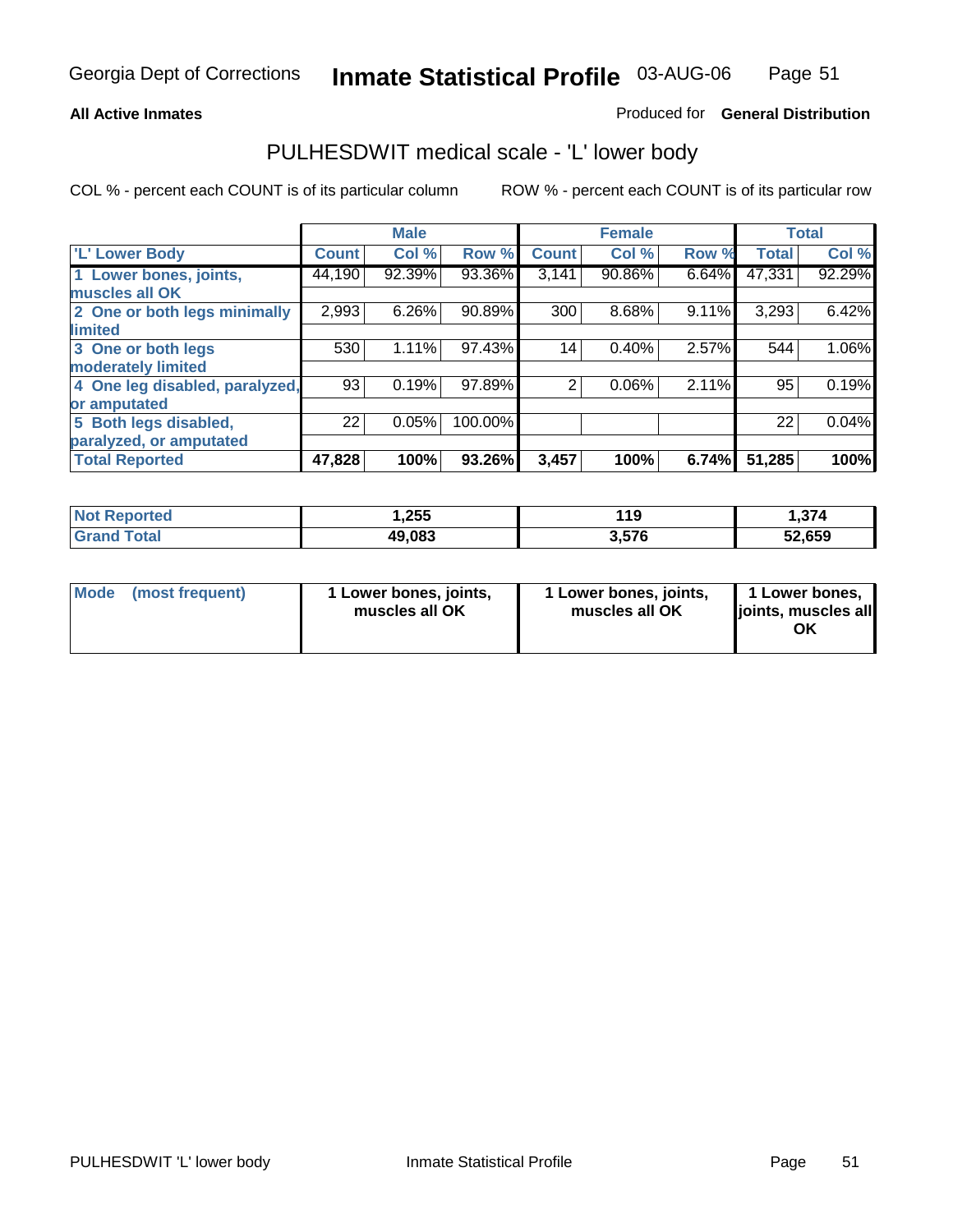Georgia Dept of Corrections **Inmate Statistical Profile** 03-AUG-06

**All Active Inmates**

Produced for **General Distribution**

## PULHESDWIT medical scale - 'L' lower body

COL % - percent each COUNT is of its particular column

ROW % - percent each COUNT is of its particular row

| | Male | | | Female | | | Total | |
|---|---|---|---|---|---|---|---|---|
| **'L' Lower Body** | **Count** | **Col %** | **Row %** | **Count** | **Col %** | **Row %** | **Total** | **Col %** |
| **1 Lower bones, joints, muscles all OK** | 44,190 | 92.39% | 93.36% | 3,141 | 90.86% | 6.64% | 47,331 | 92.29% |
| **2 One or both legs minimally limited** | 2,993 | 6.26% | 90.89% | 300 | 8.68% | 9.11% | 3,293 | 6.42% |
| **3 One or both legs moderately limited** | 530 | 1.11% | 97.43% | 14 | 0.40% | 2.57% | 544 | 1.06% |
| **4 One leg disabled, paralyzed, or amputated** | 93 | 0.19% | 97.89% | 2 | 0.06% | 2.11% | 95 | 0.19% |
| **5 Both legs disabled, paralyzed, or amputated** | 22 | 0.05% | 100.00% | | | | 22 | 0.04% |
| **Total Reported** | **47,828** | **100%** | **93.26%** | **3,457** | **100%** | **6.74%** | **51,285** | **100%** |

| | Male | Female | Total |
|---|---|---|---|
| **Not Reported** | **1,255** | **119** | **1,374** |
| **Grand Total** | **49,083** | **3,576** | **52,659** |

| | Male | Female | Total |
|---|---|---|---|
| **Mode (most frequent)** | **1 Lower bones, joints, muscles all OK** | **1 Lower bones, joints, muscles all OK** | **1 Lower bones, joints, muscles all OK** |

PULHESDWIT 'L' lower body Inmate Statistical Profile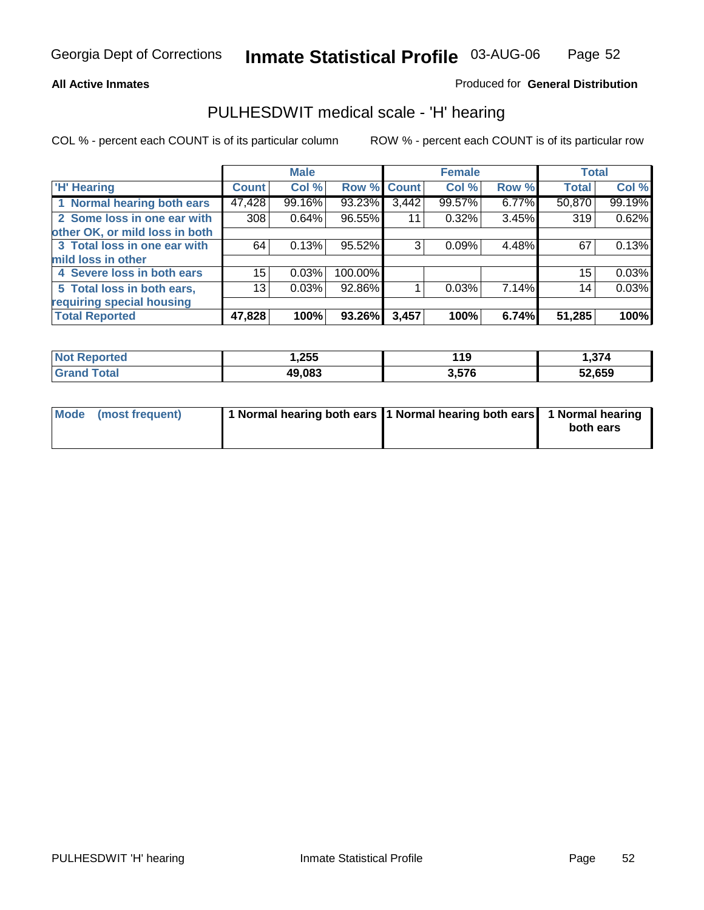Georgia Dept of Corrections **Inmate Statistical Profile** 03-AUG-06

**All Active Inmates**

Produced for **General Distribution**

## PULHESDWIT medical scale - 'H' hearing

COL % - percent each COUNT is of its particular column

ROW % - percent each COUNT is of its particular row

| | Male | | | Female | | | Total | |
|---|---|---|---|---|---|---|---|---|
| 'H' Hearing | Count | Col % | Row % | Count | Col % | Row % | Total | Col % |
| 1 Normal hearing both ears | 47,428 | 99.16% | 93.23% | 3,442 | 99.57% | 6.77% | 50,870 | 99.19% |
| 2 Some loss in one ear with other OK, or mild loss in both | 308 | 0.64% | 96.55% | 11 | 0.32% | 3.45% | 319 | 0.62% |
| 3 Total loss in one ear with mild loss in other | 64 | 0.13% | 95.52% | 3 | 0.09% | 4.48% | 67 | 0.13% |
| 4 Severe loss in both ears | 15 | 0.03% | 100.00% | | | | 15 | 0.03% |
| 5 Total loss in both ears, requiring special housing | 13 | 0.03% | 92.86% | 1 | 0.03% | 7.14% | 14 | 0.03% |
| **Total Reported** | **47,828** | **100%** | **93.26%** | **3,457** | **100%** | **6.74%** | **51,285** | **100%** |

| | Male | Female | Total |
|---|---|---|---|
| Not Reported | 1,255 | 119 | 1,374 |
| Grand Total | 49,083 | 3,576 | 52,659 |

| | Male | Female | Total |
|---|---|---|---|
| Mode (most frequent) | 1 Normal hearing both ears | 1 Normal hearing both ears | 1 Normal hearing both ears |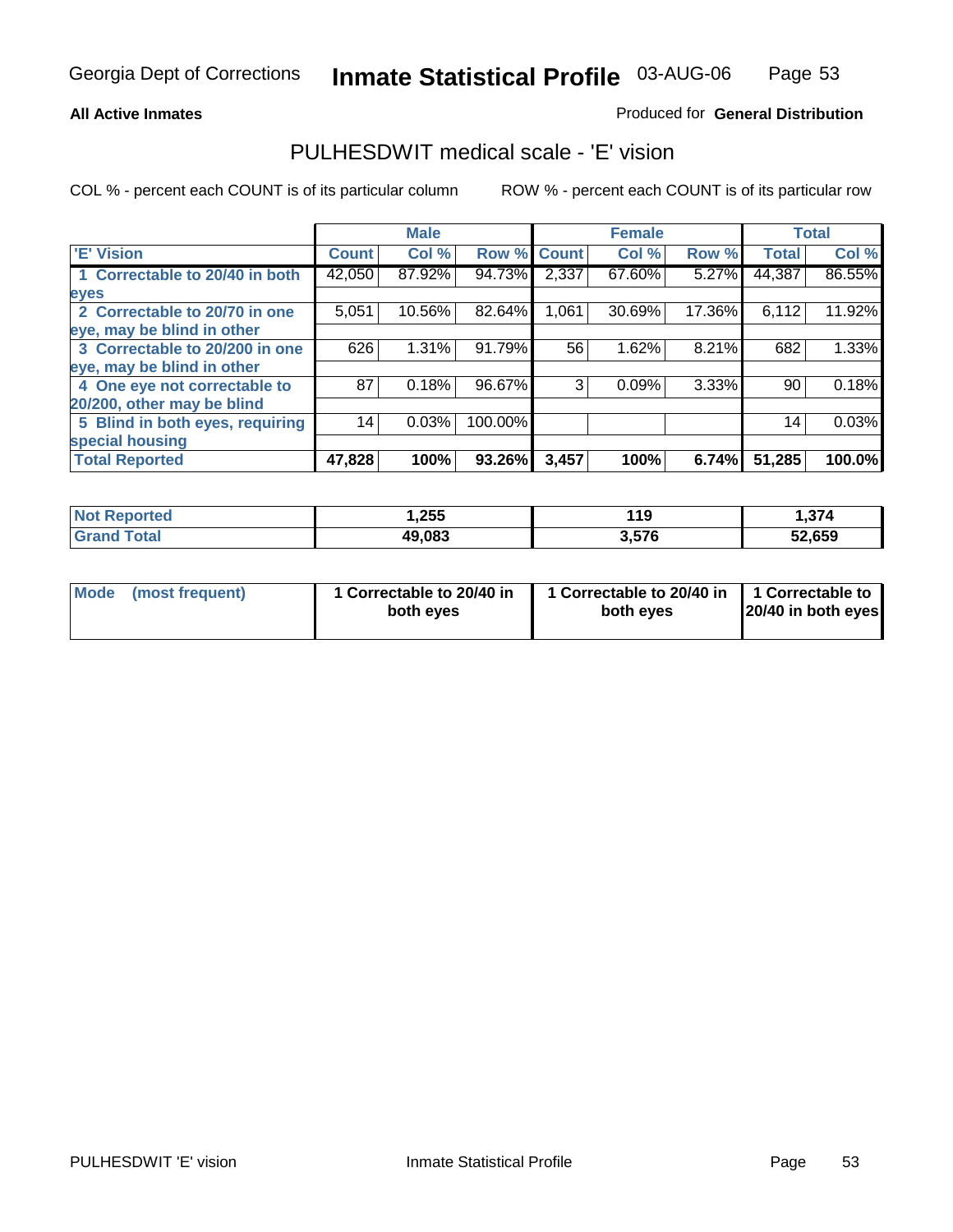Georgia Dept of Corrections **Inmate Statistical Profile** 03-AUG-06

**All Active Inmates**

Produced for **General Distribution**

## PULHESDWIT medical scale - 'E' vision

COL % - percent each COUNT is of its particular column

ROW % - percent each COUNT is of its particular row

| 'E' Vision | Male | | | Female | | | Total | |
|---|---|---|---|---|---|---|---|---|
| | Count | Col % | Row % | Count | Col % | Row % | Total | Col % |
| 1 Correctable to 20/40 in both eyes | 42,050 | 87.92% | 94.73% | 2,337 | 67.60% | 5.27% | 44,387 | 86.55% |
| 2 Correctable to 20/70 in one eye, may be blind in other | 5,051 | 10.56% | 82.64% | 1,061 | 30.69% | 17.36% | 6,112 | 11.92% |
| 3 Correctable to 20/200 in one eye, may be blind in other | 626 | 1.31% | 91.79% | 56 | 1.62% | 8.21% | 682 | 1.33% |
| 4 One eye not correctable to 20/200, other may be blind | 87 | 0.18% | 96.67% | 3 | 0.09% | 3.33% | 90 | 0.18% |
| 5 Blind in both eyes, requiring special housing | 14 | 0.03% | 100.00% | | | | 14 | 0.03% |
| **Total Reported** | **47,828** | **100%** | **93.26%** | **3,457** | **100%** | **6.74%** | **51,285** | **100.0%** |

| | Male | Female | Total |
|---|---|---|---|
| **Not Reported** | **1,255** | **119** | **1,374** |
| **Grand Total** | **49,083** | **3,576** | **52,659** |

| | Male | Female | Total |
|---|---|---|---|
| **Mode (most frequent)** | **1 Correctable to 20/40 in both eyes** | **1 Correctable to 20/40 in both eyes** | **1 Correctable to 20/40 in both eyes** |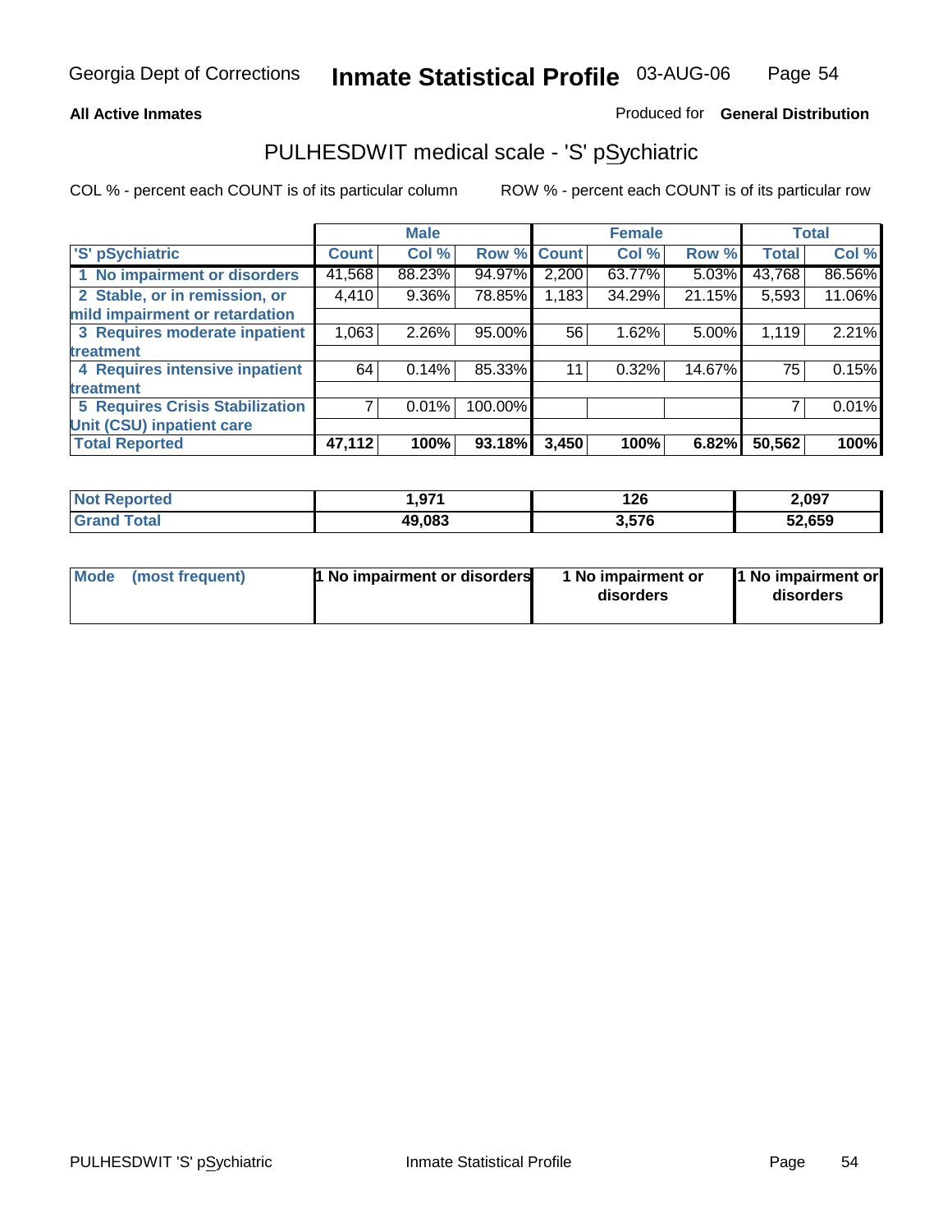Georgia Dept of Corrections **Inmate Statistical Profile** 03-AUG-06

**All Active Inmates** Produced for **General Distribution**

## PULHESDWIT medical scale - 'S' pSychiatric

COL % - percent each COUNT is of its particular column ROW % - percent each COUNT is of its particular row

| | Male | | | Female | | | Total | |
|---|---|---|---|---|---|---|---|---|
| 'S' pSychiatric | Count | Col % | Row % | Count | Col % | Row % | Total | Col % |
| 1 No impairment or disorders | 41,568 | 88.23% | 94.97% | 2,200 | 63.77% | 5.03% | 43,768 | 86.56% |
| 2 Stable, or in remission, or mild impairment or retardation | 4,410 | 9.36% | 78.85% | 1,183 | 34.29% | 21.15% | 5,593 | 11.06% |
| 3 Requires moderate inpatient treatment | 1,063 | 2.26% | 95.00% | 56 | 1.62% | 5.00% | 1,119 | 2.21% |
| 4 Requires intensive inpatient treatment | 64 | 0.14% | 85.33% | 11 | 0.32% | 14.67% | 75 | 0.15% |
| 5 Requires Crisis Stabilization Unit (CSU) inpatient care | 7 | 0.01% | 100.00% | | | | 7 | 0.01% |
| **Total Reported** | **47,112** | **100%** | **93.18%** | **3,450** | **100%** | **6.82%** | **50,562** | **100%** |

| | Male | Female | Total |
|---|---|---|---|
| Not Reported | 1,971 | 126 | 2,097 |
| Grand Total | 49,083 | 3,576 | 52,659 |

| | Male | Female | Total |
|---|---|---|---|
| Mode (most frequent) | 1 No impairment or disorders | 1 No impairment or disorders | 1 No impairment or disorders |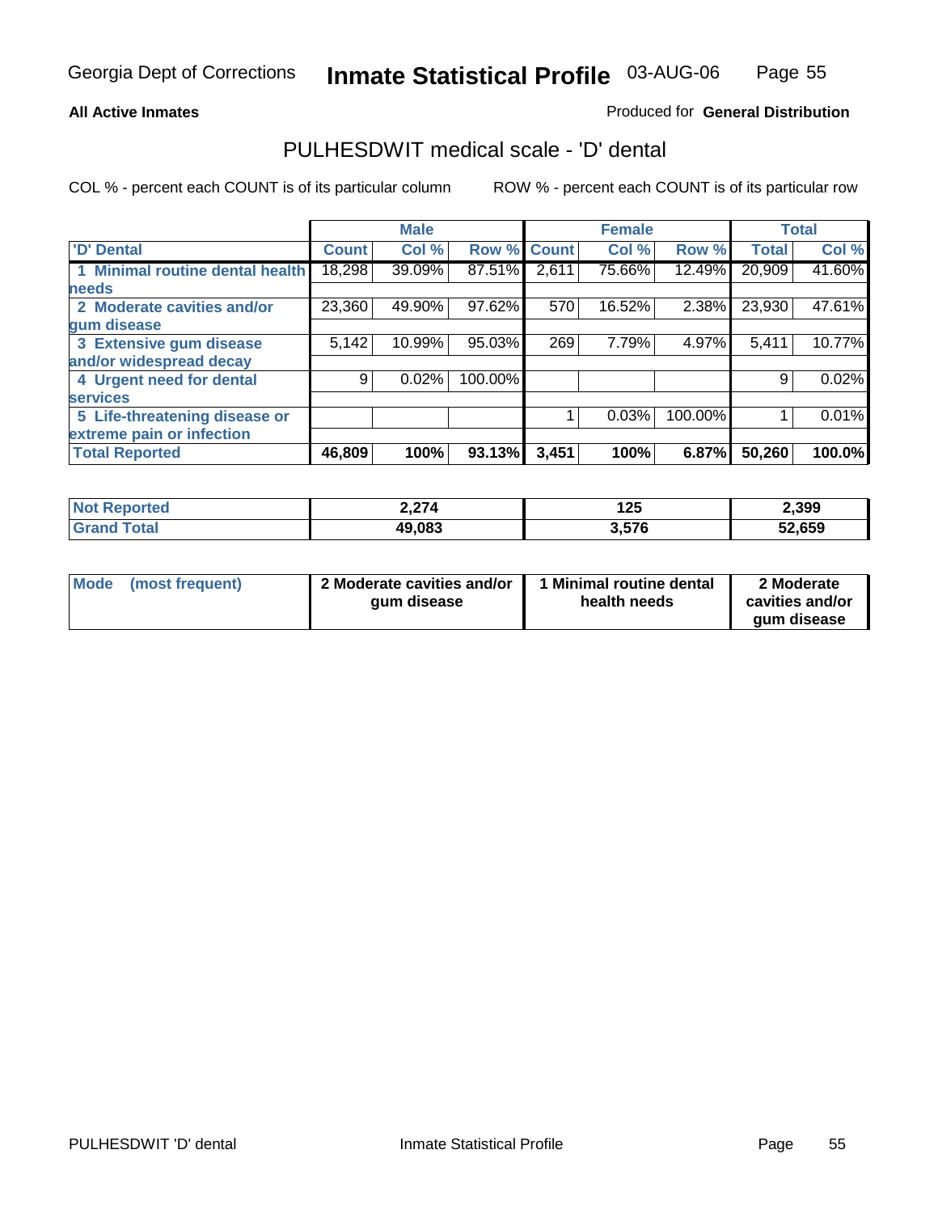Georgia Dept of Corrections **Inactive Statistical Profile** 03-AUG-06

**All Active Inmates** Produced for **General Distribution**

## PULHESDWIT medical scale - 'D' dental

COL % - percent each COUNT is of its particular column ROW % - percent each COUNT is of its particular row

| | Male | | | Female | | | Total | |
|---|---|---|---|---|---|---|---|---|
| 'D' Dental | Count | Col % | Row % | Count | Col % | Row % | Total | Col % |
| 1 Minimal routine dental health needs | 18,298 | 39.09% | 87.51% | 2,611 | 75.66% | 12.49% | 20,909 | 41.60% |
| 2 Moderate cavities and/or gum disease | 23,360 | 49.90% | 97.62% | 570 | 16.52% | 2.38% | 23,930 | 47.61% |
| 3 Extensive gum disease and/or widespread decay | 5,142 | 10.99% | 95.03% | 269 | 7.79% | 4.97% | 5,411 | 10.77% |
| 4 Urgent need for dental services | 9 | 0.02% | 100.00% | | | | 9 | 0.02% |
| 5 Life-threatening disease or extreme pain or infection | | | | 1 | 0.03% | 100.00% | 1 | 0.01% |
| **Total Reported** | **46,809** | **100%** | **93.13%** | **3,451** | **100%** | **6.87%** | **50,260** | **100.0%** |

| | Male | Female | Total |
|---|---|---|---|
| Not Reported | 2,274 | 125 | 2,399 |
| Grand Total | 49,083 | 3,576 | 52,659 |

| | Male | Female | Total |
|---|---|---|---|
| Mode (most frequent) | 2 Moderate cavities and/or gum disease | 1 Minimal routine dental health needs | 2 Moderate cavities and/or gum disease |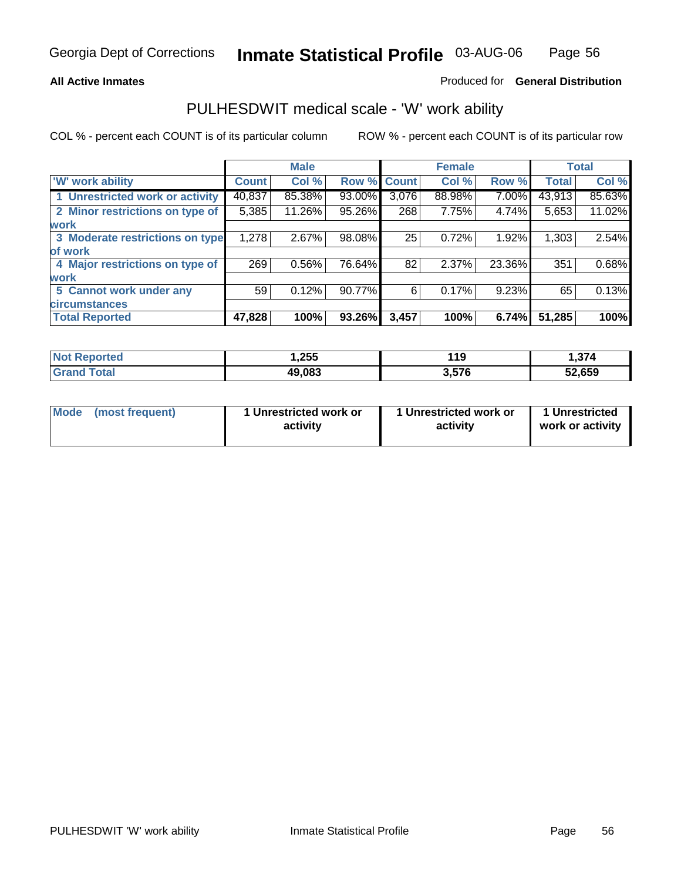**All Active Inmates**

Produced for **General Distribution**

## PULHESDWIT medical scale - 'W' work ability

COL % - percent each COUNT is of its particular column

ROW % - percent each COUNT is of its particular row

| | Male | | | Female | | | Total | |
|---|---|---|---|---|---|---|---|---|
| 'W' work ability | Count | Col % | Row % | Count | Col % | Row % | Total | Col % |
| 1 Unrestricted work or activity | 40,837 | 85.38% | 93.00% | 3,076 | 88.98% | 7.00% | 43,913 | 85.63% |
| 2 Minor restrictions on type of work | 5,385 | 11.26% | 95.26% | 268 | 7.75% | 4.74% | 5,653 | 11.02% |
| 3 Moderate restrictions on type of work | 1,278 | 2.67% | 98.08% | 25 | 0.72% | 1.92% | 1,303 | 2.54% |
| 4 Major restrictions on type of work | 269 | 0.56% | 76.64% | 82 | 2.37% | 23.36% | 351 | 0.68% |
| 5 Cannot work under any circumstances | 59 | 0.12% | 90.77% | 6 | 0.17% | 9.23% | 65 | 0.13% |
| **Total Reported** | **47,828** | **100%** | **93.26%** | **3,457** | **100%** | **6.74%** | **51,285** | **100%** |

| | Male | Female | Total |
|---|---|---|---|
| Not Reported | 1,255 | 119 | 1,374 |
| Grand Total | 49,083 | 3,576 | 52,659 |

| | Male | Female | Total |
|---|---|---|---|
| Mode (most frequent) | 1 Unrestricted work or activity | 1 Unrestricted work or activity | 1 Unrestricted work or activity |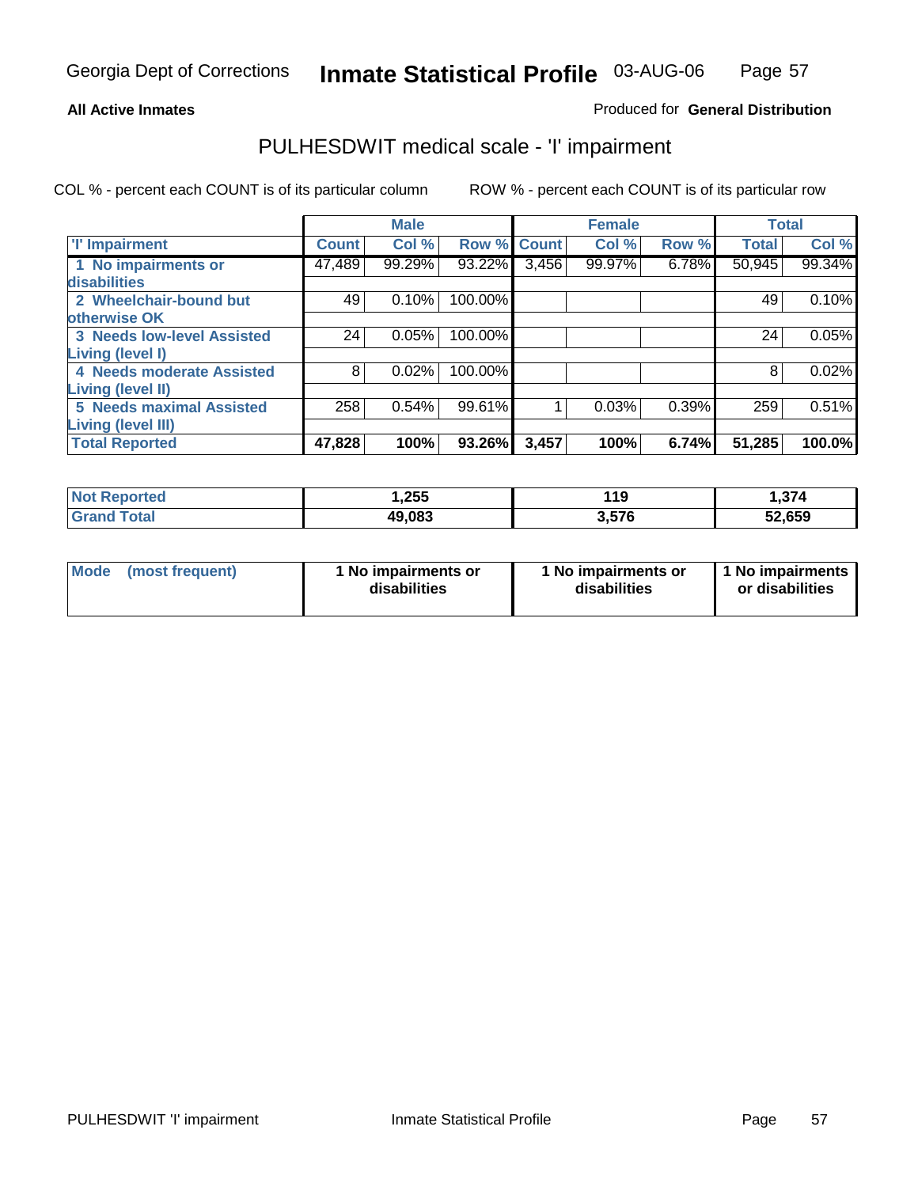Georgia Dept of Corrections **Inmate Statistical Profile** 03-AUG-06

**All Active Inmates**

Produced for **General Distribution**

## PULHESDWIT medical scale - 'I' impairment

COL % - percent each COUNT is of its particular column

ROW % - percent each COUNT is of its particular row

| | Male | | | Female | | | Total | |
|---|---|---|---|---|---|---|---|---|
| **'I' Impairment** | **Count** | **Col %** | **Row %** | **Count** | **Col %** | **Row %** | **Total** | **Col %** |
| 1 No impairments or disabilities | 47,489 | 99.29% | 93.22% | 3,456 | 99.97% | 6.78% | 50,945 | 99.34% |
| 2 Wheelchair-bound but otherwise OK | 49 | 0.10% | 100.00% | | | | 49 | 0.10% |
| 3 Needs low-level Assisted Living (level I) | 24 | 0.05% | 100.00% | | | | 24 | 0.05% |
| 4 Needs moderate Assisted Living (level II) | 8 | 0.02% | 100.00% | | | | 8 | 0.02% |
| 5 Needs maximal Assisted Living (level III) | 258 | 0.54% | 99.61% | 1 | 0.03% | 0.39% | 259 | 0.51% |
| **Total Reported** | **47,828** | **100%** | **93.26%** | **3,457** | **100%** | **6.74%** | **51,285** | **100.0%** |

| | Male | Female | Total |
|---|---|---|---|
| **Not Reported** | **1,255** | **119** | **1,374** |
| **Grand Total** | **49,083** | **3,576** | **52,659** |

| | Male | Female | Total |
|---|---|---|---|
| **Mode (most frequent)** | **1 No impairments or disabilities** | **1 No impairments or disabilities** | **1 No impairments or disabilities** |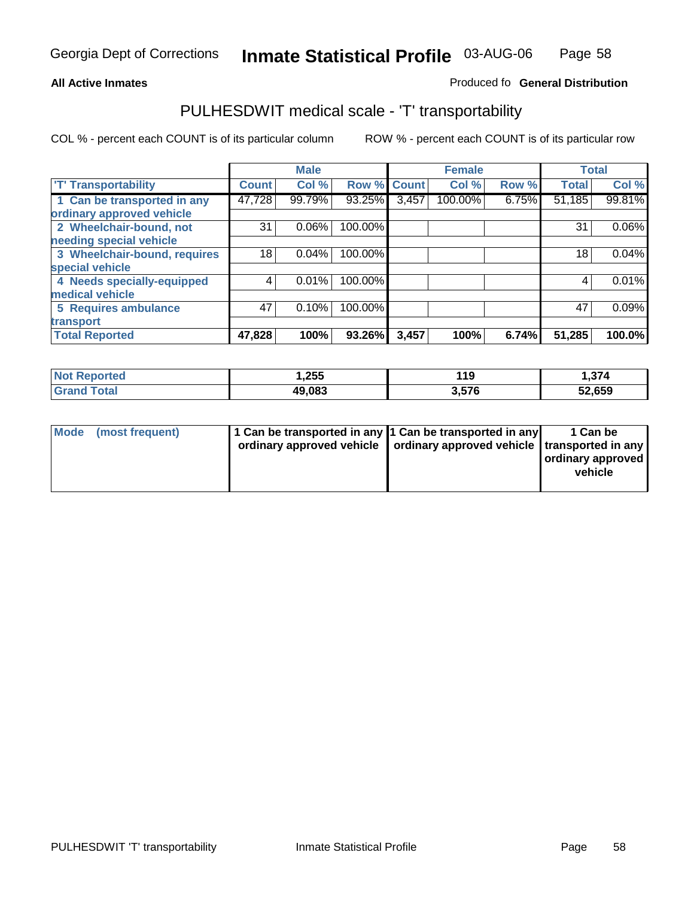Georgia Dept of Corrections **Inmate Statistical Profile** 03-AUG-06

**All Active Inmates**

Produced fo **General Distribution**

## PULHESDWIT medical scale - 'T' transportability

COL % - percent each COUNT is of its particular column

ROW % - percent each COUNT is of its particular row

| | Male | | | Female | | | Total | |
|---|---|---|---|---|---|---|---|---|
| 'T' Transportability | Count | Col % | Row % | Count | Col % | Row % | Total | Col % |
| 1 Can be transported in any ordinary approved vehicle | 47,728 | 99.79% | 93.25% | 3,457 | 100.00% | 6.75% | 51,185 | 99.81% |
| 2 Wheelchair-bound, not needing special vehicle | 31 | 0.06% | 100.00% | | | | 31 | 0.06% |
| 3 Wheelchair-bound, requires special vehicle | 18 | 0.04% | 100.00% | | | | 18 | 0.04% |
| 4 Needs specially-equipped medical vehicle | 4 | 0.01% | 100.00% | | | | 4 | 0.01% |
| 5 Requires ambulance transport | 47 | 0.10% | 100.00% | | | | 47 | 0.09% |
| **Total Reported** | **47,828** | **100%** | **93.26%** | **3,457** | **100%** | **6.74%** | **51,285** | **100.0%** |

| | Male | Female | Total |
|---|---|---|---|
| **Not Reported** | **1,255** | **119** | **1,374** |
| **Grand Total** | **49,083** | **3,576** | **52,659** |

| | Male | Female | Total |
|---|---|---|---|
| **Mode (most frequent)** | **1 Can be transported in any ordinary approved vehicle** | **1 Can be transported in any ordinary approved vehicle** | **1 Can be transported in any ordinary approved vehicle** |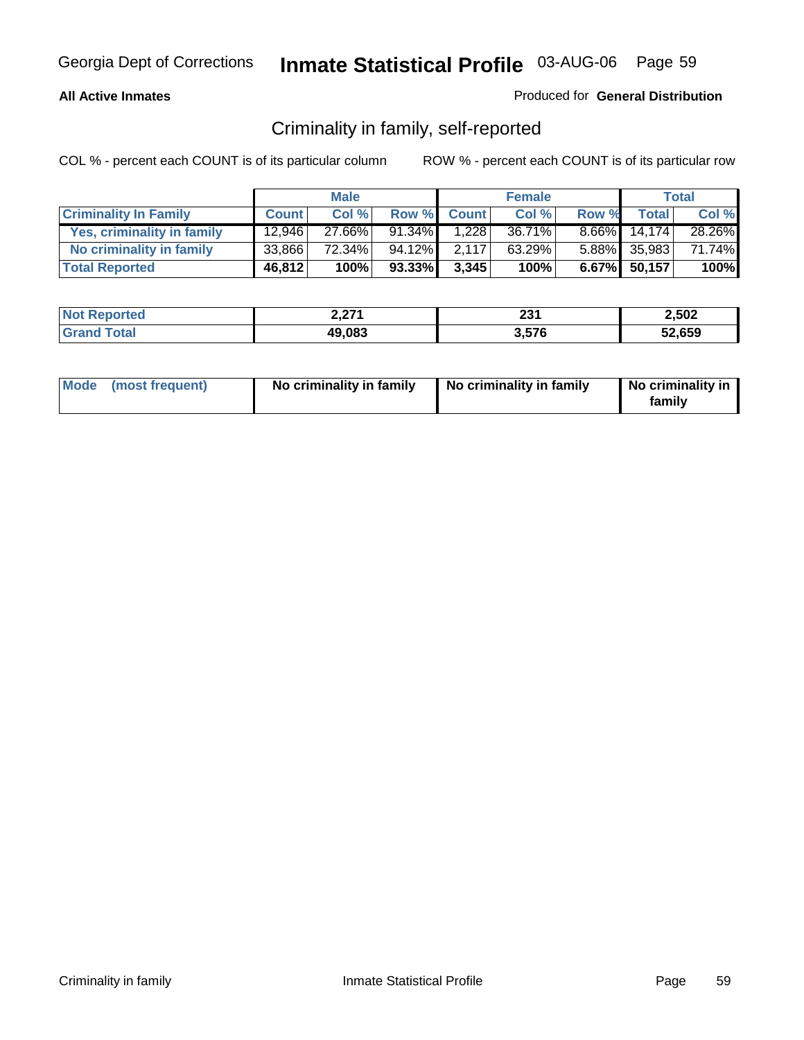**All Active Inmates**

Produced for **General Distribution**

## Criminality in family, self-reported

COL % - percent each COUNT is of its particular column

ROW % - percent each COUNT is of its particular row

| | Male | | | Female | | | Total | |
|---|---|---|---|---|---|---|---|---|
| **Criminality In Family** | **Count** | **Col %** | **Row %** | **Count** | **Col %** | **Row %** | **Total** | **Col %** |
| **Yes, criminality in family** | 12,946 | 27.66% | 91.34% | 1,228 | 36.71% | 8.66% | 14,174 | 28.26% |
| **No criminality in family** | 33,866 | 72.34% | 94.12% | 2,117 | 63.29% | 5.88% | 35,983 | 71.74% |
| **Total Reported** | **46,812** | **100%** | **93.33%** | **3,345** | **100%** | **6.67%** | **50,157** | **100%** |

| | Male | Female | Total |
|---|---|---|---|
| **Not Reported** | **2,271** | **231** | **2,502** |
| **Grand Total** | **49,083** | **3,576** | **52,659** |

| | Male | Female | Total |
|---|---|---|---|
| **Mode (most frequent)** | **No criminality in family** | **No criminality in family** | **No criminality in family** |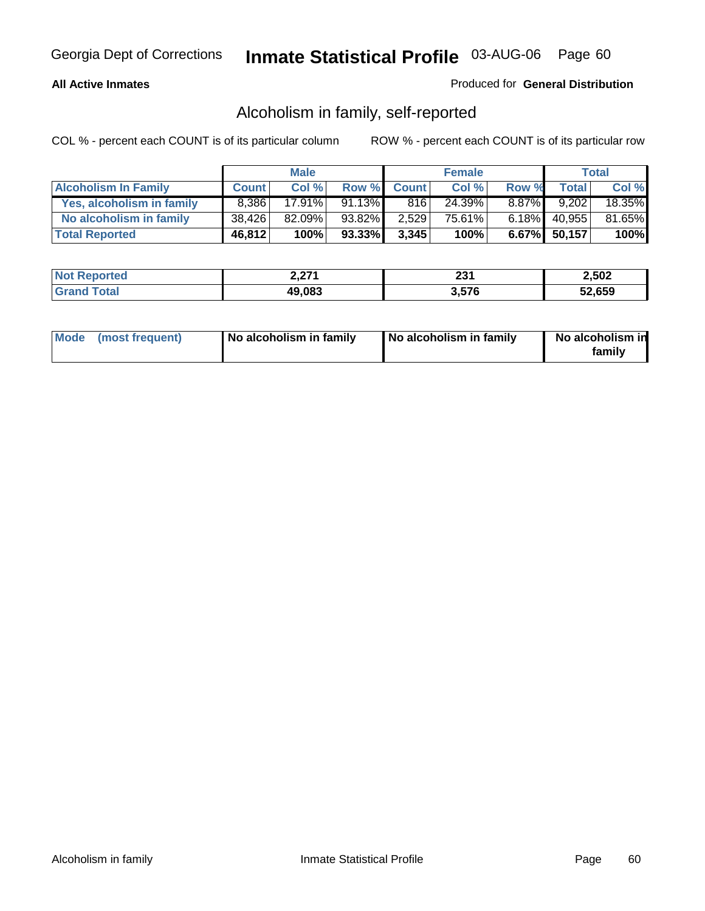**All Active Inmates**

Produced for **General Distribution**

## Alcoholism in family, self-reported

COL % - percent each COUNT is of its particular column    ROW % - percent each COUNT is of its particular row

| | Male | | | Female | | | Total | |
|---|---|---|---|---|---|---|---|---|
| **Alcoholism In Family** | **Count** | **Col %** | **Row %** | **Count** | **Col %** | **Row %** | **Total** | **Col %** |
| **Yes, alcoholism in family** | 8,386 | 17.91% | 91.13% | 816 | 24.39% | 8.87% | 9,202 | 18.35% |
| **No alcoholism in family** | 38,426 | 82.09% | 93.82% | 2,529 | 75.61% | 6.18% | 40,955 | 81.65% |
| **Total Reported** | **46,812** | **100%** | **93.33%** | **3,345** | **100%** | **6.67%** | **50,157** | **100%** |

| | Male | Female | Total |
|---|---|---|---|
| **Not Reported** | **2,271** | **231** | **2,502** |
| **Grand Total** | **49,083** | **3,576** | **52,659** |

| | Male | Female | Total |
|---|---|---|---|
| **Mode (most frequent)** | **No alcoholism in family** | **No alcoholism in family** | **No alcoholism in family** |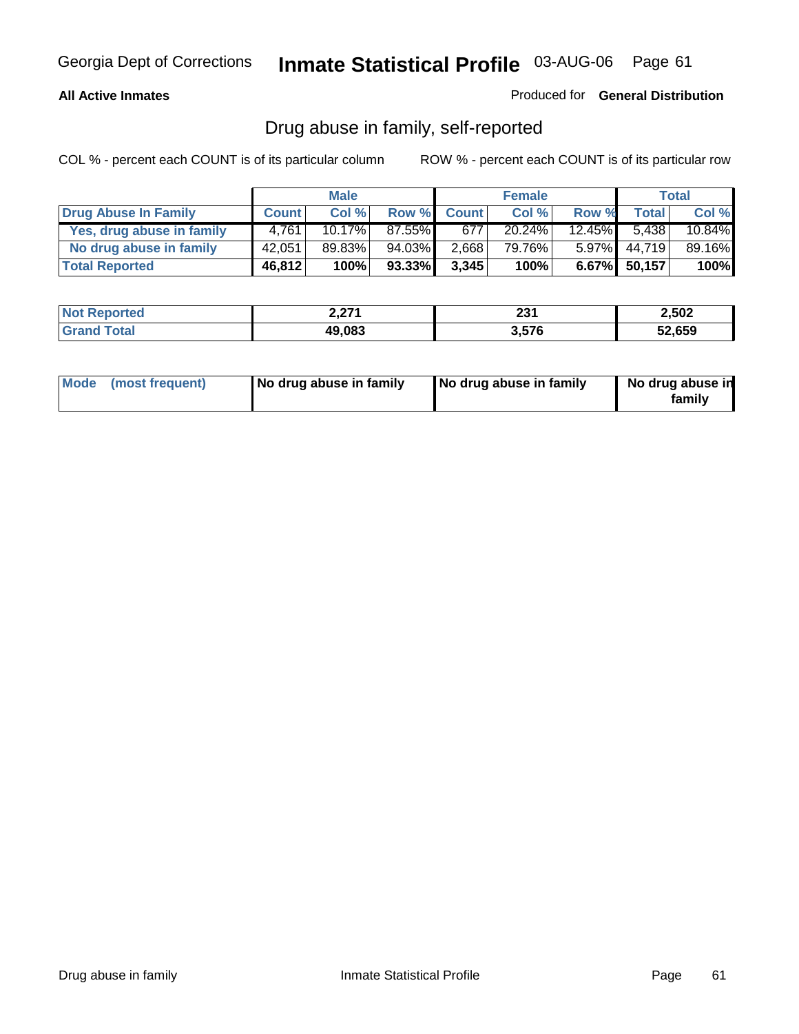**All Active Inmates** Produced for **General Distribution**

## Drug abuse in family, self-reported

COL % - percent each COUNT is of its particular column ROW % - percent each COUNT is of its particular row

| | Male | | | Female | | | Total | |
|---|---|---|---|---|---|---|---|---|
| **Drug Abuse In Family** | **Count** | **Col %** | **Row %** | **Count** | **Col %** | **Row %** | **Total** | **Col %** |
| Yes, drug abuse in family | 4,761 | 10.17% | 87.55% | 677 | 20.24% | 12.45% | 5,438 | 10.84% |
| No drug abuse in family | 42,051 | 89.83% | 94.03% | 2,668 | 79.76% | 5.97% | 44,719 | 89.16% |
| **Total Reported** | **46,812** | **100%** | **93.33%** | **3,345** | **100%** | **6.67%** | **50,157** | **100%** |

| | Male | Female | Total |
|---|---|---|---|
| Not Reported | 2,271 | 231 | 2,502 |
| Grand Total | 49,083 | 3,576 | 52,659 |

| Mode (most frequent) | No drug abuse in family | No drug abuse in family | No drug abuse in family |
|---|---|---|---|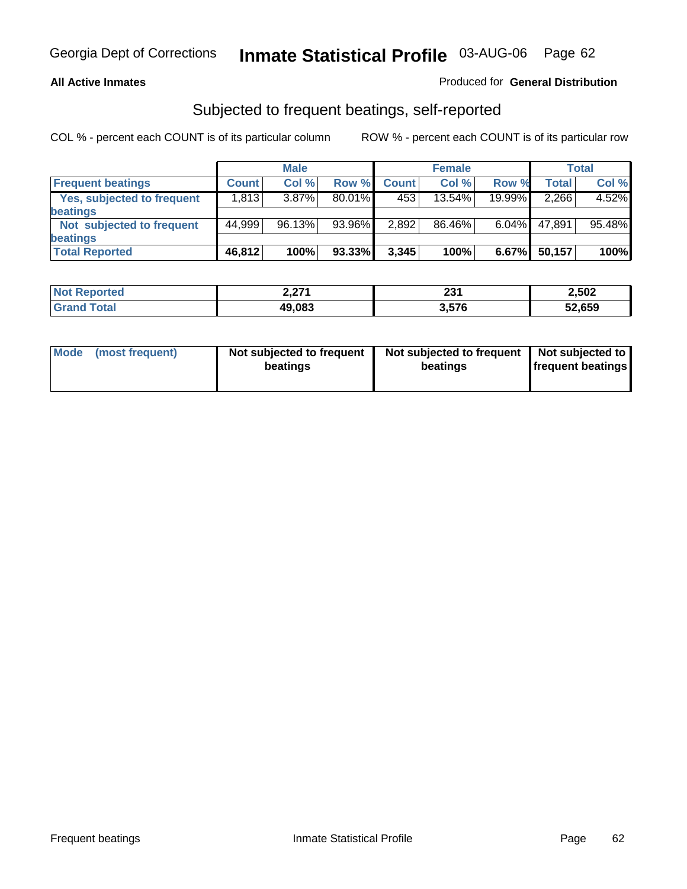Georgia Dept of Corrections **Inmate Statistical Profile** 03-AUG-06

**All Active Inmates**

Produced for **General Distribution**

## Subjected to frequent beatings, self-reported

COL % - percent each COUNT is of its particular column

ROW % - percent each COUNT is of its particular row

| | Male | | | Female | | | Total | |
|---|---|---|---|---|---|---|---|---|
| **Frequent beatings** | **Count** | **Col %** | **Row %** | **Count** | **Col %** | **Row %** | **Total** | **Col %** |
| **Yes, subjected to frequent beatings** | 1,813 | 3.87% | 80.01% | 453 | 13.54% | 19.99% | 2,266 | 4.52% |
| **Not subjected to frequent beatings** | 44,999 | 96.13% | 93.96% | 2,892 | 86.46% | 6.04% | 47,891 | 95.48% |
| **Total Reported** | **46,812** | **100%** | **93.33%** | **3,345** | **100%** | **6.67%** | **50,157** | **100%** |

| | Male | Female | Total |
|---|---|---|---|
| **Not Reported** | **2,271** | **231** | **2,502** |
| **Grand Total** | **49,083** | **3,576** | **52,659** |

| | Male | Female | Total |
|---|---|---|---|
| **Mode (most frequent)** | **Not subjected to frequent beatings** | **Not subjected to frequent beatings** | **Not subjected to frequent beatings** |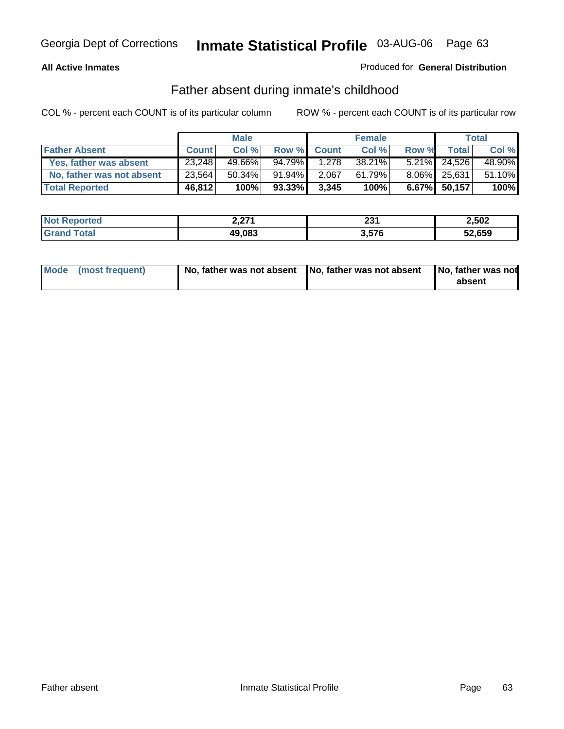**All Active Inmates**

Produced for **General Distribution**

## Father absent during inmate's childhood

COL % - percent each COUNT is of its particular column

ROW % - percent each COUNT is of its particular row

| | Male | | | Female | | | Total | |
|---|---|---|---|---|---|---|---|---|
| **Father Absent** | **Count** | **Col %** | **Row %** | **Count** | **Col %** | **Row %** | **Total** | **Col %** |
| Yes, father was absent | 23,248 | 49.66% | 94.79% | 1,278 | 38.21% | 5.21% | 24,526 | 48.90% |
| No, father was not absent | 23,564 | 50.34% | 91.94% | 2,067 | 61.79% | 8.06% | 25,631 | 51.10% |
| **Total Reported** | **46,812** | **100%** | **93.33%** | **3,345** | **100%** | **6.67%** | **50,157** | **100%** |

| | Male | Female | Total |
|---|---|---|---|
| **Not Reported** | **2,271** | **231** | **2,502** |
| **Grand Total** | **49,083** | **3,576** | **52,659** |

| | Male | Female | Total |
|---|---|---|---|
| **Mode (most frequent)** | **No, father was not absent** | **No, father was not absent** | **No, father was not absent** |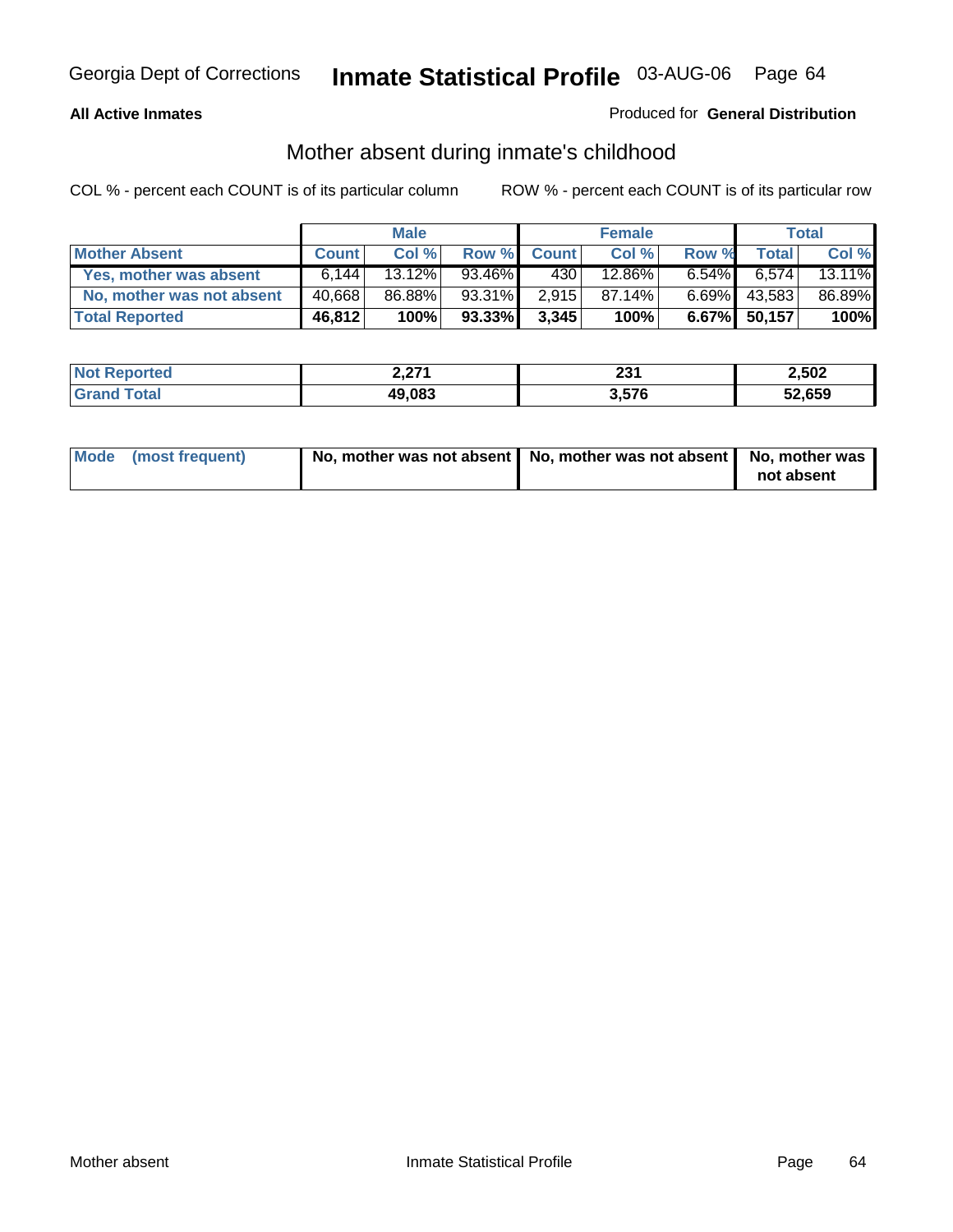**All Active Inmates**

Produced for **General Distribution**

## Mother absent during inmate's childhood

COL % - percent each COUNT is of its particular column

ROW % - percent each COUNT is of its particular row

| | Male | | | Female | | | Total | |
|---|---|---|---|---|---|---|---|---|
| **Mother Absent** | **Count** | **Col %** | **Row %** | **Count** | **Col %** | **Row %** | **Total** | **Col %** |
| **Yes, mother was absent** | 6,144 | 13.12% | 93.46% | 430 | 12.86% | 6.54% | 6,574 | 13.11% |
| **No, mother was not absent** | 40,668 | 86.88% | 93.31% | 2,915 | 87.14% | 6.69% | 43,583 | 86.89% |
| **Total Reported** | **46,812** | **100%** | **93.33%** | **3,345** | **100%** | **6.67%** | **50,157** | **100%** |

| | Male | Female | Total |
|---|---|---|---|
| **Not Reported** | **2,271** | **231** | **2,502** |
| **Grand Total** | **49,083** | **3,576** | **52,659** |

| | Male | Female | Total |
|---|---|---|---|
| **Mode (most frequent)** | **No, mother was not absent** | **No, mother was not absent** | **No, mother was not absent** |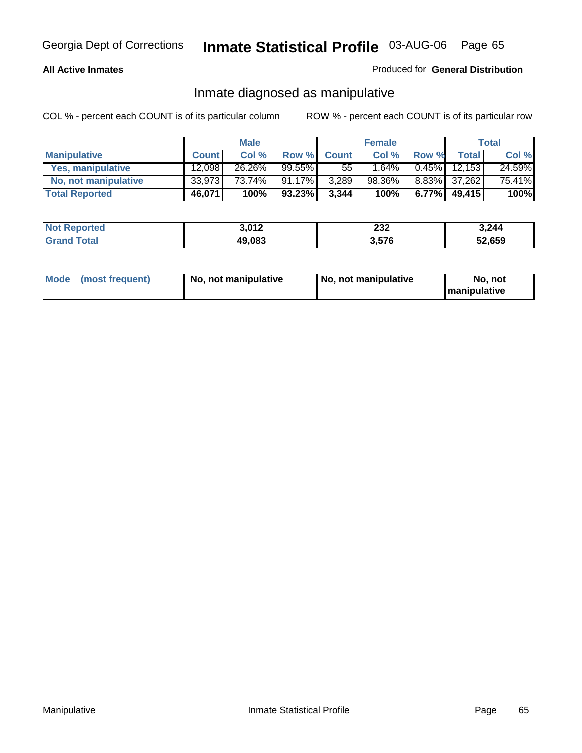Georgia Dept of Corrections **Inmate Statistical Profile** 03-AUG-06

**All Active Inmates**

Produced for **General Distribution**

## Inmate diagnosed as manipulative

COL % - percent each COUNT is of its particular column    ROW % - percent each COUNT is of its particular row

| | Male | | | Female | | | Total | |
|---|---|---|---|---|---|---|---|---|
| **Manipulative** | **Count** | **Col %** | **Row %** | **Count** | **Col %** | **Row %** | **Total** | **Col %** |
| **Yes, manipulative** | 12,098 | 26.26% | 99.55% | 55 | 1.64% | 0.45% | 12,153 | 24.59% |
| **No, not manipulative** | 33,973 | 73.74% | 91.17% | 3,289 | 98.36% | 8.83% | 37,262 | 75.41% |
| **Total Reported** | **46,071** | **100%** | **93.23%** | **3,344** | **100%** | **6.77%** | **49,415** | **100%** |

| | Male | Female | Total |
|---|---|---|---|
| **Not Reported** | **3,012** | **232** | **3,244** |
| **Grand Total** | **49,083** | **3,576** | **52,659** |

| | Male | Female | Total |
|---|---|---|---|
| **Mode (most frequent)** | **No, not manipulative** | **No, not manipulative** | **No, not manipulative** |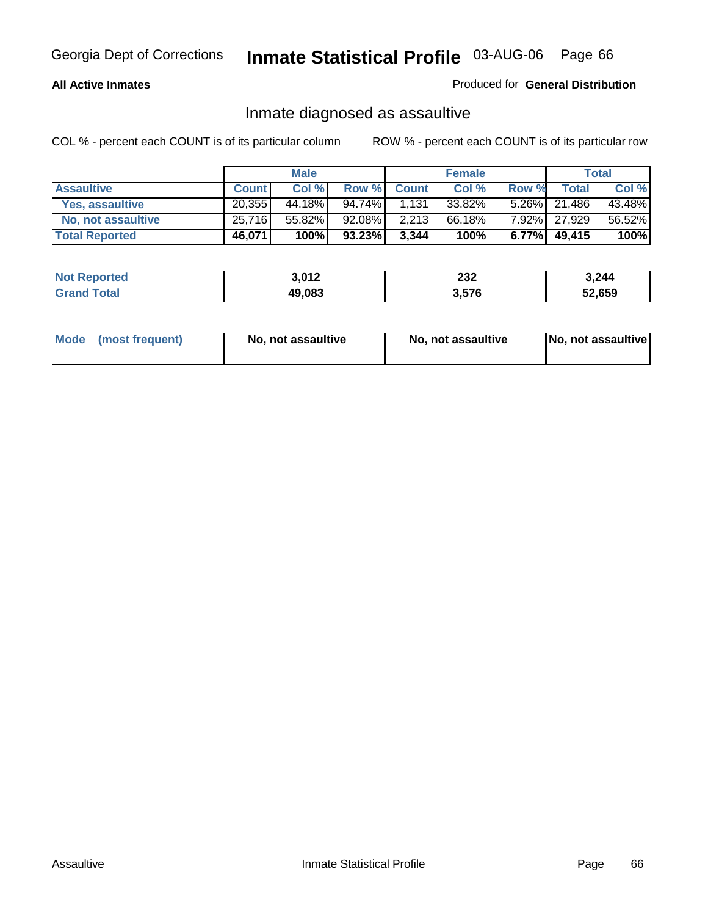Georgia Dept of Corrections **Inmate Statistical Profile** 03-AUG-06

**All Active Inmates**

Produced for **General Distribution**

## Inmate diagnosed as assaultive

COL % - percent each COUNT is of its particular column

ROW % - percent each COUNT is of its particular row

| | Male | | | Female | | | Total | |
|---|---|---|---|---|---|---|---|---|
| **Assaultive** | **Count** | **Col %** | **Row %** | **Count** | **Col %** | **Row %** | **Total** | **Col %** |
| **Yes, assaultive** | 20,355 | 44.18% | 94.74% | 1,131 | 33.82% | 5.26% | 21,486 | 43.48% |
| **No, not assaultive** | 25,716 | 55.82% | 92.08% | 2,213 | 66.18% | 7.92% | 27,929 | 56.52% |
| **Total Reported** | **46,071** | **100%** | **93.23%** | **3,344** | **100%** | **6.77%** | **49,415** | **100%** |

| | Male | Female | Total |
|---|---|---|---|
| **Not Reported** | **3,012** | **232** | **3,244** |
| **Grand Total** | **49,083** | **3,576** | **52,659** |

| | Male | Female | Total |
|---|---|---|---|
| **Mode (most frequent)** | **No, not assaultive** | **No, not assaultive** | **No, not assaultive** |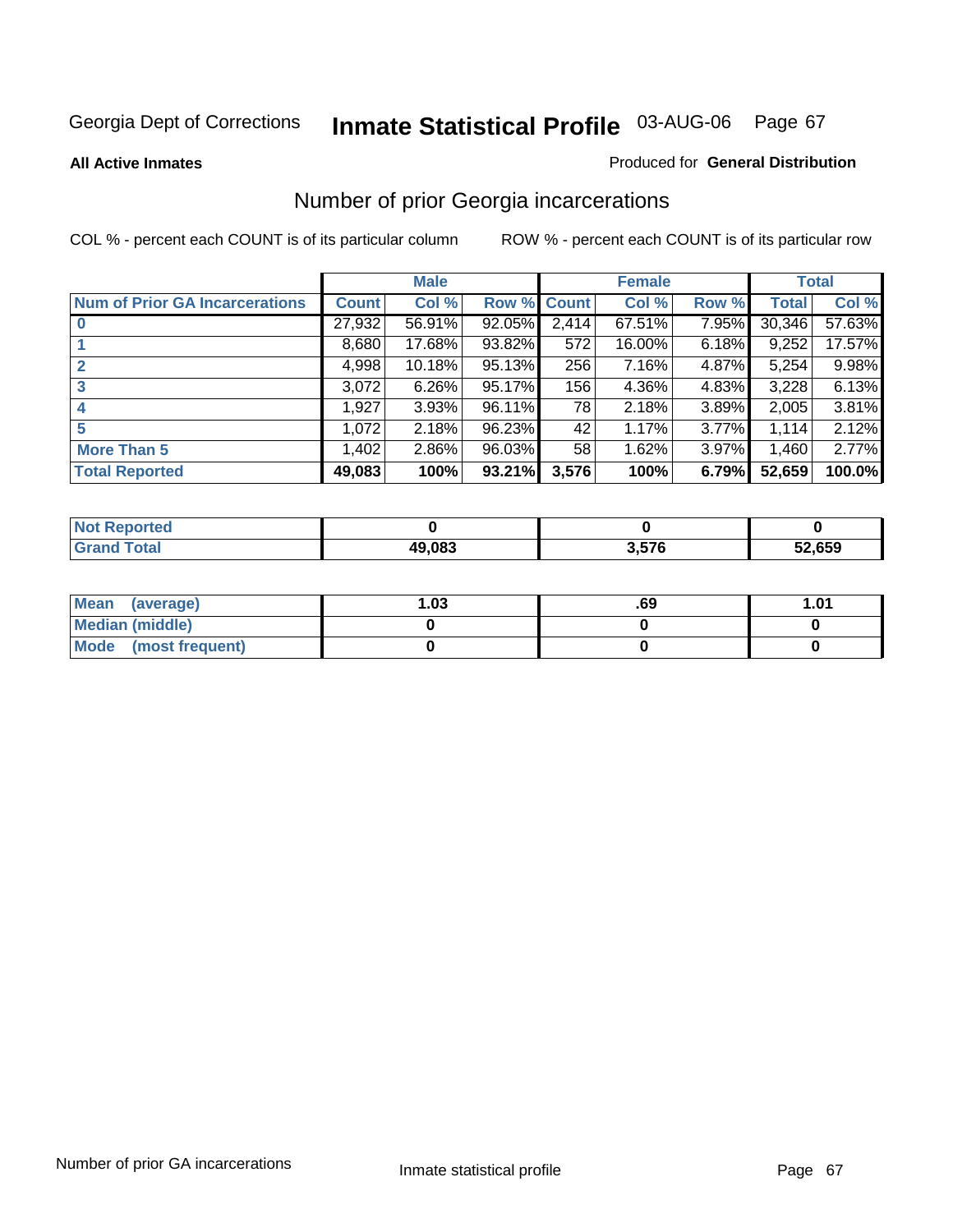Georgia Dept of Corrections **Inmate Statistical Profile** 03-AUG-06

**All Active Inmates**

Produced for **General Distribution**

## Number of prior Georgia incarcerations

COL % - percent each COUNT is of its particular column

ROW % - percent each COUNT is of its particular row

| Num of Prior GA Incarcerations | Male | | | Female | | | Total | |
|---|---|---|---|---|---|---|---|---|
| | Count | Col % | Row % | Count | Col % | Row % | Total | Col % |
| 0 | 27,932 | 56.91% | 92.05% | 2,414 | 67.51% | 7.95% | 30,346 | 57.63% |
| 1 | 8,680 | 17.68% | 93.82% | 572 | 16.00% | 6.18% | 9,252 | 17.57% |
| 2 | 4,998 | 10.18% | 95.13% | 256 | 7.16% | 4.87% | 5,254 | 9.98% |
| 3 | 3,072 | 6.26% | 95.17% | 156 | 4.36% | 4.83% | 3,228 | 6.13% |
| 4 | 1,927 | 3.93% | 96.11% | 78 | 2.18% | 3.89% | 2,005 | 3.81% |
| 5 | 1,072 | 2.18% | 96.23% | 42 | 1.17% | 3.77% | 1,114 | 2.12% |
| More Than 5 | 1,402 | 2.86% | 96.03% | 58 | 1.62% | 3.97% | 1,460 | 2.77% |
| **Total Reported** | **49,083** | **100%** | **93.21%** | **3,576** | **100%** | **6.79%** | **52,659** | **100.0%** |

| | Male | Female | Total |
|---|---|---|---|
| Not Reported | 0 | 0 | 0 |
| Grand Total | 49,083 | 3,576 | 52,659 |

| | Male | Female | Total |
|---|---|---|---|
| Mean (average) | 1.03 | .69 | 1.01 |
| Median (middle) | 0 | 0 | 0 |
| Mode (most frequent) | 0 | 0 | 0 |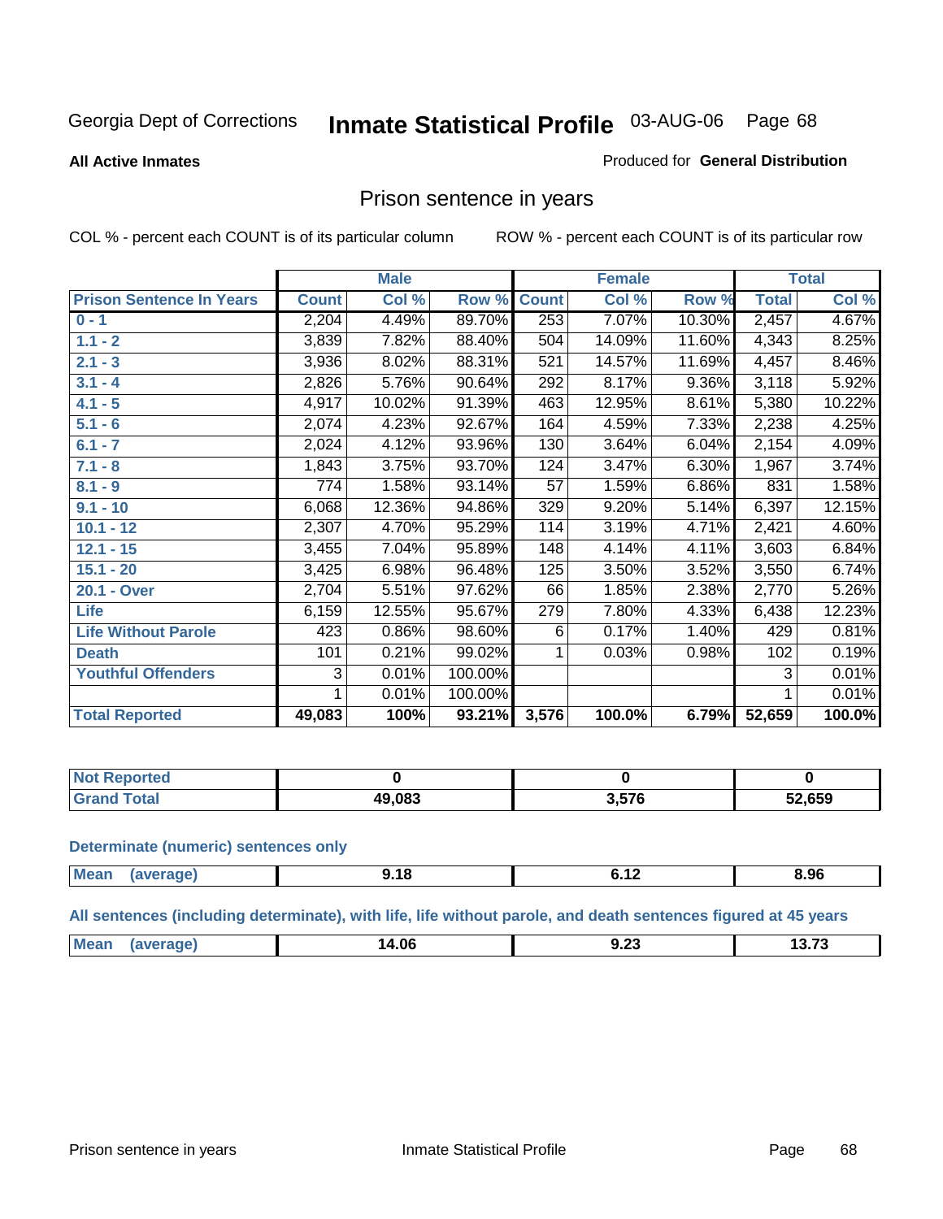Georgia Dept of Corrections **Inmate Statistical Profile** 03-AUG-06

**All Active Inmates**

Produced for **General Distribution**

## Prison sentence in years

COL % - percent each COUNT is of its particular column

ROW % - percent each COUNT is of its particular row

| | Male | | | Female | | | Total | |
|---|---|---|---|---|---|---|---|---|
| **Prison Sentence In Years** | **Count** | **Col %** | **Row %** | **Count** | **Col %** | **Row %** | **Total** | **Col %** |
| **0 - 1** | 2,204 | 4.49% | 89.70% | 253 | 7.07% | 10.30% | 2,457 | 4.67% |
| **1.1 - 2** | 3,839 | 7.82% | 88.40% | 504 | 14.09% | 11.60% | 4,343 | 8.25% |
| **2.1 - 3** | 3,936 | 8.02% | 88.31% | 521 | 14.57% | 11.69% | 4,457 | 8.46% |
| **3.1 - 4** | 2,826 | 5.76% | 90.64% | 292 | 8.17% | 9.36% | 3,118 | 5.92% |
| **4.1 - 5** | 4,917 | 10.02% | 91.39% | 463 | 12.95% | 8.61% | 5,380 | 10.22% |
| **5.1 - 6** | 2,074 | 4.23% | 92.67% | 164 | 4.59% | 7.33% | 2,238 | 4.25% |
| **6.1 - 7** | 2,024 | 4.12% | 93.96% | 130 | 3.64% | 6.04% | 2,154 | 4.09% |
| **7.1 - 8** | 1,843 | 3.75% | 93.70% | 124 | 3.47% | 6.30% | 1,967 | 3.74% |
| **8.1 - 9** | 774 | 1.58% | 93.14% | 57 | 1.59% | 6.86% | 831 | 1.58% |
| **9.1 - 10** | 6,068 | 12.36% | 94.86% | 329 | 9.20% | 5.14% | 6,397 | 12.15% |
| **10.1 - 12** | 2,307 | 4.70% | 95.29% | 114 | 3.19% | 4.71% | 2,421 | 4.60% |
| **12.1 - 15** | 3,455 | 7.04% | 95.89% | 148 | 4.14% | 4.11% | 3,603 | 6.84% |
| **15.1 - 20** | 3,425 | 6.98% | 96.48% | 125 | 3.50% | 3.52% | 3,550 | 6.74% |
| **20.1 - Over** | 2,704 | 5.51% | 97.62% | 66 | 1.85% | 2.38% | 2,770 | 5.26% |
| **Life** | 6,159 | 12.55% | 95.67% | 279 | 7.80% | 4.33% | 6,438 | 12.23% |
| **Life Without Parole** | 423 | 0.86% | 98.60% | 6 | 0.17% | 1.40% | 429 | 0.81% |
| **Death** | 101 | 0.21% | 99.02% | 1 | 0.03% | 0.98% | 102 | 0.19% |
| **Youthful Offenders** | 3 | 0.01% | 100.00% | | | | 3 | 0.01% |
| | 1 | 0.01% | 100.00% | | | | 1 | 0.01% |
| **Total Reported** | **49,083** | **100%** | **93.21%** | **3,576** | **100.0%** | **6.79%** | **52,659** | **100.0%** |

| | Male | Female | Total |
|---|---|---|---|
| **Not Reported** | **0** | **0** | **0** |
| **Grand Total** | **49,083** | **3,576** | **52,659** |

**Determinate (numeric) sentences only**

| | Male | Female | Total |
|---|---|---|---|
| **Mean (average)** | **9.18** | **6.12** | **8.96** |

**All sentences (including determinate), with life, life without parole, and death sentences figured at 45 years**

| | Male | Female | Total |
|---|---|---|---|
| **Mean (average)** | **14.06** | **9.23** | **13.73** |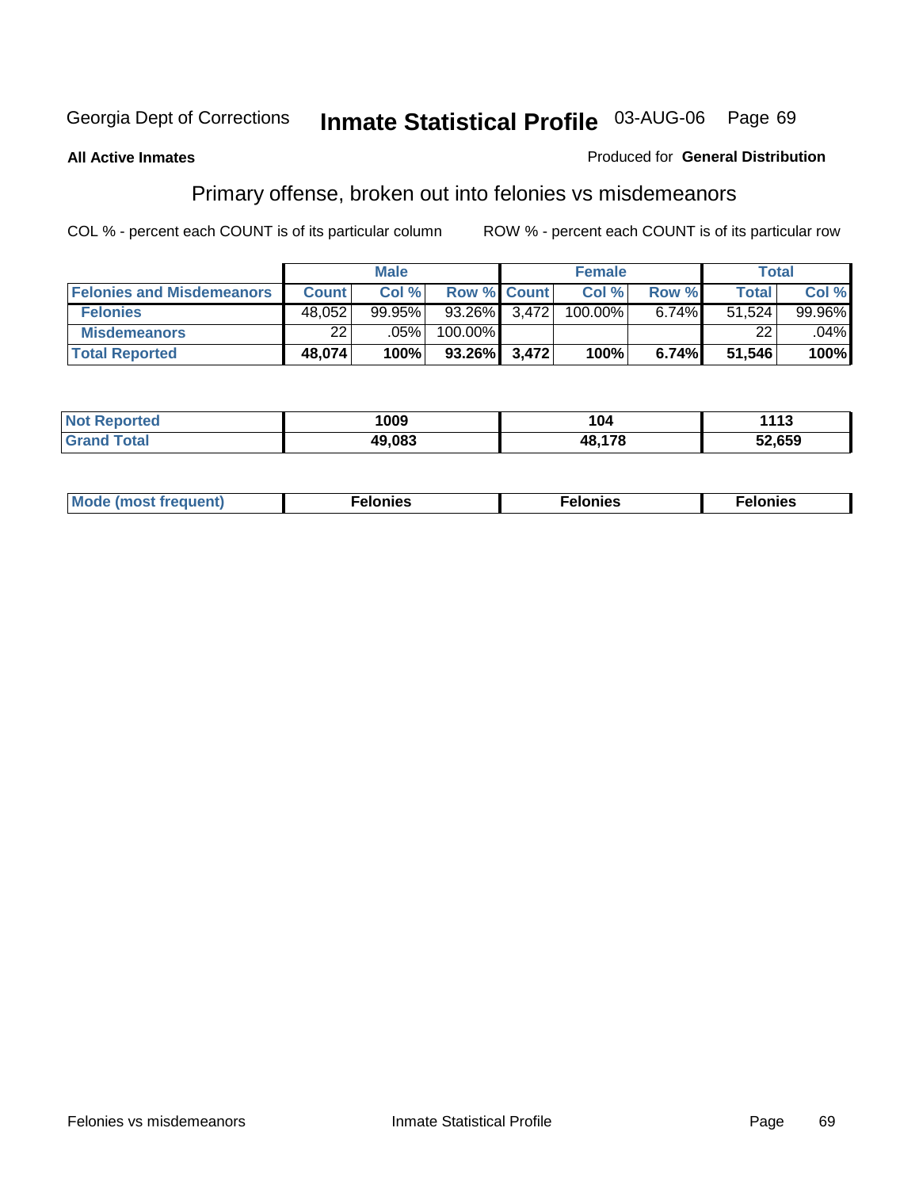Georgia Dept of Corrections **Inmate Statistical Profile** 03-AUG-06

**All Active Inmates**

Produced for **General Distribution**

## Primary offense, broken out into felonies vs misdemeanors

COL % - percent each COUNT is of its particular column

ROW % - percent each COUNT is of its particular row

| | Male | | | Female | | | Total | |
|---|---|---|---|---|---|---|---|---|
| **Felonies and Misdemeanors** | **Count** | **Col %** | **Row %** | **Count** | **Col %** | **Row %** | **Total** | **Col %** |
| **Felonies** | 48,052 | 99.95% | 93.26% | 3,472 | 100.00% | 6.74% | 51,524 | 99.96% |
| **Misdemeanors** | 22 | .05% | 100.00% | | | | 22 | .04% |
| **Total Reported** | **48,074** | **100%** | **93.26%** | **3,472** | **100%** | **6.74%** | **51,546** | **100%** |

| | Male | Female | Total |
|---|---|---|---|
| **Not Reported** | **1009** | **104** | **1113** |
| **Grand Total** | **49,083** | **48,178** | **52,659** |

| | Male | Female | Total |
|---|---|---|---|
| **Mode (most frequent)** | **Felonies** | **Felonies** | **Felonies** |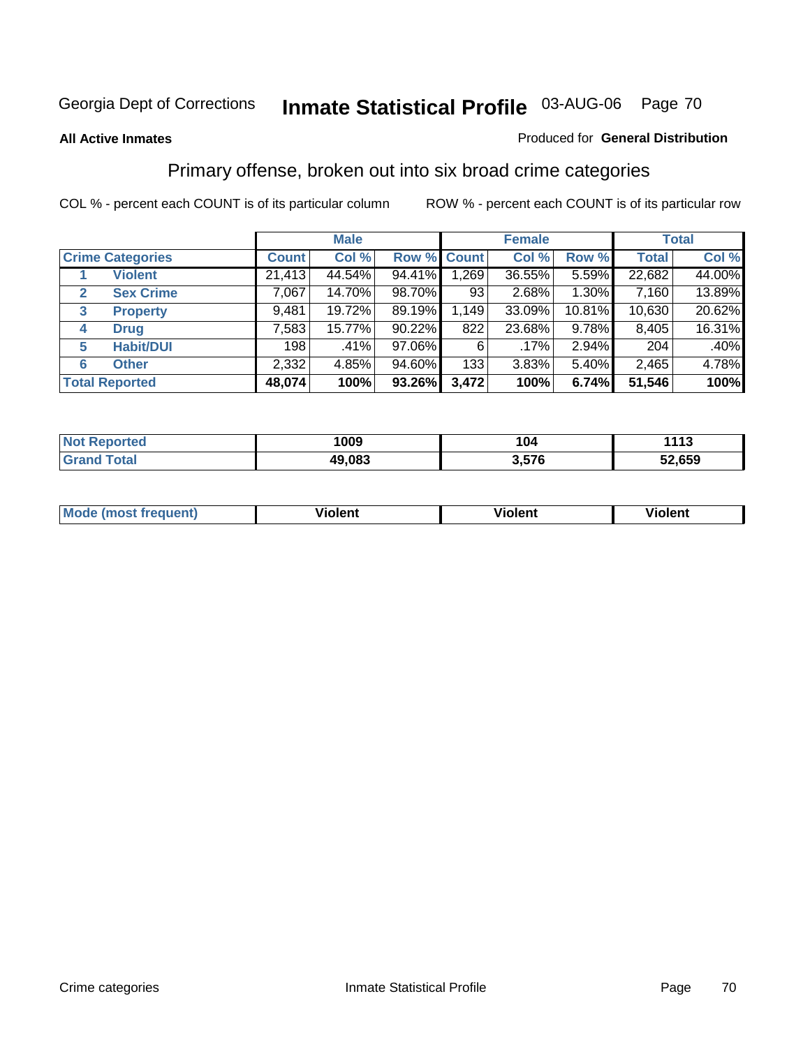Georgia Dept of Corrections **Inmate Statistical Profile** 03-AUG-06

**All Active Inmates** Produced for **General Distribution**

## Primary offense, broken out into six broad crime categories

COL % - percent each COUNT is of its particular column ROW % - percent each COUNT is of its particular row

| Crime Categories | | Male | | | Female | | | Total | |
|---|---|---|---|---|---|---|---|---|---|
| | | Count | Col % | Row % | Count | Col % | Row % | Total | Col % |
| 1 | Violent | 21,413 | 44.54% | 94.41% | 1,269 | 36.55% | 5.59% | 22,682 | 44.00% |
| 2 | Sex Crime | 7,067 | 14.70% | 98.70% | 93 | 2.68% | 1.30% | 7,160 | 13.89% |
| 3 | Property | 9,481 | 19.72% | 89.19% | 1,149 | 33.09% | 10.81% | 10,630 | 20.62% |
| 4 | Drug | 7,583 | 15.77% | 90.22% | 822 | 23.68% | 9.78% | 8,405 | 16.31% |
| 5 | Habit/DUI | 198 | .41% | 97.06% | 6 | .17% | 2.94% | 204 | .40% |
| 6 | Other | 2,332 | 4.85% | 94.60% | 133 | 3.83% | 5.40% | 2,465 | 4.78% |
| **Total Reported** | | **48,074** | **100%** | **93.26%** | **3,472** | **100%** | **6.74%** | **51,546** | **100%** |

| | Male | Female | Total |
|---|---|---|---|
| Not Reported | 1009 | 104 | 1113 |
| Grand Total | 49,083 | 3,576 | 52,659 |

| | Male | Female | Total |
|---|---|---|---|
| Mode (most frequent) | Violent | Violent | Violent |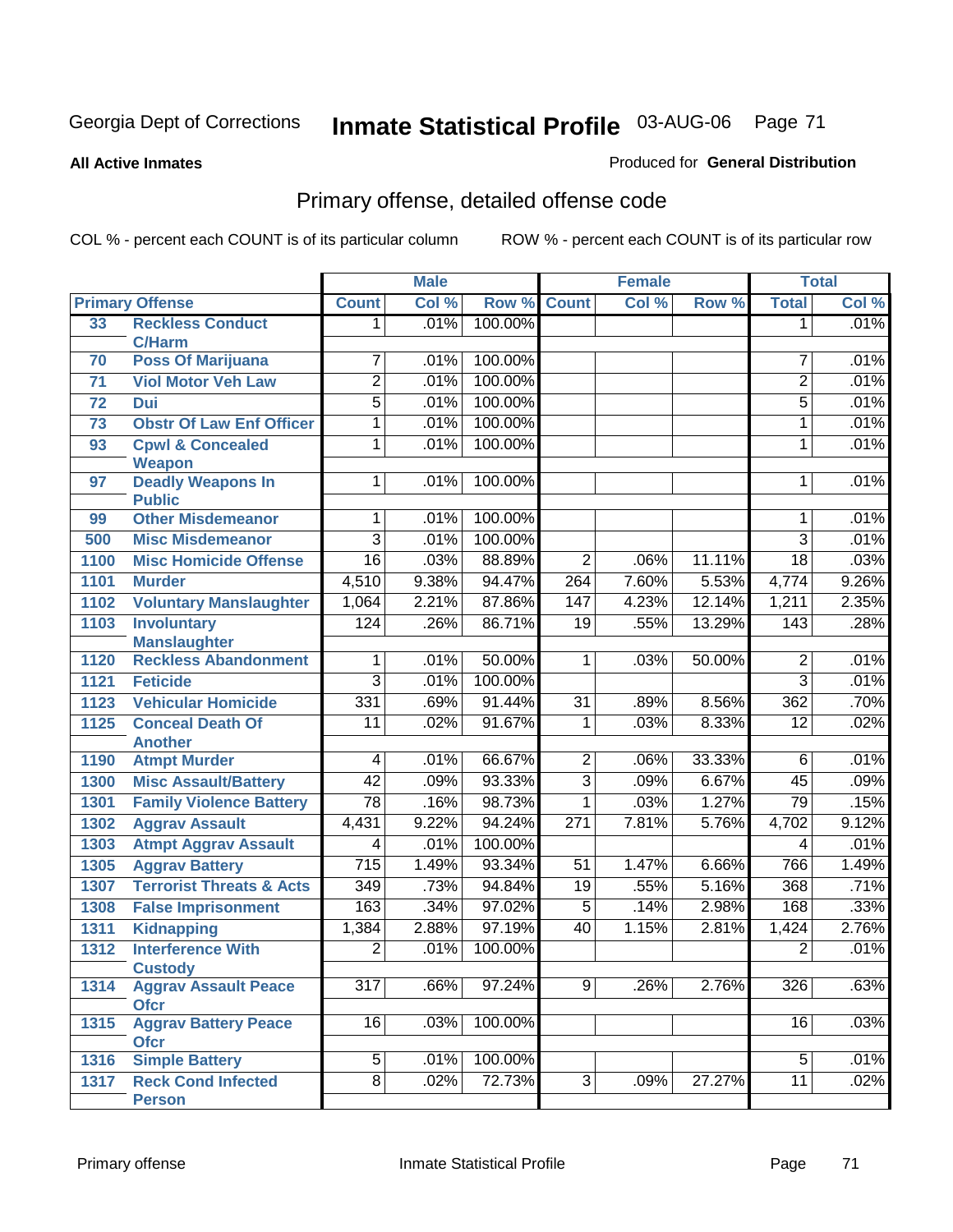Georgia Dept of Corrections **Inmate Statistical Profile** 03-AUG-06

**All Active Inmates**

Produced for **General Distribution**

## Primary offense, detailed offense code

COL % - percent each COUNT is of its particular column    ROW % - percent each COUNT is of its particular row

| Primary Offense | | Male | | | Female | | | Total | |
|---|---|---|---|---|---|---|---|---|---|
| | | Count | Col % | Row % | Count | Col % | Row % | Total | Col % |
| 33 | Reckless Conduct C/Harm | 1 | .01% | 100.00% | | | | 1 | .01% |
| 70 | Poss Of Marijuana | 7 | .01% | 100.00% | | | | 7 | .01% |
| 71 | Viol Motor Veh Law | 2 | .01% | 100.00% | | | | 2 | .01% |
| 72 | Dui | 5 | .01% | 100.00% | | | | 5 | .01% |
| 73 | Obstr Of Law Enf Officer | 1 | .01% | 100.00% | | | | 1 | .01% |
| 93 | Cpwl & Concealed Weapon | 1 | .01% | 100.00% | | | | 1 | .01% |
| 97 | Deadly Weapons In Public | 1 | .01% | 100.00% | | | | 1 | .01% |
| 99 | Other Misdemeanor | 1 | .01% | 100.00% | | | | 1 | .01% |
| 500 | Misc Misdemeanor | 3 | .01% | 100.00% | | | | 3 | .01% |
| 1100 | Misc Homicide Offense | 16 | .03% | 88.89% | 2 | .06% | 11.11% | 18 | .03% |
| 1101 | Murder | 4,510 | 9.38% | 94.47% | 264 | 7.60% | 5.53% | 4,774 | 9.26% |
| 1102 | Voluntary Manslaughter | 1,064 | 2.21% | 87.86% | 147 | 4.23% | 12.14% | 1,211 | 2.35% |
| 1103 | Involuntary Manslaughter | 124 | .26% | 86.71% | 19 | .55% | 13.29% | 143 | .28% |
| 1120 | Reckless Abandonment | 1 | .01% | 50.00% | 1 | .03% | 50.00% | 2 | .01% |
| 1121 | Feticide | 3 | .01% | 100.00% | | | | 3 | .01% |
| 1123 | Vehicular Homicide | 331 | .69% | 91.44% | 31 | .89% | 8.56% | 362 | .70% |
| 1125 | Conceal Death Of Another | 11 | .02% | 91.67% | 1 | .03% | 8.33% | 12 | .02% |
| 1190 | Atmpt Murder | 4 | .01% | 66.67% | 2 | .06% | 33.33% | 6 | .01% |
| 1300 | Misc Assault/Battery | 42 | .09% | 93.33% | 3 | .09% | 6.67% | 45 | .09% |
| 1301 | Family Violence Battery | 78 | .16% | 98.73% | 1 | .03% | 1.27% | 79 | .15% |
| 1302 | Aggrav Assault | 4,431 | 9.22% | 94.24% | 271 | 7.81% | 5.76% | 4,702 | 9.12% |
| 1303 | Atmpt Aggrav Assault | 4 | .01% | 100.00% | | | | 4 | .01% |
| 1305 | Aggrav Battery | 715 | 1.49% | 93.34% | 51 | 1.47% | 6.66% | 766 | 1.49% |
| 1307 | Terrorist Threats & Acts | 349 | .73% | 94.84% | 19 | .55% | 5.16% | 368 | .71% |
| 1308 | False Imprisonment | 163 | .34% | 97.02% | 5 | .14% | 2.98% | 168 | .33% |
| 1311 | Kidnapping | 1,384 | 2.88% | 97.19% | 40 | 1.15% | 2.81% | 1,424 | 2.76% |
| 1312 | Interference With Custody | 2 | .01% | 100.00% | | | | 2 | .01% |
| 1314 | Aggrav Assault Peace Ofcr | 317 | .66% | 97.24% | 9 | .26% | 2.76% | 326 | .63% |
| 1315 | Aggrav Battery Peace Ofcr | 16 | .03% | 100.00% | | | | 16 | .03% |
| 1316 | Simple Battery | 5 | .01% | 100.00% | | | | 5 | .01% |
| 1317 | Reck Cond Infected Person | 8 | .02% | 72.73% | 3 | .09% | 27.27% | 11 | .02% |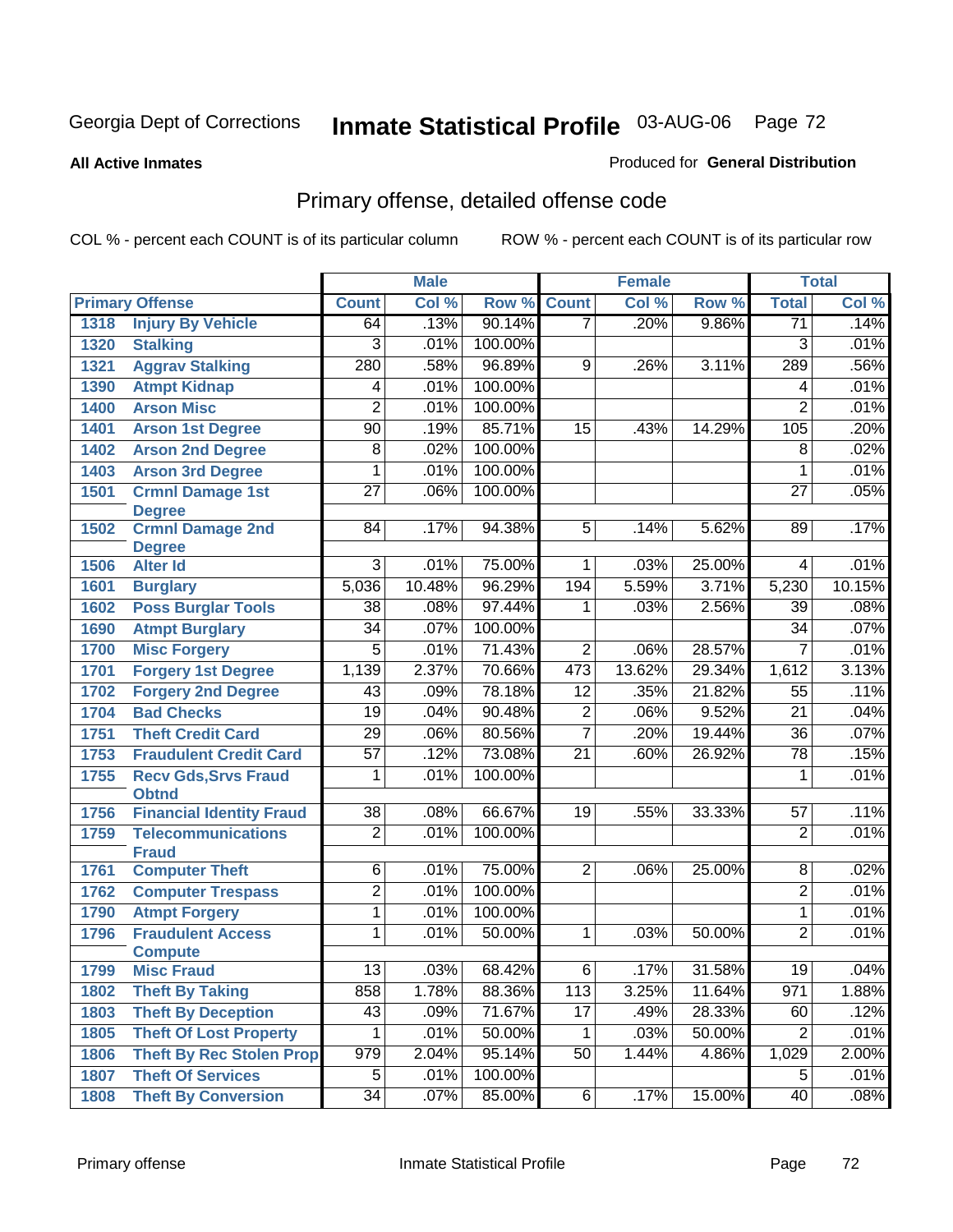# Georgia Dept of Corrections — Inmate Statistical Profile 03-AUG-06

**All Active Inmates**

Produced for **General Distribution**

## Primary offense, detailed offense code

COL % - percent each COUNT is of its particular column

ROW % - percent each COUNT is of its particular row

| Primary Offense | | Male | | | Female | | | Total | |
|---|---|---|---|---|---|---|---|---|---|
| | | Count | Col % | Row % | Count | Col % | Row % | Total | Col % |
| 1318 | Injury By Vehicle | 64 | .13% | 90.14% | 7 | .20% | 9.86% | 71 | .14% |
| 1320 | Stalking | 3 | .01% | 100.00% | | | | 3 | .01% |
| 1321 | Aggrav Stalking | 280 | .58% | 96.89% | 9 | .26% | 3.11% | 289 | .56% |
| 1390 | Atmpt Kidnap | 4 | .01% | 100.00% | | | | 4 | .01% |
| 1400 | Arson Misc | 2 | .01% | 100.00% | | | | 2 | .01% |
| 1401 | Arson 1st Degree | 90 | .19% | 85.71% | 15 | .43% | 14.29% | 105 | .20% |
| 1402 | Arson 2nd Degree | 8 | .02% | 100.00% | | | | 8 | .02% |
| 1403 | Arson 3rd Degree | 1 | .01% | 100.00% | | | | 1 | .01% |
| 1501 | Crmnl Damage 1st Degree | 27 | .06% | 100.00% | | | | 27 | .05% |
| 1502 | Crmnl Damage 2nd Degree | 84 | .17% | 94.38% | 5 | .14% | 5.62% | 89 | .17% |
| 1506 | Alter Id | 3 | .01% | 75.00% | 1 | .03% | 25.00% | 4 | .01% |
| 1601 | Burglary | 5,036 | 10.48% | 96.29% | 194 | 5.59% | 3.71% | 5,230 | 10.15% |
| 1602 | Poss Burglar Tools | 38 | .08% | 97.44% | 1 | .03% | 2.56% | 39 | .08% |
| 1690 | Atmpt Burglary | 34 | .07% | 100.00% | | | | 34 | .07% |
| 1700 | Misc Forgery | 5 | .01% | 71.43% | 2 | .06% | 28.57% | 7 | .01% |
| 1701 | Forgery 1st Degree | 1,139 | 2.37% | 70.66% | 473 | 13.62% | 29.34% | 1,612 | 3.13% |
| 1702 | Forgery 2nd Degree | 43 | .09% | 78.18% | 12 | .35% | 21.82% | 55 | .11% |
| 1704 | Bad Checks | 19 | .04% | 90.48% | 2 | .06% | 9.52% | 21 | .04% |
| 1751 | Theft Credit Card | 29 | .06% | 80.56% | 7 | .20% | 19.44% | 36 | .07% |
| 1753 | Fraudulent Credit Card | 57 | .12% | 73.08% | 21 | .60% | 26.92% | 78 | .15% |
| 1755 | Recv Gds,Srvs Fraud Obtnd | 1 | .01% | 100.00% | | | | 1 | .01% |
| 1756 | Financial Identity Fraud | 38 | .08% | 66.67% | 19 | .55% | 33.33% | 57 | .11% |
| 1759 | Telecommunications Fraud | 2 | .01% | 100.00% | | | | 2 | .01% |
| 1761 | Computer Theft | 6 | .01% | 75.00% | 2 | .06% | 25.00% | 8 | .02% |
| 1762 | Computer Trespass | 2 | .01% | 100.00% | | | | 2 | .01% |
| 1790 | Atmpt Forgery | 1 | .01% | 100.00% | | | | 1 | .01% |
| 1796 | Fraudulent Access Compute | 1 | .01% | 50.00% | 1 | .03% | 50.00% | 2 | .01% |
| 1799 | Misc Fraud | 13 | .03% | 68.42% | 6 | .17% | 31.58% | 19 | .04% |
| 1802 | Theft By Taking | 858 | 1.78% | 88.36% | 113 | 3.25% | 11.64% | 971 | 1.88% |
| 1803 | Theft By Deception | 43 | .09% | 71.67% | 17 | .49% | 28.33% | 60 | .12% |
| 1805 | Theft Of Lost Property | 1 | .01% | 50.00% | 1 | .03% | 50.00% | 2 | .01% |
| 1806 | Theft By Rec Stolen Prop | 979 | 2.04% | 95.14% | 50 | 1.44% | 4.86% | 1,029 | 2.00% |
| 1807 | Theft Of Services | 5 | .01% | 100.00% | | | | 5 | .01% |
| 1808 | Theft By Conversion | 34 | .07% | 85.00% | 6 | .17% | 15.00% | 40 | .08% |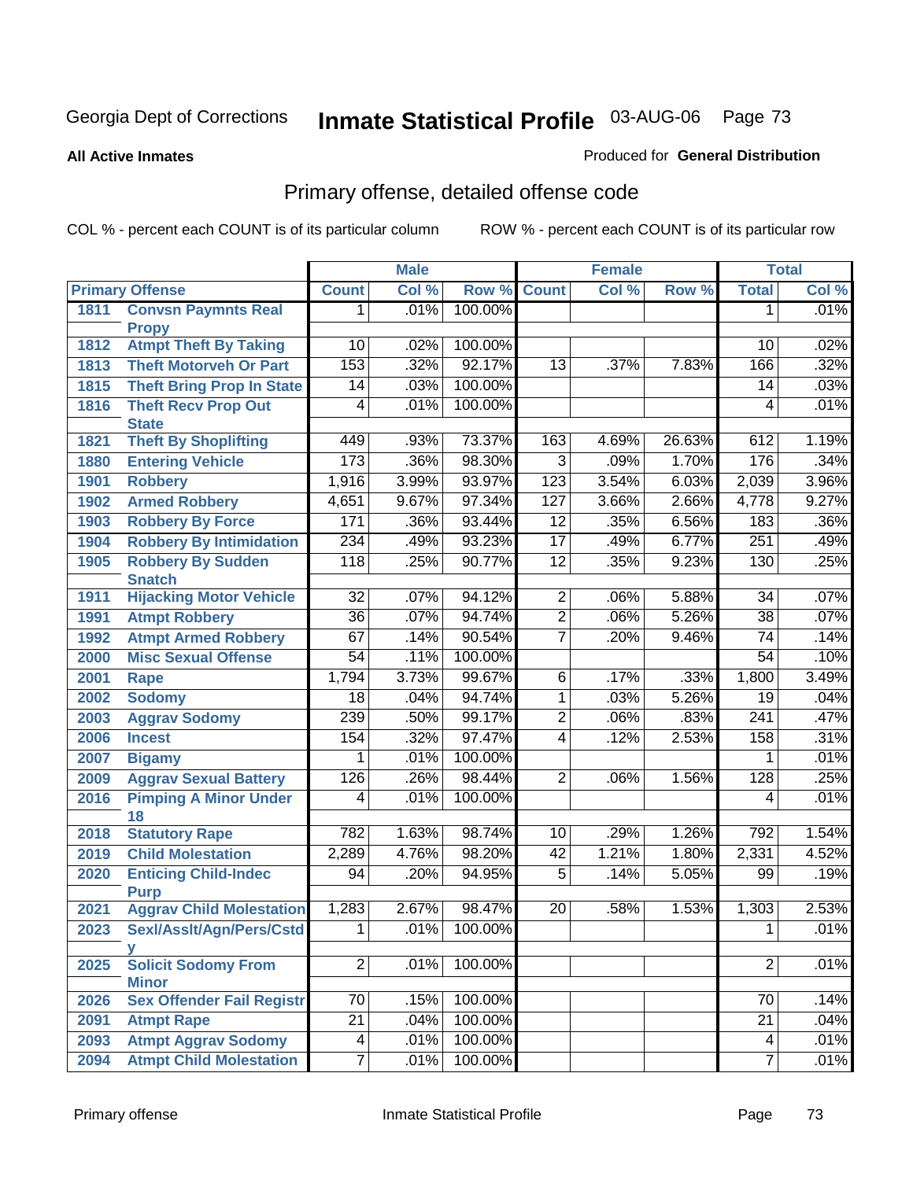Georgia Dept of Corrections **Inmate Statistical Profile** 03-AUG-06

**All Active Inmates**

Produced for **General Distribution**

## Primary offense, detailed offense code

COL % - percent each COUNT is of its particular column

ROW % - percent each COUNT is of its particular row

| Primary Offense | | Male | | | Female | | | Total | |
|---|---|---|---|---|---|---|---|---|---|
| | | Count | Col % | Row % | Count | Col % | Row % | Total | Col % |
| 1811 | Convsn Paymnts Real Propy | 1 | .01% | 100.00% | | | | 1 | .01% |
| 1812 | Atmpt Theft By Taking | 10 | .02% | 100.00% | | | | 10 | .02% |
| 1813 | Theft Motorveh Or Part | 153 | .32% | 92.17% | 13 | .37% | 7.83% | 166 | .32% |
| 1815 | Theft Bring Prop In State | 14 | .03% | 100.00% | | | | 14 | .03% |
| 1816 | Theft Recv Prop Out State | 4 | .01% | 100.00% | | | | 4 | .01% |
| 1821 | Theft By Shoplifting | 449 | .93% | 73.37% | 163 | 4.69% | 26.63% | 612 | 1.19% |
| 1880 | Entering Vehicle | 173 | .36% | 98.30% | 3 | .09% | 1.70% | 176 | .34% |
| 1901 | Robbery | 1,916 | 3.99% | 93.97% | 123 | 3.54% | 6.03% | 2,039 | 3.96% |
| 1902 | Armed Robbery | 4,651 | 9.67% | 97.34% | 127 | 3.66% | 2.66% | 4,778 | 9.27% |
| 1903 | Robbery By Force | 171 | .36% | 93.44% | 12 | .35% | 6.56% | 183 | .36% |
| 1904 | Robbery By Intimidation | 234 | .49% | 93.23% | 17 | .49% | 6.77% | 251 | .49% |
| 1905 | Robbery By Sudden Snatch | 118 | .25% | 90.77% | 12 | .35% | 9.23% | 130 | .25% |
| 1911 | Hijacking Motor Vehicle | 32 | .07% | 94.12% | 2 | .06% | 5.88% | 34 | .07% |
| 1991 | Atmpt Robbery | 36 | .07% | 94.74% | 2 | .06% | 5.26% | 38 | .07% |
| 1992 | Atmpt Armed Robbery | 67 | .14% | 90.54% | 7 | .20% | 9.46% | 74 | .14% |
| 2000 | Misc Sexual Offense | 54 | .11% | 100.00% | | | | 54 | .10% |
| 2001 | Rape | 1,794 | 3.73% | 99.67% | 6 | .17% | .33% | 1,800 | 3.49% |
| 2002 | Sodomy | 18 | .04% | 94.74% | 1 | .03% | 5.26% | 19 | .04% |
| 2003 | Aggrav Sodomy | 239 | .50% | 99.17% | 2 | .06% | .83% | 241 | .47% |
| 2006 | Incest | 154 | .32% | 97.47% | 4 | .12% | 2.53% | 158 | .31% |
| 2007 | Bigamy | 1 | .01% | 100.00% | | | | 1 | .01% |
| 2009 | Aggrav Sexual Battery | 126 | .26% | 98.44% | 2 | .06% | 1.56% | 128 | .25% |
| 2016 | Pimping A Minor Under 18 | 4 | .01% | 100.00% | | | | 4 | .01% |
| 2018 | Statutory Rape | 782 | 1.63% | 98.74% | 10 | .29% | 1.26% | 792 | 1.54% |
| 2019 | Child Molestation | 2,289 | 4.76% | 98.20% | 42 | 1.21% | 1.80% | 2,331 | 4.52% |
| 2020 | Enticing Child-Indec Purp | 94 | .20% | 94.95% | 5 | .14% | 5.05% | 99 | .19% |
| 2021 | Aggrav Child Molestation | 1,283 | 2.67% | 98.47% | 20 | .58% | 1.53% | 1,303 | 2.53% |
| 2023 | Sexl/Asslt/Agn/Pers/Cstdy | 1 | .01% | 100.00% | | | | 1 | .01% |
| 2025 | Solicit Sodomy From Minor | 2 | .01% | 100.00% | | | | 2 | .01% |
| 2026 | Sex Offender Fail Registr | 70 | .15% | 100.00% | | | | 70 | .14% |
| 2091 | Atmpt Rape | 21 | .04% | 100.00% | | | | 21 | .04% |
| 2093 | Atmpt Aggrav Sodomy | 4 | .01% | 100.00% | | | | 4 | .01% |
| 2094 | Atmpt Child Molestation | 7 | .01% | 100.00% | | | | 7 | .01% |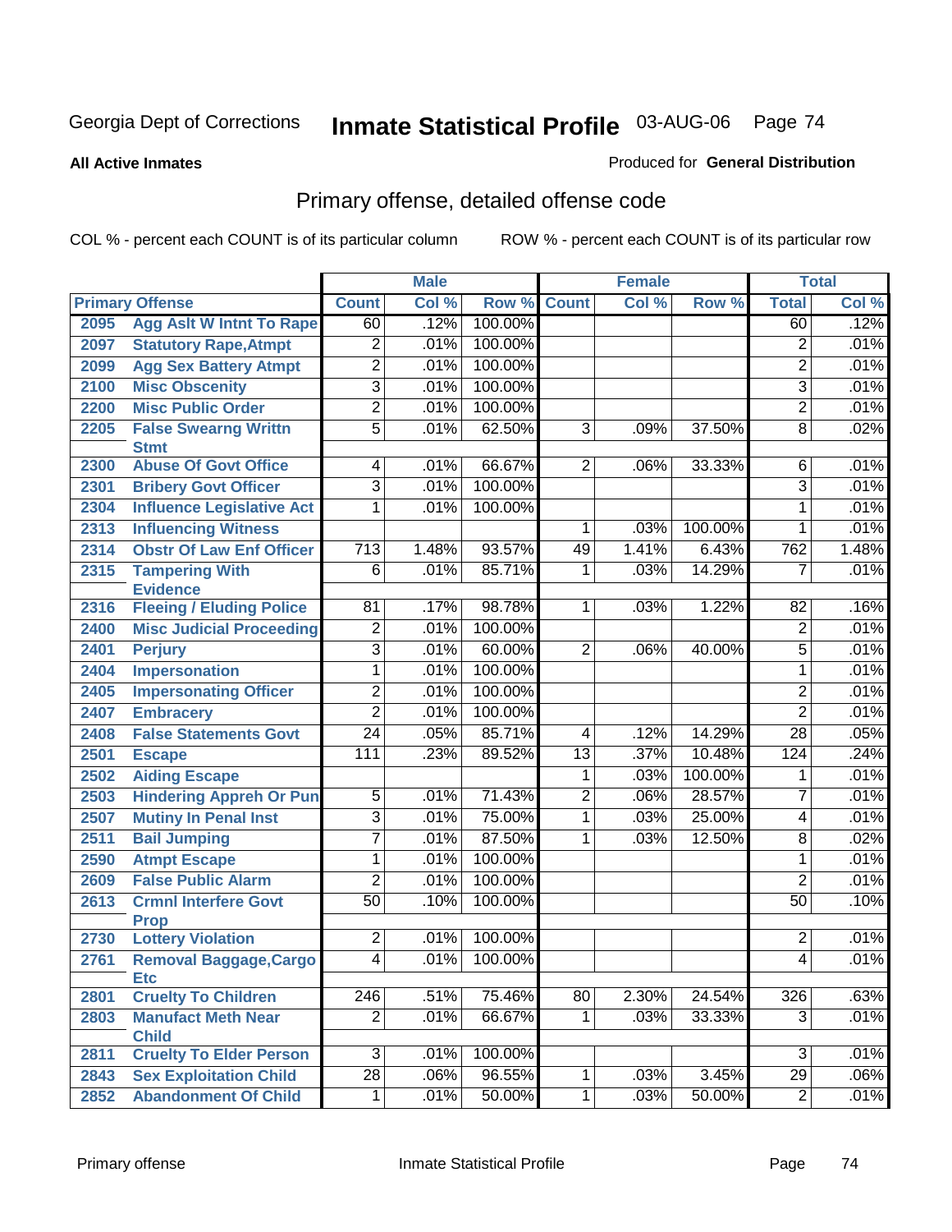Georgia Dept of Corrections **Inmate Statistical Profile** 03-AUG-06

**All Active Inmates**

Produced for **General Distribution**

## Primary offense, detailed offense code

COL % - percent each COUNT is of its particular column

ROW % - percent each COUNT is of its particular row

| Primary Offense | | Male | | | Female | | | Total | |
|---|---|---|---|---|---|---|---|---|---|
| | | Count | Col % | Row % | Count | Col % | Row % | Total | Col % |
| 2095 | Agg Aslt W Intnt To Rape | 60 | .12% | 100.00% | | | | 60 | .12% |
| 2097 | Statutory Rape,Atmpt | 2 | .01% | 100.00% | | | | 2 | .01% |
| 2099 | Agg Sex Battery Atmpt | 2 | .01% | 100.00% | | | | 2 | .01% |
| 2100 | Misc Obscenity | 3 | .01% | 100.00% | | | | 3 | .01% |
| 2200 | Misc Public Order | 2 | .01% | 100.00% | | | | 2 | .01% |
| 2205 | False Swearng Writtn Stmt | 5 | .01% | 62.50% | 3 | .09% | 37.50% | 8 | .02% |
| 2300 | Abuse Of Govt Office | 4 | .01% | 66.67% | 2 | .06% | 33.33% | 6 | .01% |
| 2301 | Bribery Govt Officer | 3 | .01% | 100.00% | | | | 3 | .01% |
| 2304 | Influence Legislative Act | 1 | .01% | 100.00% | | | | 1 | .01% |
| 2313 | Influencing Witness | | | | 1 | .03% | 100.00% | 1 | .01% |
| 2314 | Obstr Of Law Enf Officer | 713 | 1.48% | 93.57% | 49 | 1.41% | 6.43% | 762 | 1.48% |
| 2315 | Tampering With Evidence | 6 | .01% | 85.71% | 1 | .03% | 14.29% | 7 | .01% |
| 2316 | Fleeing / Eluding Police | 81 | .17% | 98.78% | 1 | .03% | 1.22% | 82 | .16% |
| 2400 | Misc Judicial Proceeding | 2 | .01% | 100.00% | | | | 2 | .01% |
| 2401 | Perjury | 3 | .01% | 60.00% | 2 | .06% | 40.00% | 5 | .01% |
| 2404 | Impersonation | 1 | .01% | 100.00% | | | | 1 | .01% |
| 2405 | Impersonating Officer | 2 | .01% | 100.00% | | | | 2 | .01% |
| 2407 | Embracery | 2 | .01% | 100.00% | | | | 2 | .01% |
| 2408 | False Statements Govt | 24 | .05% | 85.71% | 4 | .12% | 14.29% | 28 | .05% |
| 2501 | Escape | 111 | .23% | 89.52% | 13 | .37% | 10.48% | 124 | .24% |
| 2502 | Aiding Escape | | | | 1 | .03% | 100.00% | 1 | .01% |
| 2503 | Hindering Appreh Or Pun | 5 | .01% | 71.43% | 2 | .06% | 28.57% | 7 | .01% |
| 2507 | Mutiny In Penal Inst | 3 | .01% | 75.00% | 1 | .03% | 25.00% | 4 | .01% |
| 2511 | Bail Jumping | 7 | .01% | 87.50% | 1 | .03% | 12.50% | 8 | .02% |
| 2590 | Atmpt Escape | 1 | .01% | 100.00% | | | | 1 | .01% |
| 2609 | False Public Alarm | 2 | .01% | 100.00% | | | | 2 | .01% |
| 2613 | Crmnl Interfere Govt Prop | 50 | .10% | 100.00% | | | | 50 | .10% |
| 2730 | Lottery Violation | 2 | .01% | 100.00% | | | | 2 | .01% |
| 2761 | Removal Baggage,Cargo Etc | 4 | .01% | 100.00% | | | | 4 | .01% |
| 2801 | Cruelty To Children | 246 | .51% | 75.46% | 80 | 2.30% | 24.54% | 326 | .63% |
| 2803 | Manufact Meth Near Child | 2 | .01% | 66.67% | 1 | .03% | 33.33% | 3 | .01% |
| 2811 | Cruelty To Elder Person | 3 | .01% | 100.00% | | | | 3 | .01% |
| 2843 | Sex Exploitation Child | 28 | .06% | 96.55% | 1 | .03% | 3.45% | 29 | .06% |
| 2852 | Abandonment Of Child | 1 | .01% | 50.00% | 1 | .03% | 50.00% | 2 | .01% |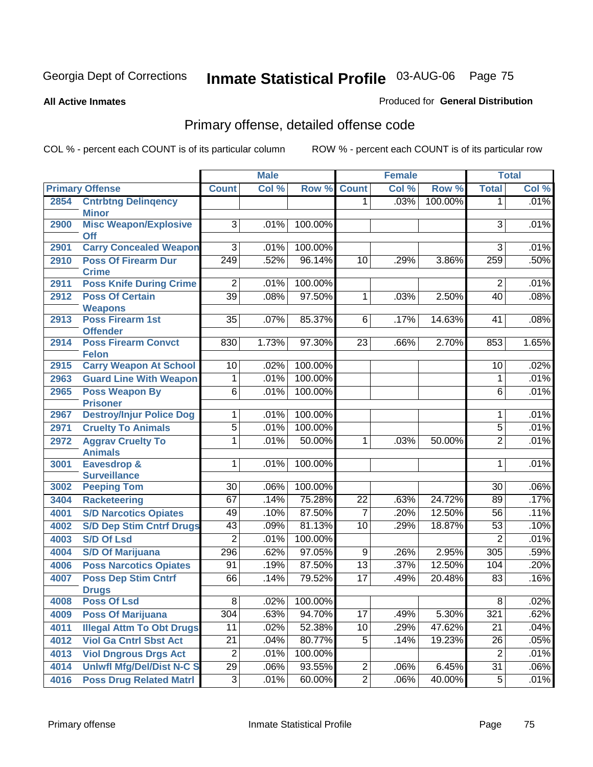Georgia Dept of Corrections **Inmate Statistical Profile** 03-AUG-06

**All Active Inmates**

Produced for **General Distribution**

## Primary offense, detailed offense code

COL % - percent each COUNT is of its particular column ROW % - percent each COUNT is of its particular row

| Primary Offense | | Male | | | Female | | | Total | |
|---|---|---|---|---|---|---|---|---|---|
| | | Count | Col % | Row % | Count | Col % | Row % | Total | Col % |
| 2854 | Cntrbtng Delinqency Minor | | | | 1 | .03% | 100.00% | 1 | .01% |
| 2900 | Misc Weapon/Explosive Off | 3 | .01% | 100.00% | | | | 3 | .01% |
| 2901 | Carry Concealed Weapon | 3 | .01% | 100.00% | | | | 3 | .01% |
| 2910 | Poss Of Firearm Dur Crime | 249 | .52% | 96.14% | 10 | .29% | 3.86% | 259 | .50% |
| 2911 | Poss Knife During Crime | 2 | .01% | 100.00% | | | | 2 | .01% |
| 2912 | Poss Of Certain Weapons | 39 | .08% | 97.50% | 1 | .03% | 2.50% | 40 | .08% |
| 2913 | Poss Firearm 1st Offender | 35 | .07% | 85.37% | 6 | .17% | 14.63% | 41 | .08% |
| 2914 | Poss Firearm Convct Felon | 830 | 1.73% | 97.30% | 23 | .66% | 2.70% | 853 | 1.65% |
| 2915 | Carry Weapon At School | 10 | .02% | 100.00% | | | | 10 | .02% |
| 2963 | Guard Line With Weapon | 1 | .01% | 100.00% | | | | 1 | .01% |
| 2965 | Poss Weapon By Prisoner | 6 | .01% | 100.00% | | | | 6 | .01% |
| 2967 | Destroy/Injur Police Dog | 1 | .01% | 100.00% | | | | 1 | .01% |
| 2971 | Cruelty To Animals | 5 | .01% | 100.00% | | | | 5 | .01% |
| 2972 | Aggrav Cruelty To Animals | 1 | .01% | 50.00% | 1 | .03% | 50.00% | 2 | .01% |
| 3001 | Eavesdrop & Surveillance | 1 | .01% | 100.00% | | | | 1 | .01% |
| 3002 | Peeping Tom | 30 | .06% | 100.00% | | | | 30 | .06% |
| 3404 | Racketeering | 67 | .14% | 75.28% | 22 | .63% | 24.72% | 89 | .17% |
| 4001 | S/D Narcotics Opiates | 49 | .10% | 87.50% | 7 | .20% | 12.50% | 56 | .11% |
| 4002 | S/D Dep Stim Cntrf Drugs | 43 | .09% | 81.13% | 10 | .29% | 18.87% | 53 | .10% |
| 4003 | S/D Of Lsd | 2 | .01% | 100.00% | | | | 2 | .01% |
| 4004 | S/D Of Marijuana | 296 | .62% | 97.05% | 9 | .26% | 2.95% | 305 | .59% |
| 4006 | Poss Narcotics Opiates | 91 | .19% | 87.50% | 13 | .37% | 12.50% | 104 | .20% |
| 4007 | Poss Dep Stim Cntrf Drugs | 66 | .14% | 79.52% | 17 | .49% | 20.48% | 83 | .16% |
| 4008 | Poss Of Lsd | 8 | .02% | 100.00% | | | | 8 | .02% |
| 4009 | Poss Of Marijuana | 304 | .63% | 94.70% | 17 | .49% | 5.30% | 321 | .62% |
| 4011 | Illegal Attm To Obt Drugs | 11 | .02% | 52.38% | 10 | .29% | 47.62% | 21 | .04% |
| 4012 | Viol Ga Cntrl Sbst Act | 21 | .04% | 80.77% | 5 | .14% | 19.23% | 26 | .05% |
| 4013 | Viol Dngrous Drgs Act | 2 | .01% | 100.00% | | | | 2 | .01% |
| 4014 | Unlwfl Mfg/Del/Dist N-C S | 29 | .06% | 93.55% | 2 | .06% | 6.45% | 31 | .06% |
| 4016 | Poss Drug Related Matrl | 3 | .01% | 60.00% | 2 | .06% | 40.00% | 5 | .01% |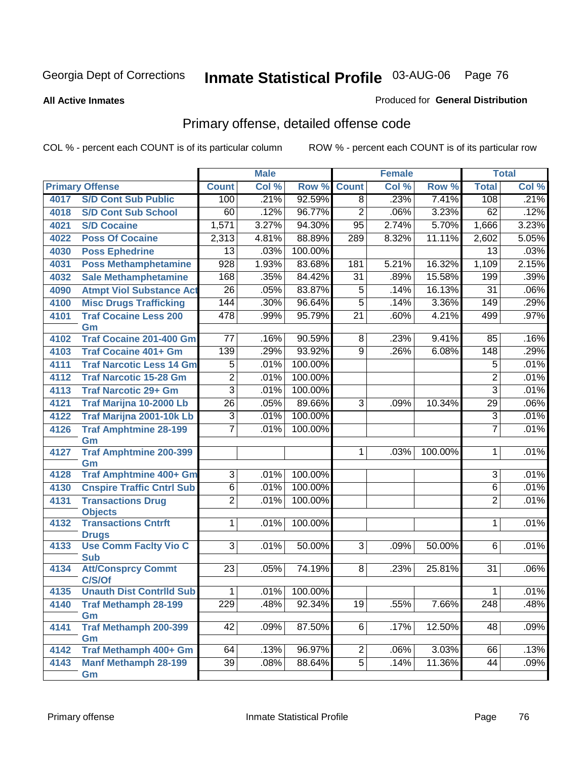Georgia Dept of Corrections **Inmate Statistical Profile** 03-AUG-06

**All Active Inmates** Produced for **General Distribution**

## Primary offense, detailed offense code

COL % - percent each COUNT is of its particular column ROW % - percent each COUNT is of its particular row

| Primary Offense | | Male | | | Female | | | Total | |
|---|---|---|---|---|---|---|---|---|---|
| | | Count | Col % | Row % | Count | Col % | Row % | Total | Col % |
| 4017 | S/D Cont Sub Public | 100 | .21% | 92.59% | 8 | .23% | 7.41% | 108 | .21% |
| 4018 | S/D Cont Sub School | 60 | .12% | 96.77% | 2 | .06% | 3.23% | 62 | .12% |
| 4021 | S/D Cocaine | 1,571 | 3.27% | 94.30% | 95 | 2.74% | 5.70% | 1,666 | 3.23% |
| 4022 | Poss Of Cocaine | 2,313 | 4.81% | 88.89% | 289 | 8.32% | 11.11% | 2,602 | 5.05% |
| 4030 | Poss Ephedrine | 13 | .03% | 100.00% | | | | 13 | .03% |
| 4031 | Poss Methamphetamine | 928 | 1.93% | 83.68% | 181 | 5.21% | 16.32% | 1,109 | 2.15% |
| 4032 | Sale Methamphetamine | 168 | .35% | 84.42% | 31 | .89% | 15.58% | 199 | .39% |
| 4090 | Atmpt Viol Substance Act | 26 | .05% | 83.87% | 5 | .14% | 16.13% | 31 | .06% |
| 4100 | Misc Drugs Trafficking | 144 | .30% | 96.64% | 5 | .14% | 3.36% | 149 | .29% |
| 4101 | Traf Cocaine Less 200 Gm | 478 | .99% | 95.79% | 21 | .60% | 4.21% | 499 | .97% |
| 4102 | Traf Cocaine 201-400 Gm | 77 | .16% | 90.59% | 8 | .23% | 9.41% | 85 | .16% |
| 4103 | Traf Cocaine 401+ Gm | 139 | .29% | 93.92% | 9 | .26% | 6.08% | 148 | .29% |
| 4111 | Traf Narcotic Less 14 Gm | 5 | .01% | 100.00% | | | | 5 | .01% |
| 4112 | Traf Narcotic 15-28 Gm | 2 | .01% | 100.00% | | | | 2 | .01% |
| 4113 | Traf Narcotic 29+ Gm | 3 | .01% | 100.00% | | | | 3 | .01% |
| 4121 | Traf Marijna 10-2000 Lb | 26 | .05% | 89.66% | 3 | .09% | 10.34% | 29 | .06% |
| 4122 | Traf Marijna 2001-10k Lb | 3 | .01% | 100.00% | | | | 3 | .01% |
| 4126 | Traf Amphtmine 28-199 Gm | 7 | .01% | 100.00% | | | | 7 | .01% |
| 4127 | Traf Amphtmine 200-399 Gm | | | | 1 | .03% | 100.00% | 1 | .01% |
| 4128 | Traf Amphtmine 400+ Gm | 3 | .01% | 100.00% | | | | 3 | .01% |
| 4130 | Cnspire Traffic Cntrl Sub | 6 | .01% | 100.00% | | | | 6 | .01% |
| 4131 | Transactions Drug Objects | 2 | .01% | 100.00% | | | | 2 | .01% |
| 4132 | Transactions Cntrft Drugs | 1 | .01% | 100.00% | | | | 1 | .01% |
| 4133 | Use Comm Faclty Vio C Sub | 3 | .01% | 50.00% | 3 | .09% | 50.00% | 6 | .01% |
| 4134 | Att/Consprcy Commt C/S/Of | 23 | .05% | 74.19% | 8 | .23% | 25.81% | 31 | .06% |
| 4135 | Unauth Dist Contrlld Sub | 1 | .01% | 100.00% | | | | 1 | .01% |
| 4140 | Traf Methamph 28-199 Gm | 229 | .48% | 92.34% | 19 | .55% | 7.66% | 248 | .48% |
| 4141 | Traf Methamph 200-399 Gm | 42 | .09% | 87.50% | 6 | .17% | 12.50% | 48 | .09% |
| 4142 | Traf Methamph 400+ Gm | 64 | .13% | 96.97% | 2 | .06% | 3.03% | 66 | .13% |
| 4143 | Manf Methamph 28-199 Gm | 39 | .08% | 88.64% | 5 | .14% | 11.36% | 44 | .09% |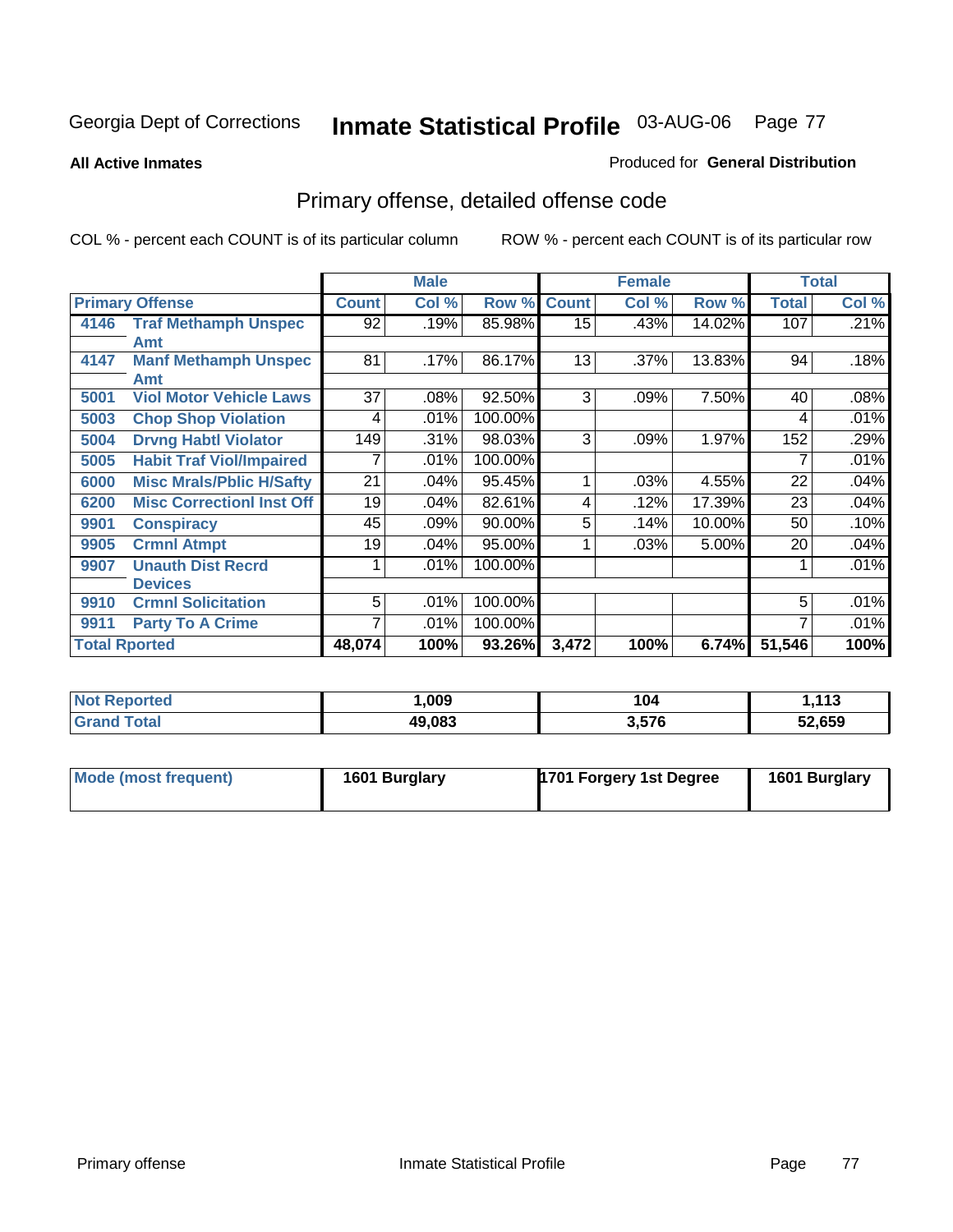Georgia Dept of Corrections **Inmate Statistical Profile** 03-AUG-06

**All Active Inmates**

Produced for **General Distribution**

## Primary offense, detailed offense code

COL % - percent each COUNT is of its particular column    ROW % - percent each COUNT is of its particular row

| Primary Offense | | Male | | | Female | | | Total | |
|---|---|---|---|---|---|---|---|---|---|
| | | Count | Col % | Row % | Count | Col % | Row % | Total | Col % |
| 4146 | Traf Methamph Unspec Amt | 92 | .19% | 85.98% | 15 | .43% | 14.02% | 107 | .21% |
| 4147 | Manf Methamph Unspec Amt | 81 | .17% | 86.17% | 13 | .37% | 13.83% | 94 | .18% |
| 5001 | Viol Motor Vehicle Laws | 37 | .08% | 92.50% | 3 | .09% | 7.50% | 40 | .08% |
| 5003 | Chop Shop Violation | 4 | .01% | 100.00% | | | | 4 | .01% |
| 5004 | Drvng Habtl Violator | 149 | .31% | 98.03% | 3 | .09% | 1.97% | 152 | .29% |
| 5005 | Habit Traf Viol/Impaired | 7 | .01% | 100.00% | | | | 7 | .01% |
| 6000 | Misc Mrals/Pblic H/Safty | 21 | .04% | 95.45% | 1 | .03% | 4.55% | 22 | .04% |
| 6200 | Misc Correctionl Inst Off | 19 | .04% | 82.61% | 4 | .12% | 17.39% | 23 | .04% |
| 9901 | Conspiracy | 45 | .09% | 90.00% | 5 | .14% | 10.00% | 50 | .10% |
| 9905 | Crmnl Atmpt | 19 | .04% | 95.00% | 1 | .03% | 5.00% | 20 | .04% |
| 9907 | Unauth Dist Recrd Devices | 1 | .01% | 100.00% | | | | 1 | .01% |
| 9910 | Crmnl Solicitation | 5 | .01% | 100.00% | | | | 5 | .01% |
| 9911 | Party To A Crime | 7 | .01% | 100.00% | | | | 7 | .01% |
| Total Rported | | 48,074 | 100% | 93.26% | 3,472 | 100% | 6.74% | 51,546 | 100% |

| | Male | Female | Total |
|---|---|---|---|
| Not Reported | 1,009 | 104 | 1,113 |
| Grand Total | 49,083 | 3,576 | 52,659 |

| | Male | Female | Total |
|---|---|---|---|
| Mode (most frequent) | 1601 Burglary | 1701 Forgery 1st Degree | 1601 Burglary |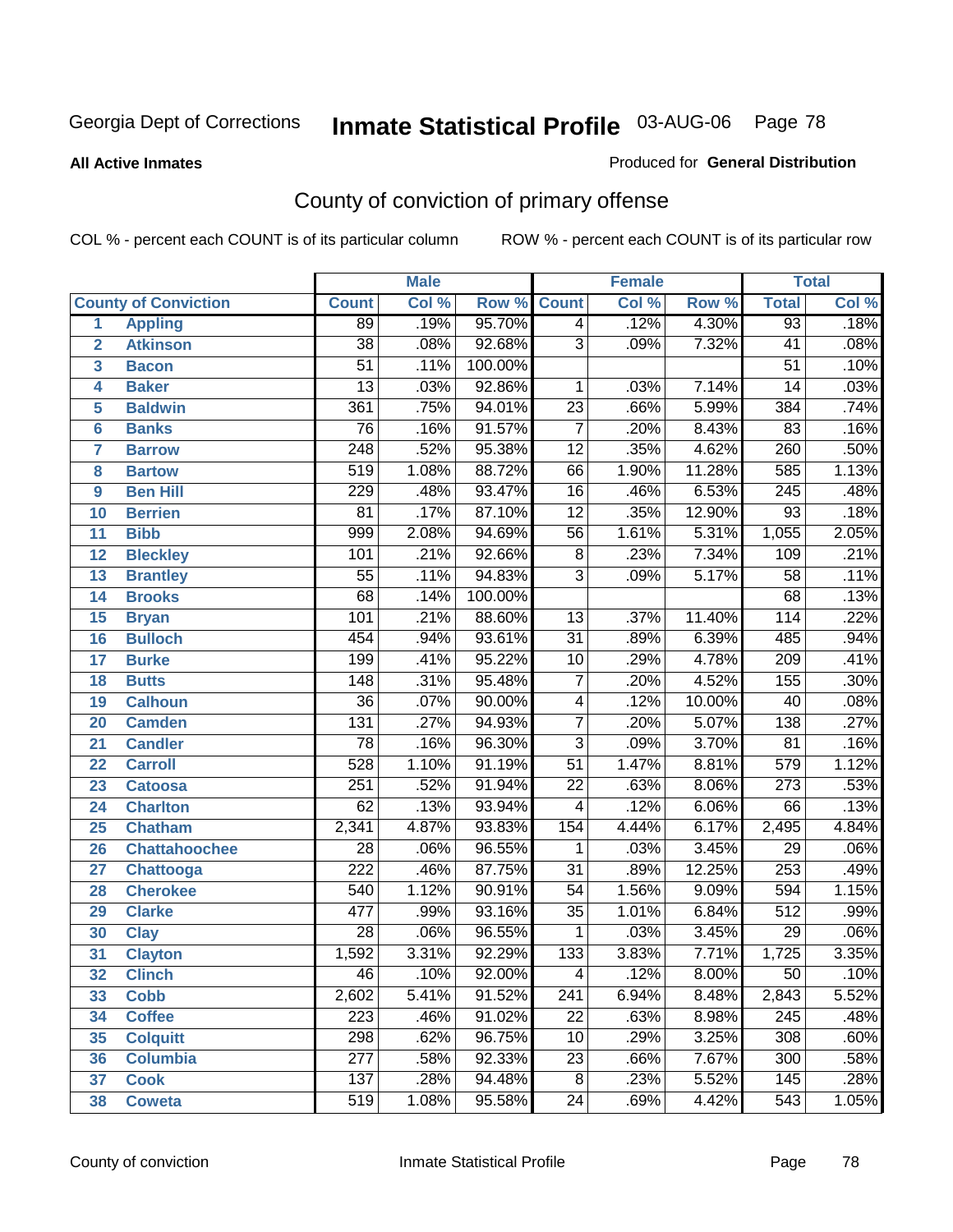Georgia Dept of Corrections **Inmate Statistical Profile** 03-AUG-06

**All Active Inmates**

Produced for **General Distribution**

## County of conviction of primary offense

COL % - percent each COUNT is of its particular column ROW % - percent each COUNT is of its particular row

| County of Conviction | | Male | | | Female | | | Total | |
|---|---|---|---|---|---|---|---|---|---|
| | | Count | Col % | Row % | Count | Col % | Row % | Total | Col % |
| 1 | Appling | 89 | .19% | 95.70% | 4 | .12% | 4.30% | 93 | .18% |
| 2 | Atkinson | 38 | .08% | 92.68% | 3 | .09% | 7.32% | 41 | .08% |
| 3 | Bacon | 51 | .11% | 100.00% | | | | 51 | .10% |
| 4 | Baker | 13 | .03% | 92.86% | 1 | .03% | 7.14% | 14 | .03% |
| 5 | Baldwin | 361 | .75% | 94.01% | 23 | .66% | 5.99% | 384 | .74% |
| 6 | Banks | 76 | .16% | 91.57% | 7 | .20% | 8.43% | 83 | .16% |
| 7 | Barrow | 248 | .52% | 95.38% | 12 | .35% | 4.62% | 260 | .50% |
| 8 | Bartow | 519 | 1.08% | 88.72% | 66 | 1.90% | 11.28% | 585 | 1.13% |
| 9 | Ben Hill | 229 | .48% | 93.47% | 16 | .46% | 6.53% | 245 | .48% |
| 10 | Berrien | 81 | .17% | 87.10% | 12 | .35% | 12.90% | 93 | .18% |
| 11 | Bibb | 999 | 2.08% | 94.69% | 56 | 1.61% | 5.31% | 1,055 | 2.05% |
| 12 | Bleckley | 101 | .21% | 92.66% | 8 | .23% | 7.34% | 109 | .21% |
| 13 | Brantley | 55 | .11% | 94.83% | 3 | .09% | 5.17% | 58 | .11% |
| 14 | Brooks | 68 | .14% | 100.00% | | | | 68 | .13% |
| 15 | Bryan | 101 | .21% | 88.60% | 13 | .37% | 11.40% | 114 | .22% |
| 16 | Bulloch | 454 | .94% | 93.61% | 31 | .89% | 6.39% | 485 | .94% |
| 17 | Burke | 199 | .41% | 95.22% | 10 | .29% | 4.78% | 209 | .41% |
| 18 | Butts | 148 | .31% | 95.48% | 7 | .20% | 4.52% | 155 | .30% |
| 19 | Calhoun | 36 | .07% | 90.00% | 4 | .12% | 10.00% | 40 | .08% |
| 20 | Camden | 131 | .27% | 94.93% | 7 | .20% | 5.07% | 138 | .27% |
| 21 | Candler | 78 | .16% | 96.30% | 3 | .09% | 3.70% | 81 | .16% |
| 22 | Carroll | 528 | 1.10% | 91.19% | 51 | 1.47% | 8.81% | 579 | 1.12% |
| 23 | Catoosa | 251 | .52% | 91.94% | 22 | .63% | 8.06% | 273 | .53% |
| 24 | Charlton | 62 | .13% | 93.94% | 4 | .12% | 6.06% | 66 | .13% |
| 25 | Chatham | 2,341 | 4.87% | 93.83% | 154 | 4.44% | 6.17% | 2,495 | 4.84% |
| 26 | Chattahoochee | 28 | .06% | 96.55% | 1 | .03% | 3.45% | 29 | .06% |
| 27 | Chattooga | 222 | .46% | 87.75% | 31 | .89% | 12.25% | 253 | .49% |
| 28 | Cherokee | 540 | 1.12% | 90.91% | 54 | 1.56% | 9.09% | 594 | 1.15% |
| 29 | Clarke | 477 | .99% | 93.16% | 35 | 1.01% | 6.84% | 512 | .99% |
| 30 | Clay | 28 | .06% | 96.55% | 1 | .03% | 3.45% | 29 | .06% |
| 31 | Clayton | 1,592 | 3.31% | 92.29% | 133 | 3.83% | 7.71% | 1,725 | 3.35% |
| 32 | Clinch | 46 | .10% | 92.00% | 4 | .12% | 8.00% | 50 | .10% |
| 33 | Cobb | 2,602 | 5.41% | 91.52% | 241 | 6.94% | 8.48% | 2,843 | 5.52% |
| 34 | Coffee | 223 | .46% | 91.02% | 22 | .63% | 8.98% | 245 | .48% |
| 35 | Colquitt | 298 | .62% | 96.75% | 10 | .29% | 3.25% | 308 | .60% |
| 36 | Columbia | 277 | .58% | 92.33% | 23 | .66% | 7.67% | 300 | .58% |
| 37 | Cook | 137 | .28% | 94.48% | 8 | .23% | 5.52% | 145 | .28% |
| 38 | Coweta | 519 | 1.08% | 95.58% | 24 | .69% | 4.42% | 543 | 1.05% |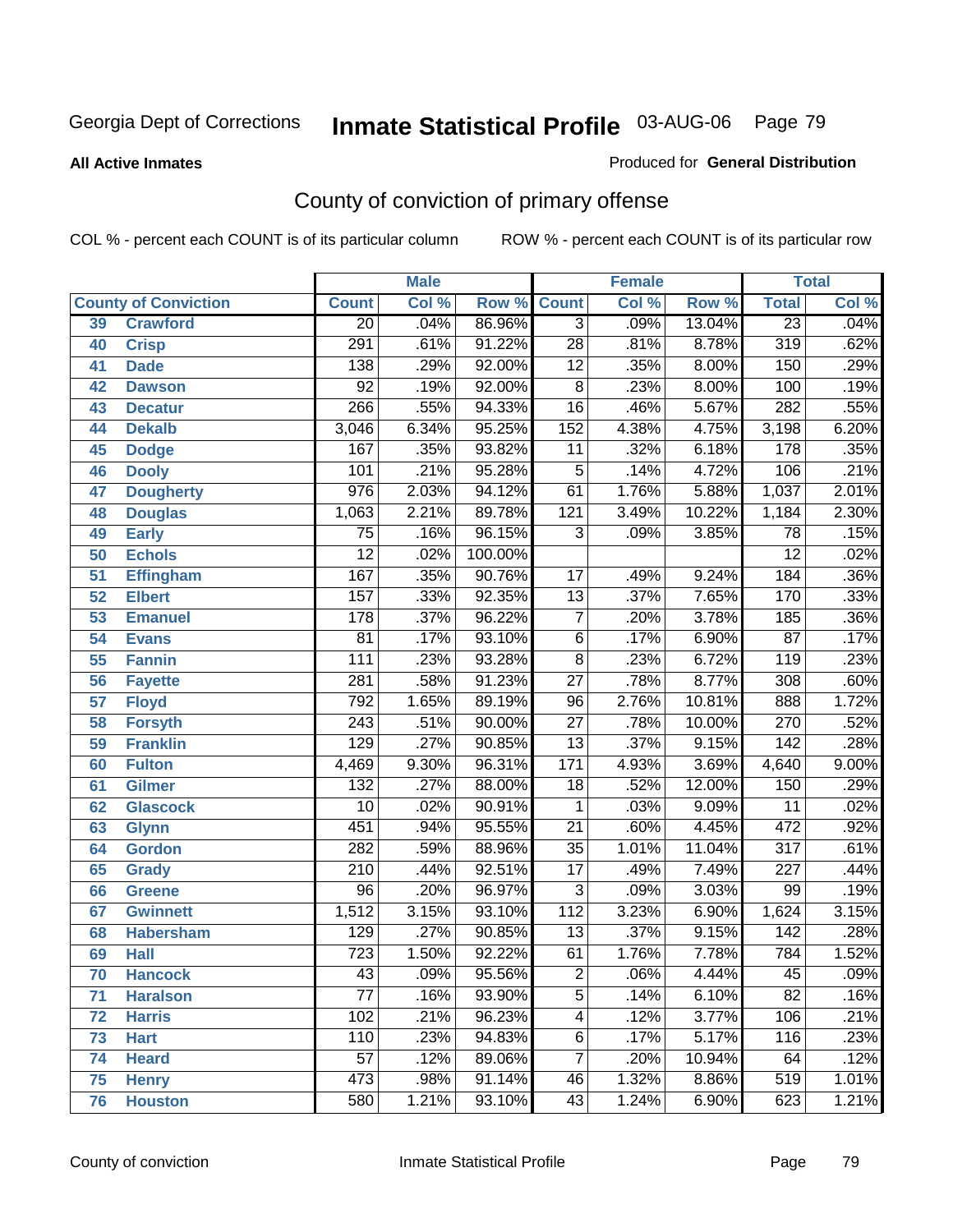Georgia Dept of Corrections **Inmate Statistical Profile** 03-AUG-06

**All Active Inmates**

Produced for **General Distribution**

## County of conviction of primary offense

COL % - percent each COUNT is of its particular column        ROW % - percent each COUNT is of its particular row

| County of Conviction | | Male | | | Female | | | Total | |
|---|---|---|---|---|---|---|---|---|---|
| | | Count | Col % | Row % | Count | Col % | Row % | Total | Col % |
| 39 | Crawford | 20 | .04% | 86.96% | 3 | .09% | 13.04% | 23 | .04% |
| 40 | Crisp | 291 | .61% | 91.22% | 28 | .81% | 8.78% | 319 | .62% |
| 41 | Dade | 138 | .29% | 92.00% | 12 | .35% | 8.00% | 150 | .29% |
| 42 | Dawson | 92 | .19% | 92.00% | 8 | .23% | 8.00% | 100 | .19% |
| 43 | Decatur | 266 | .55% | 94.33% | 16 | .46% | 5.67% | 282 | .55% |
| 44 | Dekalb | 3,046 | 6.34% | 95.25% | 152 | 4.38% | 4.75% | 3,198 | 6.20% |
| 45 | Dodge | 167 | .35% | 93.82% | 11 | .32% | 6.18% | 178 | .35% |
| 46 | Dooly | 101 | .21% | 95.28% | 5 | .14% | 4.72% | 106 | .21% |
| 47 | Dougherty | 976 | 2.03% | 94.12% | 61 | 1.76% | 5.88% | 1,037 | 2.01% |
| 48 | Douglas | 1,063 | 2.21% | 89.78% | 121 | 3.49% | 10.22% | 1,184 | 2.30% |
| 49 | Early | 75 | .16% | 96.15% | 3 | .09% | 3.85% | 78 | .15% |
| 50 | Echols | 12 | .02% | 100.00% | | | | 12 | .02% |
| 51 | Effingham | 167 | .35% | 90.76% | 17 | .49% | 9.24% | 184 | .36% |
| 52 | Elbert | 157 | .33% | 92.35% | 13 | .37% | 7.65% | 170 | .33% |
| 53 | Emanuel | 178 | .37% | 96.22% | 7 | .20% | 3.78% | 185 | .36% |
| 54 | Evans | 81 | .17% | 93.10% | 6 | .17% | 6.90% | 87 | .17% |
| 55 | Fannin | 111 | .23% | 93.28% | 8 | .23% | 6.72% | 119 | .23% |
| 56 | Fayette | 281 | .58% | 91.23% | 27 | .78% | 8.77% | 308 | .60% |
| 57 | Floyd | 792 | 1.65% | 89.19% | 96 | 2.76% | 10.81% | 888 | 1.72% |
| 58 | Forsyth | 243 | .51% | 90.00% | 27 | .78% | 10.00% | 270 | .52% |
| 59 | Franklin | 129 | .27% | 90.85% | 13 | .37% | 9.15% | 142 | .28% |
| 60 | Fulton | 4,469 | 9.30% | 96.31% | 171 | 4.93% | 3.69% | 4,640 | 9.00% |
| 61 | Gilmer | 132 | .27% | 88.00% | 18 | .52% | 12.00% | 150 | .29% |
| 62 | Glascock | 10 | .02% | 90.91% | 1 | .03% | 9.09% | 11 | .02% |
| 63 | Glynn | 451 | .94% | 95.55% | 21 | .60% | 4.45% | 472 | .92% |
| 64 | Gordon | 282 | .59% | 88.96% | 35 | 1.01% | 11.04% | 317 | .61% |
| 65 | Grady | 210 | .44% | 92.51% | 17 | .49% | 7.49% | 227 | .44% |
| 66 | Greene | 96 | .20% | 96.97% | 3 | .09% | 3.03% | 99 | .19% |
| 67 | Gwinnett | 1,512 | 3.15% | 93.10% | 112 | 3.23% | 6.90% | 1,624 | 3.15% |
| 68 | Habersham | 129 | .27% | 90.85% | 13 | .37% | 9.15% | 142 | .28% |
| 69 | Hall | 723 | 1.50% | 92.22% | 61 | 1.76% | 7.78% | 784 | 1.52% |
| 70 | Hancock | 43 | .09% | 95.56% | 2 | .06% | 4.44% | 45 | .09% |
| 71 | Haralson | 77 | .16% | 93.90% | 5 | .14% | 6.10% | 82 | .16% |
| 72 | Harris | 102 | .21% | 96.23% | 4 | .12% | 3.77% | 106 | .21% |
| 73 | Hart | 110 | .23% | 94.83% | 6 | .17% | 5.17% | 116 | .23% |
| 74 | Heard | 57 | .12% | 89.06% | 7 | .20% | 10.94% | 64 | .12% |
| 75 | Henry | 473 | .98% | 91.14% | 46 | 1.32% | 8.86% | 519 | 1.01% |
| 76 | Houston | 580 | 1.21% | 93.10% | 43 | 1.24% | 6.90% | 623 | 1.21% |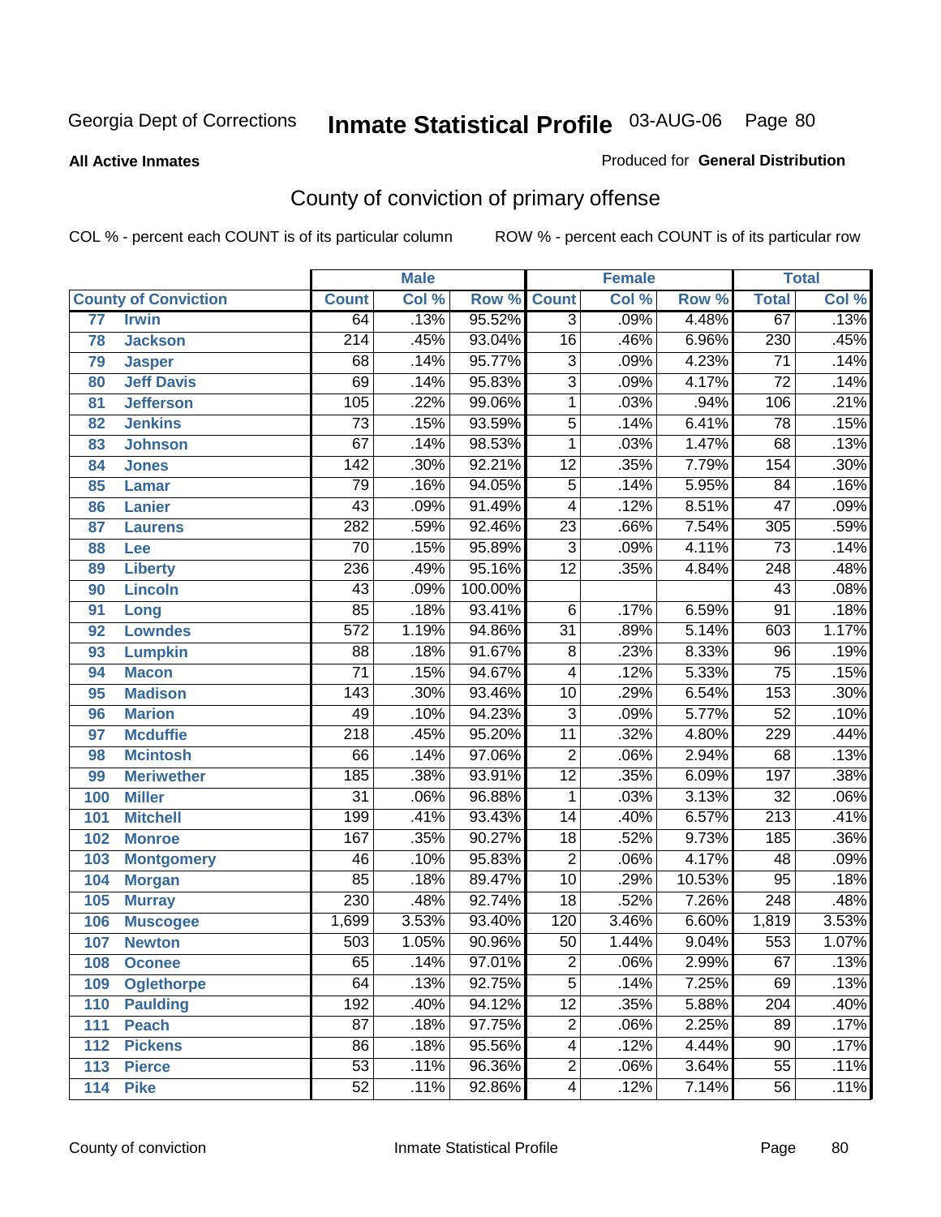Georgia Dept of Corrections

# Inmate Statistical Profile 03-AUG-06

**All Active Inmates**

Produced for **General Distribution**

## County of conviction of primary offense

COL % - percent each COUNT is of its particular column

ROW % - percent each COUNT is of its particular row

| County of Conviction | | Male | | | Female | | | Total | |
|---|---|---|---|---|---|---|---|---|---|
| | | Count | Col % | Row % | Count | Col % | Row % | Total | Col % |
| 77 | Irwin | 64 | .13% | 95.52% | 3 | .09% | 4.48% | 67 | .13% |
| 78 | Jackson | 214 | .45% | 93.04% | 16 | .46% | 6.96% | 230 | .45% |
| 79 | Jasper | 68 | .14% | 95.77% | 3 | .09% | 4.23% | 71 | .14% |
| 80 | Jeff Davis | 69 | .14% | 95.83% | 3 | .09% | 4.17% | 72 | .14% |
| 81 | Jefferson | 105 | .22% | 99.06% | 1 | .03% | .94% | 106 | .21% |
| 82 | Jenkins | 73 | .15% | 93.59% | 5 | .14% | 6.41% | 78 | .15% |
| 83 | Johnson | 67 | .14% | 98.53% | 1 | .03% | 1.47% | 68 | .13% |
| 84 | Jones | 142 | .30% | 92.21% | 12 | .35% | 7.79% | 154 | .30% |
| 85 | Lamar | 79 | .16% | 94.05% | 5 | .14% | 5.95% | 84 | .16% |
| 86 | Lanier | 43 | .09% | 91.49% | 4 | .12% | 8.51% | 47 | .09% |
| 87 | Laurens | 282 | .59% | 92.46% | 23 | .66% | 7.54% | 305 | .59% |
| 88 | Lee | 70 | .15% | 95.89% | 3 | .09% | 4.11% | 73 | .14% |
| 89 | Liberty | 236 | .49% | 95.16% | 12 | .35% | 4.84% | 248 | .48% |
| 90 | Lincoln | 43 | .09% | 100.00% | | | | 43 | .08% |
| 91 | Long | 85 | .18% | 93.41% | 6 | .17% | 6.59% | 91 | .18% |
| 92 | Lowndes | 572 | 1.19% | 94.86% | 31 | .89% | 5.14% | 603 | 1.17% |
| 93 | Lumpkin | 88 | .18% | 91.67% | 8 | .23% | 8.33% | 96 | .19% |
| 94 | Macon | 71 | .15% | 94.67% | 4 | .12% | 5.33% | 75 | .15% |
| 95 | Madison | 143 | .30% | 93.46% | 10 | .29% | 6.54% | 153 | .30% |
| 96 | Marion | 49 | .10% | 94.23% | 3 | .09% | 5.77% | 52 | .10% |
| 97 | Mcduffie | 218 | .45% | 95.20% | 11 | .32% | 4.80% | 229 | .44% |
| 98 | Mcintosh | 66 | .14% | 97.06% | 2 | .06% | 2.94% | 68 | .13% |
| 99 | Meriwether | 185 | .38% | 93.91% | 12 | .35% | 6.09% | 197 | .38% |
| 100 | Miller | 31 | .06% | 96.88% | 1 | .03% | 3.13% | 32 | .06% |
| 101 | Mitchell | 199 | .41% | 93.43% | 14 | .40% | 6.57% | 213 | .41% |
| 102 | Monroe | 167 | .35% | 90.27% | 18 | .52% | 9.73% | 185 | .36% |
| 103 | Montgomery | 46 | .10% | 95.83% | 2 | .06% | 4.17% | 48 | .09% |
| 104 | Morgan | 85 | .18% | 89.47% | 10 | .29% | 10.53% | 95 | .18% |
| 105 | Murray | 230 | .48% | 92.74% | 18 | .52% | 7.26% | 248 | .48% |
| 106 | Muscogee | 1,699 | 3.53% | 93.40% | 120 | 3.46% | 6.60% | 1,819 | 3.53% |
| 107 | Newton | 503 | 1.05% | 90.96% | 50 | 1.44% | 9.04% | 553 | 1.07% |
| 108 | Oconee | 65 | .14% | 97.01% | 2 | .06% | 2.99% | 67 | .13% |
| 109 | Oglethorpe | 64 | .13% | 92.75% | 5 | .14% | 7.25% | 69 | .13% |
| 110 | Paulding | 192 | .40% | 94.12% | 12 | .35% | 5.88% | 204 | .40% |
| 111 | Peach | 87 | .18% | 97.75% | 2 | .06% | 2.25% | 89 | .17% |
| 112 | Pickens | 86 | .18% | 95.56% | 4 | .12% | 4.44% | 90 | .17% |
| 113 | Pierce | 53 | .11% | 96.36% | 2 | .06% | 3.64% | 55 | .11% |
| 114 | Pike | 52 | .11% | 92.86% | 4 | .12% | 7.14% | 56 | .11% |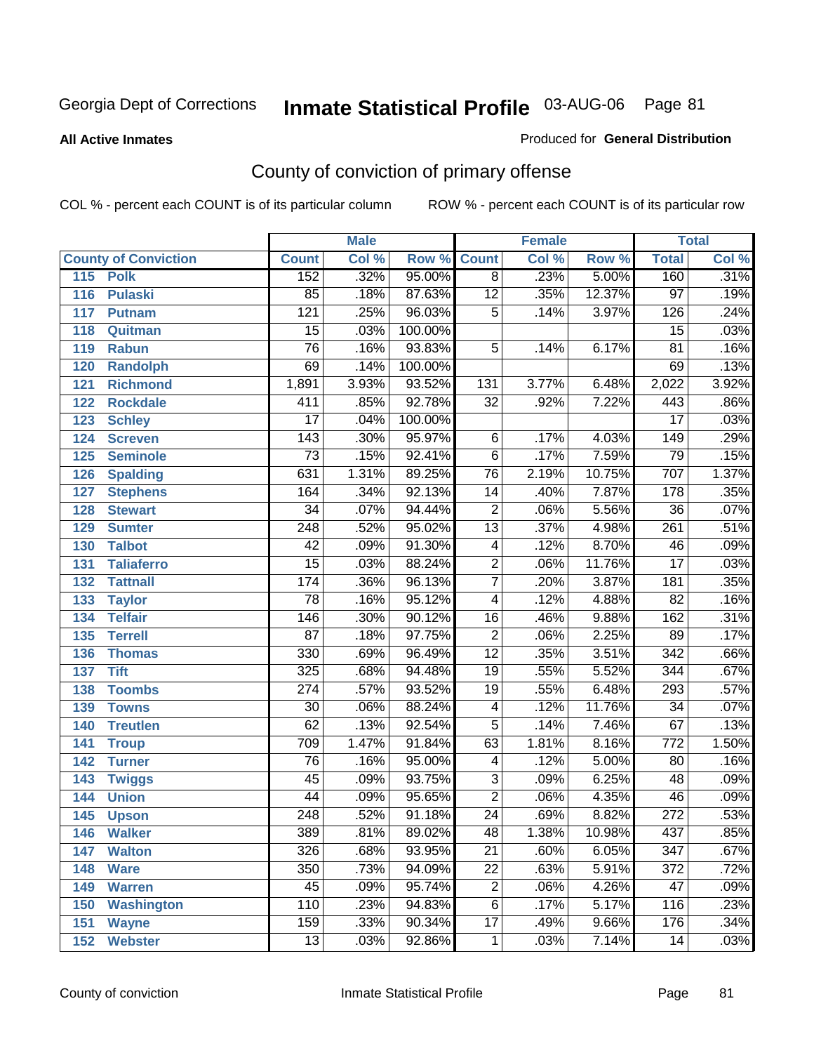Georgia Dept of Corrections **Inmate Statistical Profile** 03-AUG-06

**All Active Inmates**

Produced for **General Distribution**

## County of conviction of primary offense

COL % - percent each COUNT is of its particular column    ROW % - percent each COUNT is of its particular row

| County of Conviction | | Male | | | Female | | | Total | |
|---|---|---|---|---|---|---|---|---|---|
| | | Count | Col % | Row % | Count | Col % | Row % | Total | Col % |
| 115 | Polk | 152 | .32% | 95.00% | 8 | .23% | 5.00% | 160 | .31% |
| 116 | Pulaski | 85 | .18% | 87.63% | 12 | .35% | 12.37% | 97 | .19% |
| 117 | Putnam | 121 | .25% | 96.03% | 5 | .14% | 3.97% | 126 | .24% |
| 118 | Quitman | 15 | .03% | 100.00% | | | | 15 | .03% |
| 119 | Rabun | 76 | .16% | 93.83% | 5 | .14% | 6.17% | 81 | .16% |
| 120 | Randolph | 69 | .14% | 100.00% | | | | 69 | .13% |
| 121 | Richmond | 1,891 | 3.93% | 93.52% | 131 | 3.77% | 6.48% | 2,022 | 3.92% |
| 122 | Rockdale | 411 | .85% | 92.78% | 32 | .92% | 7.22% | 443 | .86% |
| 123 | Schley | 17 | .04% | 100.00% | | | | 17 | .03% |
| 124 | Screven | 143 | .30% | 95.97% | 6 | .17% | 4.03% | 149 | .29% |
| 125 | Seminole | 73 | .15% | 92.41% | 6 | .17% | 7.59% | 79 | .15% |
| 126 | Spalding | 631 | 1.31% | 89.25% | 76 | 2.19% | 10.75% | 707 | 1.37% |
| 127 | Stephens | 164 | .34% | 92.13% | 14 | .40% | 7.87% | 178 | .35% |
| 128 | Stewart | 34 | .07% | 94.44% | 2 | .06% | 5.56% | 36 | .07% |
| 129 | Sumter | 248 | .52% | 95.02% | 13 | .37% | 4.98% | 261 | .51% |
| 130 | Talbot | 42 | .09% | 91.30% | 4 | .12% | 8.70% | 46 | .09% |
| 131 | Taliaferro | 15 | .03% | 88.24% | 2 | .06% | 11.76% | 17 | .03% |
| 132 | Tattnall | 174 | .36% | 96.13% | 7 | .20% | 3.87% | 181 | .35% |
| 133 | Taylor | 78 | .16% | 95.12% | 4 | .12% | 4.88% | 82 | .16% |
| 134 | Telfair | 146 | .30% | 90.12% | 16 | .46% | 9.88% | 162 | .31% |
| 135 | Terrell | 87 | .18% | 97.75% | 2 | .06% | 2.25% | 89 | .17% |
| 136 | Thomas | 330 | .69% | 96.49% | 12 | .35% | 3.51% | 342 | .66% |
| 137 | Tift | 325 | .68% | 94.48% | 19 | .55% | 5.52% | 344 | .67% |
| 138 | Toombs | 274 | .57% | 93.52% | 19 | .55% | 6.48% | 293 | .57% |
| 139 | Towns | 30 | .06% | 88.24% | 4 | .12% | 11.76% | 34 | .07% |
| 140 | Treutlen | 62 | .13% | 92.54% | 5 | .14% | 7.46% | 67 | .13% |
| 141 | Troup | 709 | 1.47% | 91.84% | 63 | 1.81% | 8.16% | 772 | 1.50% |
| 142 | Turner | 76 | .16% | 95.00% | 4 | .12% | 5.00% | 80 | .16% |
| 143 | Twiggs | 45 | .09% | 93.75% | 3 | .09% | 6.25% | 48 | .09% |
| 144 | Union | 44 | .09% | 95.65% | 2 | .06% | 4.35% | 46 | .09% |
| 145 | Upson | 248 | .52% | 91.18% | 24 | .69% | 8.82% | 272 | .53% |
| 146 | Walker | 389 | .81% | 89.02% | 48 | 1.38% | 10.98% | 437 | .85% |
| 147 | Walton | 326 | .68% | 93.95% | 21 | .60% | 6.05% | 347 | .67% |
| 148 | Ware | 350 | .73% | 94.09% | 22 | .63% | 5.91% | 372 | .72% |
| 149 | Warren | 45 | .09% | 95.74% | 2 | .06% | 4.26% | 47 | .09% |
| 150 | Washington | 110 | .23% | 94.83% | 6 | .17% | 5.17% | 116 | .23% |
| 151 | Wayne | 159 | .33% | 90.34% | 17 | .49% | 9.66% | 176 | .34% |
| 152 | Webster | 13 | .03% | 92.86% | 1 | .03% | 7.14% | 14 | .03% |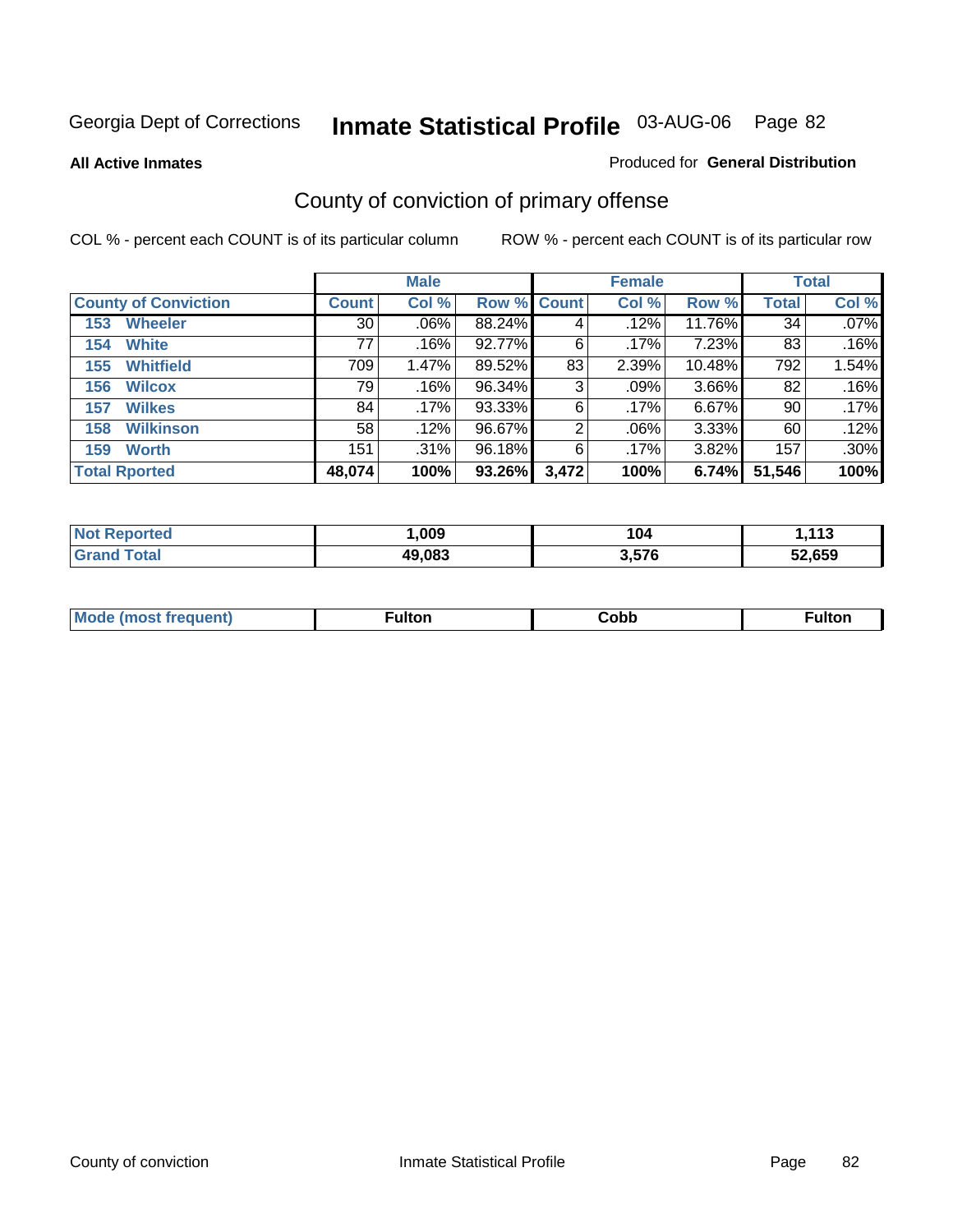Georgia Dept of Corrections **Inmate Statistical Profile** 03-AUG-06

**All Active Inmates**

Produced for **General Distribution**

## County of conviction of primary offense

COL % - percent each COUNT is of its particular column

ROW % - percent each COUNT is of its particular row

| | Male | | | Female | | | Total | |
|---|---|---|---|---|---|---|---|---|
| **County of Conviction** | **Count** | **Col %** | **Row %** | **Count** | **Col %** | **Row %** | **Total** | **Col %** |
| 153 Wheeler | 30 | .06% | 88.24% | 4 | .12% | 11.76% | 34 | .07% |
| 154 White | 77 | .16% | 92.77% | 6 | .17% | 7.23% | 83 | .16% |
| 155 Whitfield | 709 | 1.47% | 89.52% | 83 | 2.39% | 10.48% | 792 | 1.54% |
| 156 Wilcox | 79 | .16% | 96.34% | 3 | .09% | 3.66% | 82 | .16% |
| 157 Wilkes | 84 | .17% | 93.33% | 6 | .17% | 6.67% | 90 | .17% |
| 158 Wilkinson | 58 | .12% | 96.67% | 2 | .06% | 3.33% | 60 | .12% |
| 159 Worth | 151 | .31% | 96.18% | 6 | .17% | 3.82% | 157 | .30% |
| **Total Rported** | **48,074** | **100%** | **93.26%** | **3,472** | **100%** | **6.74%** | **51,546** | **100%** |

| | Male | Female | Total |
|---|---|---|---|
| **Not Reported** | **1,009** | **104** | **1,113** |
| **Grand Total** | **49,083** | **3,576** | **52,659** |

| | Male | Female | Total |
|---|---|---|---|
| **Mode (most frequent)** | **Fulton** | **Cobb** | **Fulton** |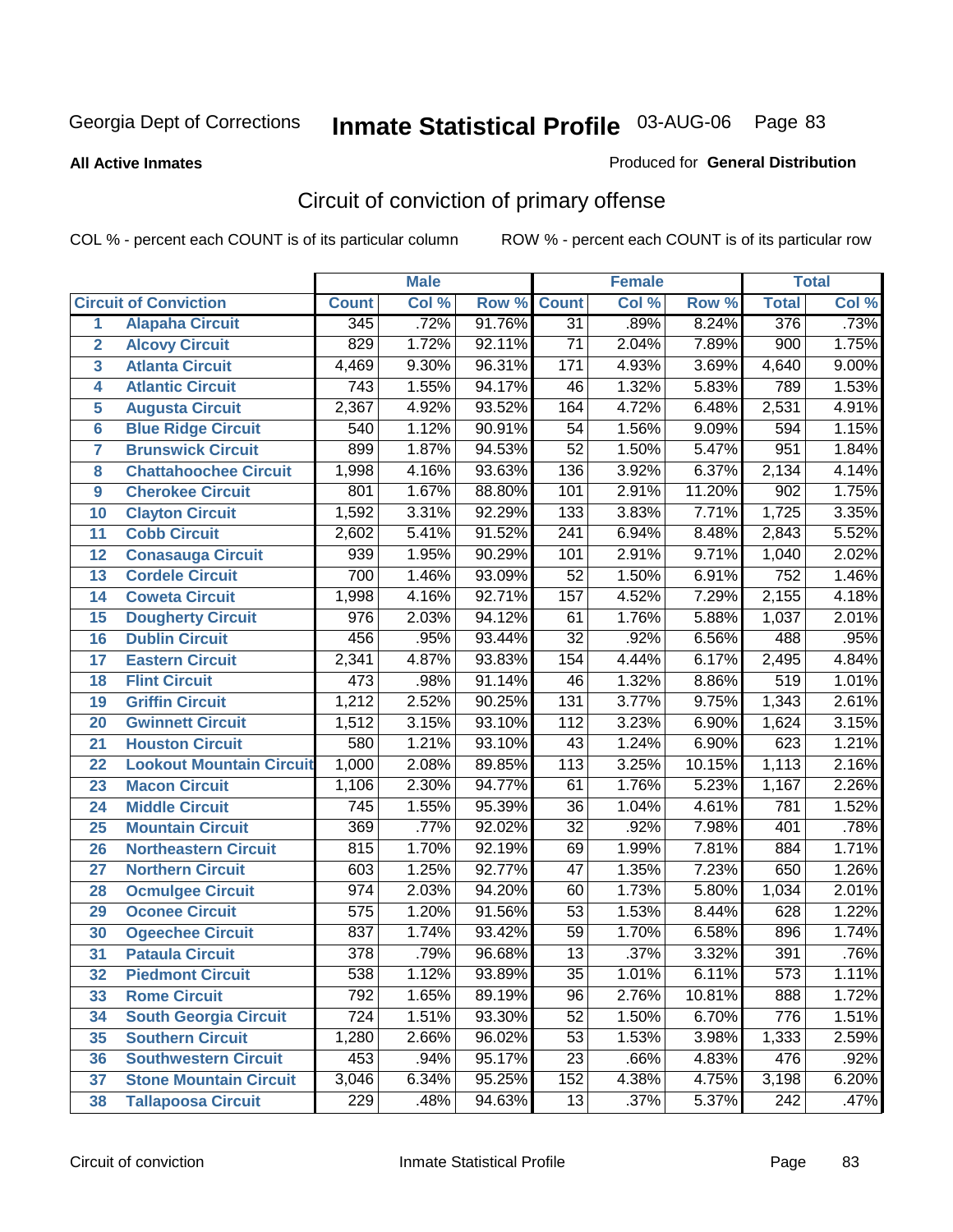Georgia Dept of Corrections **Inmate Statistical Profile** 03-AUG-06 Page 83

**All Active Inmates**

Produced for **General Distribution**

## Circuit of conviction of primary offense

COL % - percent each COUNT is of its particular column    ROW % - percent each COUNT is of its particular row

| | | Male | | | Female | | | Total | |
|---|---|---|---|---|---|---|---|---|---|
| **Circuit of Conviction** | | **Count** | **Col %** | **Row %** | **Count** | **Col %** | **Row %** | **Total** | **Col %** |
| 1 | Alapaha Circuit | 345 | .72% | 91.76% | 31 | .89% | 8.24% | 376 | .73% |
| 2 | Alcovy Circuit | 829 | 1.72% | 92.11% | 71 | 2.04% | 7.89% | 900 | 1.75% |
| 3 | Atlanta Circuit | 4,469 | 9.30% | 96.31% | 171 | 4.93% | 3.69% | 4,640 | 9.00% |
| 4 | Atlantic Circuit | 743 | 1.55% | 94.17% | 46 | 1.32% | 5.83% | 789 | 1.53% |
| 5 | Augusta Circuit | 2,367 | 4.92% | 93.52% | 164 | 4.72% | 6.48% | 2,531 | 4.91% |
| 6 | Blue Ridge Circuit | 540 | 1.12% | 90.91% | 54 | 1.56% | 9.09% | 594 | 1.15% |
| 7 | Brunswick Circuit | 899 | 1.87% | 94.53% | 52 | 1.50% | 5.47% | 951 | 1.84% |
| 8 | Chattahoochee Circuit | 1,998 | 4.16% | 93.63% | 136 | 3.92% | 6.37% | 2,134 | 4.14% |
| 9 | Cherokee Circuit | 801 | 1.67% | 88.80% | 101 | 2.91% | 11.20% | 902 | 1.75% |
| 10 | Clayton Circuit | 1,592 | 3.31% | 92.29% | 133 | 3.83% | 7.71% | 1,725 | 3.35% |
| 11 | Cobb Circuit | 2,602 | 5.41% | 91.52% | 241 | 6.94% | 8.48% | 2,843 | 5.52% |
| 12 | Conasauga Circuit | 939 | 1.95% | 90.29% | 101 | 2.91% | 9.71% | 1,040 | 2.02% |
| 13 | Cordele Circuit | 700 | 1.46% | 93.09% | 52 | 1.50% | 6.91% | 752 | 1.46% |
| 14 | Coweta Circuit | 1,998 | 4.16% | 92.71% | 157 | 4.52% | 7.29% | 2,155 | 4.18% |
| 15 | Dougherty Circuit | 976 | 2.03% | 94.12% | 61 | 1.76% | 5.88% | 1,037 | 2.01% |
| 16 | Dublin Circuit | 456 | .95% | 93.44% | 32 | .92% | 6.56% | 488 | .95% |
| 17 | Eastern Circuit | 2,341 | 4.87% | 93.83% | 154 | 4.44% | 6.17% | 2,495 | 4.84% |
| 18 | Flint Circuit | 473 | .98% | 91.14% | 46 | 1.32% | 8.86% | 519 | 1.01% |
| 19 | Griffin Circuit | 1,212 | 2.52% | 90.25% | 131 | 3.77% | 9.75% | 1,343 | 2.61% |
| 20 | Gwinnett Circuit | 1,512 | 3.15% | 93.10% | 112 | 3.23% | 6.90% | 1,624 | 3.15% |
| 21 | Houston Circuit | 580 | 1.21% | 93.10% | 43 | 1.24% | 6.90% | 623 | 1.21% |
| 22 | Lookout Mountain Circuit | 1,000 | 2.08% | 89.85% | 113 | 3.25% | 10.15% | 1,113 | 2.16% |
| 23 | Macon Circuit | 1,106 | 2.30% | 94.77% | 61 | 1.76% | 5.23% | 1,167 | 2.26% |
| 24 | Middle Circuit | 745 | 1.55% | 95.39% | 36 | 1.04% | 4.61% | 781 | 1.52% |
| 25 | Mountain Circuit | 369 | .77% | 92.02% | 32 | .92% | 7.98% | 401 | .78% |
| 26 | Northeastern Circuit | 815 | 1.70% | 92.19% | 69 | 1.99% | 7.81% | 884 | 1.71% |
| 27 | Northern Circuit | 603 | 1.25% | 92.77% | 47 | 1.35% | 7.23% | 650 | 1.26% |
| 28 | Ocmulgee Circuit | 974 | 2.03% | 94.20% | 60 | 1.73% | 5.80% | 1,034 | 2.01% |
| 29 | Oconee Circuit | 575 | 1.20% | 91.56% | 53 | 1.53% | 8.44% | 628 | 1.22% |
| 30 | Ogeechee Circuit | 837 | 1.74% | 93.42% | 59 | 1.70% | 6.58% | 896 | 1.74% |
| 31 | Pataula Circuit | 378 | .79% | 96.68% | 13 | .37% | 3.32% | 391 | .76% |
| 32 | Piedmont Circuit | 538 | 1.12% | 93.89% | 35 | 1.01% | 6.11% | 573 | 1.11% |
| 33 | Rome Circuit | 792 | 1.65% | 89.19% | 96 | 2.76% | 10.81% | 888 | 1.72% |
| 34 | South Georgia Circuit | 724 | 1.51% | 93.30% | 52 | 1.50% | 6.70% | 776 | 1.51% |
| 35 | Southern Circuit | 1,280 | 2.66% | 96.02% | 53 | 1.53% | 3.98% | 1,333 | 2.59% |
| 36 | Southwestern Circuit | 453 | .94% | 95.17% | 23 | .66% | 4.83% | 476 | .92% |
| 37 | Stone Mountain Circuit | 3,046 | 6.34% | 95.25% | 152 | 4.38% | 4.75% | 3,198 | 6.20% |
| 38 | Tallapoosa Circuit | 229 | .48% | 94.63% | 13 | .37% | 5.37% | 242 | .47% |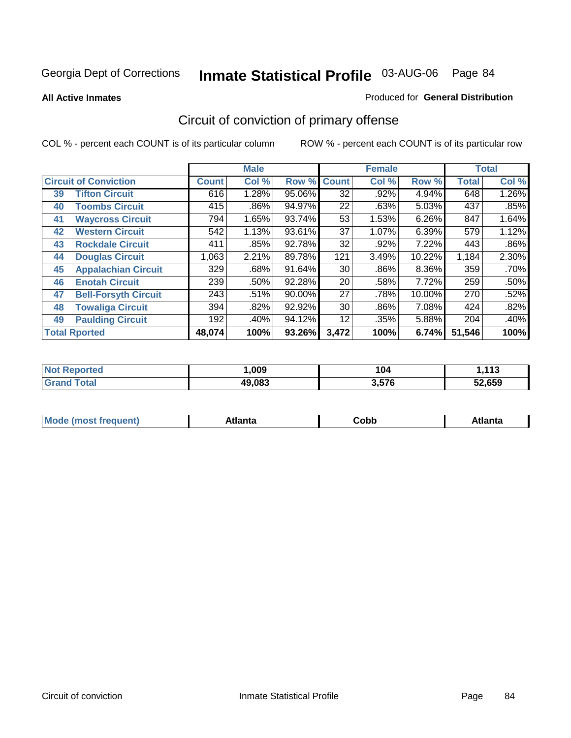Georgia Dept of Corrections **Inmate Statistical Profile** 03-AUG-06

**All Active Inmates**

Produced for **General Distribution**

## Circuit of conviction of primary offense

COL % - percent each COUNT is of its particular column    ROW % - percent each COUNT is of its particular row

| Circuit of Conviction | | Male | | | Female | | | Total | |
|---|---|---|---|---|---|---|---|---|---|
| | | Count | Col % | Row % | Count | Col % | Row % | Total | Col % |
| 39 | Tifton Circuit | 616 | 1.28% | 95.06% | 32 | .92% | 4.94% | 648 | 1.26% |
| 40 | Toombs Circuit | 415 | .86% | 94.97% | 22 | .63% | 5.03% | 437 | .85% |
| 41 | Waycross Circuit | 794 | 1.65% | 93.74% | 53 | 1.53% | 6.26% | 847 | 1.64% |
| 42 | Western Circuit | 542 | 1.13% | 93.61% | 37 | 1.07% | 6.39% | 579 | 1.12% |
| 43 | Rockdale Circuit | 411 | .85% | 92.78% | 32 | .92% | 7.22% | 443 | .86% |
| 44 | Douglas Circuit | 1,063 | 2.21% | 89.78% | 121 | 3.49% | 10.22% | 1,184 | 2.30% |
| 45 | Appalachian Circuit | 329 | .68% | 91.64% | 30 | .86% | 8.36% | 359 | .70% |
| 46 | Enotah Circuit | 239 | .50% | 92.28% | 20 | .58% | 7.72% | 259 | .50% |
| 47 | Bell-Forsyth Circuit | 243 | .51% | 90.00% | 27 | .78% | 10.00% | 270 | .52% |
| 48 | Towaliga Circuit | 394 | .82% | 92.92% | 30 | .86% | 7.08% | 424 | .82% |
| 49 | Paulding Circuit | 192 | .40% | 94.12% | 12 | .35% | 5.88% | 204 | .40% |
| **Total Rported** | | **48,074** | **100%** | **93.26%** | **3,472** | **100%** | **6.74%** | **51,546** | **100%** |

| | Male | Female | Total |
|---|---|---|---|
| Not Reported | 1,009 | 104 | 1,113 |
| Grand Total | 49,083 | 3,576 | 52,659 |

| | Male | Female | Total |
|---|---|---|---|
| Mode (most frequent) | Atlanta | Cobb | Atlanta |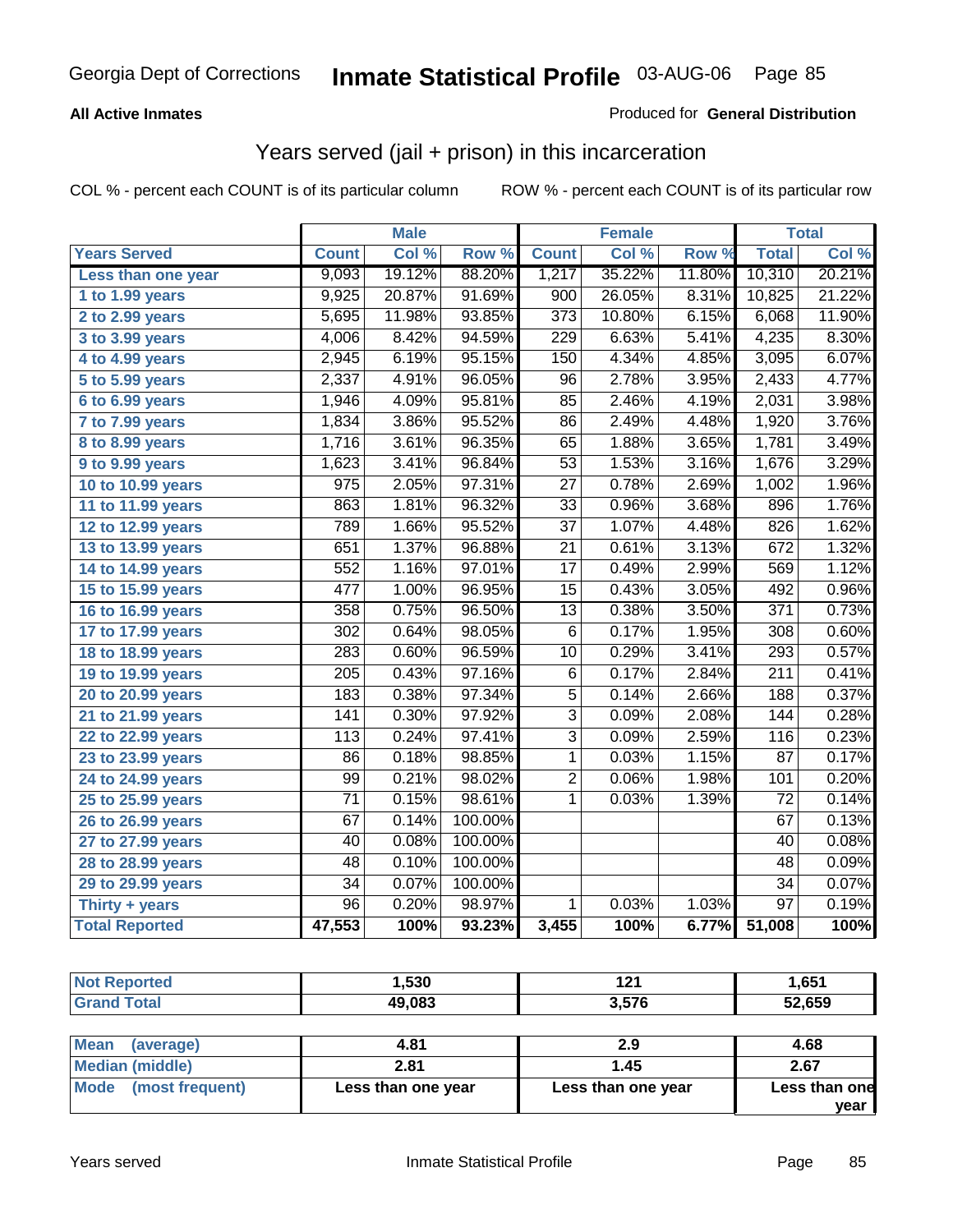Georgia Dept of Corrections **Inmate Statistical Profile** 03-AUG-06

**All Active Inmates**

Produced for **General Distribution**

## Years served (jail + prison) in this incarceration

COL % - percent each COUNT is of its particular column

ROW % - percent each COUNT is of its particular row

| | Male | | | Female | | | Total | |
|---|---|---|---|---|---|---|---|---|
| Years Served | Count | Col % | Row % | Count | Col % | Row % | Total | Col % |
| Less than one year | 9,093 | 19.12% | 88.20% | 1,217 | 35.22% | 11.80% | 10,310 | 20.21% |
| 1 to 1.99 years | 9,925 | 20.87% | 91.69% | 900 | 26.05% | 8.31% | 10,825 | 21.22% |
| 2 to 2.99 years | 5,695 | 11.98% | 93.85% | 373 | 10.80% | 6.15% | 6,068 | 11.90% |
| 3 to 3.99 years | 4,006 | 8.42% | 94.59% | 229 | 6.63% | 5.41% | 4,235 | 8.30% |
| 4 to 4.99 years | 2,945 | 6.19% | 95.15% | 150 | 4.34% | 4.85% | 3,095 | 6.07% |
| 5 to 5.99 years | 2,337 | 4.91% | 96.05% | 96 | 2.78% | 3.95% | 2,433 | 4.77% |
| 6 to 6.99 years | 1,946 | 4.09% | 95.81% | 85 | 2.46% | 4.19% | 2,031 | 3.98% |
| 7 to 7.99 years | 1,834 | 3.86% | 95.52% | 86 | 2.49% | 4.48% | 1,920 | 3.76% |
| 8 to 8.99 years | 1,716 | 3.61% | 96.35% | 65 | 1.88% | 3.65% | 1,781 | 3.49% |
| 9 to 9.99 years | 1,623 | 3.41% | 96.84% | 53 | 1.53% | 3.16% | 1,676 | 3.29% |
| 10 to 10.99 years | 975 | 2.05% | 97.31% | 27 | 0.78% | 2.69% | 1,002 | 1.96% |
| 11 to 11.99 years | 863 | 1.81% | 96.32% | 33 | 0.96% | 3.68% | 896 | 1.76% |
| 12 to 12.99 years | 789 | 1.66% | 95.52% | 37 | 1.07% | 4.48% | 826 | 1.62% |
| 13 to 13.99 years | 651 | 1.37% | 96.88% | 21 | 0.61% | 3.13% | 672 | 1.32% |
| 14 to 14.99 years | 552 | 1.16% | 97.01% | 17 | 0.49% | 2.99% | 569 | 1.12% |
| 15 to 15.99 years | 477 | 1.00% | 96.95% | 15 | 0.43% | 3.05% | 492 | 0.96% |
| 16 to 16.99 years | 358 | 0.75% | 96.50% | 13 | 0.38% | 3.50% | 371 | 0.73% |
| 17 to 17.99 years | 302 | 0.64% | 98.05% | 6 | 0.17% | 1.95% | 308 | 0.60% |
| 18 to 18.99 years | 283 | 0.60% | 96.59% | 10 | 0.29% | 3.41% | 293 | 0.57% |
| 19 to 19.99 years | 205 | 0.43% | 97.16% | 6 | 0.17% | 2.84% | 211 | 0.41% |
| 20 to 20.99 years | 183 | 0.38% | 97.34% | 5 | 0.14% | 2.66% | 188 | 0.37% |
| 21 to 21.99 years | 141 | 0.30% | 97.92% | 3 | 0.09% | 2.08% | 144 | 0.28% |
| 22 to 22.99 years | 113 | 0.24% | 97.41% | 3 | 0.09% | 2.59% | 116 | 0.23% |
| 23 to 23.99 years | 86 | 0.18% | 98.85% | 1 | 0.03% | 1.15% | 87 | 0.17% |
| 24 to 24.99 years | 99 | 0.21% | 98.02% | 2 | 0.06% | 1.98% | 101 | 0.20% |
| 25 to 25.99 years | 71 | 0.15% | 98.61% | 1 | 0.03% | 1.39% | 72 | 0.14% |
| 26 to 26.99 years | 67 | 0.14% | 100.00% | | | | 67 | 0.13% |
| 27 to 27.99 years | 40 | 0.08% | 100.00% | | | | 40 | 0.08% |
| 28 to 28.99 years | 48 | 0.10% | 100.00% | | | | 48 | 0.09% |
| 29 to 29.99 years | 34 | 0.07% | 100.00% | | | | 34 | 0.07% |
| Thirty + years | 96 | 0.20% | 98.97% | 1 | 0.03% | 1.03% | 97 | 0.19% |
| **Total Reported** | **47,553** | **100%** | **93.23%** | **3,455** | **100%** | **6.77%** | **51,008** | **100%** |

| | Male | Female | Total |
|---|---|---|---|
| Not Reported | 1,530 | 121 | 1,651 |
| Grand Total | 49,083 | 3,576 | 52,659 |

| | Male | Female | Total |
|---|---|---|---|
| Mean (average) | 4.81 | 2.9 | 4.68 |
| Median (middle) | 2.81 | 1.45 | 2.67 |
| Mode (most frequent) | Less than one year | Less than one year | Less than one year |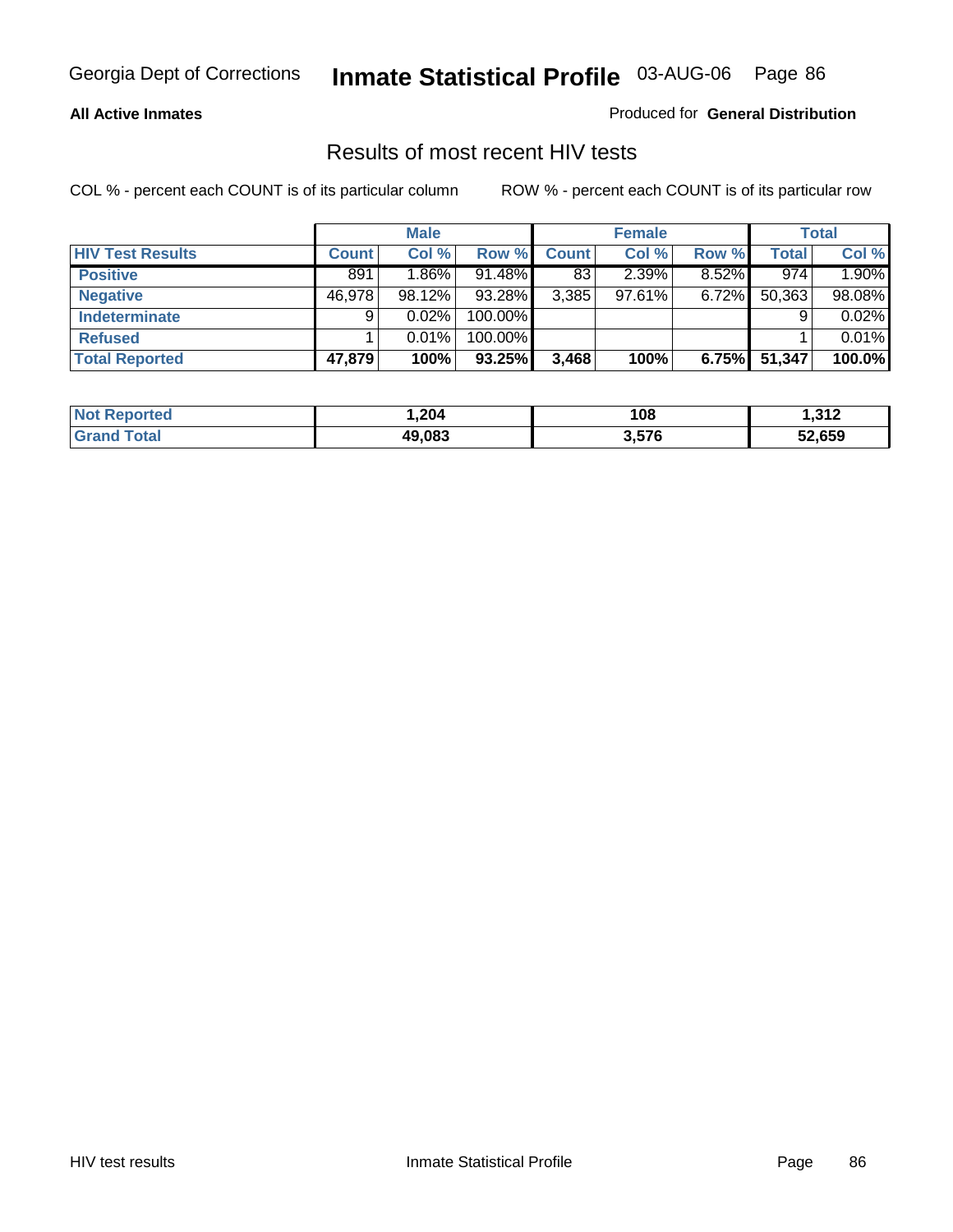Georgia Dept of Corrections **Inmate Statistical Profile** 03-AUG-06

**All Active Inmates** Produced for **General Distribution**

## Results of most recent HIV tests

COL % - percent each COUNT is of its particular column ROW % - percent each COUNT is of its particular row

| | Male | | | Female | | | Total | |
|---|---|---|---|---|---|---|---|---|
| **HIV Test Results** | **Count** | **Col %** | **Row %** | **Count** | **Col %** | **Row %** | **Total** | **Col %** |
| **Positive** | 891 | 1.86% | 91.48% | 83 | 2.39% | 8.52% | 974 | 1.90% |
| **Negative** | 46,978 | 98.12% | 93.28% | 3,385 | 97.61% | 6.72% | 50,363 | 98.08% |
| **Indeterminate** | 9 | 0.02% | 100.00% | | | | 9 | 0.02% |
| **Refused** | 1 | 0.01% | 100.00% | | | | 1 | 0.01% |
| **Total Reported** | **47,879** | **100%** | **93.25%** | **3,468** | **100%** | **6.75%** | **51,347** | **100.0%** |

| | Male | Female | Total |
|---|---|---|---|
| **Not Reported** | **1,204** | **108** | **1,312** |
| **Grand Total** | **49,083** | **3,576** | **52,659** |

HIV test results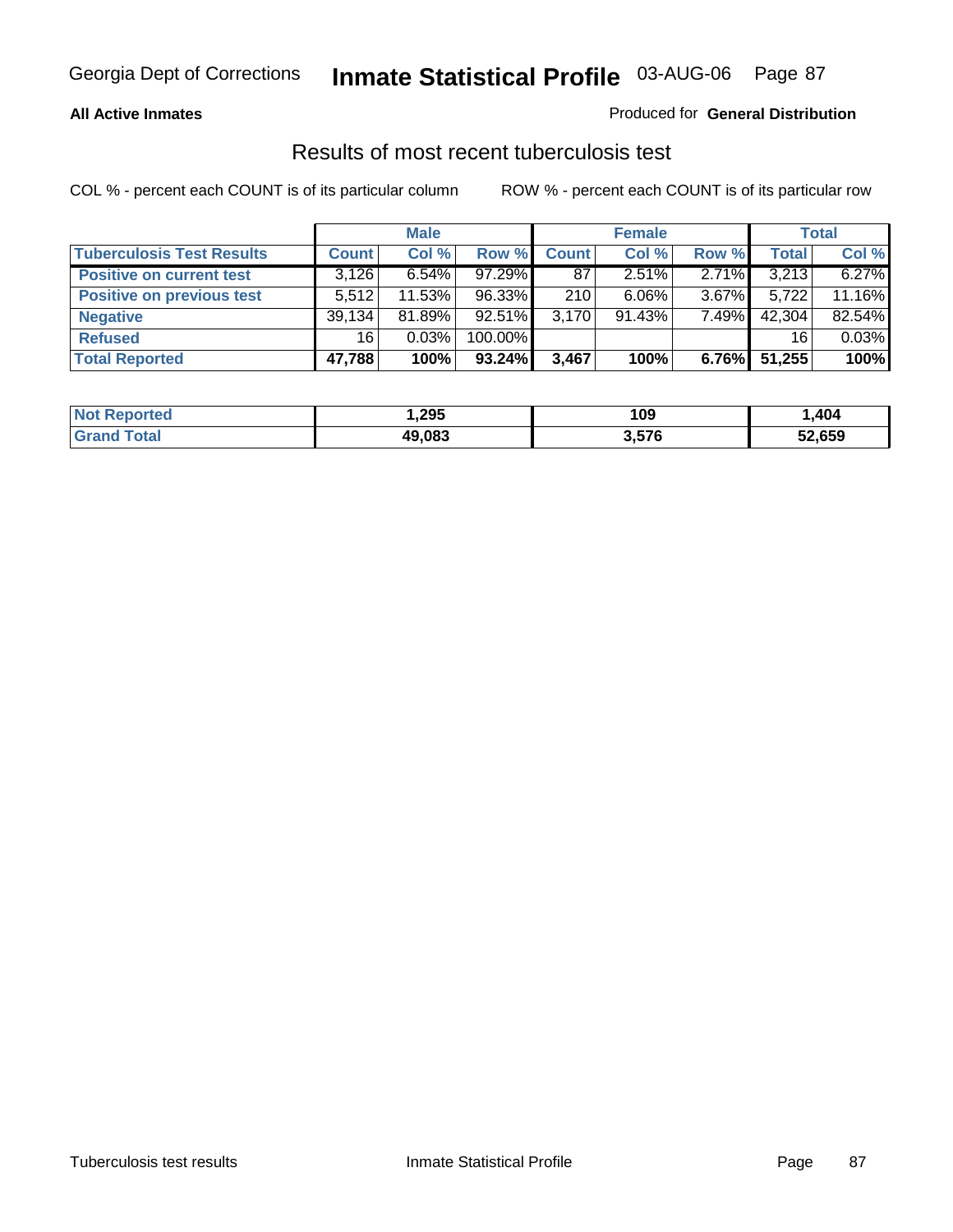**All Active Inmates**

Produced for **General Distribution**

## Results of most recent tuberculosis test

COL % - percent each COUNT is of its particular column

ROW % - percent each COUNT is of its particular row

| | Male | | | Female | | | Total | |
|---|---|---|---|---|---|---|---|---|
| **Tuberculosis Test Results** | **Count** | **Col %** | **Row %** | **Count** | **Col %** | **Row %** | **Total** | **Col %** |
| **Positive on current test** | 3,126 | 6.54% | 97.29% | 87 | 2.51% | 2.71% | 3,213 | 6.27% |
| **Positive on previous test** | 5,512 | 11.53% | 96.33% | 210 | 6.06% | 3.67% | 5,722 | 11.16% |
| **Negative** | 39,134 | 81.89% | 92.51% | 3,170 | 91.43% | 7.49% | 42,304 | 82.54% |
| **Refused** | 16 | 0.03% | 100.00% | | | | 16 | 0.03% |
| **Total Reported** | **47,788** | **100%** | **93.24%** | **3,467** | **100%** | **6.76%** | **51,255** | **100%** |

| | Male | Female | Total |
|---|---|---|---|
| **Not Reported** | **1,295** | **109** | **1,404** |
| **Grand Total** | **49,083** | **3,576** | **52,659** |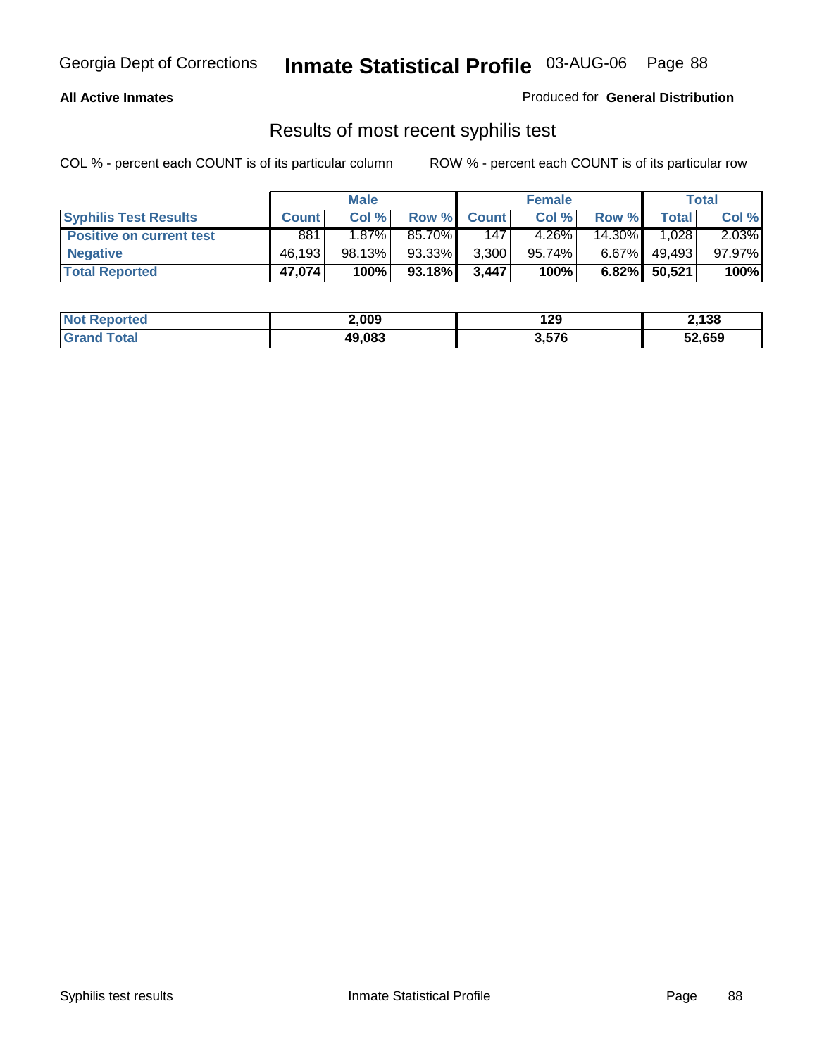**All Active Inmates**

Produced for **General Distribution**

## Results of most recent syphilis test

COL % - percent each COUNT is of its particular column

ROW % - percent each COUNT is of its particular row

| | Male | | | Female | | | Total | |
|---|---|---|---|---|---|---|---|---|
| **Syphilis Test Results** | **Count** | **Col %** | **Row %** | **Count** | **Col %** | **Row %** | **Total** | **Col %** |
| **Positive on current test** | 881 | 1.87% | 85.70% | 147 | 4.26% | 14.30% | 1,028 | 2.03% |
| **Negative** | 46,193 | 98.13% | 93.33% | 3,300 | 95.74% | 6.67% | 49,493 | 97.97% |
| **Total Reported** | **47,074** | **100%** | **93.18%** | **3,447** | **100%** | **6.82%** | **50,521** | **100%** |

| | Male | Female | Total |
|---|---|---|---|
| **Not Reported** | **2,009** | **129** | **2,138** |
| **Grand Total** | **49,083** | **3,576** | **52,659** |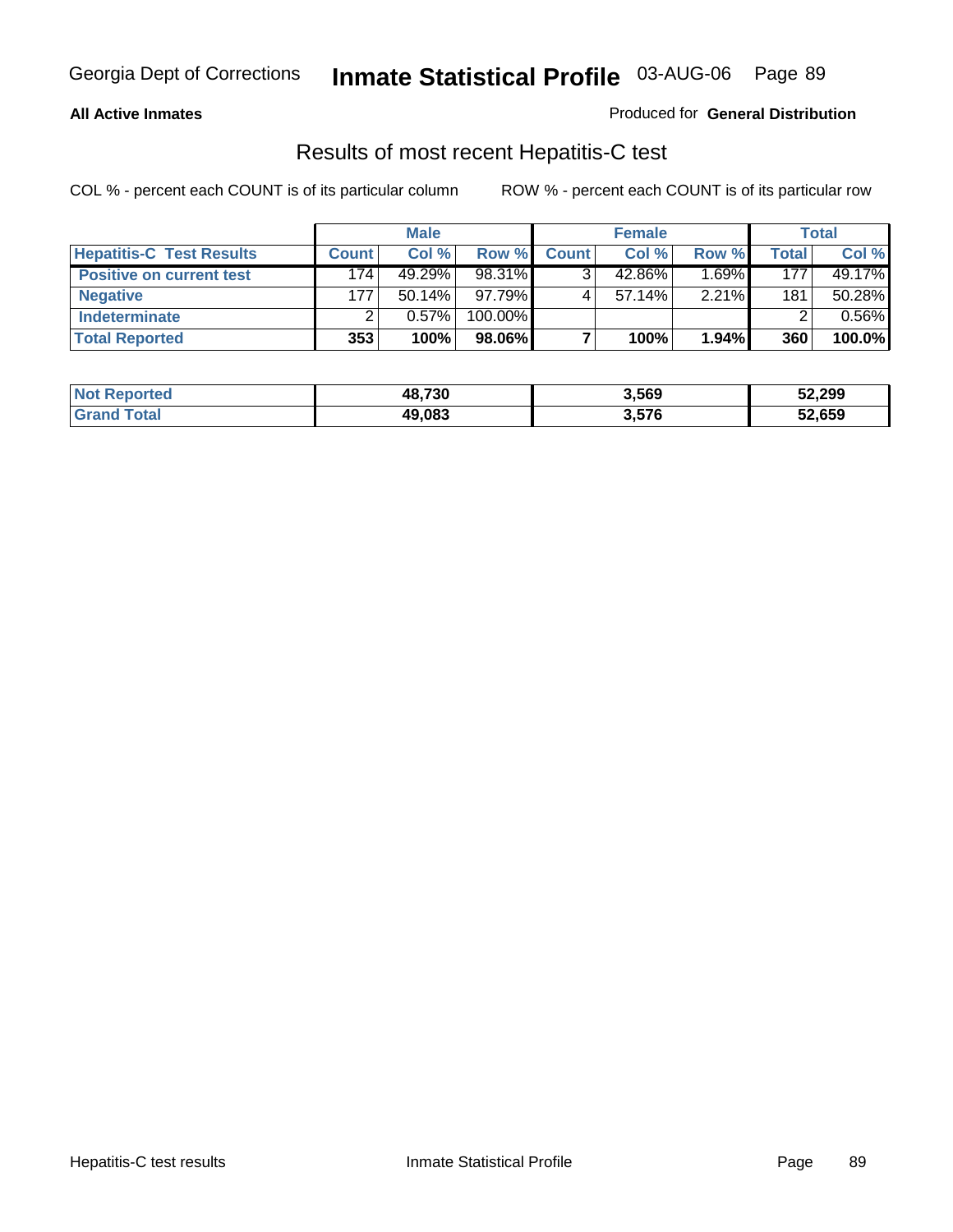**All Active Inmates**

Produced for **General Distribution**

## Results of most recent Hepatitis-C test

COL % - percent each COUNT is of its particular column

ROW % - percent each COUNT is of its particular row

| | Male | | | Female | | | Total | |
|---|---|---|---|---|---|---|---|---|
| **Hepatitis-C Test Results** | **Count** | **Col %** | **Row %** | **Count** | **Col %** | **Row %** | **Total** | **Col %** |
| **Positive on current test** | 174 | 49.29% | 98.31% | 3 | 42.86% | 1.69% | 177 | 49.17% |
| **Negative** | 177 | 50.14% | 97.79% | 4 | 57.14% | 2.21% | 181 | 50.28% |
| **Indeterminate** | 2 | 0.57% | 100.00% | | | | 2 | 0.56% |
| **Total Reported** | **353** | **100%** | **98.06%** | **7** | **100%** | **1.94%** | **360** | **100.0%** |

| | Male | Female | Total |
|---|---|---|---|
| **Not Reported** | **48,730** | **3,569** | **52,299** |
| **Grand Total** | **49,083** | **3,576** | **52,659** |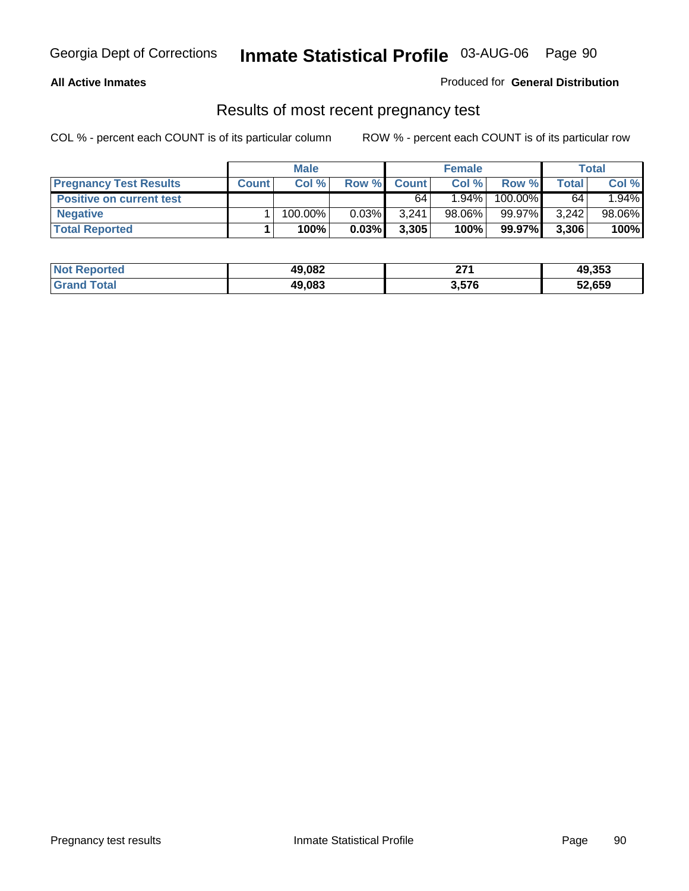Georgia Dept of Corrections **Inmate Statistical Profile** 03-AUG-06

**All Active Inmates** Produced for **General Distribution**

## Results of most recent pregnancy test

COL % - percent each COUNT is of its particular column ROW % - percent each COUNT is of its particular row

| | Male | | | Female | | | Total | |
|---|---|---|---|---|---|---|---|---|
| **Pregnancy Test Results** | **Count** | **Col %** | **Row %** | **Count** | **Col %** | **Row %** | **Total** | **Col %** |
| **Positive on current test** | | | | 64 | 1.94% | 100.00% | 64 | 1.94% |
| **Negative** | 1 | 100.00% | 0.03% | 3,241 | 98.06% | 99.97% | 3,242 | 98.06% |
| **Total Reported** | **1** | **100%** | **0.03%** | **3,305** | **100%** | **99.97%** | **3,306** | **100%** |

| | Male | Female | Total |
|---|---|---|---|
| **Not Reported** | **49,082** | **271** | **49,353** |
| **Grand Total** | **49,083** | **3,576** | **52,659** |

Pregnancy test results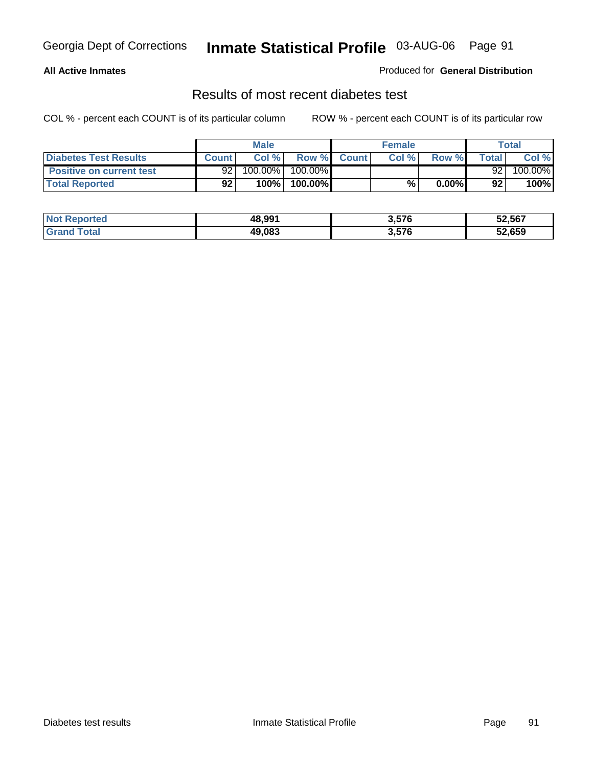Georgia Dept of Corrections **Inmate Statistical Profile** 03-AUG-06

**All Active Inmates**

Produced for **General Distribution**

## Results of most recent diabetes test

COL % - percent each COUNT is of its particular column    ROW % - percent each COUNT is of its particular row

| | Male | | | Female | | | Total | |
|---|---|---|---|---|---|---|---|---|
| **Diabetes Test Results** | **Count** | **Col %** | **Row %** | **Count** | **Col %** | **Row %** | **Total** | **Col %** |
| **Positive on current test** | 92 | 100.00% | 100.00% | | | | 92 | 100.00% |
| **Total Reported** | **92** | **100%** | **100.00%** | | **%** | **0.00%** | **92** | **100%** |

| | Male | Female | Total |
|---|---|---|---|
| **Not Reported** | **48,991** | **3,576** | **52,567** |
| **Grand Total** | **49,083** | **3,576** | **52,659** |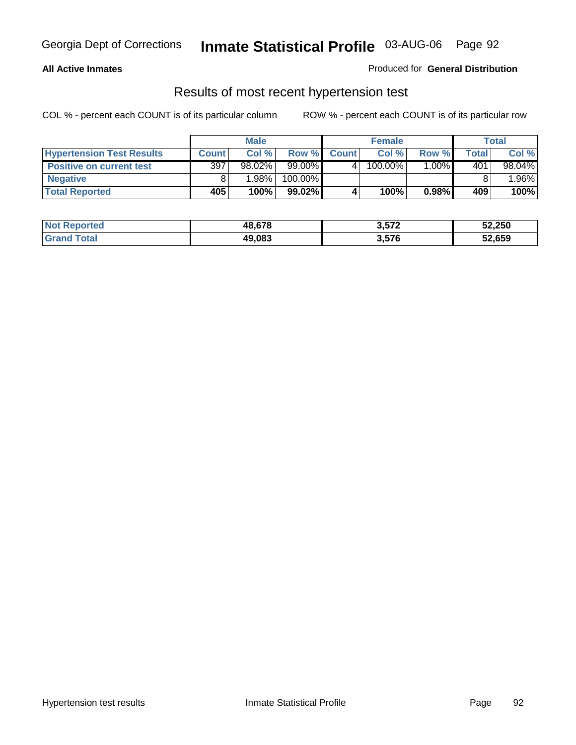Georgia Dept of Corrections **Inmate Statistical Profile** 03-AUG-06

**All Active Inmates**

Produced for **General Distribution**

## Results of most recent hypertension test

COL % - percent each COUNT is of its particular column    ROW % - percent each COUNT is of its particular row

| | Male | | | Female | | | Total | |
|---|---|---|---|---|---|---|---|---|
| **Hypertension Test Results** | **Count** | **Col %** | **Row %** | **Count** | **Col %** | **Row %** | **Total** | **Col %** |
| **Positive on current test** | 397 | 98.02% | 99.00% | 4 | 100.00% | 1.00% | 401 | 98.04% |
| **Negative** | 8 | 1.98% | 100.00% | | | | 8 | 1.96% |
| **Total Reported** | **405** | **100%** | **99.02%** | **4** | **100%** | **0.98%** | **409** | **100%** |

| | Male | Female | Total |
|---|---|---|---|
| **Not Reported** | **48,678** | **3,572** | **52,250** |
| **Grand Total** | **49,083** | **3,576** | **52,659** |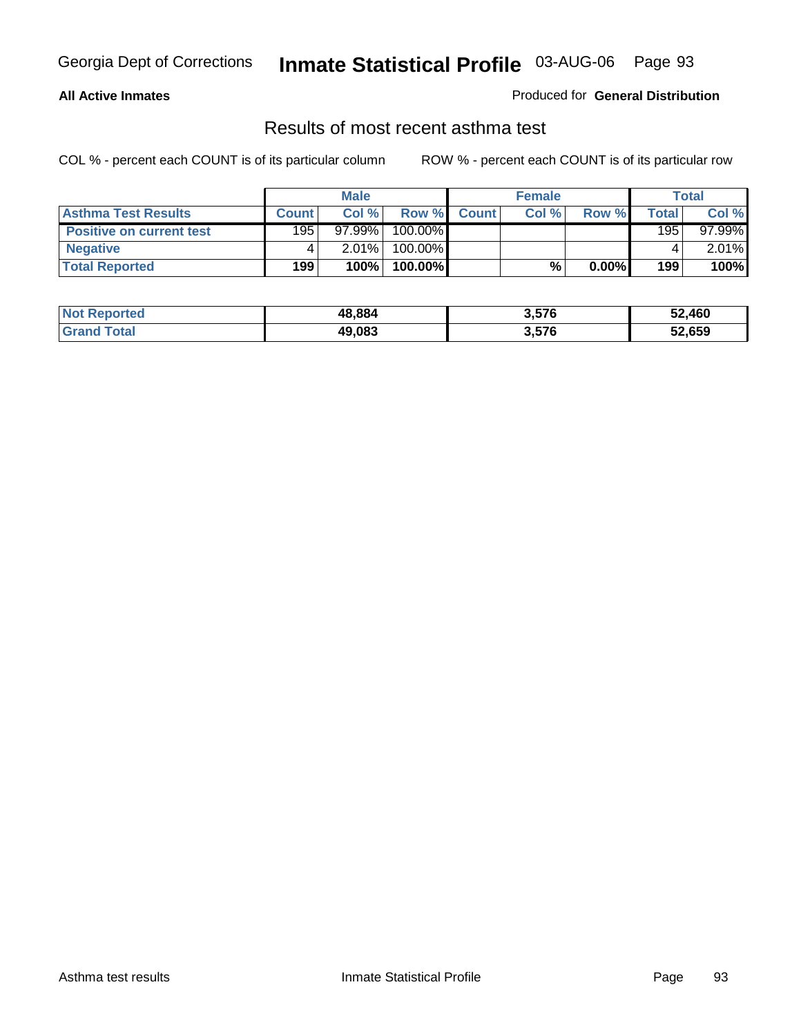Georgia Dept of Corrections **Inmate Statistical Profile** 03-AUG-06

**All Active Inmates** Produced for **General Distribution**

## Results of most recent asthma test

COL % - percent each COUNT is of its particular column ROW % - percent each COUNT is of its particular row

| | Male | | | Female | | | Total | |
|---|---|---|---|---|---|---|---|---|
| **Asthma Test Results** | **Count** | **Col %** | **Row %** | **Count** | **Col %** | **Row %** | **Total** | **Col %** |
| **Positive on current test** | 195 | 97.99% | 100.00% | | | | 195 | 97.99% |
| **Negative** | 4 | 2.01% | 100.00% | | | | 4 | 2.01% |
| **Total Reported** | **199** | **100%** | **100.00%** | | **%** | **0.00%** | **199** | **100%** |

| | Male | Female | Total |
|---|---|---|---|
| **Not Reported** | **48,884** | **3,576** | **52,460** |
| **Grand Total** | **49,083** | **3,576** | **52,659** |

Asthma test results Inmate Statistical Profile